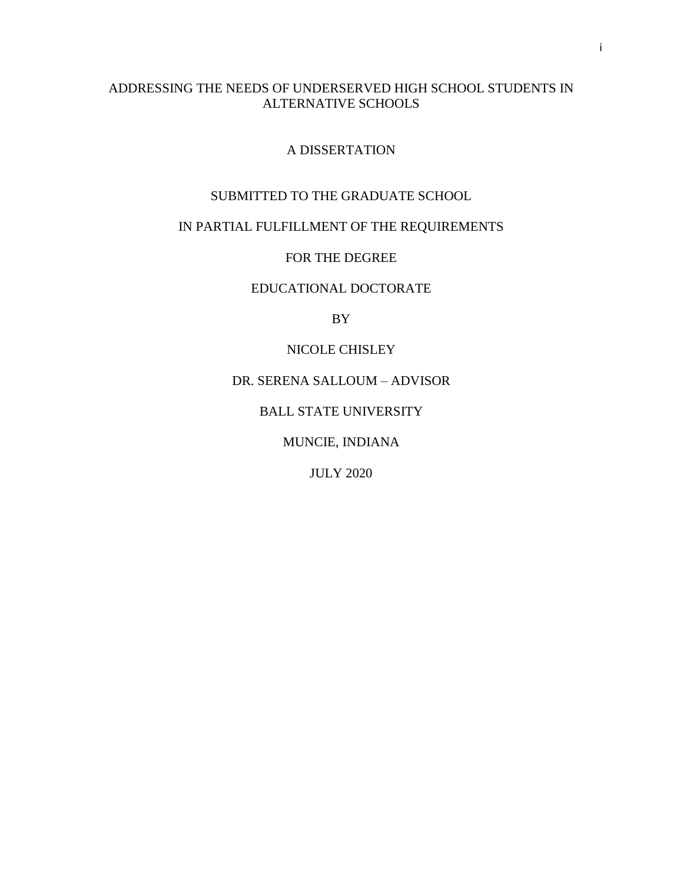# ADDRESSING THE NEEDS OF UNDERSERVED HIGH SCHOOL STUDENTS IN ALTERNATIVE SCHOOLS

A DISSERTATION

SUBMITTED TO THE GRADUATE SCHOOL

IN PARTIAL FULFILLMENT OF THE REQUIREMENTS

FOR THE DEGREE

EDUCATIONAL DOCTORATE

BY

NICOLE CHISLEY

DR. SERENA SALLOUM – ADVISOR

BALL STATE UNIVERSITY

MUNCIE, INDIANA

JULY 2020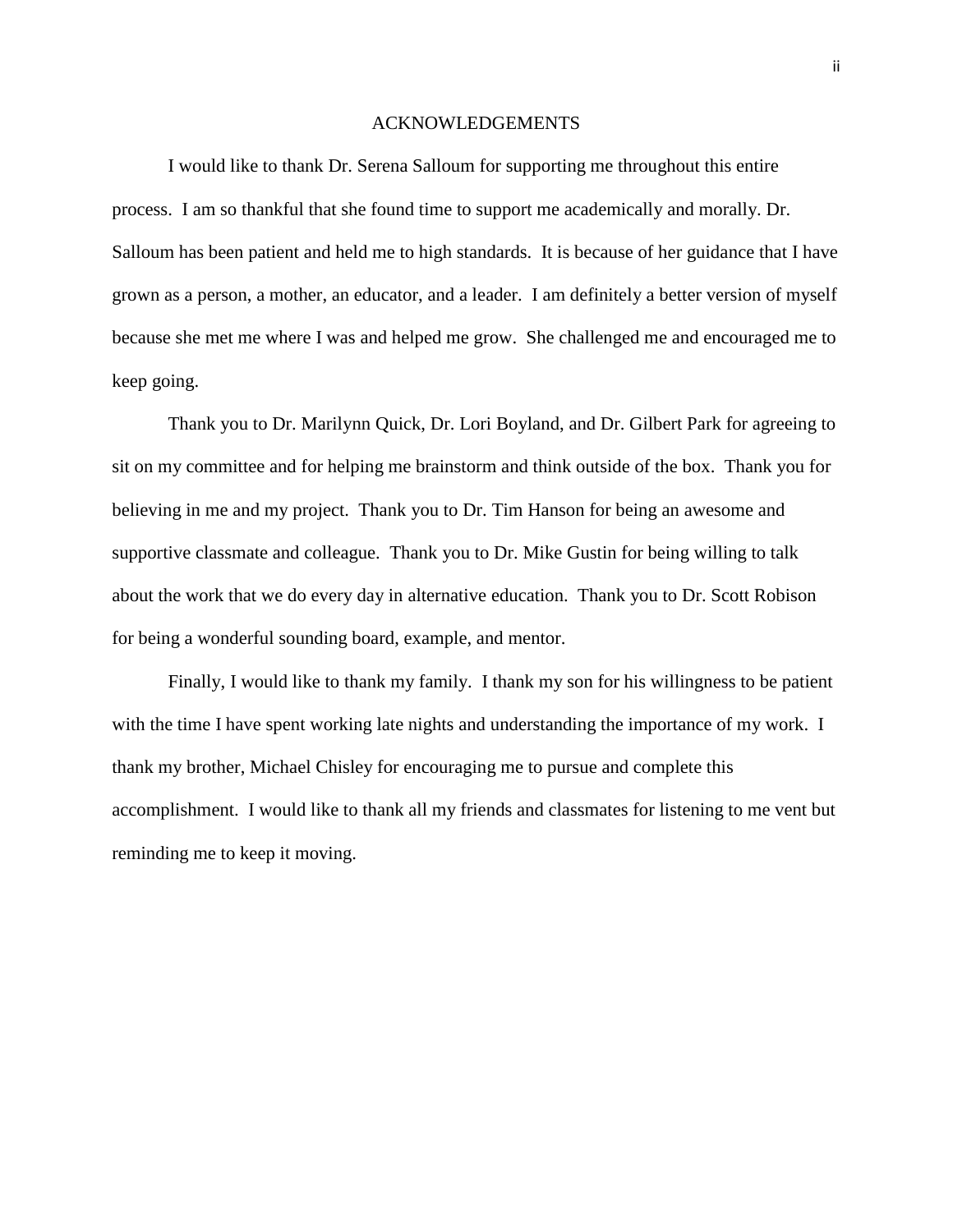# ACKNOWLEDGEMENTS

I would like to thank Dr. Serena Salloum for supporting me throughout this entire process. I am so thankful that she found time to support me academically and morally. Dr. Salloum has been patient and held me to high standards. It is because of her guidance that I have grown as a person, a mother, an educator, and a leader. I am definitely a better version of myself because she met me where I was and helped me grow. She challenged me and encouraged me to keep going.

Thank you to Dr. Marilynn Quick, Dr. Lori Boyland, and Dr. Gilbert Park for agreeing to sit on my committee and for helping me brainstorm and think outside of the box. Thank you for believing in me and my project. Thank you to Dr. Tim Hanson for being an awesome and supportive classmate and colleague. Thank you to Dr. Mike Gustin for being willing to talk about the work that we do every day in alternative education. Thank you to Dr. Scott Robison for being a wonderful sounding board, example, and mentor.

Finally, I would like to thank my family. I thank my son for his willingness to be patient with the time I have spent working late nights and understanding the importance of my work. I thank my brother, Michael Chisley for encouraging me to pursue and complete this accomplishment. I would like to thank all my friends and classmates for listening to me vent but reminding me to keep it moving.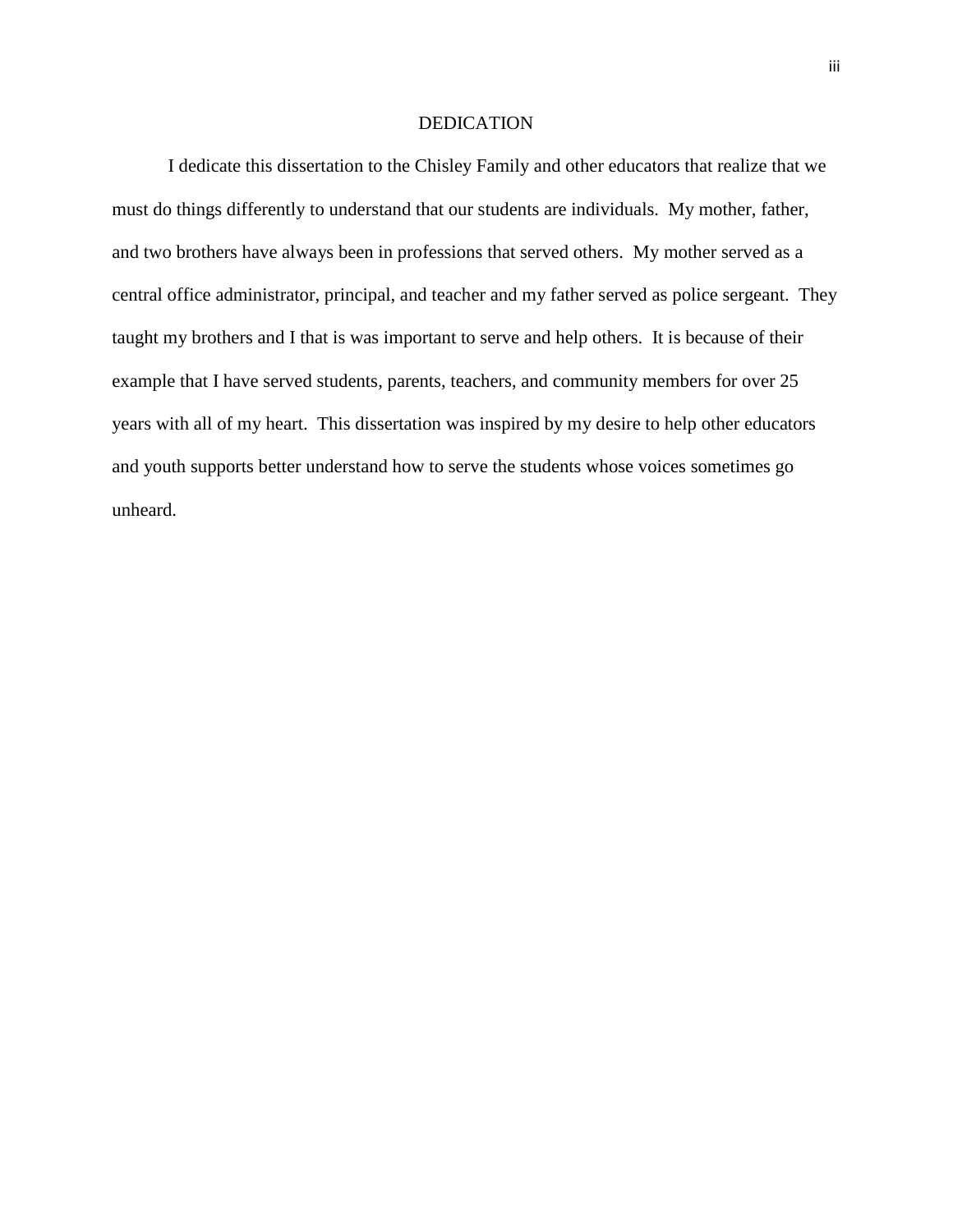# DEDICATION

I dedicate this dissertation to the Chisley Family and other educators that realize that we must do things differently to understand that our students are individuals. My mother, father, and two brothers have always been in professions that served others. My mother served as a central office administrator, principal, and teacher and my father served as police sergeant. They taught my brothers and I that is was important to serve and help others. It is because of their example that I have served students, parents, teachers, and community members for over 25 years with all of my heart. This dissertation was inspired by my desire to help other educators and youth supports better understand how to serve the students whose voices sometimes go unheard.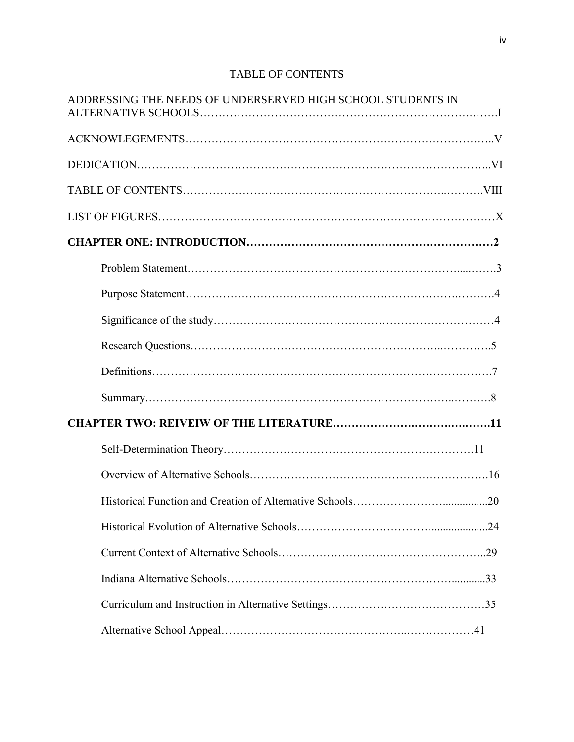TABLE OF CONTENTS

ADDRESSING THE NEEDS OF UNDERSERVED HIGH SCHOOL STUDENTS IN ALTERNATIVE SCHOOLS……………………………………………………………….…….I

ACKNOWLEGEMENTS…………………………………………………………………..V

DEDICATION……………………………………………………………………………..VI

TABLE OF CONTENTS…………………………………………………………..……….VIII

LIST OF FIGURES…………………………………………………………………………X

**CHAPTER ONE: INTRODUCTION…………………………………………………………2**

Problem Statement……………………………………………………………......…….3

Purpose Statement…………………………………………………………….……….4

Significance of the study…………………………………………………………………4

Research Questions………………………………………………………..………….5

Definitions……………………………………………………………………………….7

Summary………………………………………………………………………..……….8

**CHAPTER TWO: REIVEIW OF THE LITERATURE………………….……….……….11**

Self-Determination Theory………………………………………………………….11

Overview of Alternative Schools…………………………………………………….16

Historical Function and Creation of Alternative Schools……………………................20

Historical Evolution of Alternative Schools……………………………....................24

Current Context of Alternative Schools………………………………………………..29

Indiana Alternative Schools…………………………………………………............33

Curriculum and Instruction in Alternative Settings……………………………………35

Alternative School Appeal……………………………………..………………41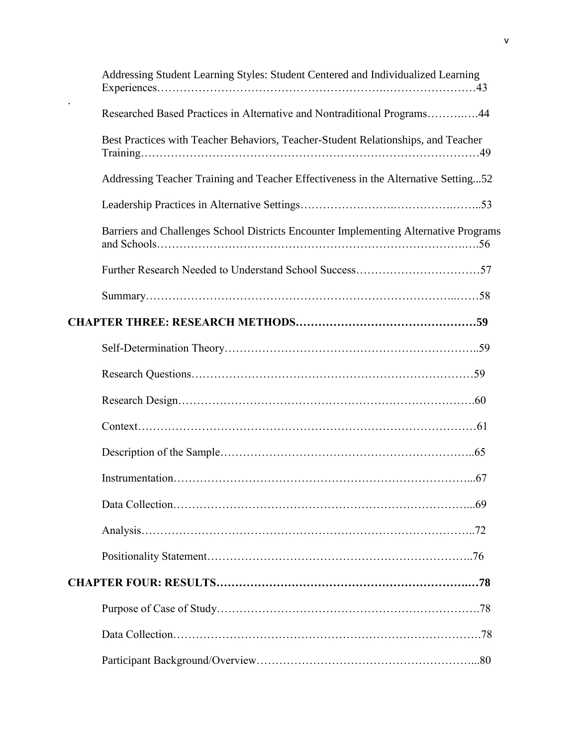Addressing Student Learning Styles: Student Centered and Individualized Learning Experiences……………………………………………………………………………43

Researched Based Practices in Alternative and Nontraditional Programs…………44

Best Practices with Teacher Behaviors, Teacher-Student Relationships, and Teacher Training……………………………………………………………………………49

Addressing Teacher Training and Teacher Effectiveness in the Alternative Setting...52

Leadership Practices in Alternative Settings……………………………………..53

Barriers and Challenges School Districts Encounter Implementing Alternative Programs and Schools……………………………………………………………………….56

Further Research Needed to Understand School Success……………………………57

Summary…………………………………………………………………………58

**CHAPTER THREE: RESEARCH METHODS…………………………………………59**

Self-Determination Theory……………………………………………………..59

Research Questions……………………………………………………………59

Research Design………………………………………………………………….60

Context……………………………………………………………………………61

Description of the Sample………………………………………………………..65

Instrumentation…………………………………………………………………...67

Data Collection…………………………………………………………………...69

Analysis…………………………………………………………………………..72

Positionality Statement…………………………………………………………..76

**CHAPTER FOUR: RESULTS……………………………………………………………78**

Purpose of Case of Study…………………………………………………………….78

Data Collection…………………………………………………………………….78

Participant Background/Overview………………………………………………...80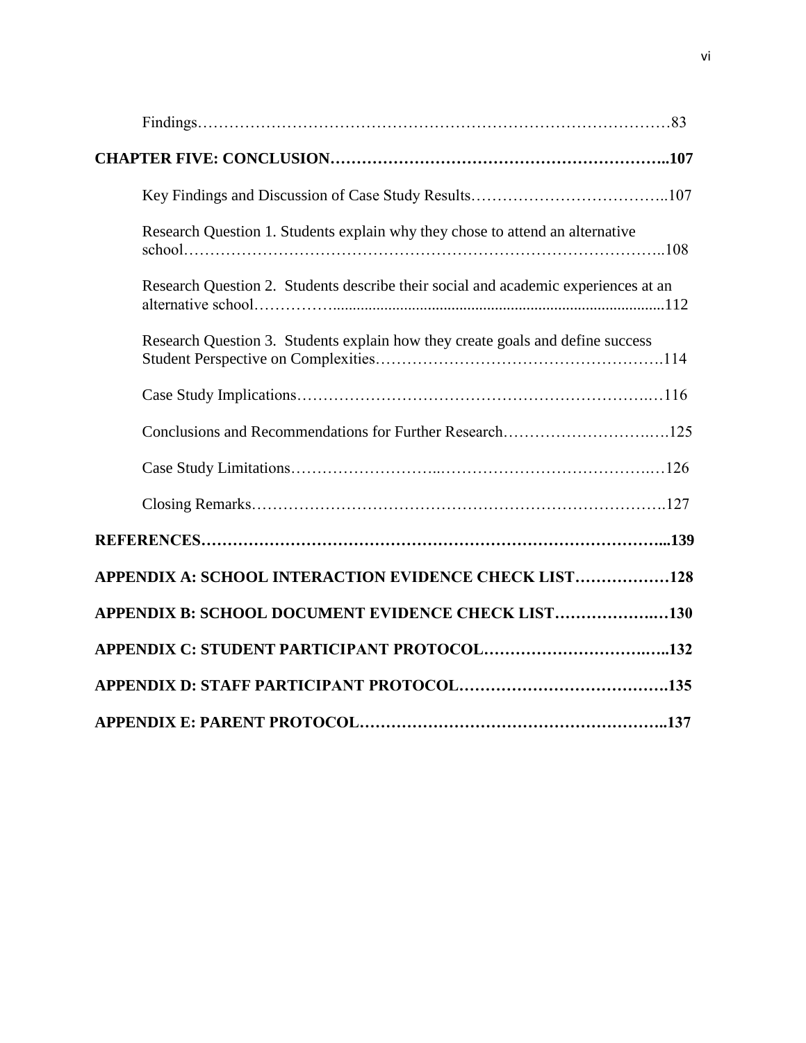Findings……………………………………………………………………………83

**CHAPTER FIVE: CONCLUSION……………………………………………………..107**

Key Findings and Discussion of Case Study Results………………………………..107

Research Question 1. Students explain why they chose to attend an alternative school……………………………………………………………………………..108

Research Question 2. Students describe their social and academic experiences at an alternative school……………..................................................................................112

Research Question 3. Students explain how they create goals and define success Student Perspective on Complexities…………………………………………….114

Case Study Implications……………………………………………………….…116

Conclusions and Recommendations for Further Research………………………….125

Case Study Limitations……………………...…………………………………….…126

Closing Remarks…………………………………………………………………….127

**REFERENCES……………………………………………………………………...139**

**APPENDIX A: SCHOOL INTERACTION EVIDENCE CHECK LIST………………128**

**APPENDIX B: SCHOOL DOCUMENT EVIDENCE CHECK LIST……………….…130**

**APPENDIX C: STUDENT PARTICIPANT PROTOCOL…………………………..…..132**

**APPENDIX D: STAFF PARTICIPANT PROTOCOL………………………………….135**

**APPENDIX E: PARENT PROTOCOL………………………………………………..137**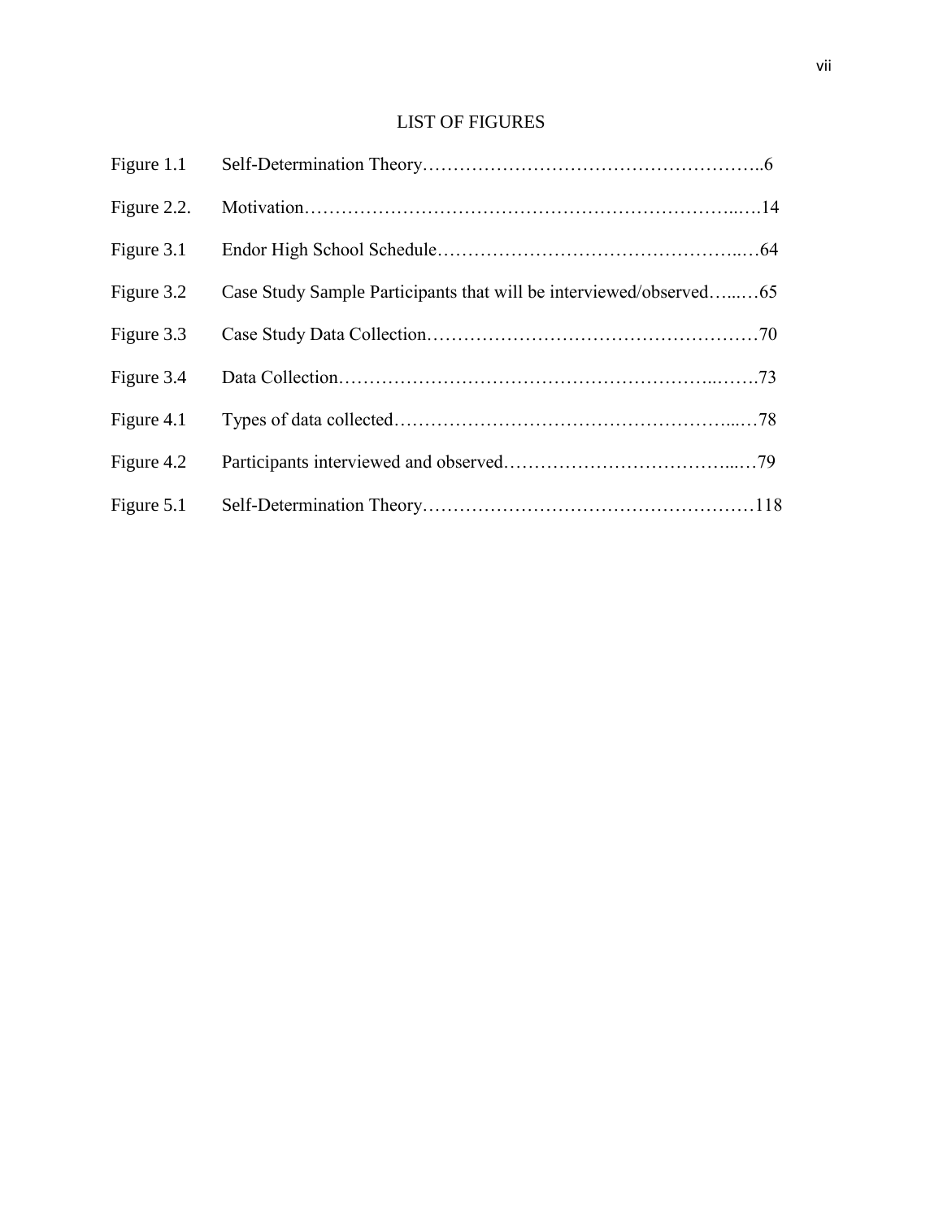# LIST OF FIGURES

| | | |
|---|---|---|
| Figure 1.1 | Self-Determination Theory | 6 |
| Figure 2.2. | Motivation | 14 |
| Figure 3.1 | Endor High School Schedule | 64 |
| Figure 3.2 | Case Study Sample Participants that will be interviewed/observed | 65 |
| Figure 3.3 | Case Study Data Collection | 70 |
| Figure 3.4 | Data Collection | 73 |
| Figure 4.1 | Types of data collected | 78 |
| Figure 4.2 | Participants interviewed and observed | 79 |
| Figure 5.1 | Self-Determination Theory | 118 |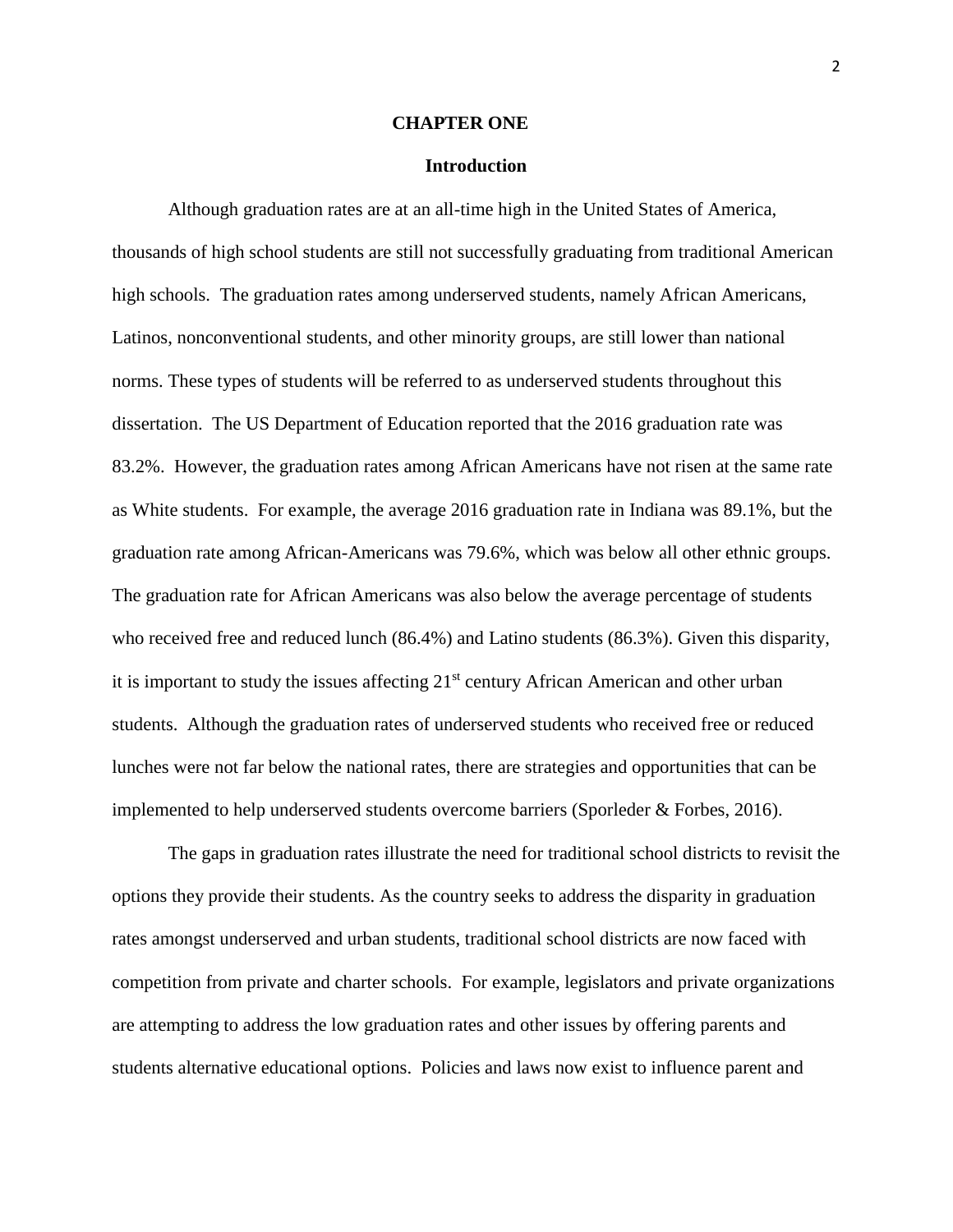# CHAPTER ONE

## Introduction

Although graduation rates are at an all-time high in the United States of America, thousands of high school students are still not successfully graduating from traditional American high schools. The graduation rates among underserved students, namely African Americans, Latinos, nonconventional students, and other minority groups, are still lower than national norms. These types of students will be referred to as underserved students throughout this dissertation. The US Department of Education reported that the 2016 graduation rate was 83.2%. However, the graduation rates among African Americans have not risen at the same rate as White students. For example, the average 2016 graduation rate in Indiana was 89.1%, but the graduation rate among African-Americans was 79.6%, which was below all other ethnic groups. The graduation rate for African Americans was also below the average percentage of students who received free and reduced lunch (86.4%) and Latino students (86.3%). Given this disparity, it is important to study the issues affecting 21st century African American and other urban students. Although the graduation rates of underserved students who received free or reduced lunches were not far below the national rates, there are strategies and opportunities that can be implemented to help underserved students overcome barriers (Sporleder & Forbes, 2016).

The gaps in graduation rates illustrate the need for traditional school districts to revisit the options they provide their students. As the country seeks to address the disparity in graduation rates amongst underserved and urban students, traditional school districts are now faced with competition from private and charter schools. For example, legislators and private organizations are attempting to address the low graduation rates and other issues by offering parents and students alternative educational options. Policies and laws now exist to influence parent and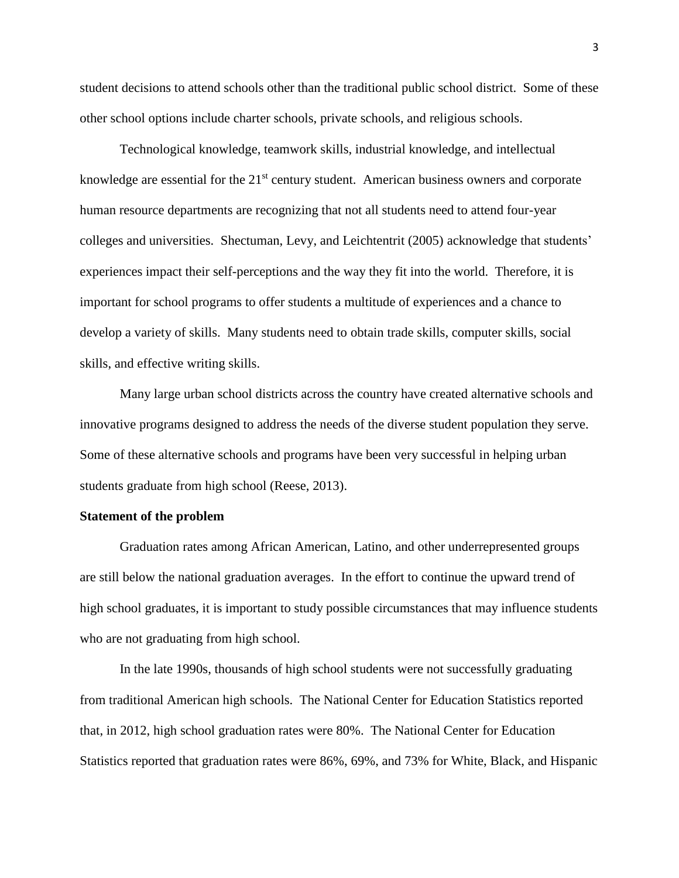student decisions to attend schools other than the traditional public school district. Some of these other school options include charter schools, private schools, and religious schools.

Technological knowledge, teamwork skills, industrial knowledge, and intellectual knowledge are essential for the 21st century student. American business owners and corporate human resource departments are recognizing that not all students need to attend four-year colleges and universities. Shectuman, Levy, and Leichtentrit (2005) acknowledge that students' experiences impact their self-perceptions and the way they fit into the world. Therefore, it is important for school programs to offer students a multitude of experiences and a chance to develop a variety of skills. Many students need to obtain trade skills, computer skills, social skills, and effective writing skills.

Many large urban school districts across the country have created alternative schools and innovative programs designed to address the needs of the diverse student population they serve. Some of these alternative schools and programs have been very successful in helping urban students graduate from high school (Reese, 2013).

**Statement of the problem**

Graduation rates among African American, Latino, and other underrepresented groups are still below the national graduation averages. In the effort to continue the upward trend of high school graduates, it is important to study possible circumstances that may influence students who are not graduating from high school.

In the late 1990s, thousands of high school students were not successfully graduating from traditional American high schools. The National Center for Education Statistics reported that, in 2012, high school graduation rates were 80%. The National Center for Education Statistics reported that graduation rates were 86%, 69%, and 73% for White, Black, and Hispanic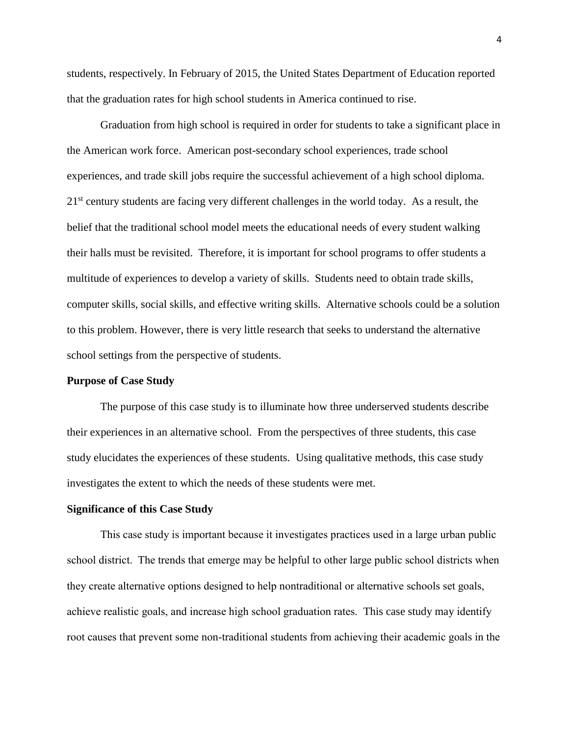students, respectively. In February of 2015, the United States Department of Education reported that the graduation rates for high school students in America continued to rise.

Graduation from high school is required in order for students to take a significant place in the American work force. American post-secondary school experiences, trade school experiences, and trade skill jobs require the successful achievement of a high school diploma. 21st century students are facing very different challenges in the world today. As a result, the belief that the traditional school model meets the educational needs of every student walking their halls must be revisited. Therefore, it is important for school programs to offer students a multitude of experiences to develop a variety of skills. Students need to obtain trade skills, computer skills, social skills, and effective writing skills. Alternative schools could be a solution to this problem. However, there is very little research that seeks to understand the alternative school settings from the perspective of students.

**Purpose of Case Study**

The purpose of this case study is to illuminate how three underserved students describe their experiences in an alternative school. From the perspectives of three students, this case study elucidates the experiences of these students. Using qualitative methods, this case study investigates the extent to which the needs of these students were met.

**Significance of this Case Study**

This case study is important because it investigates practices used in a large urban public school district. The trends that emerge may be helpful to other large public school districts when they create alternative options designed to help nontraditional or alternative schools set goals, achieve realistic goals, and increase high school graduation rates. This case study may identify root causes that prevent some non-traditional students from achieving their academic goals in the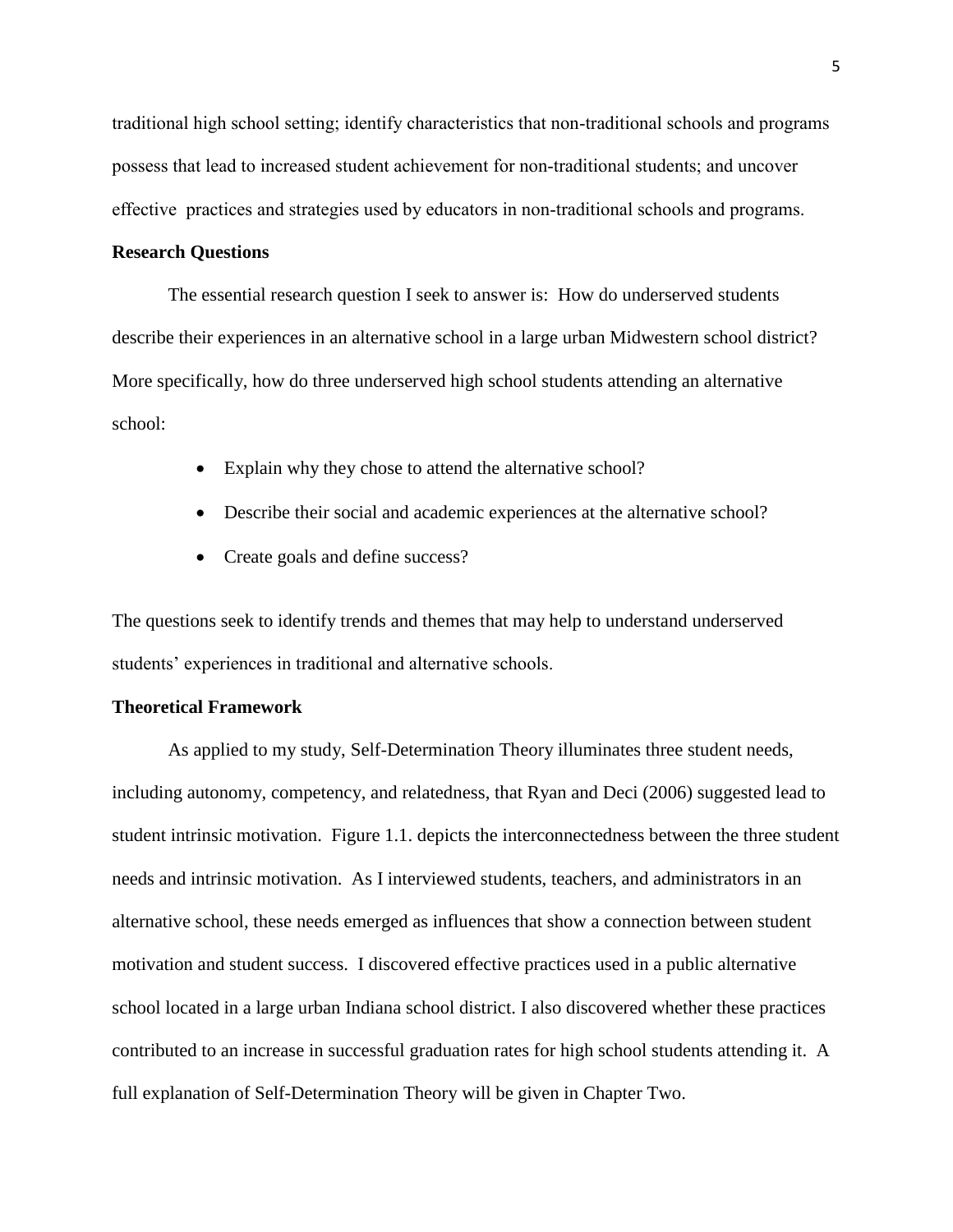traditional high school setting; identify characteristics that non-traditional schools and programs possess that lead to increased student achievement for non-traditional students; and uncover effective practices and strategies used by educators in non-traditional schools and programs.

## Research Questions

The essential research question I seek to answer is: How do underserved students describe their experiences in an alternative school in a large urban Midwestern school district? More specifically, how do three underserved high school students attending an alternative school:

- Explain why they chose to attend the alternative school?
- Describe their social and academic experiences at the alternative school?
- Create goals and define success?

The questions seek to identify trends and themes that may help to understand underserved students' experiences in traditional and alternative schools.

## Theoretical Framework

As applied to my study, Self-Determination Theory illuminates three student needs, including autonomy, competency, and relatedness, that Ryan and Deci (2006) suggested lead to student intrinsic motivation. Figure 1.1. depicts the interconnectedness between the three student needs and intrinsic motivation. As I interviewed students, teachers, and administrators in an alternative school, these needs emerged as influences that show a connection between student motivation and student success. I discovered effective practices used in a public alternative school located in a large urban Indiana school district. I also discovered whether these practices contributed to an increase in successful graduation rates for high school students attending it. A full explanation of Self-Determination Theory will be given in Chapter Two.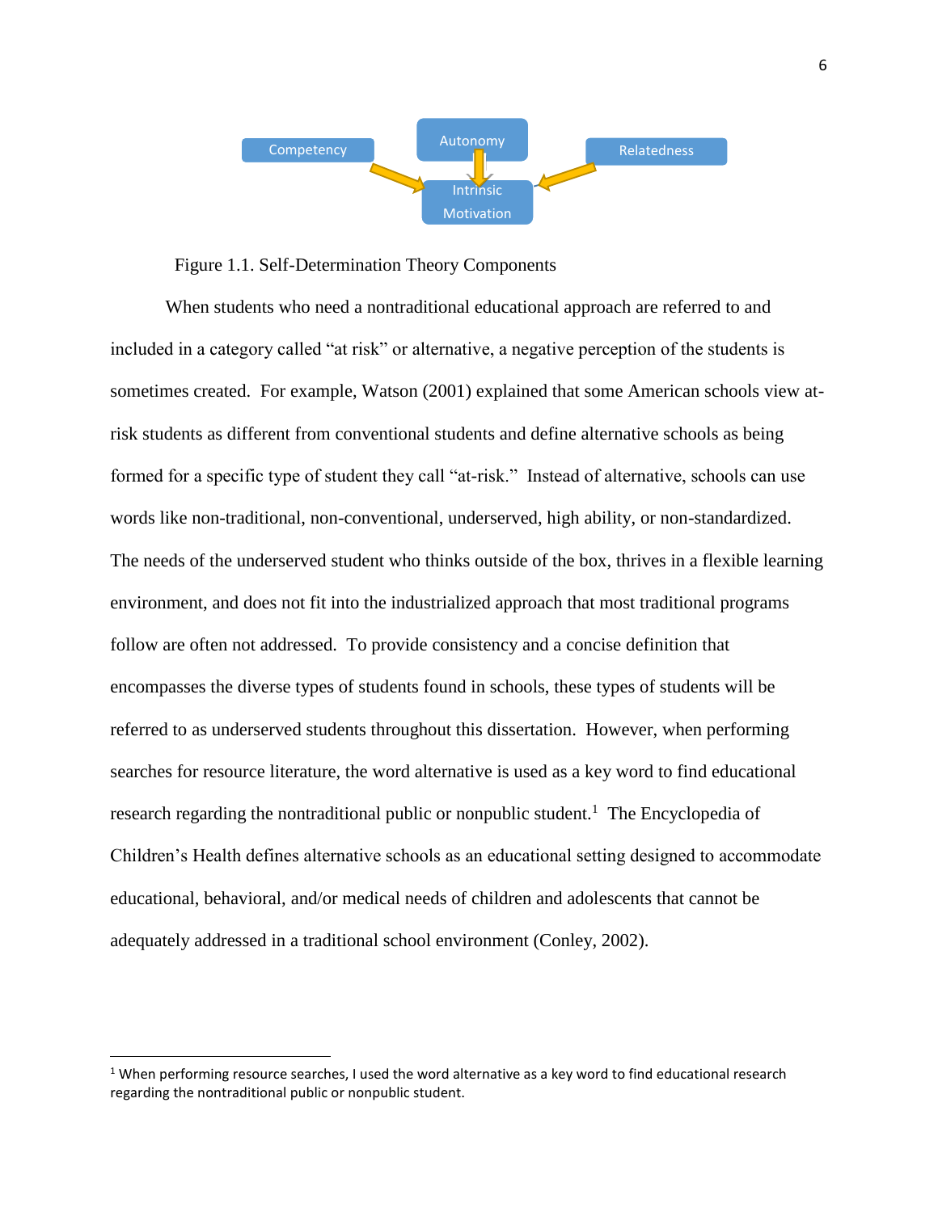Competency → Intrinsic Motivation ← Relatedness
Autonomy ↓ Intrinsic Motivation

Figure 1.1. Self-Determination Theory Components

When students who need a nontraditional educational approach are referred to and included in a category called "at risk" or alternative, a negative perception of the students is sometimes created. For example, Watson (2001) explained that some American schools view at-risk students as different from conventional students and define alternative schools as being formed for a specific type of student they call "at-risk." Instead of alternative, schools can use words like non-traditional, non-conventional, underserved, high ability, or non-standardized. The needs of the underserved student who thinks outside of the box, thrives in a flexible learning environment, and does not fit into the industrialized approach that most traditional programs follow are often not addressed. To provide consistency and a concise definition that encompasses the diverse types of students found in schools, these types of students will be referred to as underserved students throughout this dissertation. However, when performing searches for resource literature, the word alternative is used as a key word to find educational research regarding the nontraditional public or nonpublic student.[1] The Encyclopedia of Children's Health defines alternative schools as an educational setting designed to accommodate educational, behavioral, and/or medical needs of children and adolescents that cannot be adequately addressed in a traditional school environment (Conley, 2002).

---

[1] When performing resource searches, I used the word alternative as a key word to find educational research regarding the nontraditional public or nonpublic student.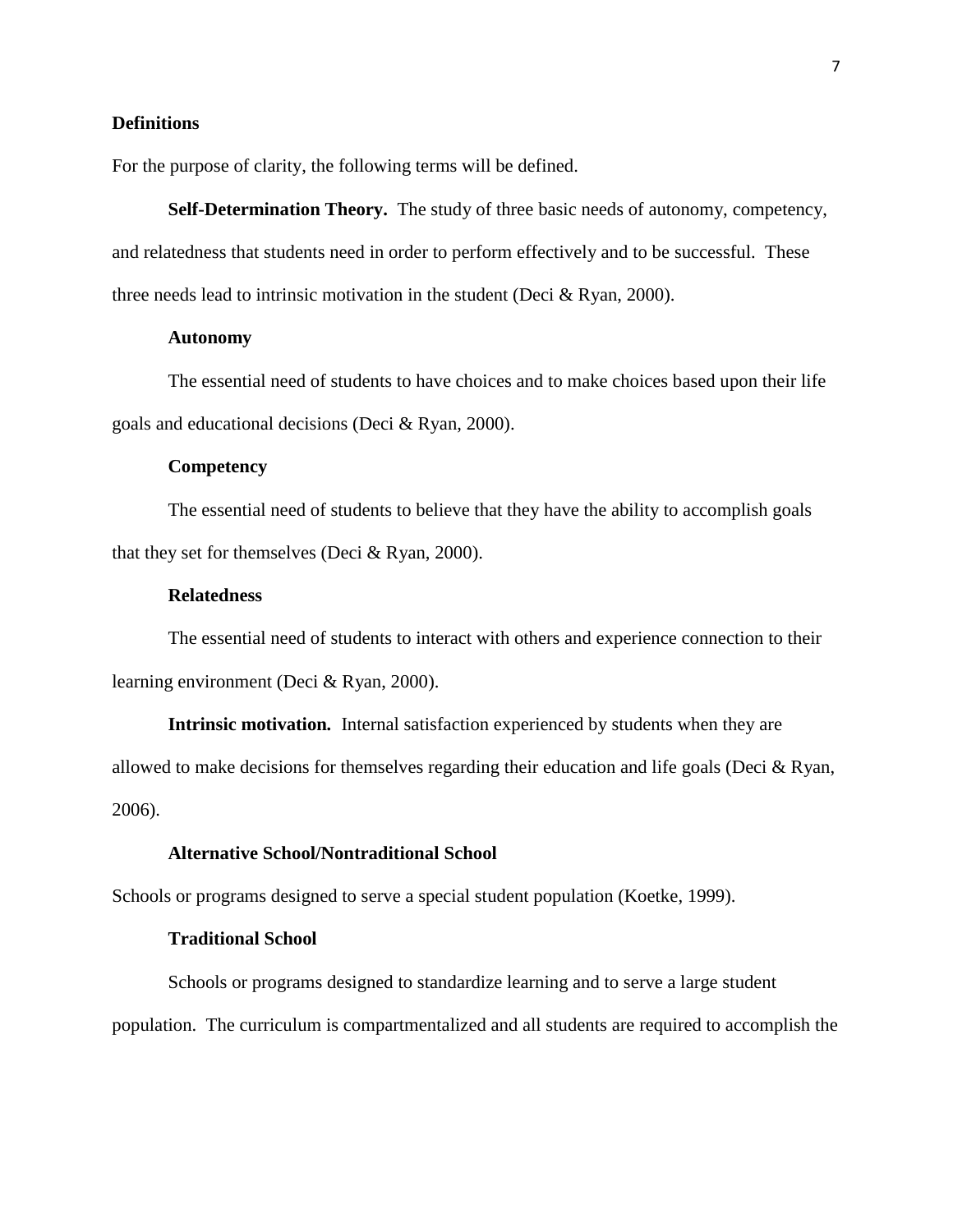## Definitions

For the purpose of clarity, the following terms will be defined.

**Self-Determination Theory.** The study of three basic needs of autonomy, competency, and relatedness that students need in order to perform effectively and to be successful. These three needs lead to intrinsic motivation in the student (Deci & Ryan, 2000).

### Autonomy

The essential need of students to have choices and to make choices based upon their life goals and educational decisions (Deci & Ryan, 2000).

### Competency

The essential need of students to believe that they have the ability to accomplish goals that they set for themselves (Deci & Ryan, 2000).

### Relatedness

The essential need of students to interact with others and experience connection to their learning environment (Deci & Ryan, 2000).

**Intrinsic motivation.** Internal satisfaction experienced by students when they are allowed to make decisions for themselves regarding their education and life goals (Deci & Ryan, 2006).

### Alternative School/Nontraditional School

Schools or programs designed to serve a special student population (Koetke, 1999).

### Traditional School

Schools or programs designed to standardize learning and to serve a large student population. The curriculum is compartmentalized and all students are required to accomplish the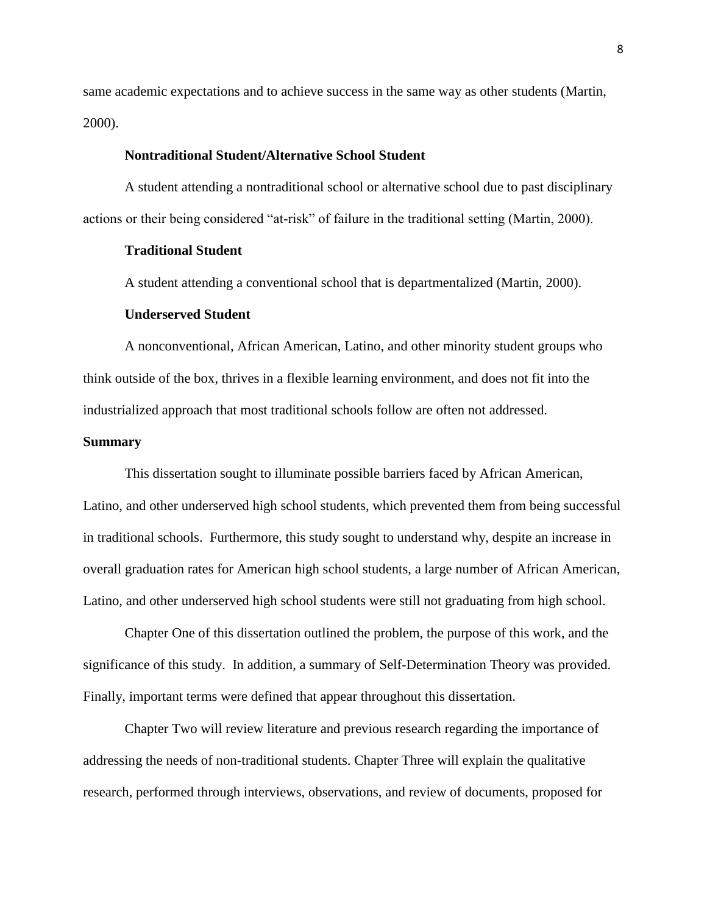same academic expectations and to achieve success in the same way as other students (Martin, 2000).

### Nontraditional Student/Alternative School Student

A student attending a nontraditional school or alternative school due to past disciplinary actions or their being considered "at-risk" of failure in the traditional setting (Martin, 2000).

### Traditional Student

A student attending a conventional school that is departmentalized (Martin, 2000).

### Underserved Student

A nonconventional, African American, Latino, and other minority student groups who think outside of the box, thrives in a flexible learning environment, and does not fit into the industrialized approach that most traditional schools follow are often not addressed.

## Summary

This dissertation sought to illuminate possible barriers faced by African American, Latino, and other underserved high school students, which prevented them from being successful in traditional schools. Furthermore, this study sought to understand why, despite an increase in overall graduation rates for American high school students, a large number of African American, Latino, and other underserved high school students were still not graduating from high school.

Chapter One of this dissertation outlined the problem, the purpose of this work, and the significance of this study. In addition, a summary of Self-Determination Theory was provided. Finally, important terms were defined that appear throughout this dissertation.

Chapter Two will review literature and previous research regarding the importance of addressing the needs of non-traditional students. Chapter Three will explain the qualitative research, performed through interviews, observations, and review of documents, proposed for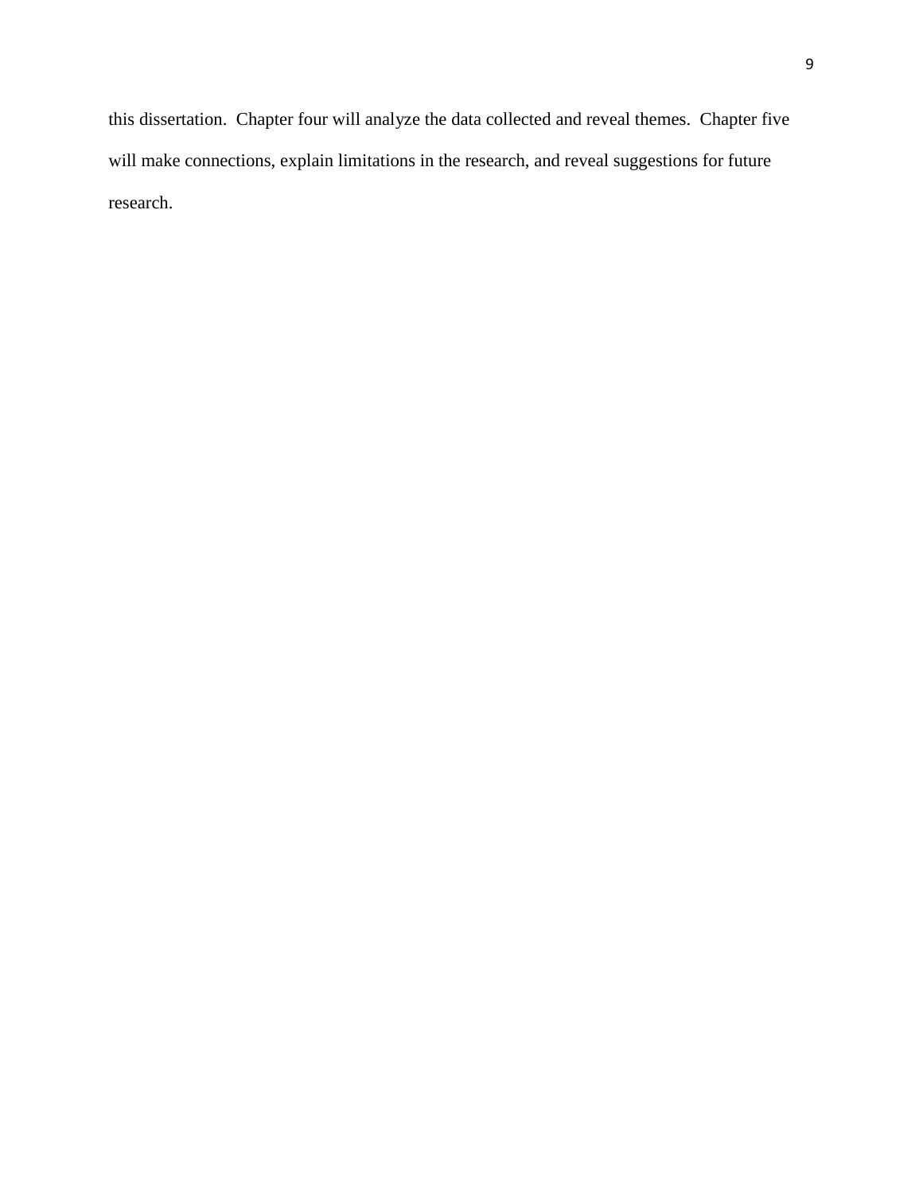this dissertation. Chapter four will analyze the data collected and reveal themes. Chapter five will make connections, explain limitations in the research, and reveal suggestions for future research.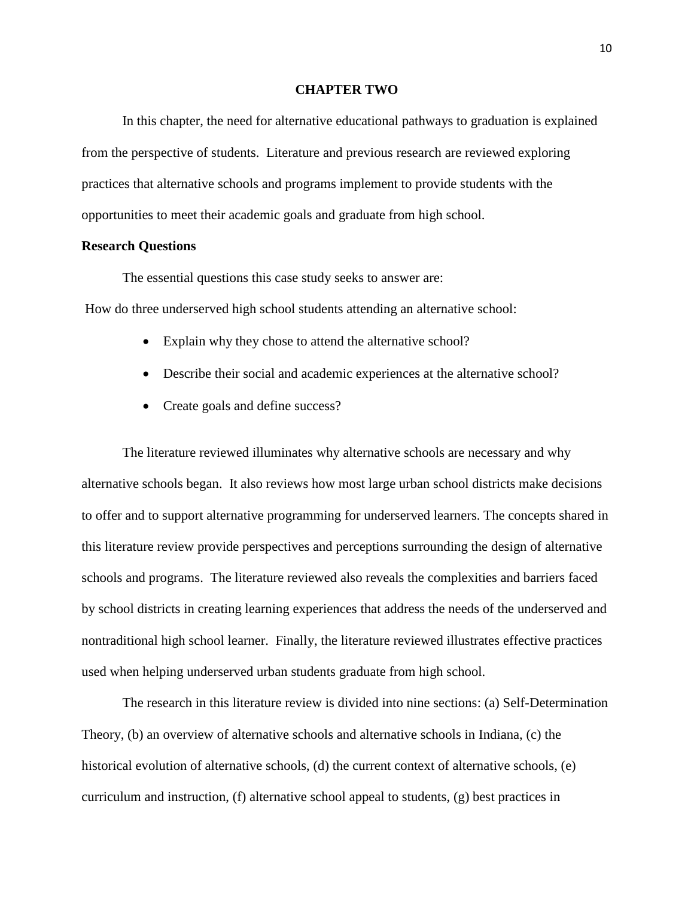# CHAPTER TWO

In this chapter, the need for alternative educational pathways to graduation is explained from the perspective of students. Literature and previous research are reviewed exploring practices that alternative schools and programs implement to provide students with the opportunities to meet their academic goals and graduate from high school.

## Research Questions

The essential questions this case study seeks to answer are:

How do three underserved high school students attending an alternative school:

- Explain why they chose to attend the alternative school?
- Describe their social and academic experiences at the alternative school?
- Create goals and define success?

The literature reviewed illuminates why alternative schools are necessary and why alternative schools began. It also reviews how most large urban school districts make decisions to offer and to support alternative programming for underserved learners. The concepts shared in this literature review provide perspectives and perceptions surrounding the design of alternative schools and programs. The literature reviewed also reveals the complexities and barriers faced by school districts in creating learning experiences that address the needs of the underserved and nontraditional high school learner. Finally, the literature reviewed illustrates effective practices used when helping underserved urban students graduate from high school.

The research in this literature review is divided into nine sections: (a) Self-Determination Theory, (b) an overview of alternative schools and alternative schools in Indiana, (c) the historical evolution of alternative schools, (d) the current context of alternative schools, (e) curriculum and instruction, (f) alternative school appeal to students, (g) best practices in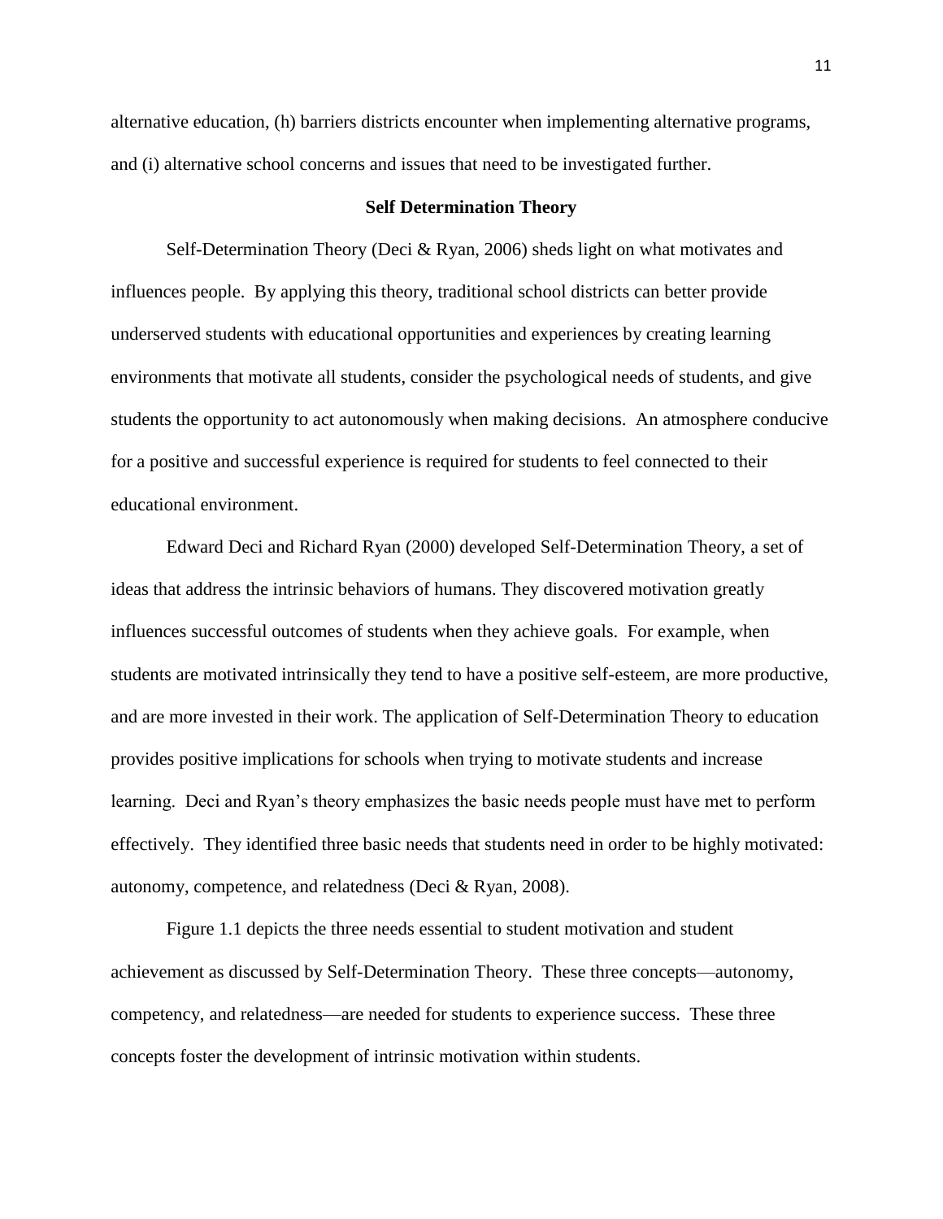alternative education, (h) barriers districts encounter when implementing alternative programs, and (i) alternative school concerns and issues that need to be investigated further.

## Self Determination Theory

Self-Determination Theory (Deci & Ryan, 2006) sheds light on what motivates and influences people. By applying this theory, traditional school districts can better provide underserved students with educational opportunities and experiences by creating learning environments that motivate all students, consider the psychological needs of students, and give students the opportunity to act autonomously when making decisions. An atmosphere conducive for a positive and successful experience is required for students to feel connected to their educational environment.

Edward Deci and Richard Ryan (2000) developed Self-Determination Theory, a set of ideas that address the intrinsic behaviors of humans. They discovered motivation greatly influences successful outcomes of students when they achieve goals. For example, when students are motivated intrinsically they tend to have a positive self-esteem, are more productive, and are more invested in their work. The application of Self-Determination Theory to education provides positive implications for schools when trying to motivate students and increase learning. Deci and Ryan's theory emphasizes the basic needs people must have met to perform effectively. They identified three basic needs that students need in order to be highly motivated: autonomy, competence, and relatedness (Deci & Ryan, 2008).

Figure 1.1 depicts the three needs essential to student motivation and student achievement as discussed by Self-Determination Theory. These three concepts—autonomy, competency, and relatedness—are needed for students to experience success. These three concepts foster the development of intrinsic motivation within students.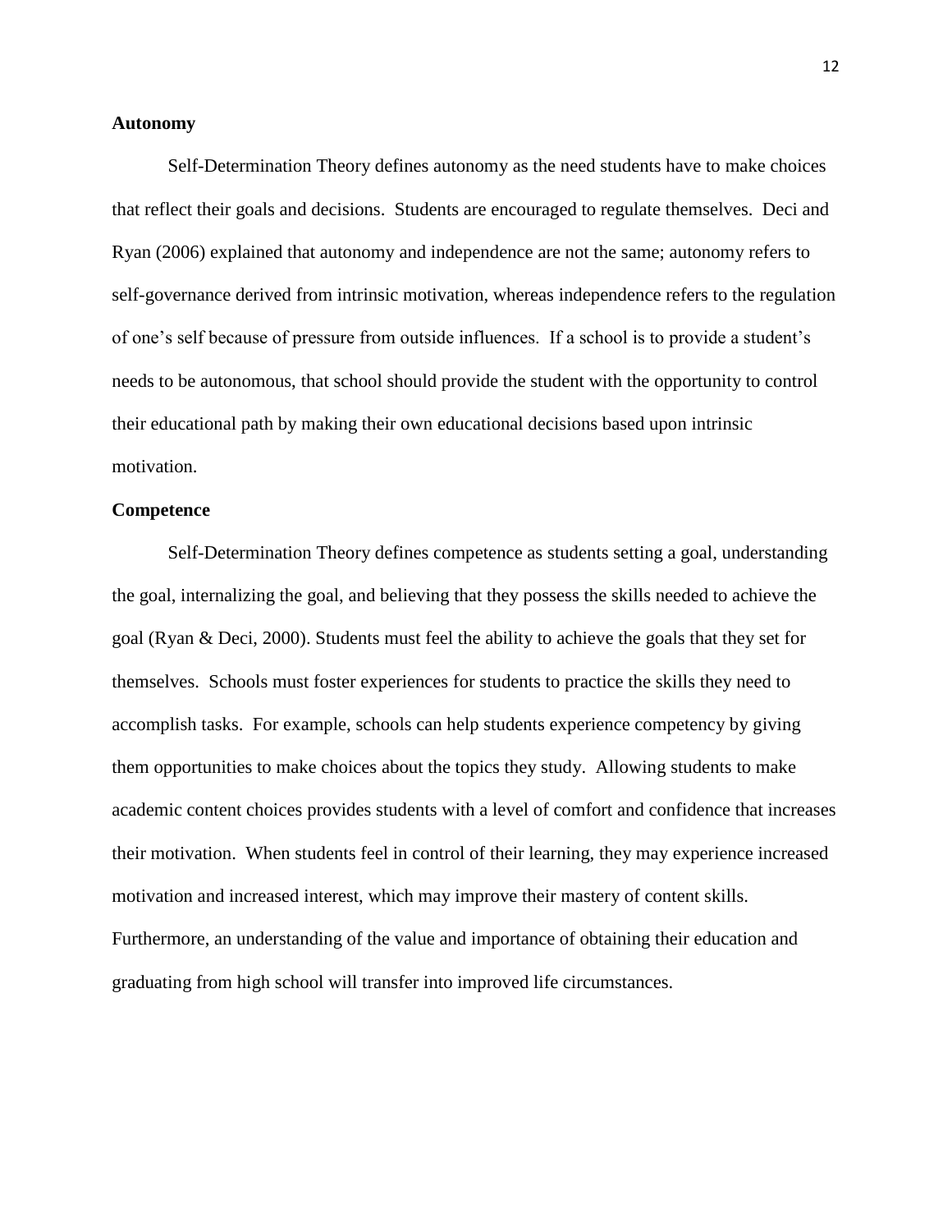**Autonomy**

Self-Determination Theory defines autonomy as the need students have to make choices that reflect their goals and decisions. Students are encouraged to regulate themselves. Deci and Ryan (2006) explained that autonomy and independence are not the same; autonomy refers to self-governance derived from intrinsic motivation, whereas independence refers to the regulation of one's self because of pressure from outside influences. If a school is to provide a student's needs to be autonomous, that school should provide the student with the opportunity to control their educational path by making their own educational decisions based upon intrinsic motivation.

**Competence**

Self-Determination Theory defines competence as students setting a goal, understanding the goal, internalizing the goal, and believing that they possess the skills needed to achieve the goal (Ryan & Deci, 2000). Students must feel the ability to achieve the goals that they set for themselves. Schools must foster experiences for students to practice the skills they need to accomplish tasks. For example, schools can help students experience competency by giving them opportunities to make choices about the topics they study. Allowing students to make academic content choices provides students with a level of comfort and confidence that increases their motivation. When students feel in control of their learning, they may experience increased motivation and increased interest, which may improve their mastery of content skills. Furthermore, an understanding of the value and importance of obtaining their education and graduating from high school will transfer into improved life circumstances.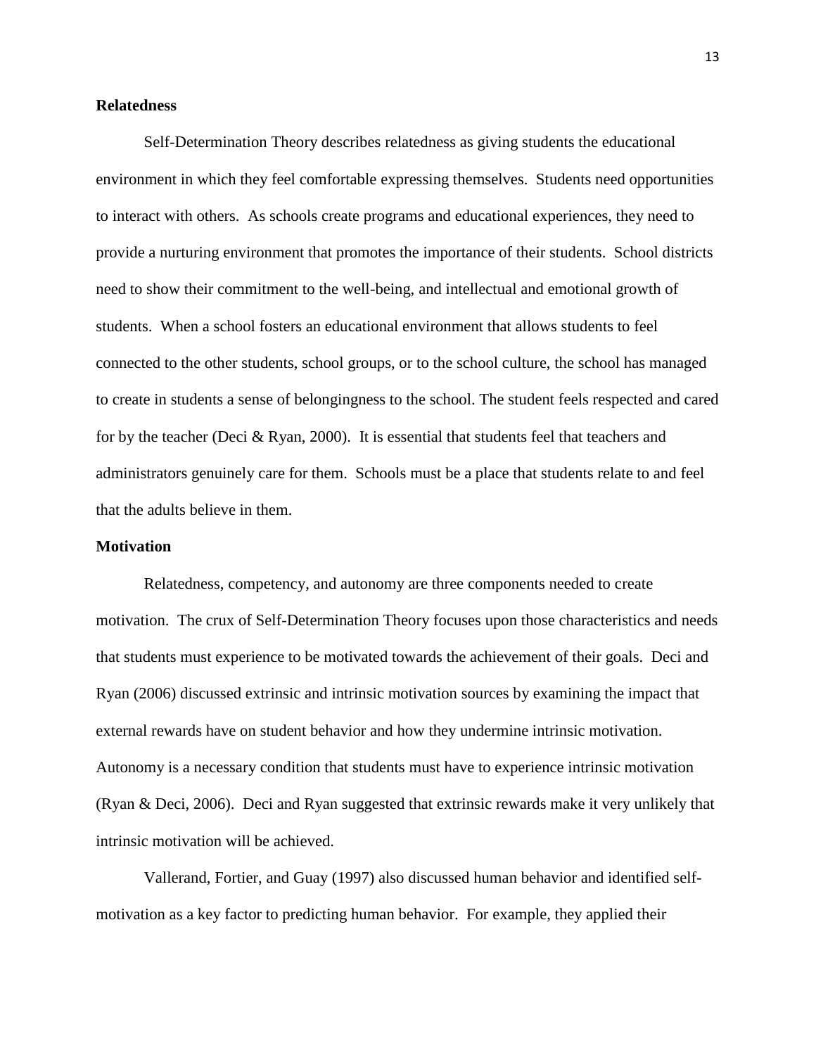**Relatedness**

Self-Determination Theory describes relatedness as giving students the educational environment in which they feel comfortable expressing themselves. Students need opportunities to interact with others. As schools create programs and educational experiences, they need to provide a nurturing environment that promotes the importance of their students. School districts need to show their commitment to the well-being, and intellectual and emotional growth of students. When a school fosters an educational environment that allows students to feel connected to the other students, school groups, or to the school culture, the school has managed to create in students a sense of belongingness to the school. The student feels respected and cared for by the teacher (Deci & Ryan, 2000). It is essential that students feel that teachers and administrators genuinely care for them. Schools must be a place that students relate to and feel that the adults believe in them.

**Motivation**

Relatedness, competency, and autonomy are three components needed to create motivation. The crux of Self-Determination Theory focuses upon those characteristics and needs that students must experience to be motivated towards the achievement of their goals. Deci and Ryan (2006) discussed extrinsic and intrinsic motivation sources by examining the impact that external rewards have on student behavior and how they undermine intrinsic motivation. Autonomy is a necessary condition that students must have to experience intrinsic motivation (Ryan & Deci, 2006). Deci and Ryan suggested that extrinsic rewards make it very unlikely that intrinsic motivation will be achieved.

Vallerand, Fortier, and Guay (1997) also discussed human behavior and identified self-motivation as a key factor to predicting human behavior. For example, they applied their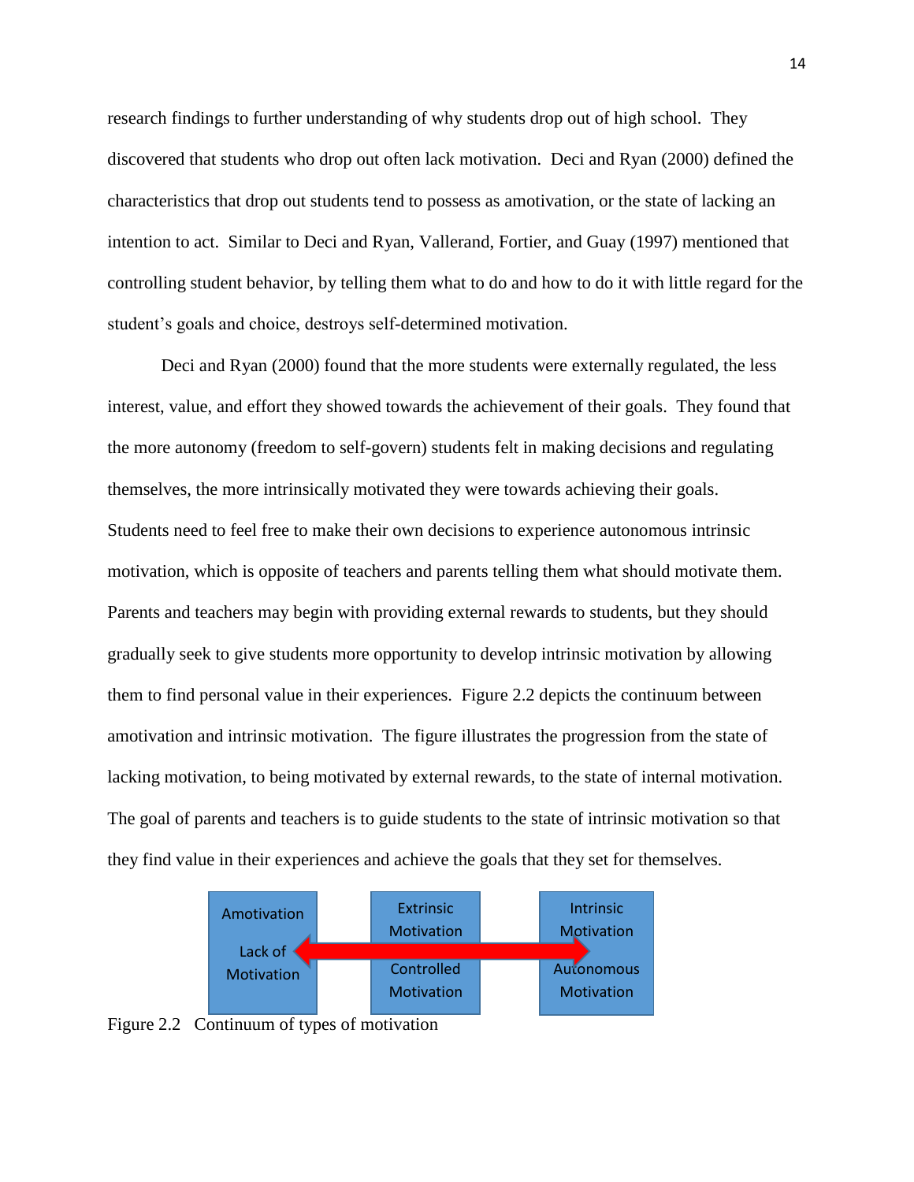research findings to further understanding of why students drop out of high school. They discovered that students who drop out often lack motivation. Deci and Ryan (2000) defined the characteristics that drop out students tend to possess as amotivation, or the state of lacking an intention to act. Similar to Deci and Ryan, Vallerand, Fortier, and Guay (1997) mentioned that controlling student behavior, by telling them what to do and how to do it with little regard for the student's goals and choice, destroys self-determined motivation.

Deci and Ryan (2000) found that the more students were externally regulated, the less interest, value, and effort they showed towards the achievement of their goals. They found that the more autonomy (freedom to self-govern) students felt in making decisions and regulating themselves, the more intrinsically motivated they were towards achieving their goals. Students need to feel free to make their own decisions to experience autonomous intrinsic motivation, which is opposite of teachers and parents telling them what should motivate them. Parents and teachers may begin with providing external rewards to students, but they should gradually seek to give students more opportunity to develop intrinsic motivation by allowing them to find personal value in their experiences. Figure 2.2 depicts the continuum between amotivation and intrinsic motivation. The figure illustrates the progression from the state of lacking motivation, to being motivated by external rewards, to the state of internal motivation. The goal of parents and teachers is to guide students to the state of intrinsic motivation so that they find value in their experiences and achieve the goals that they set for themselves.

| Amotivation | Extrinsic Motivation | Intrinsic Motivation |
| --- | --- | --- |
| Lack of Motivation | Controlled Motivation | Autonomous Motivation |

Figure 2.2 Continuum of types of motivation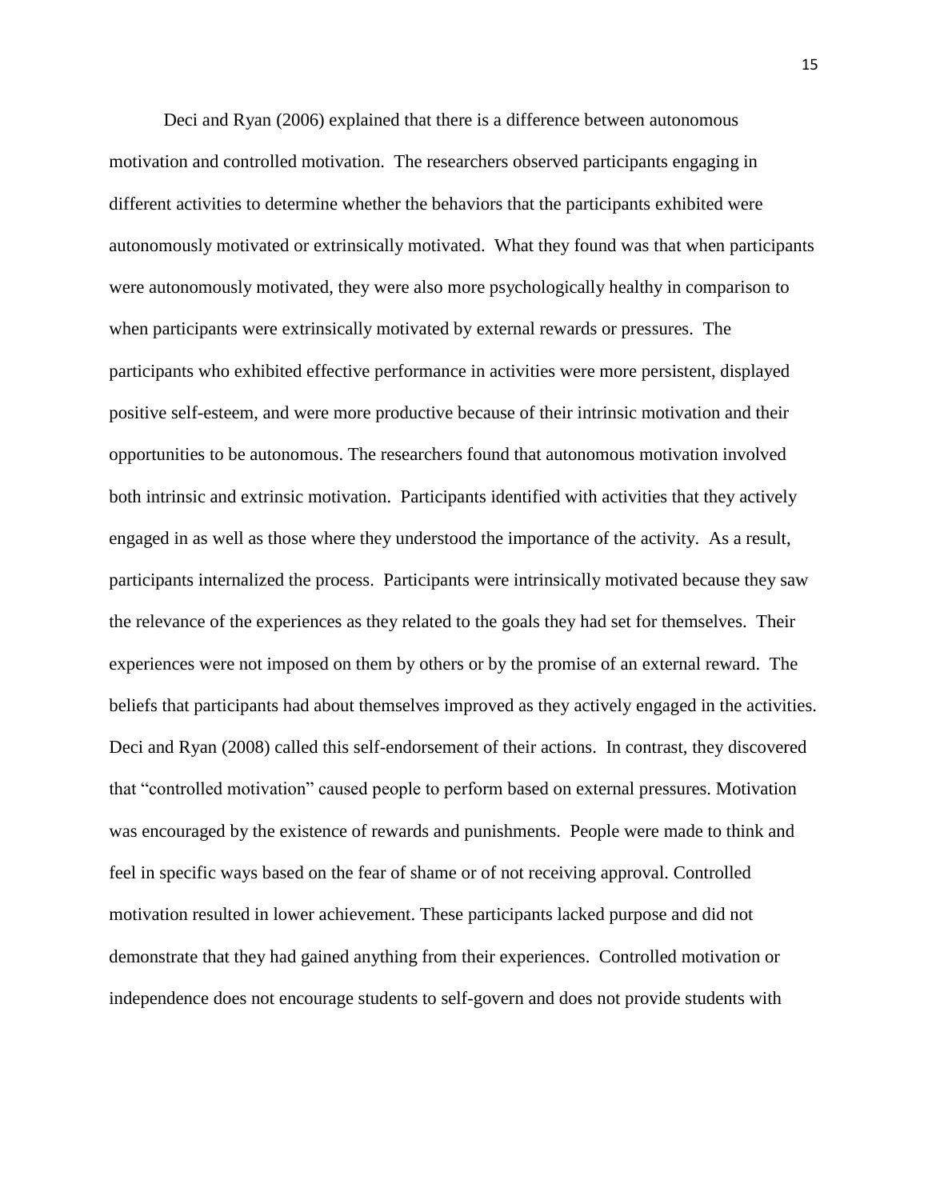Deci and Ryan (2006) explained that there is a difference between autonomous motivation and controlled motivation. The researchers observed participants engaging in different activities to determine whether the behaviors that the participants exhibited were autonomously motivated or extrinsically motivated. What they found was that when participants were autonomously motivated, they were also more psychologically healthy in comparison to when participants were extrinsically motivated by external rewards or pressures. The participants who exhibited effective performance in activities were more persistent, displayed positive self-esteem, and were more productive because of their intrinsic motivation and their opportunities to be autonomous. The researchers found that autonomous motivation involved both intrinsic and extrinsic motivation. Participants identified with activities that they actively engaged in as well as those where they understood the importance of the activity. As a result, participants internalized the process. Participants were intrinsically motivated because they saw the relevance of the experiences as they related to the goals they had set for themselves. Their experiences were not imposed on them by others or by the promise of an external reward. The beliefs that participants had about themselves improved as they actively engaged in the activities. Deci and Ryan (2008) called this self-endorsement of their actions. In contrast, they discovered that "controlled motivation" caused people to perform based on external pressures. Motivation was encouraged by the existence of rewards and punishments. People were made to think and feel in specific ways based on the fear of shame or of not receiving approval. Controlled motivation resulted in lower achievement. These participants lacked purpose and did not demonstrate that they had gained anything from their experiences. Controlled motivation or independence does not encourage students to self-govern and does not provide students with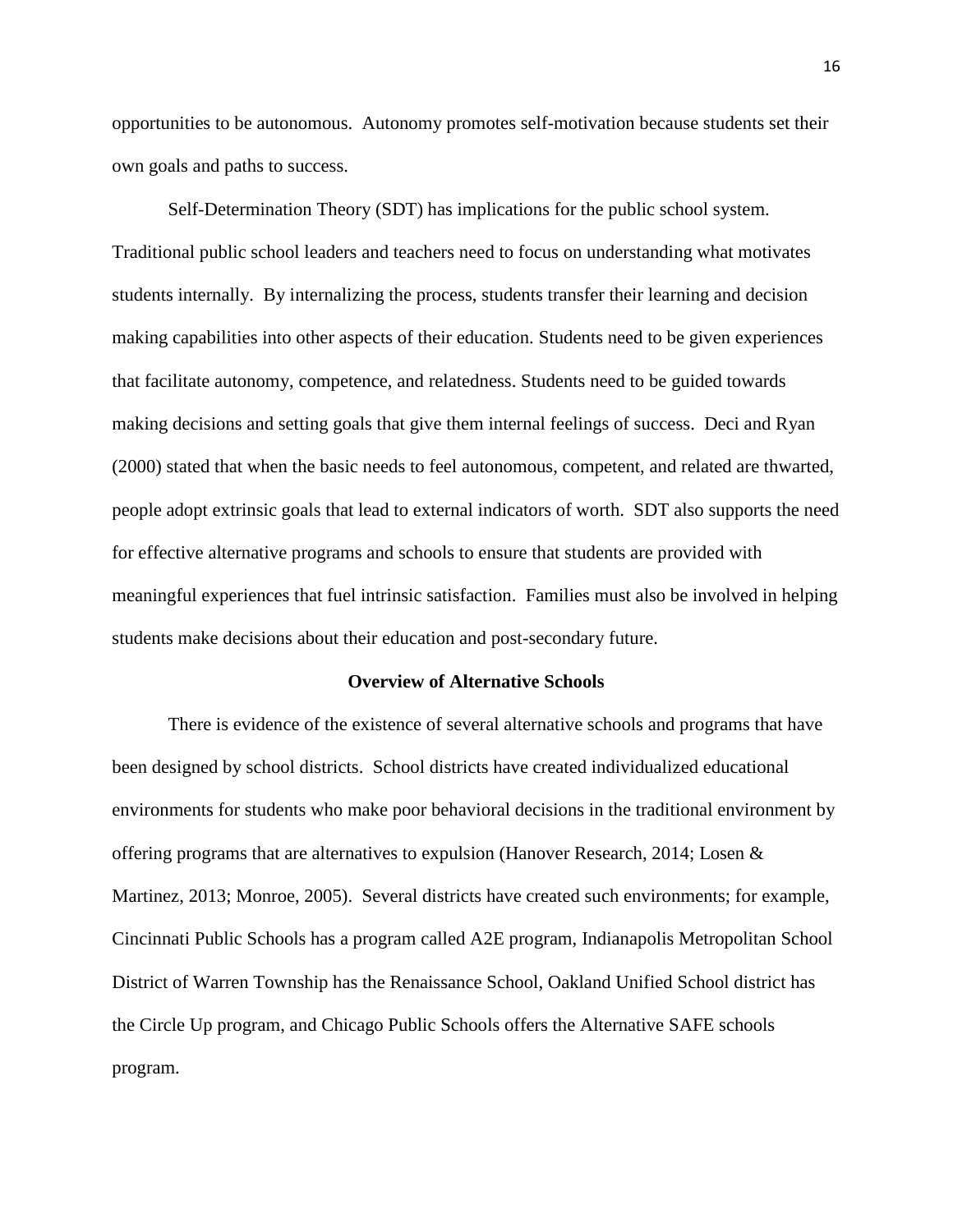opportunities to be autonomous. Autonomy promotes self-motivation because students set their own goals and paths to success.

Self-Determination Theory (SDT) has implications for the public school system. Traditional public school leaders and teachers need to focus on understanding what motivates students internally. By internalizing the process, students transfer their learning and decision making capabilities into other aspects of their education. Students need to be given experiences that facilitate autonomy, competence, and relatedness. Students need to be guided towards making decisions and setting goals that give them internal feelings of success. Deci and Ryan (2000) stated that when the basic needs to feel autonomous, competent, and related are thwarted, people adopt extrinsic goals that lead to external indicators of worth. SDT also supports the need for effective alternative programs and schools to ensure that students are provided with meaningful experiences that fuel intrinsic satisfaction. Families must also be involved in helping students make decisions about their education and post-secondary future.

## Overview of Alternative Schools

There is evidence of the existence of several alternative schools and programs that have been designed by school districts. School districts have created individualized educational environments for students who make poor behavioral decisions in the traditional environment by offering programs that are alternatives to expulsion (Hanover Research, 2014; Losen & Martinez, 2013; Monroe, 2005). Several districts have created such environments; for example, Cincinnati Public Schools has a program called A2E program, Indianapolis Metropolitan School District of Warren Township has the Renaissance School, Oakland Unified School district has the Circle Up program, and Chicago Public Schools offers the Alternative SAFE schools program.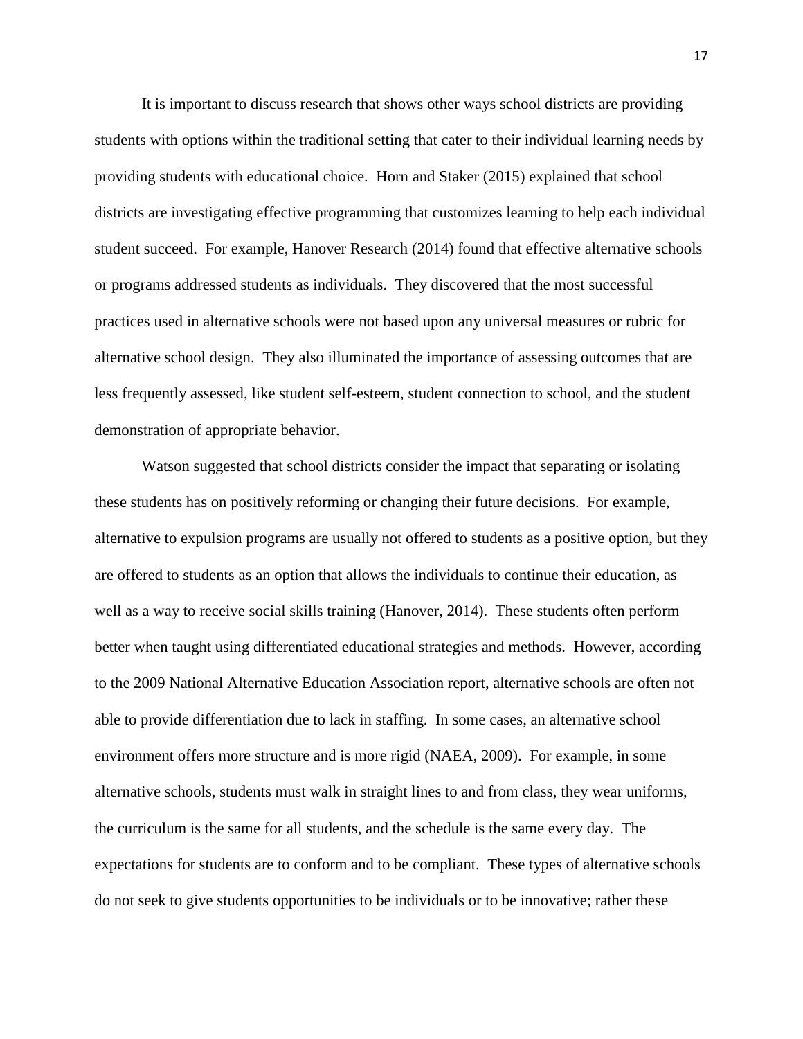It is important to discuss research that shows other ways school districts are providing students with options within the traditional setting that cater to their individual learning needs by providing students with educational choice. Horn and Staker (2015) explained that school districts are investigating effective programming that customizes learning to help each individual student succeed. For example, Hanover Research (2014) found that effective alternative schools or programs addressed students as individuals. They discovered that the most successful practices used in alternative schools were not based upon any universal measures or rubric for alternative school design. They also illuminated the importance of assessing outcomes that are less frequently assessed, like student self-esteem, student connection to school, and the student demonstration of appropriate behavior.

Watson suggested that school districts consider the impact that separating or isolating these students has on positively reforming or changing their future decisions. For example, alternative to expulsion programs are usually not offered to students as a positive option, but they are offered to students as an option that allows the individuals to continue their education, as well as a way to receive social skills training (Hanover, 2014). These students often perform better when taught using differentiated educational strategies and methods. However, according to the 2009 National Alternative Education Association report, alternative schools are often not able to provide differentiation due to lack in staffing. In some cases, an alternative school environment offers more structure and is more rigid (NAEA, 2009). For example, in some alternative schools, students must walk in straight lines to and from class, they wear uniforms, the curriculum is the same for all students, and the schedule is the same every day. The expectations for students are to conform and to be compliant. These types of alternative schools do not seek to give students opportunities to be individuals or to be innovative; rather these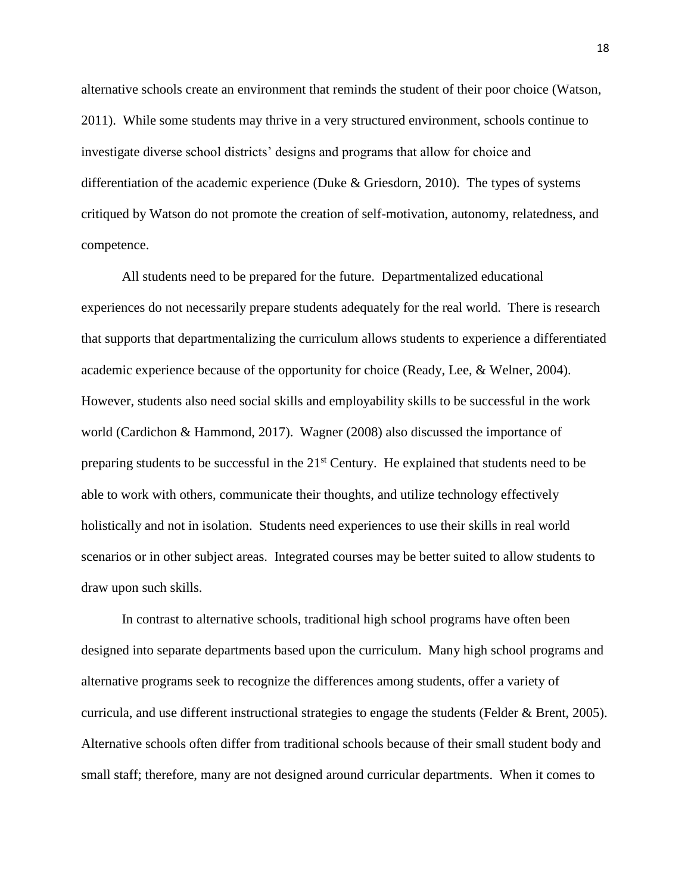alternative schools create an environment that reminds the student of their poor choice (Watson, 2011). While some students may thrive in a very structured environment, schools continue to investigate diverse school districts' designs and programs that allow for choice and differentiation of the academic experience (Duke & Griesdorn, 2010). The types of systems critiqued by Watson do not promote the creation of self-motivation, autonomy, relatedness, and competence.

All students need to be prepared for the future. Departmentalized educational experiences do not necessarily prepare students adequately for the real world. There is research that supports that departmentalizing the curriculum allows students to experience a differentiated academic experience because of the opportunity for choice (Ready, Lee, & Welner, 2004). However, students also need social skills and employability skills to be successful in the work world (Cardichon & Hammond, 2017). Wagner (2008) also discussed the importance of preparing students to be successful in the 21st Century. He explained that students need to be able to work with others, communicate their thoughts, and utilize technology effectively holistically and not in isolation. Students need experiences to use their skills in real world scenarios or in other subject areas. Integrated courses may be better suited to allow students to draw upon such skills.

In contrast to alternative schools, traditional high school programs have often been designed into separate departments based upon the curriculum. Many high school programs and alternative programs seek to recognize the differences among students, offer a variety of curricula, and use different instructional strategies to engage the students (Felder & Brent, 2005). Alternative schools often differ from traditional schools because of their small student body and small staff; therefore, many are not designed around curricular departments. When it comes to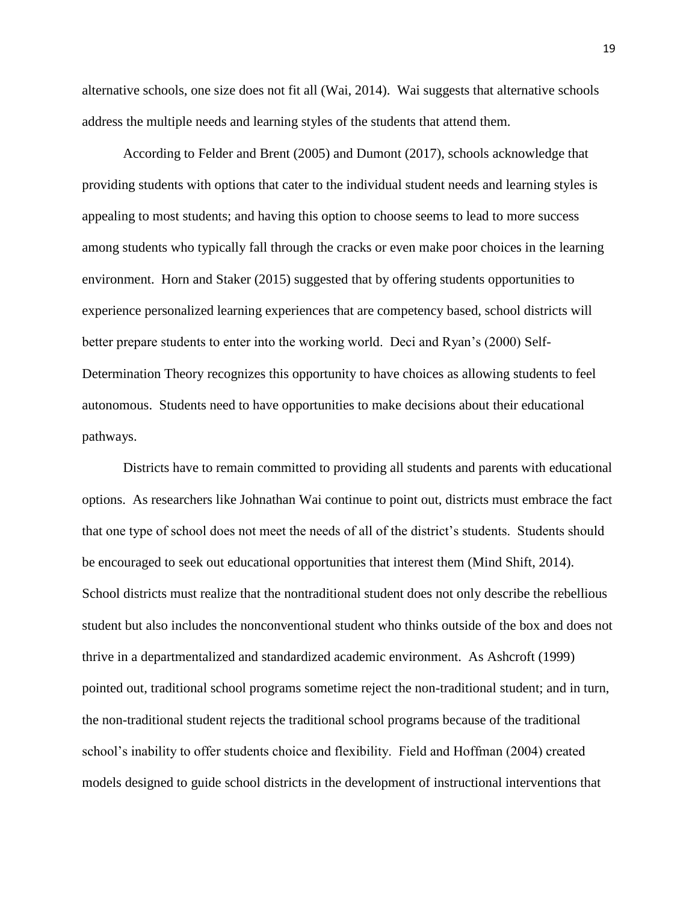alternative schools, one size does not fit all (Wai, 2014). Wai suggests that alternative schools address the multiple needs and learning styles of the students that attend them.

According to Felder and Brent (2005) and Dumont (2017), schools acknowledge that providing students with options that cater to the individual student needs and learning styles is appealing to most students; and having this option to choose seems to lead to more success among students who typically fall through the cracks or even make poor choices in the learning environment. Horn and Staker (2015) suggested that by offering students opportunities to experience personalized learning experiences that are competency based, school districts will better prepare students to enter into the working world. Deci and Ryan's (2000) Self-Determination Theory recognizes this opportunity to have choices as allowing students to feel autonomous. Students need to have opportunities to make decisions about their educational pathways.

Districts have to remain committed to providing all students and parents with educational options. As researchers like Johnathan Wai continue to point out, districts must embrace the fact that one type of school does not meet the needs of all of the district's students. Students should be encouraged to seek out educational opportunities that interest them (Mind Shift, 2014). School districts must realize that the nontraditional student does not only describe the rebellious student but also includes the nonconventional student who thinks outside of the box and does not thrive in a departmentalized and standardized academic environment. As Ashcroft (1999) pointed out, traditional school programs sometime reject the non-traditional student; and in turn, the non-traditional student rejects the traditional school programs because of the traditional school's inability to offer students choice and flexibility. Field and Hoffman (2004) created models designed to guide school districts in the development of instructional interventions that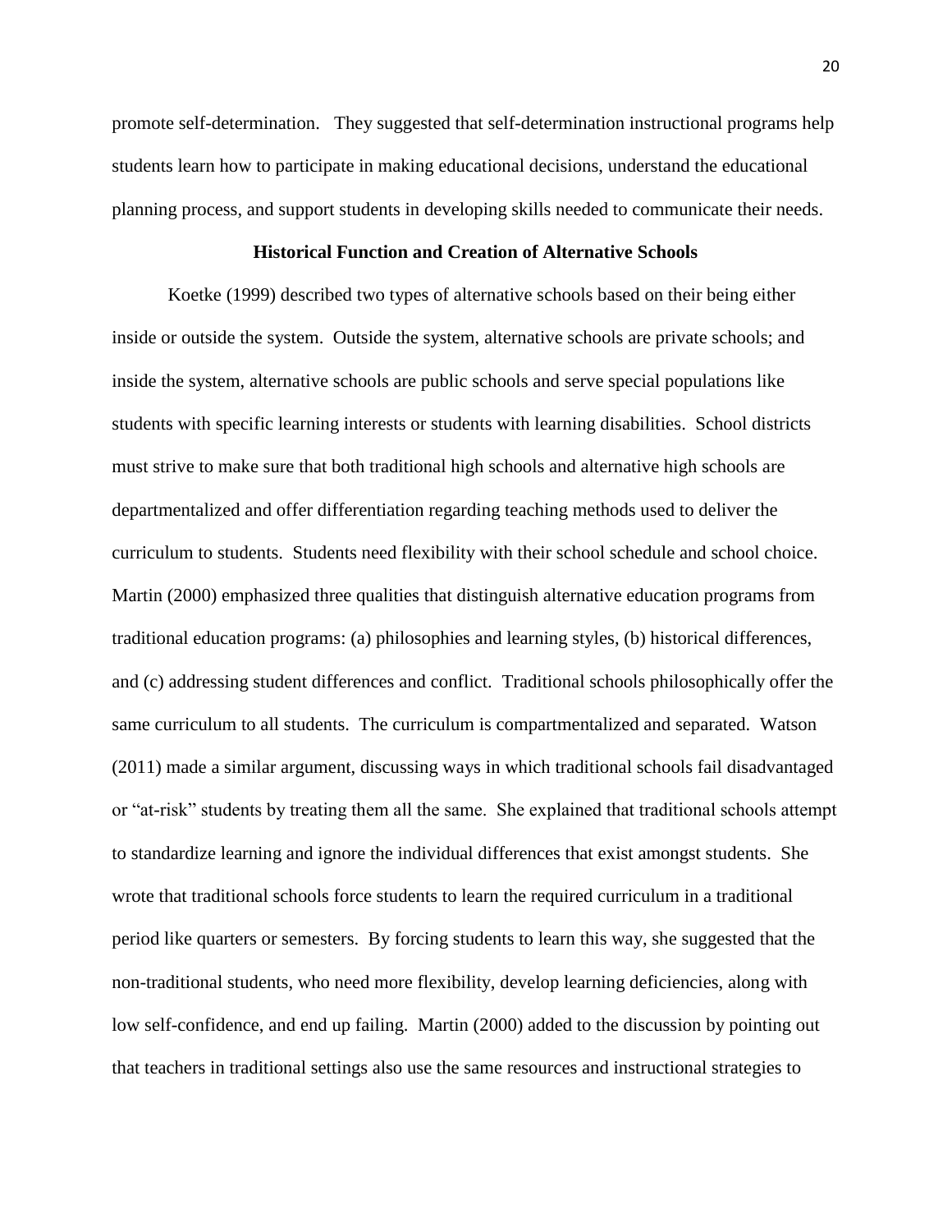promote self-determination. They suggested that self-determination instructional programs help students learn how to participate in making educational decisions, understand the educational planning process, and support students in developing skills needed to communicate their needs.

## Historical Function and Creation of Alternative Schools

Koetke (1999) described two types of alternative schools based on their being either inside or outside the system. Outside the system, alternative schools are private schools; and inside the system, alternative schools are public schools and serve special populations like students with specific learning interests or students with learning disabilities. School districts must strive to make sure that both traditional high schools and alternative high schools are departmentalized and offer differentiation regarding teaching methods used to deliver the curriculum to students. Students need flexibility with their school schedule and school choice. Martin (2000) emphasized three qualities that distinguish alternative education programs from traditional education programs: (a) philosophies and learning styles, (b) historical differences, and (c) addressing student differences and conflict. Traditional schools philosophically offer the same curriculum to all students. The curriculum is compartmentalized and separated. Watson (2011) made a similar argument, discussing ways in which traditional schools fail disadvantaged or "at-risk" students by treating them all the same. She explained that traditional schools attempt to standardize learning and ignore the individual differences that exist amongst students. She wrote that traditional schools force students to learn the required curriculum in a traditional period like quarters or semesters. By forcing students to learn this way, she suggested that the non-traditional students, who need more flexibility, develop learning deficiencies, along with low self-confidence, and end up failing. Martin (2000) added to the discussion by pointing out that teachers in traditional settings also use the same resources and instructional strategies to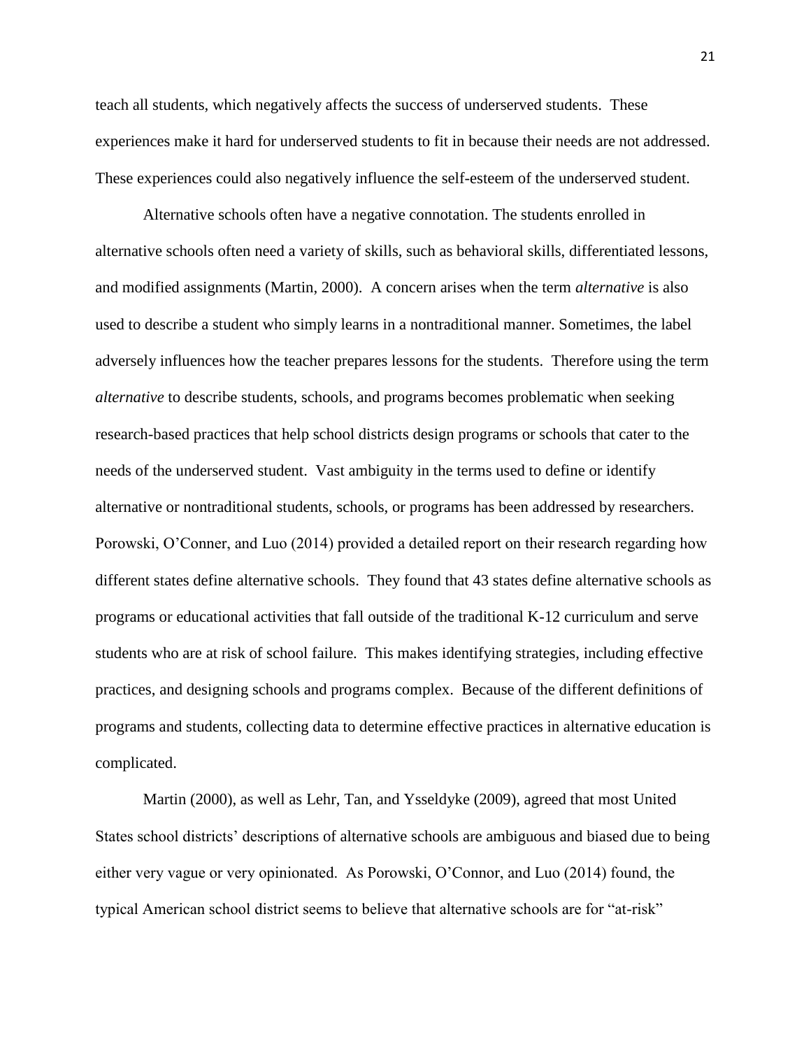teach all students, which negatively affects the success of underserved students. These experiences make it hard for underserved students to fit in because their needs are not addressed. These experiences could also negatively influence the self-esteem of the underserved student.

Alternative schools often have a negative connotation. The students enrolled in alternative schools often need a variety of skills, such as behavioral skills, differentiated lessons, and modified assignments (Martin, 2000). A concern arises when the term *alternative* is also used to describe a student who simply learns in a nontraditional manner. Sometimes, the label adversely influences how the teacher prepares lessons for the students. Therefore using the term *alternative* to describe students, schools, and programs becomes problematic when seeking research-based practices that help school districts design programs or schools that cater to the needs of the underserved student. Vast ambiguity in the terms used to define or identify alternative or nontraditional students, schools, or programs has been addressed by researchers. Porowski, O'Conner, and Luo (2014) provided a detailed report on their research regarding how different states define alternative schools. They found that 43 states define alternative schools as programs or educational activities that fall outside of the traditional K-12 curriculum and serve students who are at risk of school failure. This makes identifying strategies, including effective practices, and designing schools and programs complex. Because of the different definitions of programs and students, collecting data to determine effective practices in alternative education is complicated.

Martin (2000), as well as Lehr, Tan, and Ysseldyke (2009), agreed that most United States school districts' descriptions of alternative schools are ambiguous and biased due to being either very vague or very opinionated. As Porowski, O'Connor, and Luo (2014) found, the typical American school district seems to believe that alternative schools are for "at-risk"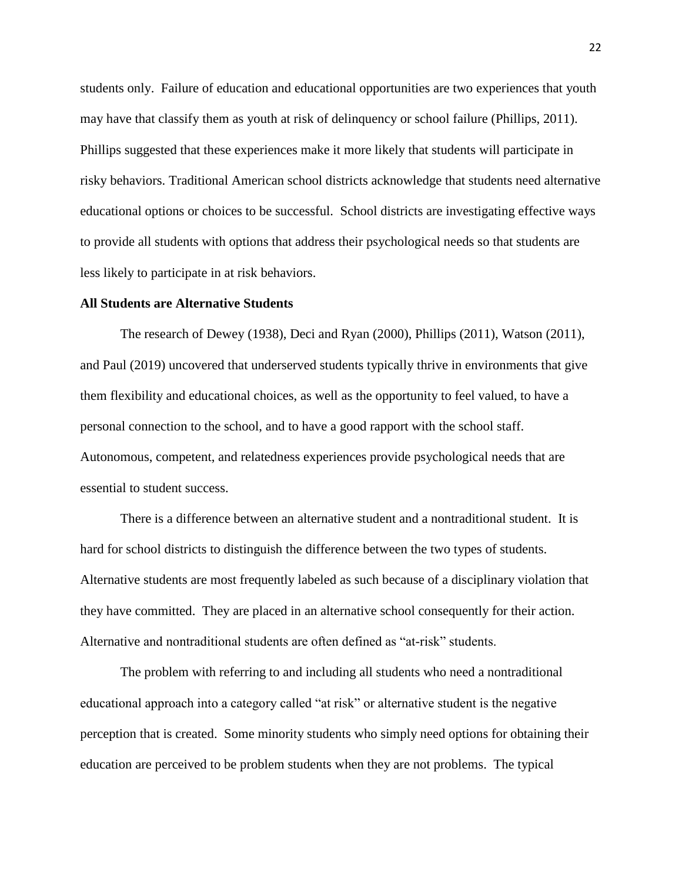students only. Failure of education and educational opportunities are two experiences that youth may have that classify them as youth at risk of delinquency or school failure (Phillips, 2011). Phillips suggested that these experiences make it more likely that students will participate in risky behaviors. Traditional American school districts acknowledge that students need alternative educational options or choices to be successful. School districts are investigating effective ways to provide all students with options that address their psychological needs so that students are less likely to participate in at risk behaviors.

**All Students are Alternative Students**

The research of Dewey (1938), Deci and Ryan (2000), Phillips (2011), Watson (2011), and Paul (2019) uncovered that underserved students typically thrive in environments that give them flexibility and educational choices, as well as the opportunity to feel valued, to have a personal connection to the school, and to have a good rapport with the school staff. Autonomous, competent, and relatedness experiences provide psychological needs that are essential to student success.

There is a difference between an alternative student and a nontraditional student. It is hard for school districts to distinguish the difference between the two types of students. Alternative students are most frequently labeled as such because of a disciplinary violation that they have committed. They are placed in an alternative school consequently for their action. Alternative and nontraditional students are often defined as "at-risk" students.

The problem with referring to and including all students who need a nontraditional educational approach into a category called "at risk" or alternative student is the negative perception that is created. Some minority students who simply need options for obtaining their education are perceived to be problem students when they are not problems. The typical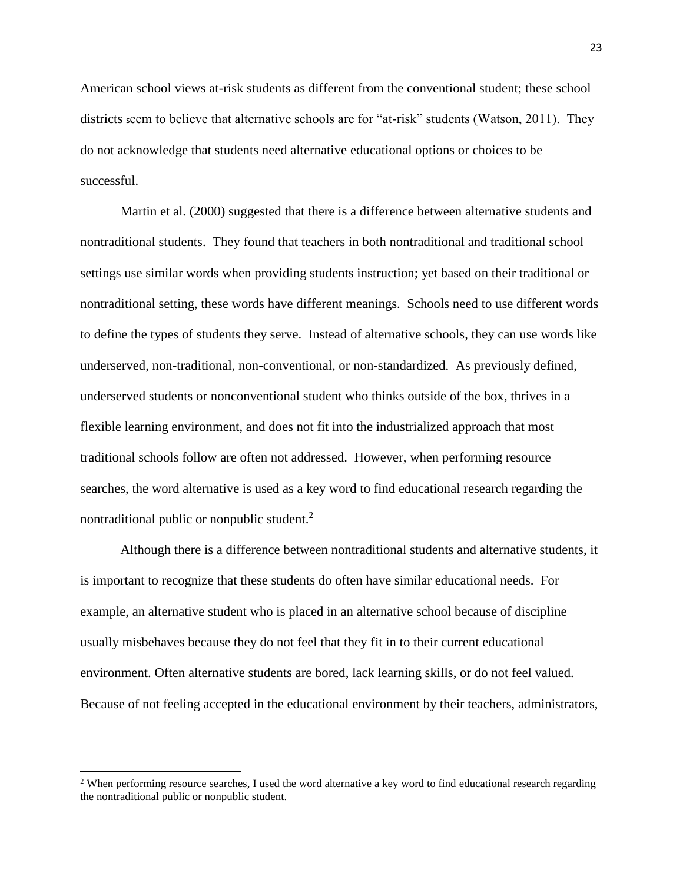American school views at-risk students as different from the conventional student; these school districts seem to believe that alternative schools are for "at-risk" students (Watson, 2011). They do not acknowledge that students need alternative educational options or choices to be successful.

Martin et al. (2000) suggested that there is a difference between alternative students and nontraditional students. They found that teachers in both nontraditional and traditional school settings use similar words when providing students instruction; yet based on their traditional or nontraditional setting, these words have different meanings. Schools need to use different words to define the types of students they serve. Instead of alternative schools, they can use words like underserved, non-traditional, non-conventional, or non-standardized. As previously defined, underserved students or nonconventional student who thinks outside of the box, thrives in a flexible learning environment, and does not fit into the industrialized approach that most traditional schools follow are often not addressed. However, when performing resource searches, the word alternative is used as a key word to find educational research regarding the nontraditional public or nonpublic student.[2]

Although there is a difference between nontraditional students and alternative students, it is important to recognize that these students do often have similar educational needs. For example, an alternative student who is placed in an alternative school because of discipline usually misbehaves because they do not feel that they fit in to their current educational environment. Often alternative students are bored, lack learning skills, or do not feel valued. Because of not feeling accepted in the educational environment by their teachers, administrators,

---

[2] When performing resource searches, I used the word alternative a key word to find educational research regarding the nontraditional public or nonpublic student.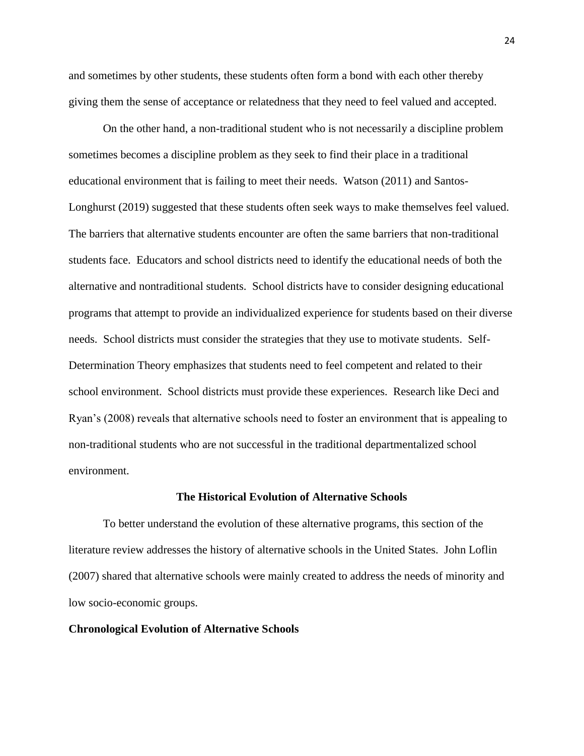and sometimes by other students, these students often form a bond with each other thereby giving them the sense of acceptance or relatedness that they need to feel valued and accepted.

On the other hand, a non-traditional student who is not necessarily a discipline problem sometimes becomes a discipline problem as they seek to find their place in a traditional educational environment that is failing to meet their needs. Watson (2011) and Santos-Longhurst (2019) suggested that these students often seek ways to make themselves feel valued. The barriers that alternative students encounter are often the same barriers that non-traditional students face. Educators and school districts need to identify the educational needs of both the alternative and nontraditional students. School districts have to consider designing educational programs that attempt to provide an individualized experience for students based on their diverse needs. School districts must consider the strategies that they use to motivate students. Self-Determination Theory emphasizes that students need to feel competent and related to their school environment. School districts must provide these experiences. Research like Deci and Ryan's (2008) reveals that alternative schools need to foster an environment that is appealing to non-traditional students who are not successful in the traditional departmentalized school environment.

## The Historical Evolution of Alternative Schools

To better understand the evolution of these alternative programs, this section of the literature review addresses the history of alternative schools in the United States. John Loflin (2007) shared that alternative schools were mainly created to address the needs of minority and low socio-economic groups.

### Chronological Evolution of Alternative Schools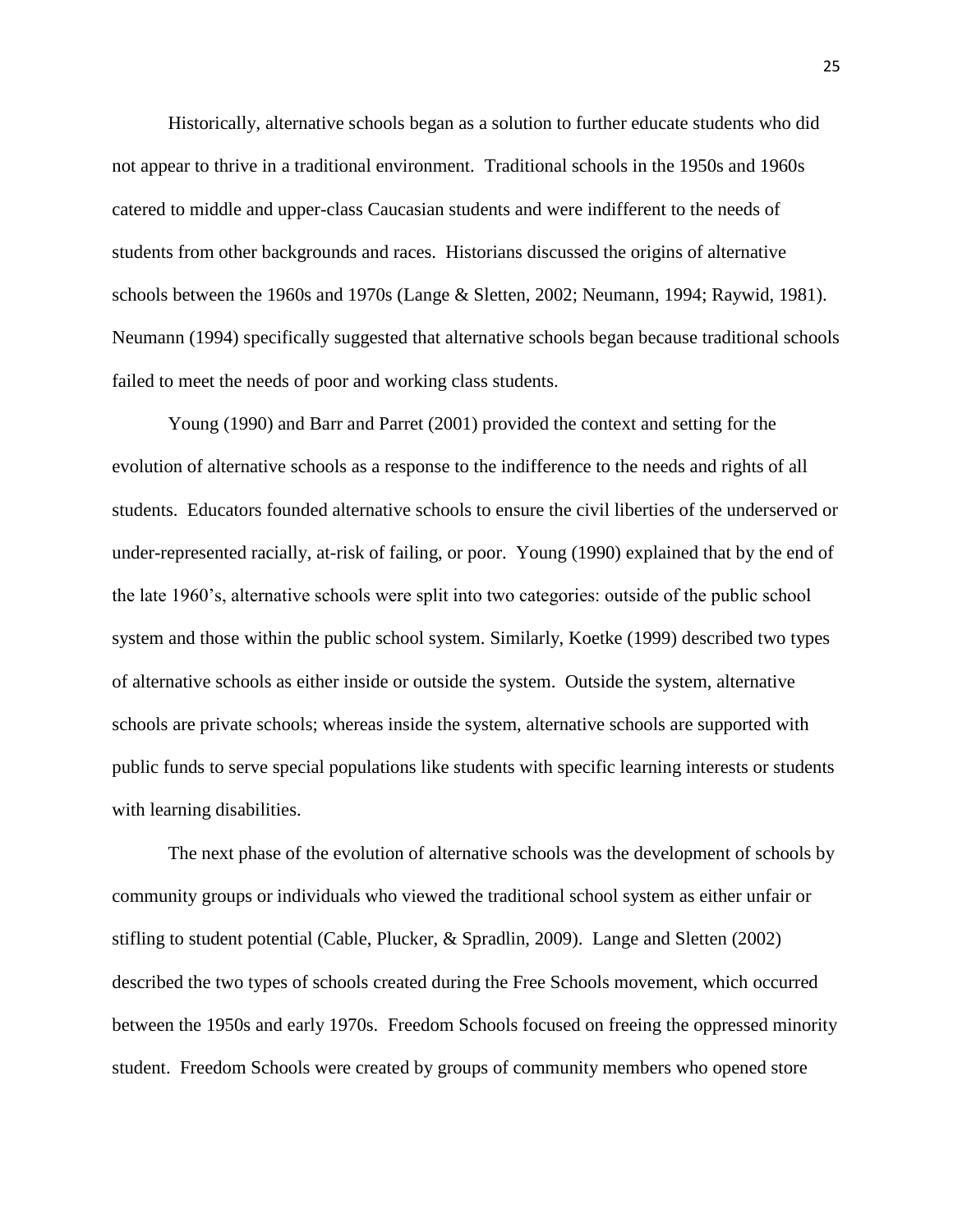Historically, alternative schools began as a solution to further educate students who did not appear to thrive in a traditional environment. Traditional schools in the 1950s and 1960s catered to middle and upper-class Caucasian students and were indifferent to the needs of students from other backgrounds and races. Historians discussed the origins of alternative schools between the 1960s and 1970s (Lange & Sletten, 2002; Neumann, 1994; Raywid, 1981). Neumann (1994) specifically suggested that alternative schools began because traditional schools failed to meet the needs of poor and working class students.

Young (1990) and Barr and Parret (2001) provided the context and setting for the evolution of alternative schools as a response to the indifference to the needs and rights of all students. Educators founded alternative schools to ensure the civil liberties of the underserved or under-represented racially, at-risk of failing, or poor. Young (1990) explained that by the end of the late 1960's, alternative schools were split into two categories: outside of the public school system and those within the public school system. Similarly, Koetke (1999) described two types of alternative schools as either inside or outside the system. Outside the system, alternative schools are private schools; whereas inside the system, alternative schools are supported with public funds to serve special populations like students with specific learning interests or students with learning disabilities.

The next phase of the evolution of alternative schools was the development of schools by community groups or individuals who viewed the traditional school system as either unfair or stifling to student potential (Cable, Plucker, & Spradlin, 2009). Lange and Sletten (2002) described the two types of schools created during the Free Schools movement, which occurred between the 1950s and early 1970s. Freedom Schools focused on freeing the oppressed minority student. Freedom Schools were created by groups of community members who opened store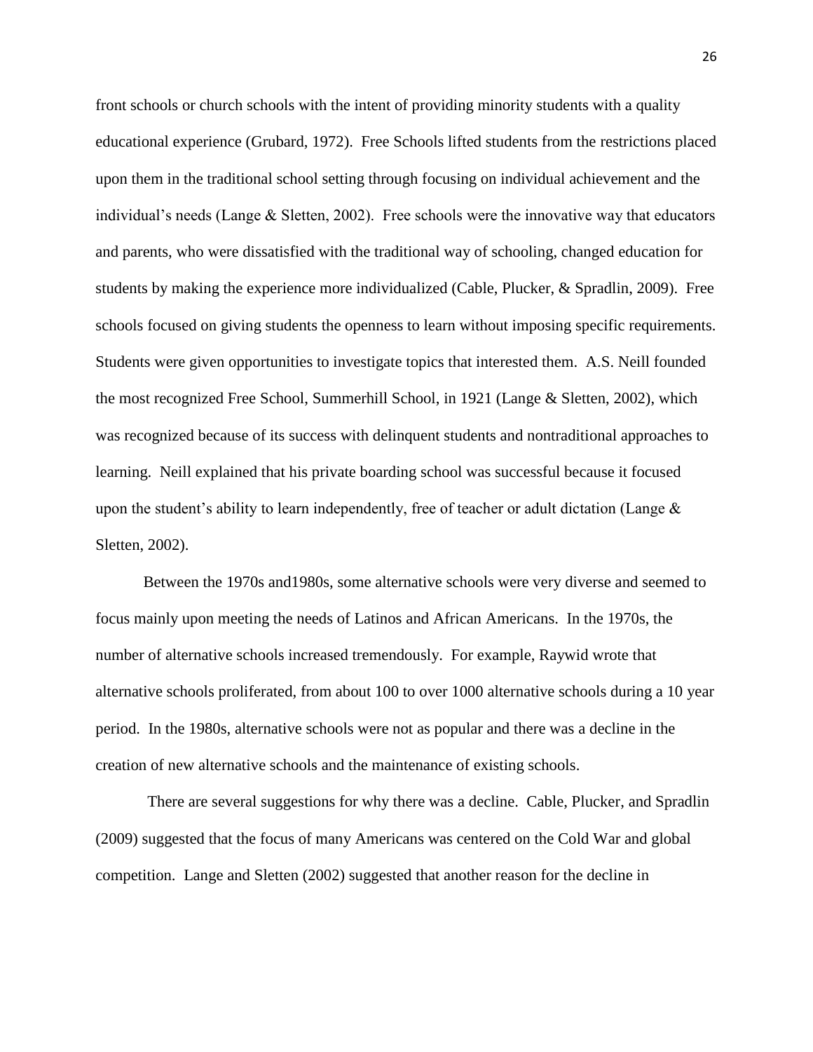front schools or church schools with the intent of providing minority students with a quality educational experience (Grubard, 1972). Free Schools lifted students from the restrictions placed upon them in the traditional school setting through focusing on individual achievement and the individual's needs (Lange & Sletten, 2002). Free schools were the innovative way that educators and parents, who were dissatisfied with the traditional way of schooling, changed education for students by making the experience more individualized (Cable, Plucker, & Spradlin, 2009). Free schools focused on giving students the openness to learn without imposing specific requirements. Students were given opportunities to investigate topics that interested them. A.S. Neill founded the most recognized Free School, Summerhill School, in 1921 (Lange & Sletten, 2002), which was recognized because of its success with delinquent students and nontraditional approaches to learning. Neill explained that his private boarding school was successful because it focused upon the student's ability to learn independently, free of teacher or adult dictation (Lange & Sletten, 2002).

Between the 1970s and1980s, some alternative schools were very diverse and seemed to focus mainly upon meeting the needs of Latinos and African Americans. In the 1970s, the number of alternative schools increased tremendously. For example, Raywid wrote that alternative schools proliferated, from about 100 to over 1000 alternative schools during a 10 year period. In the 1980s, alternative schools were not as popular and there was a decline in the creation of new alternative schools and the maintenance of existing schools.

There are several suggestions for why there was a decline. Cable, Plucker, and Spradlin (2009) suggested that the focus of many Americans was centered on the Cold War and global competition. Lange and Sletten (2002) suggested that another reason for the decline in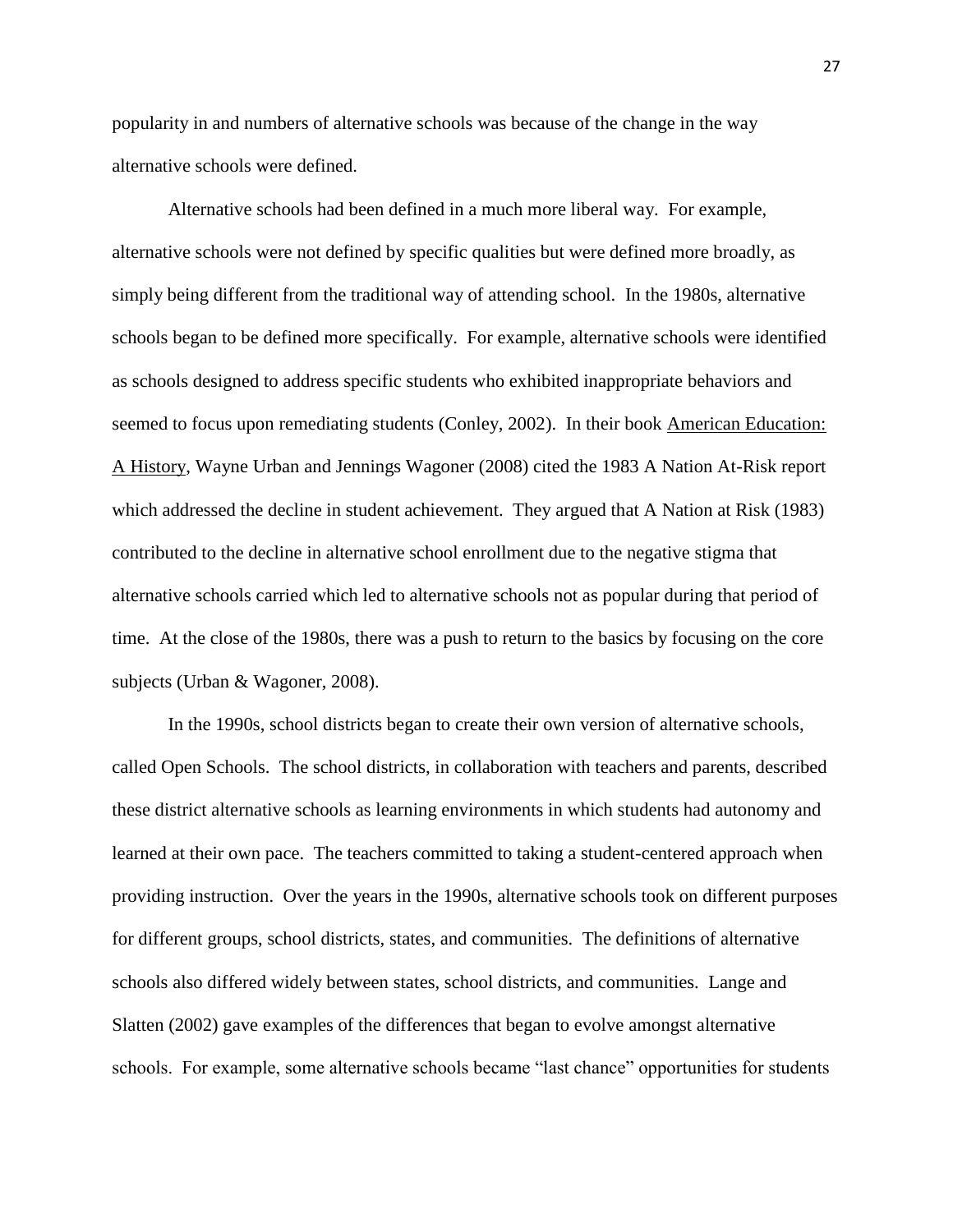popularity in and numbers of alternative schools was because of the change in the way alternative schools were defined.

Alternative schools had been defined in a much more liberal way. For example, alternative schools were not defined by specific qualities but were defined more broadly, as simply being different from the traditional way of attending school. In the 1980s, alternative schools began to be defined more specifically. For example, alternative schools were identified as schools designed to address specific students who exhibited inappropriate behaviors and seemed to focus upon remediating students (Conley, 2002). In their book American Education: A History, Wayne Urban and Jennings Wagoner (2008) cited the 1983 A Nation At-Risk report which addressed the decline in student achievement. They argued that A Nation at Risk (1983) contributed to the decline in alternative school enrollment due to the negative stigma that alternative schools carried which led to alternative schools not as popular during that period of time. At the close of the 1980s, there was a push to return to the basics by focusing on the core subjects (Urban & Wagoner, 2008).

In the 1990s, school districts began to create their own version of alternative schools, called Open Schools. The school districts, in collaboration with teachers and parents, described these district alternative schools as learning environments in which students had autonomy and learned at their own pace. The teachers committed to taking a student-centered approach when providing instruction. Over the years in the 1990s, alternative schools took on different purposes for different groups, school districts, states, and communities. The definitions of alternative schools also differed widely between states, school districts, and communities. Lange and Slatten (2002) gave examples of the differences that began to evolve amongst alternative schools. For example, some alternative schools became "last chance" opportunities for students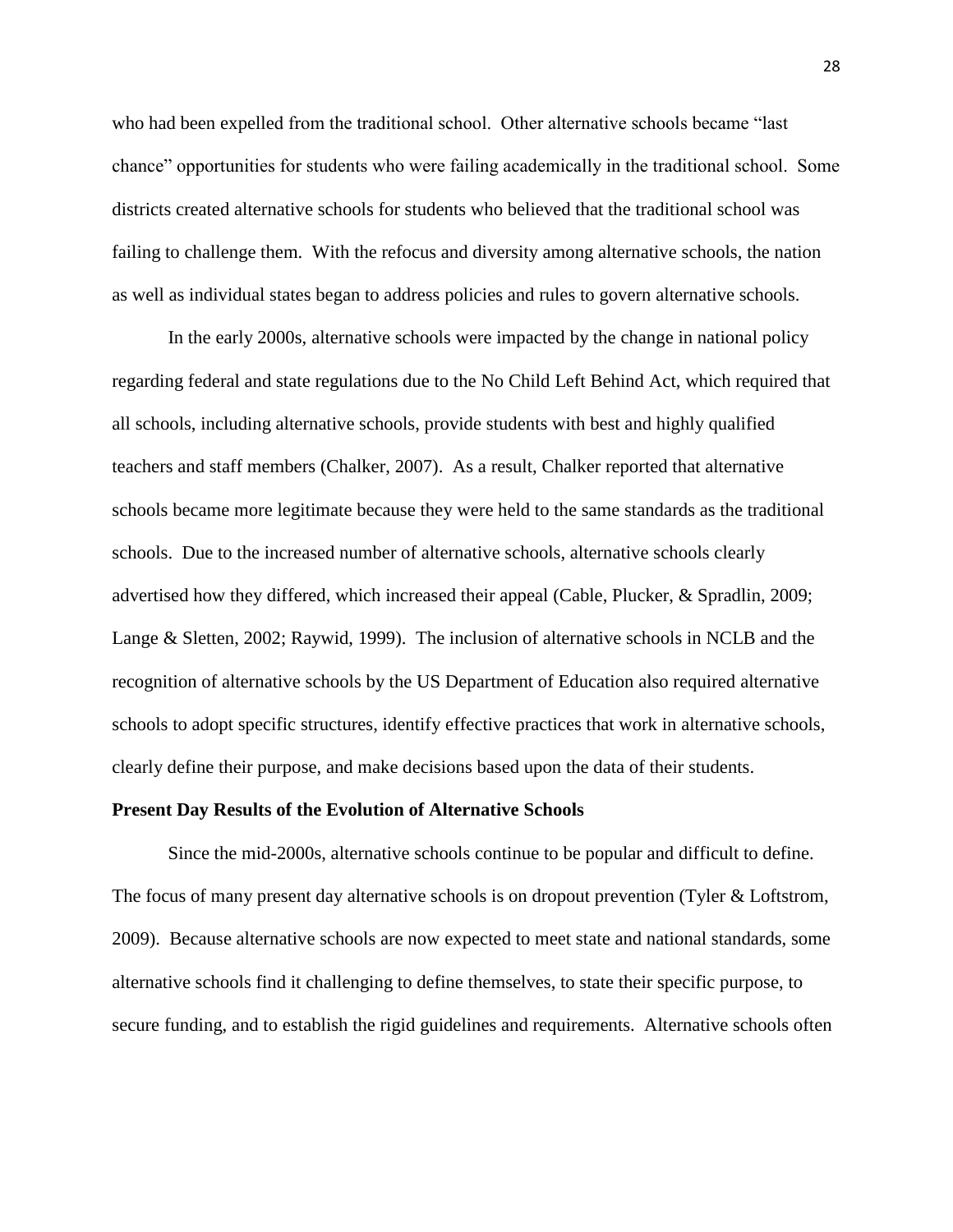who had been expelled from the traditional school. Other alternative schools became "last chance" opportunities for students who were failing academically in the traditional school. Some districts created alternative schools for students who believed that the traditional school was failing to challenge them. With the refocus and diversity among alternative schools, the nation as well as individual states began to address policies and rules to govern alternative schools.

In the early 2000s, alternative schools were impacted by the change in national policy regarding federal and state regulations due to the No Child Left Behind Act, which required that all schools, including alternative schools, provide students with best and highly qualified teachers and staff members (Chalker, 2007). As a result, Chalker reported that alternative schools became more legitimate because they were held to the same standards as the traditional schools. Due to the increased number of alternative schools, alternative schools clearly advertised how they differed, which increased their appeal (Cable, Plucker, & Spradlin, 2009; Lange & Sletten, 2002; Raywid, 1999). The inclusion of alternative schools in NCLB and the recognition of alternative schools by the US Department of Education also required alternative schools to adopt specific structures, identify effective practices that work in alternative schools, clearly define their purpose, and make decisions based upon the data of their students.

**Present Day Results of the Evolution of Alternative Schools**

Since the mid-2000s, alternative schools continue to be popular and difficult to define. The focus of many present day alternative schools is on dropout prevention (Tyler & Loftstrom, 2009). Because alternative schools are now expected to meet state and national standards, some alternative schools find it challenging to define themselves, to state their specific purpose, to secure funding, and to establish the rigid guidelines and requirements. Alternative schools often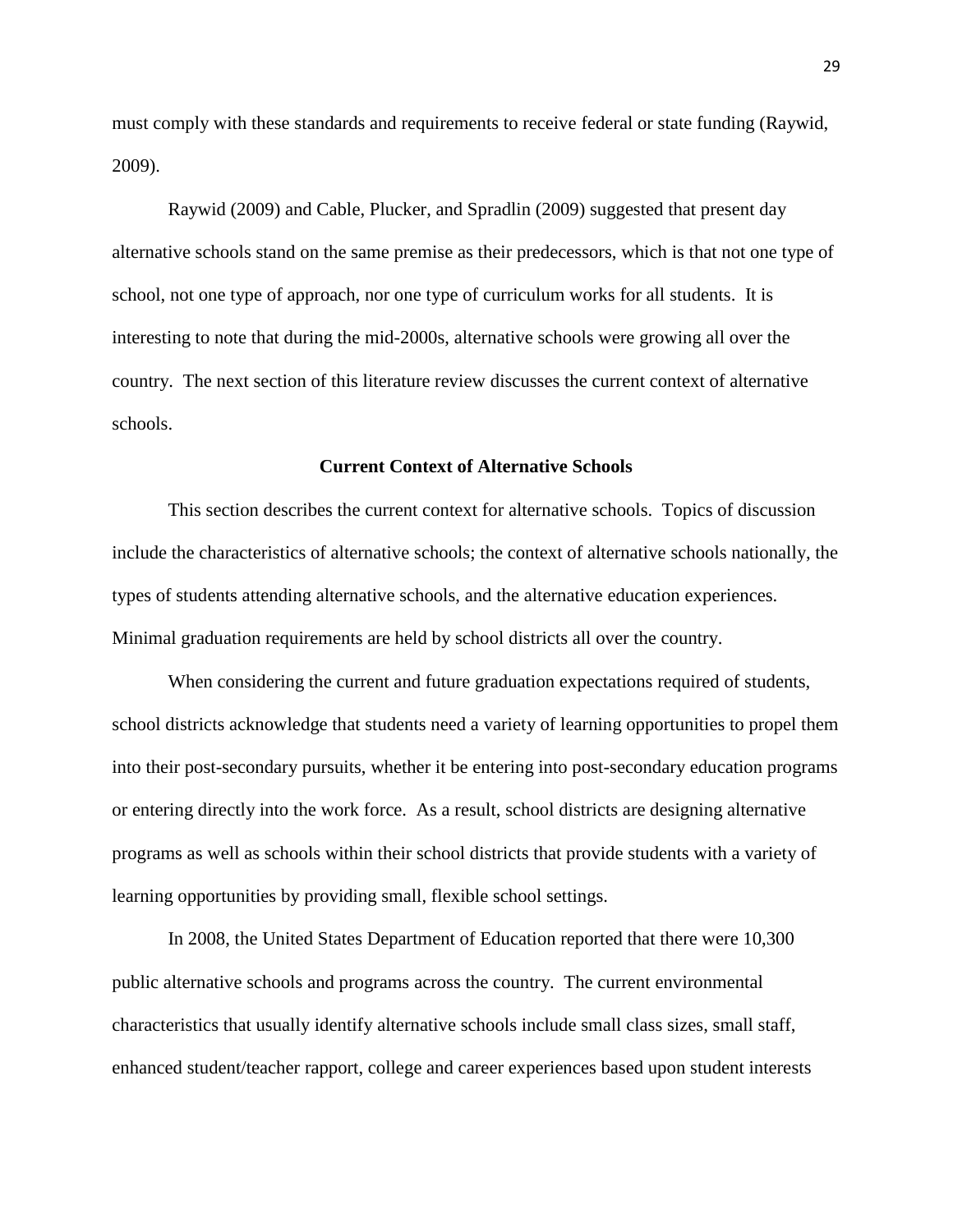must comply with these standards and requirements to receive federal or state funding (Raywid, 2009).

Raywid (2009) and Cable, Plucker, and Spradlin (2009) suggested that present day alternative schools stand on the same premise as their predecessors, which is that not one type of school, not one type of approach, nor one type of curriculum works for all students. It is interesting to note that during the mid-2000s, alternative schools were growing all over the country. The next section of this literature review discusses the current context of alternative schools.

## Current Context of Alternative Schools

This section describes the current context for alternative schools. Topics of discussion include the characteristics of alternative schools; the context of alternative schools nationally, the types of students attending alternative schools, and the alternative education experiences. Minimal graduation requirements are held by school districts all over the country.

When considering the current and future graduation expectations required of students, school districts acknowledge that students need a variety of learning opportunities to propel them into their post-secondary pursuits, whether it be entering into post-secondary education programs or entering directly into the work force. As a result, school districts are designing alternative programs as well as schools within their school districts that provide students with a variety of learning opportunities by providing small, flexible school settings.

In 2008, the United States Department of Education reported that there were 10,300 public alternative schools and programs across the country. The current environmental characteristics that usually identify alternative schools include small class sizes, small staff, enhanced student/teacher rapport, college and career experiences based upon student interests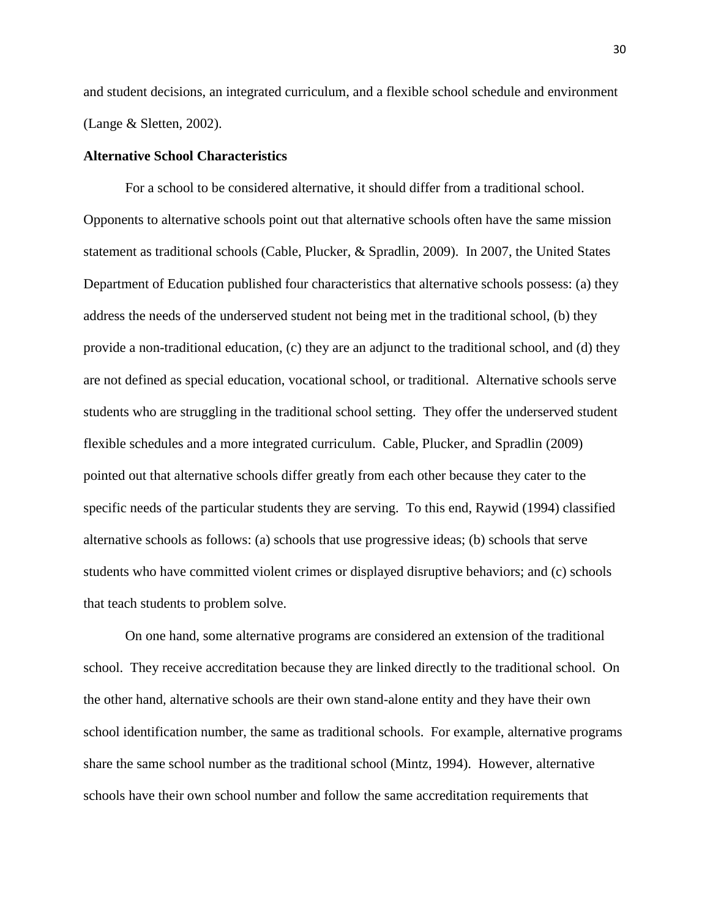and student decisions, an integrated curriculum, and a flexible school schedule and environment (Lange & Sletten, 2002).

**Alternative School Characteristics**

For a school to be considered alternative, it should differ from a traditional school. Opponents to alternative schools point out that alternative schools often have the same mission statement as traditional schools (Cable, Plucker, & Spradlin, 2009). In 2007, the United States Department of Education published four characteristics that alternative schools possess: (a) they address the needs of the underserved student not being met in the traditional school, (b) they provide a non-traditional education, (c) they are an adjunct to the traditional school, and (d) they are not defined as special education, vocational school, or traditional. Alternative schools serve students who are struggling in the traditional school setting. They offer the underserved student flexible schedules and a more integrated curriculum. Cable, Plucker, and Spradlin (2009) pointed out that alternative schools differ greatly from each other because they cater to the specific needs of the particular students they are serving. To this end, Raywid (1994) classified alternative schools as follows: (a) schools that use progressive ideas; (b) schools that serve students who have committed violent crimes or displayed disruptive behaviors; and (c) schools that teach students to problem solve.

On one hand, some alternative programs are considered an extension of the traditional school. They receive accreditation because they are linked directly to the traditional school. On the other hand, alternative schools are their own stand-alone entity and they have their own school identification number, the same as traditional schools. For example, alternative programs share the same school number as the traditional school (Mintz, 1994). However, alternative schools have their own school number and follow the same accreditation requirements that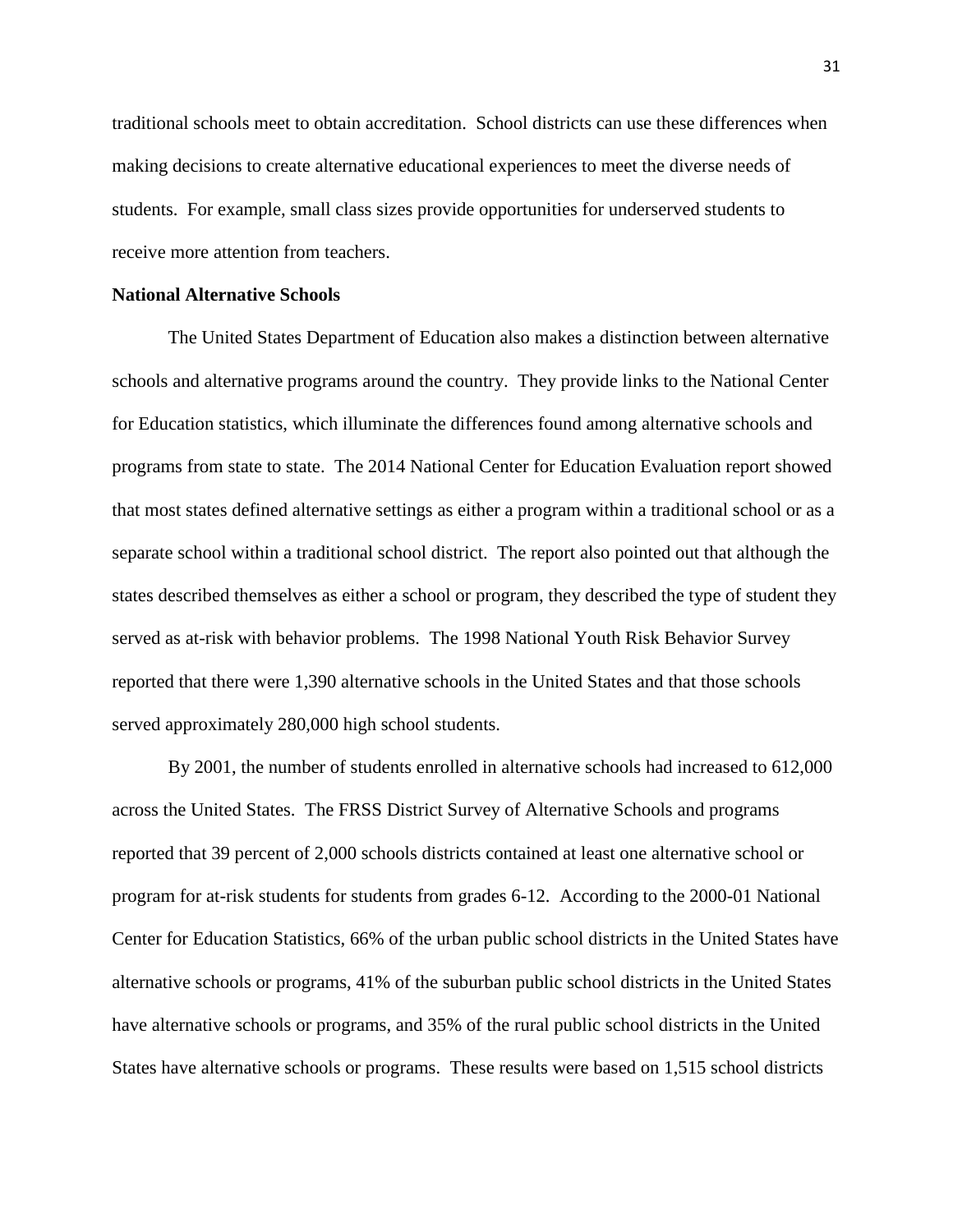traditional schools meet to obtain accreditation. School districts can use these differences when making decisions to create alternative educational experiences to meet the diverse needs of students. For example, small class sizes provide opportunities for underserved students to receive more attention from teachers.

**National Alternative Schools**

The United States Department of Education also makes a distinction between alternative schools and alternative programs around the country. They provide links to the National Center for Education statistics, which illuminate the differences found among alternative schools and programs from state to state. The 2014 National Center for Education Evaluation report showed that most states defined alternative settings as either a program within a traditional school or as a separate school within a traditional school district. The report also pointed out that although the states described themselves as either a school or program, they described the type of student they served as at-risk with behavior problems. The 1998 National Youth Risk Behavior Survey reported that there were 1,390 alternative schools in the United States and that those schools served approximately 280,000 high school students.

By 2001, the number of students enrolled in alternative schools had increased to 612,000 across the United States. The FRSS District Survey of Alternative Schools and programs reported that 39 percent of 2,000 schools districts contained at least one alternative school or program for at-risk students for students from grades 6-12. According to the 2000-01 National Center for Education Statistics, 66% of the urban public school districts in the United States have alternative schools or programs, 41% of the suburban public school districts in the United States have alternative schools or programs, and 35% of the rural public school districts in the United States have alternative schools or programs. These results were based on 1,515 school districts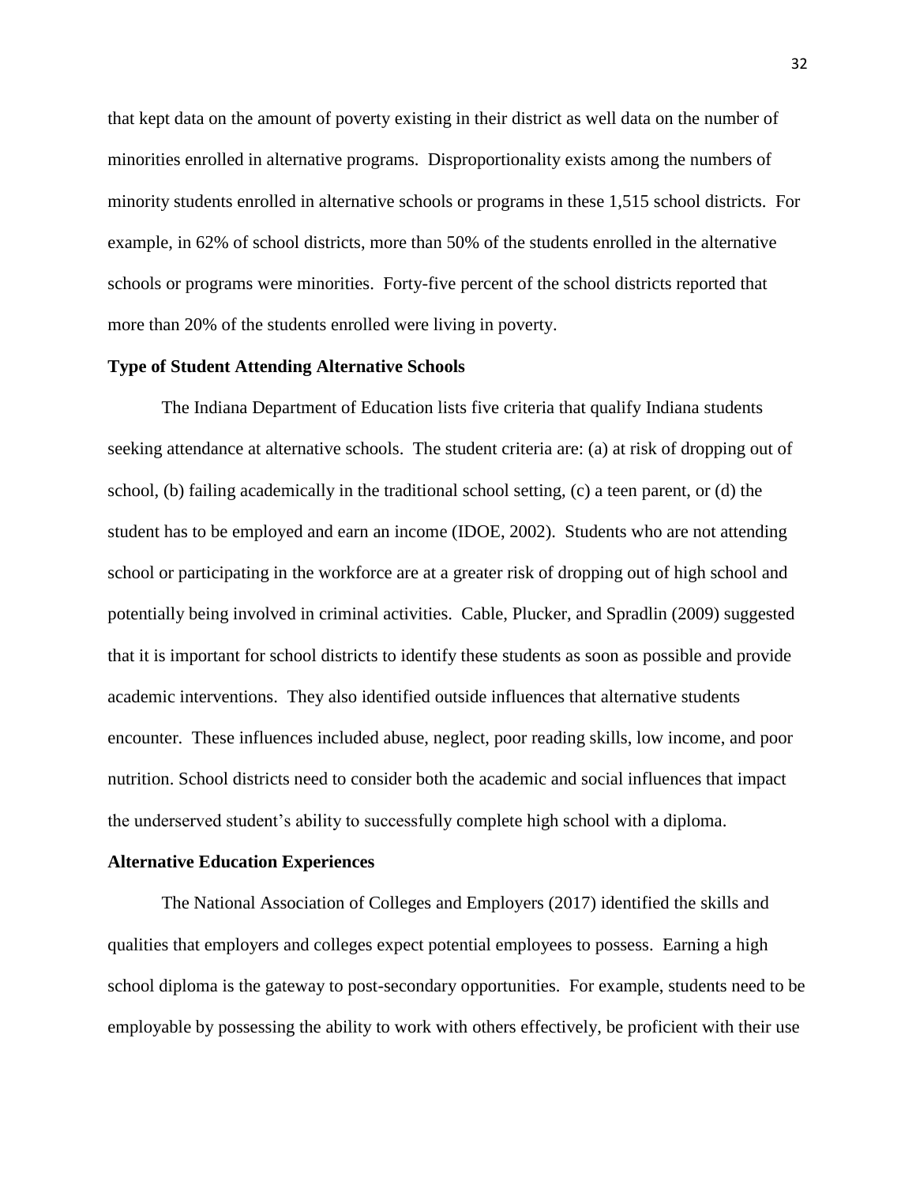that kept data on the amount of poverty existing in their district as well data on the number of minorities enrolled in alternative programs. Disproportionality exists among the numbers of minority students enrolled in alternative schools or programs in these 1,515 school districts. For example, in 62% of school districts, more than 50% of the students enrolled in the alternative schools or programs were minorities. Forty-five percent of the school districts reported that more than 20% of the students enrolled were living in poverty.

**Type of Student Attending Alternative Schools**

The Indiana Department of Education lists five criteria that qualify Indiana students seeking attendance at alternative schools. The student criteria are: (a) at risk of dropping out of school, (b) failing academically in the traditional school setting, (c) a teen parent, or (d) the student has to be employed and earn an income (IDOE, 2002). Students who are not attending school or participating in the workforce are at a greater risk of dropping out of high school and potentially being involved in criminal activities. Cable, Plucker, and Spradlin (2009) suggested that it is important for school districts to identify these students as soon as possible and provide academic interventions. They also identified outside influences that alternative students encounter. These influences included abuse, neglect, poor reading skills, low income, and poor nutrition. School districts need to consider both the academic and social influences that impact the underserved student's ability to successfully complete high school with a diploma.

**Alternative Education Experiences**

The National Association of Colleges and Employers (2017) identified the skills and qualities that employers and colleges expect potential employees to possess. Earning a high school diploma is the gateway to post-secondary opportunities. For example, students need to be employable by possessing the ability to work with others effectively, be proficient with their use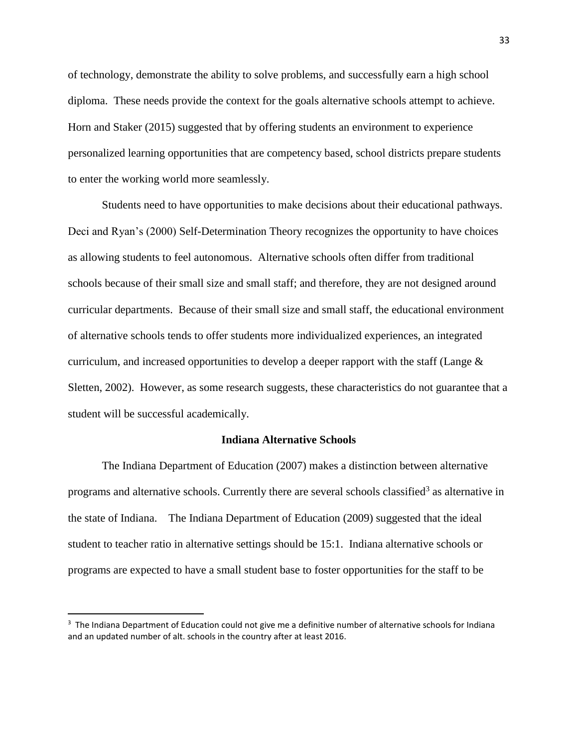of technology, demonstrate the ability to solve problems, and successfully earn a high school diploma. These needs provide the context for the goals alternative schools attempt to achieve. Horn and Staker (2015) suggested that by offering students an environment to experience personalized learning opportunities that are competency based, school districts prepare students to enter the working world more seamlessly.

Students need to have opportunities to make decisions about their educational pathways. Deci and Ryan's (2000) Self-Determination Theory recognizes the opportunity to have choices as allowing students to feel autonomous. Alternative schools often differ from traditional schools because of their small size and small staff; and therefore, they are not designed around curricular departments. Because of their small size and small staff, the educational environment of alternative schools tends to offer students more individualized experiences, an integrated curriculum, and increased opportunities to develop a deeper rapport with the staff (Lange & Sletten, 2002). However, as some research suggests, these characteristics do not guarantee that a student will be successful academically.

## Indiana Alternative Schools

The Indiana Department of Education (2007) makes a distinction between alternative programs and alternative schools. Currently there are several schools classified[3] as alternative in the state of Indiana. The Indiana Department of Education (2009) suggested that the ideal student to teacher ratio in alternative settings should be 15:1. Indiana alternative schools or programs are expected to have a small student base to foster opportunities for the staff to be

---

[3] The Indiana Department of Education could not give me a definitive number of alternative schools for Indiana and an updated number of alt. schools in the country after at least 2016.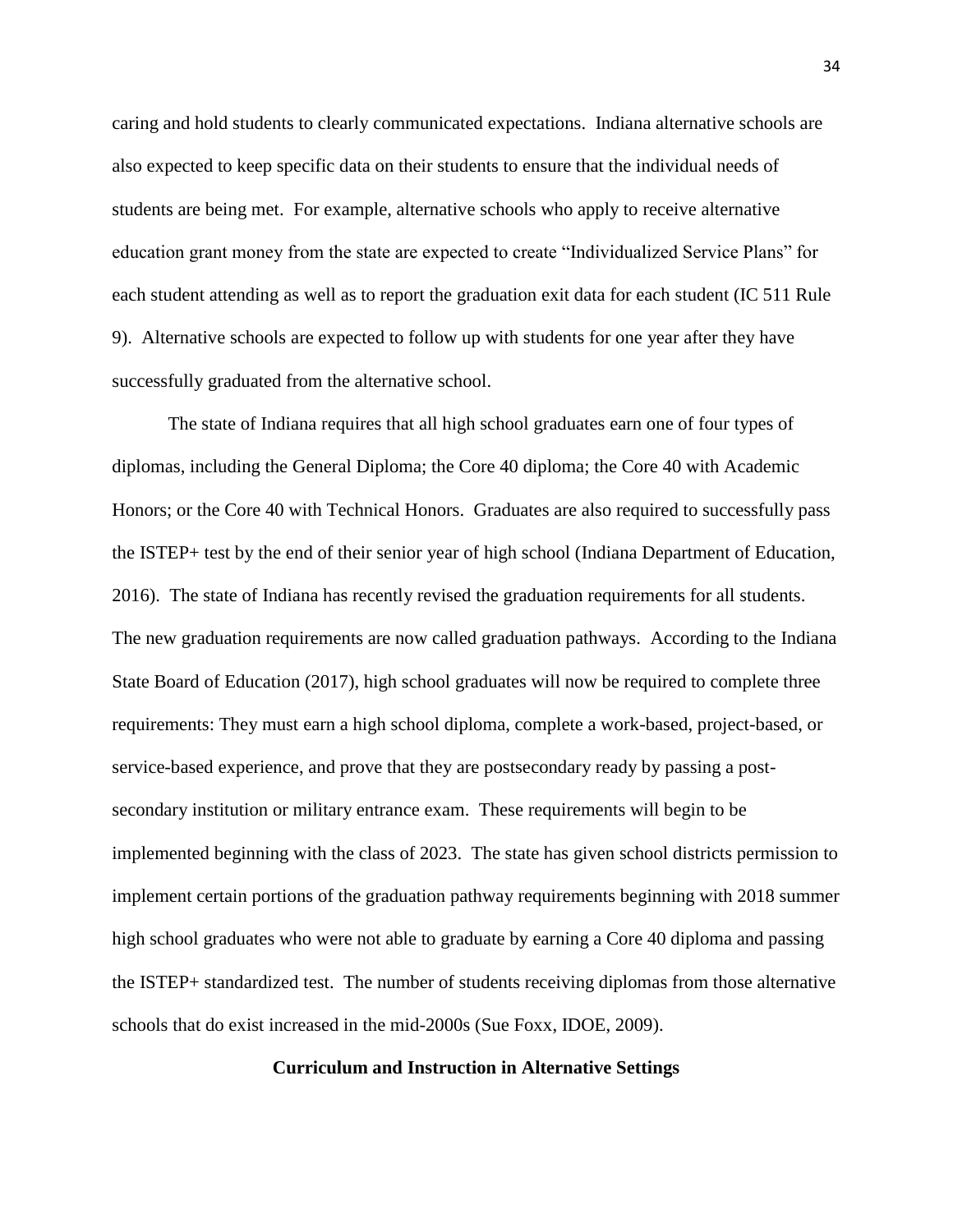caring and hold students to clearly communicated expectations. Indiana alternative schools are also expected to keep specific data on their students to ensure that the individual needs of students are being met. For example, alternative schools who apply to receive alternative education grant money from the state are expected to create "Individualized Service Plans" for each student attending as well as to report the graduation exit data for each student (IC 511 Rule 9). Alternative schools are expected to follow up with students for one year after they have successfully graduated from the alternative school.

The state of Indiana requires that all high school graduates earn one of four types of diplomas, including the General Diploma; the Core 40 diploma; the Core 40 with Academic Honors; or the Core 40 with Technical Honors. Graduates are also required to successfully pass the ISTEP+ test by the end of their senior year of high school (Indiana Department of Education, 2016). The state of Indiana has recently revised the graduation requirements for all students. The new graduation requirements are now called graduation pathways. According to the Indiana State Board of Education (2017), high school graduates will now be required to complete three requirements: They must earn a high school diploma, complete a work-based, project-based, or service-based experience, and prove that they are postsecondary ready by passing a post-secondary institution or military entrance exam. These requirements will begin to be implemented beginning with the class of 2023. The state has given school districts permission to implement certain portions of the graduation pathway requirements beginning with 2018 summer high school graduates who were not able to graduate by earning a Core 40 diploma and passing the ISTEP+ standardized test. The number of students receiving diplomas from those alternative schools that do exist increased in the mid-2000s (Sue Foxx, IDOE, 2009).

## Curriculum and Instruction in Alternative Settings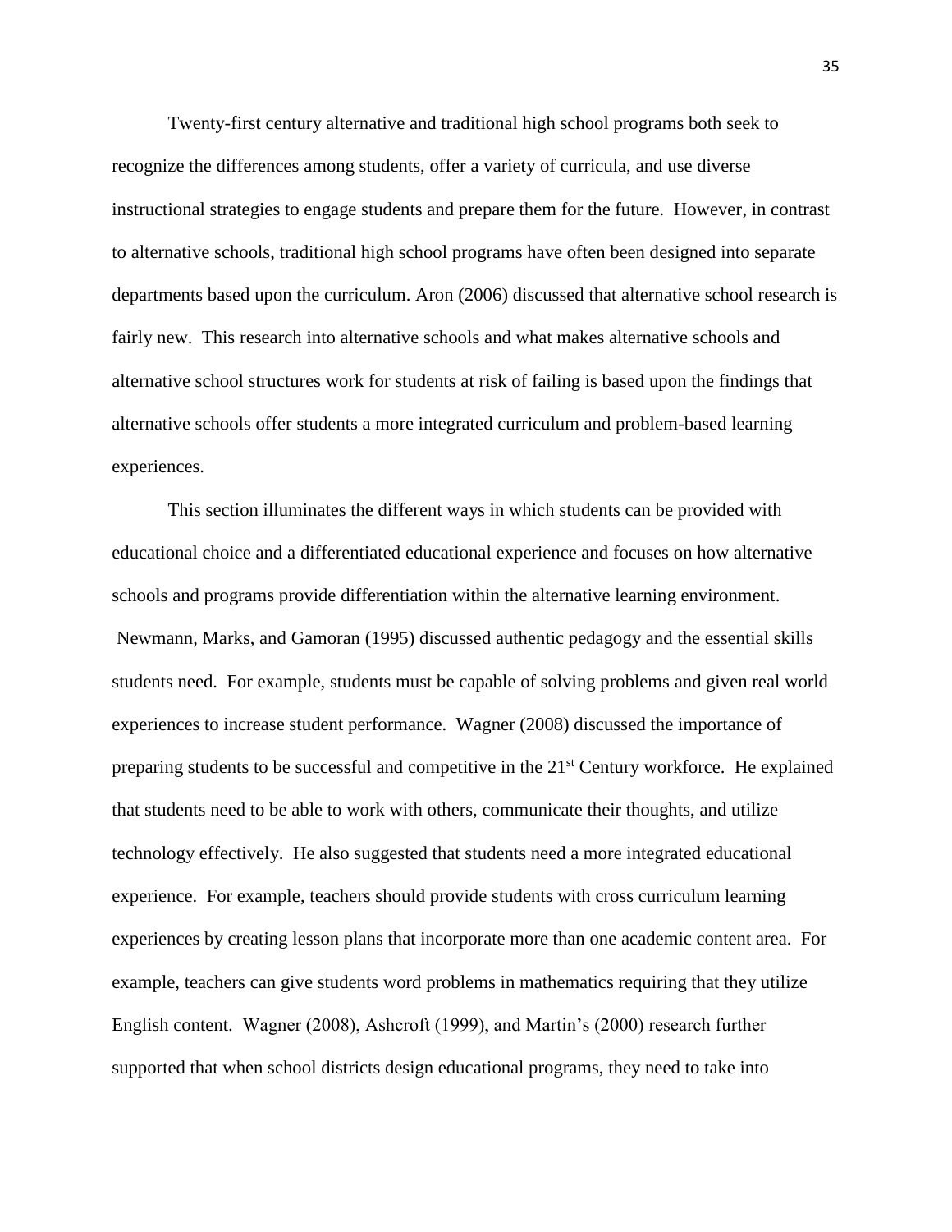Twenty-first century alternative and traditional high school programs both seek to recognize the differences among students, offer a variety of curricula, and use diverse instructional strategies to engage students and prepare them for the future. However, in contrast to alternative schools, traditional high school programs have often been designed into separate departments based upon the curriculum. Aron (2006) discussed that alternative school research is fairly new. This research into alternative schools and what makes alternative schools and alternative school structures work for students at risk of failing is based upon the findings that alternative schools offer students a more integrated curriculum and problem-based learning experiences.

This section illuminates the different ways in which students can be provided with educational choice and a differentiated educational experience and focuses on how alternative schools and programs provide differentiation within the alternative learning environment. Newmann, Marks, and Gamoran (1995) discussed authentic pedagogy and the essential skills students need. For example, students must be capable of solving problems and given real world experiences to increase student performance. Wagner (2008) discussed the importance of preparing students to be successful and competitive in the 21st Century workforce. He explained that students need to be able to work with others, communicate their thoughts, and utilize technology effectively. He also suggested that students need a more integrated educational experience. For example, teachers should provide students with cross curriculum learning experiences by creating lesson plans that incorporate more than one academic content area. For example, teachers can give students word problems in mathematics requiring that they utilize English content. Wagner (2008), Ashcroft (1999), and Martin's (2000) research further supported that when school districts design educational programs, they need to take into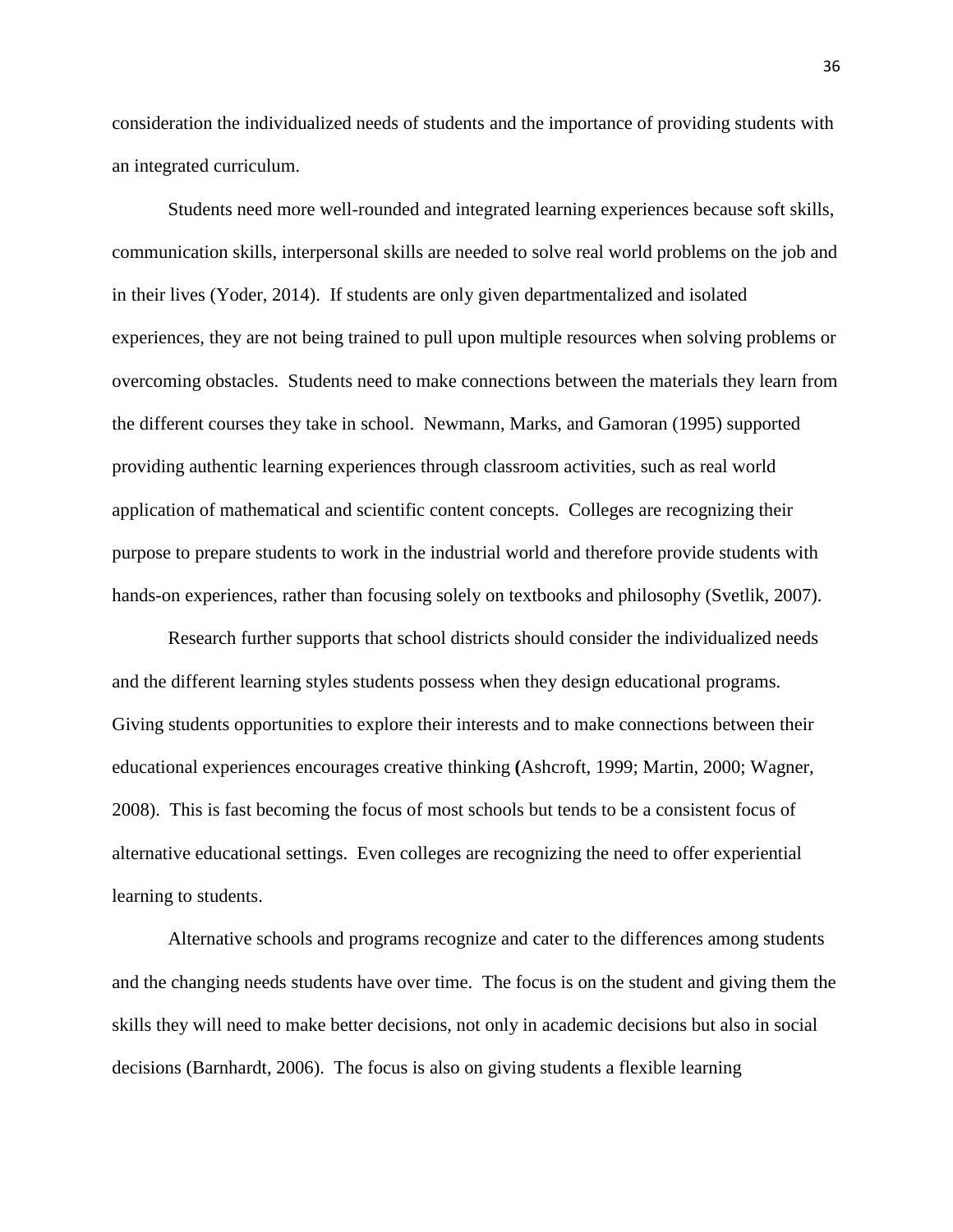consideration the individualized needs of students and the importance of providing students with an integrated curriculum.

Students need more well-rounded and integrated learning experiences because soft skills, communication skills, interpersonal skills are needed to solve real world problems on the job and in their lives (Yoder, 2014). If students are only given departmentalized and isolated experiences, they are not being trained to pull upon multiple resources when solving problems or overcoming obstacles. Students need to make connections between the materials they learn from the different courses they take in school. Newmann, Marks, and Gamoran (1995) supported providing authentic learning experiences through classroom activities, such as real world application of mathematical and scientific content concepts. Colleges are recognizing their purpose to prepare students to work in the industrial world and therefore provide students with hands-on experiences, rather than focusing solely on textbooks and philosophy (Svetlik, 2007).

Research further supports that school districts should consider the individualized needs and the different learning styles students possess when they design educational programs. Giving students opportunities to explore their interests and to make connections between their educational experiences encourages creative thinking (Ashcroft, 1999; Martin, 2000; Wagner, 2008). This is fast becoming the focus of most schools but tends to be a consistent focus of alternative educational settings. Even colleges are recognizing the need to offer experiential learning to students.

Alternative schools and programs recognize and cater to the differences among students and the changing needs students have over time. The focus is on the student and giving them the skills they will need to make better decisions, not only in academic decisions but also in social decisions (Barnhardt, 2006). The focus is also on giving students a flexible learning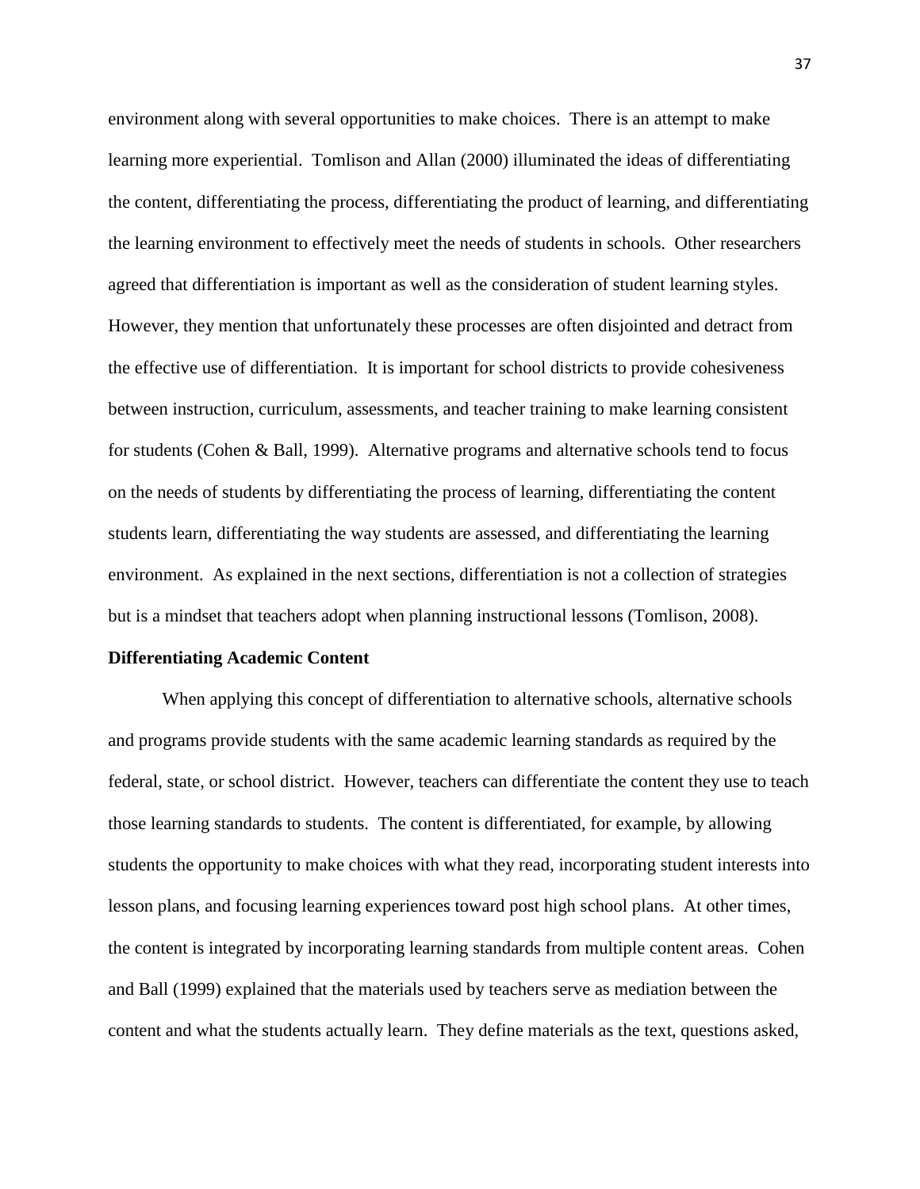environment along with several opportunities to make choices. There is an attempt to make learning more experiential. Tomlison and Allan (2000) illuminated the ideas of differentiating the content, differentiating the process, differentiating the product of learning, and differentiating the learning environment to effectively meet the needs of students in schools. Other researchers agreed that differentiation is important as well as the consideration of student learning styles. However, they mention that unfortunately these processes are often disjointed and detract from the effective use of differentiation. It is important for school districts to provide cohesiveness between instruction, curriculum, assessments, and teacher training to make learning consistent for students (Cohen & Ball, 1999). Alternative programs and alternative schools tend to focus on the needs of students by differentiating the process of learning, differentiating the content students learn, differentiating the way students are assessed, and differentiating the learning environment. As explained in the next sections, differentiation is not a collection of strategies but is a mindset that teachers adopt when planning instructional lessons (Tomlison, 2008).

**Differentiating Academic Content**

When applying this concept of differentiation to alternative schools, alternative schools and programs provide students with the same academic learning standards as required by the federal, state, or school district. However, teachers can differentiate the content they use to teach those learning standards to students. The content is differentiated, for example, by allowing students the opportunity to make choices with what they read, incorporating student interests into lesson plans, and focusing learning experiences toward post high school plans. At other times, the content is integrated by incorporating learning standards from multiple content areas. Cohen and Ball (1999) explained that the materials used by teachers serve as mediation between the content and what the students actually learn. They define materials as the text, questions asked,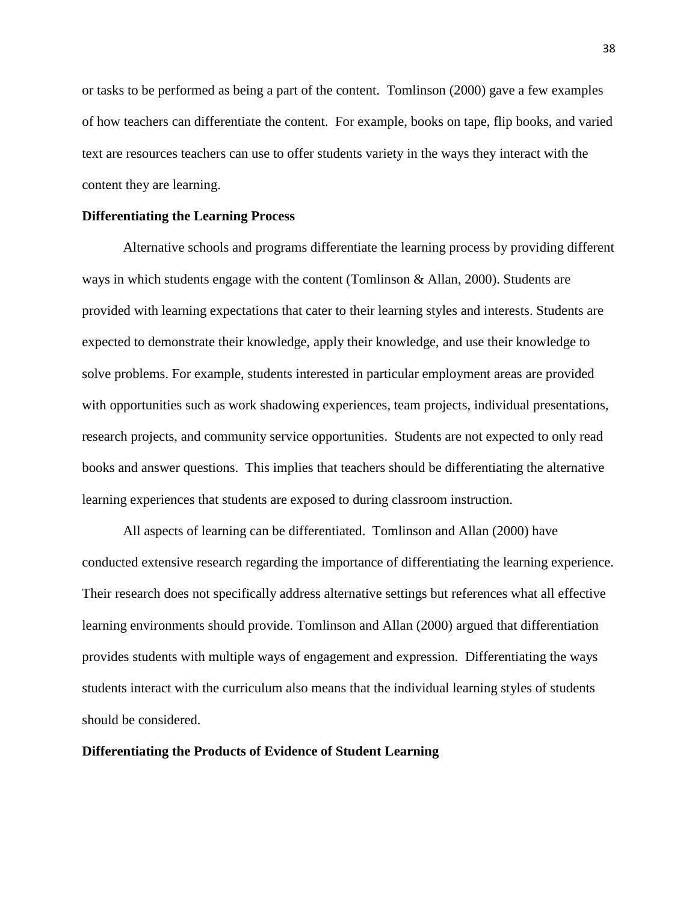or tasks to be performed as being a part of the content. Tomlinson (2000) gave a few examples of how teachers can differentiate the content. For example, books on tape, flip books, and varied text are resources teachers can use to offer students variety in the ways they interact with the content they are learning.

**Differentiating the Learning Process**

Alternative schools and programs differentiate the learning process by providing different ways in which students engage with the content (Tomlinson & Allan, 2000). Students are provided with learning expectations that cater to their learning styles and interests. Students are expected to demonstrate their knowledge, apply their knowledge, and use their knowledge to solve problems. For example, students interested in particular employment areas are provided with opportunities such as work shadowing experiences, team projects, individual presentations, research projects, and community service opportunities. Students are not expected to only read books and answer questions. This implies that teachers should be differentiating the alternative learning experiences that students are exposed to during classroom instruction.

All aspects of learning can be differentiated. Tomlinson and Allan (2000) have conducted extensive research regarding the importance of differentiating the learning experience. Their research does not specifically address alternative settings but references what all effective learning environments should provide. Tomlinson and Allan (2000) argued that differentiation provides students with multiple ways of engagement and expression. Differentiating the ways students interact with the curriculum also means that the individual learning styles of students should be considered.

**Differentiating the Products of Evidence of Student Learning**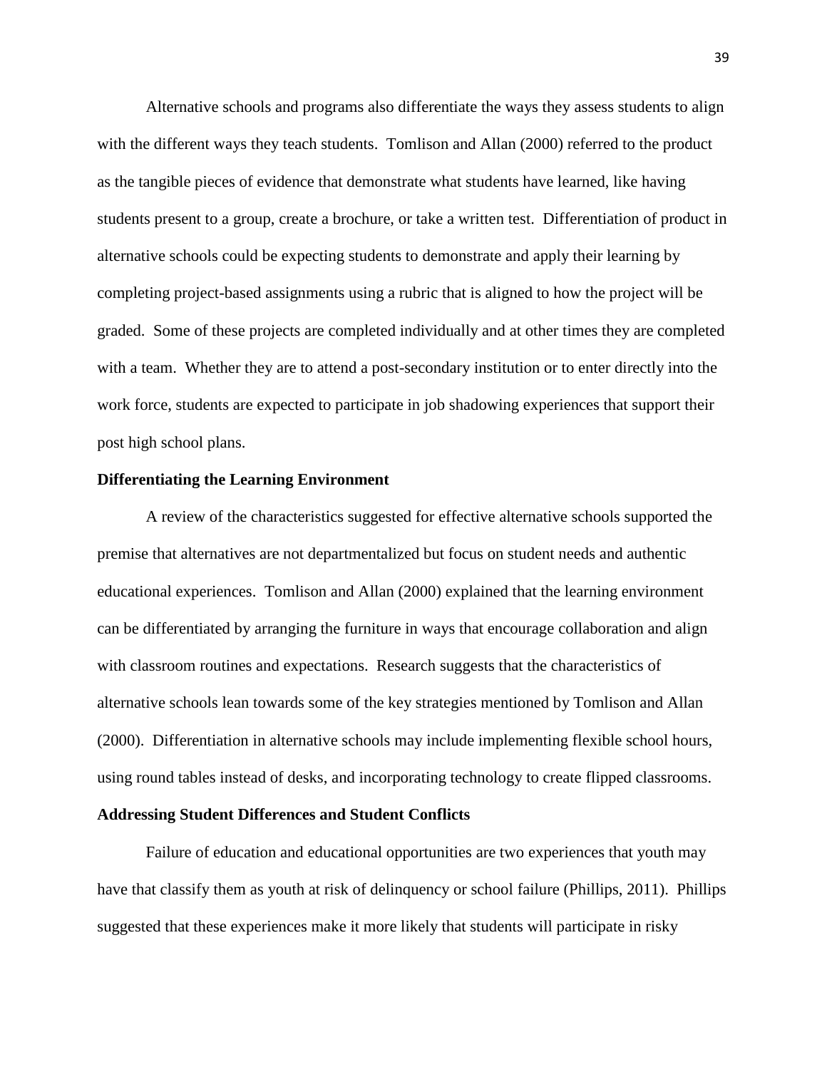Alternative schools and programs also differentiate the ways they assess students to align with the different ways they teach students. Tomlison and Allan (2000) referred to the product as the tangible pieces of evidence that demonstrate what students have learned, like having students present to a group, create a brochure, or take a written test. Differentiation of product in alternative schools could be expecting students to demonstrate and apply their learning by completing project-based assignments using a rubric that is aligned to how the project will be graded. Some of these projects are completed individually and at other times they are completed with a team. Whether they are to attend a post-secondary institution or to enter directly into the work force, students are expected to participate in job shadowing experiences that support their post high school plans.

**Differentiating the Learning Environment**

A review of the characteristics suggested for effective alternative schools supported the premise that alternatives are not departmentalized but focus on student needs and authentic educational experiences. Tomlison and Allan (2000) explained that the learning environment can be differentiated by arranging the furniture in ways that encourage collaboration and align with classroom routines and expectations. Research suggests that the characteristics of alternative schools lean towards some of the key strategies mentioned by Tomlison and Allan (2000). Differentiation in alternative schools may include implementing flexible school hours, using round tables instead of desks, and incorporating technology to create flipped classrooms.

**Addressing Student Differences and Student Conflicts**

Failure of education and educational opportunities are two experiences that youth may have that classify them as youth at risk of delinquency or school failure (Phillips, 2011). Phillips suggested that these experiences make it more likely that students will participate in risky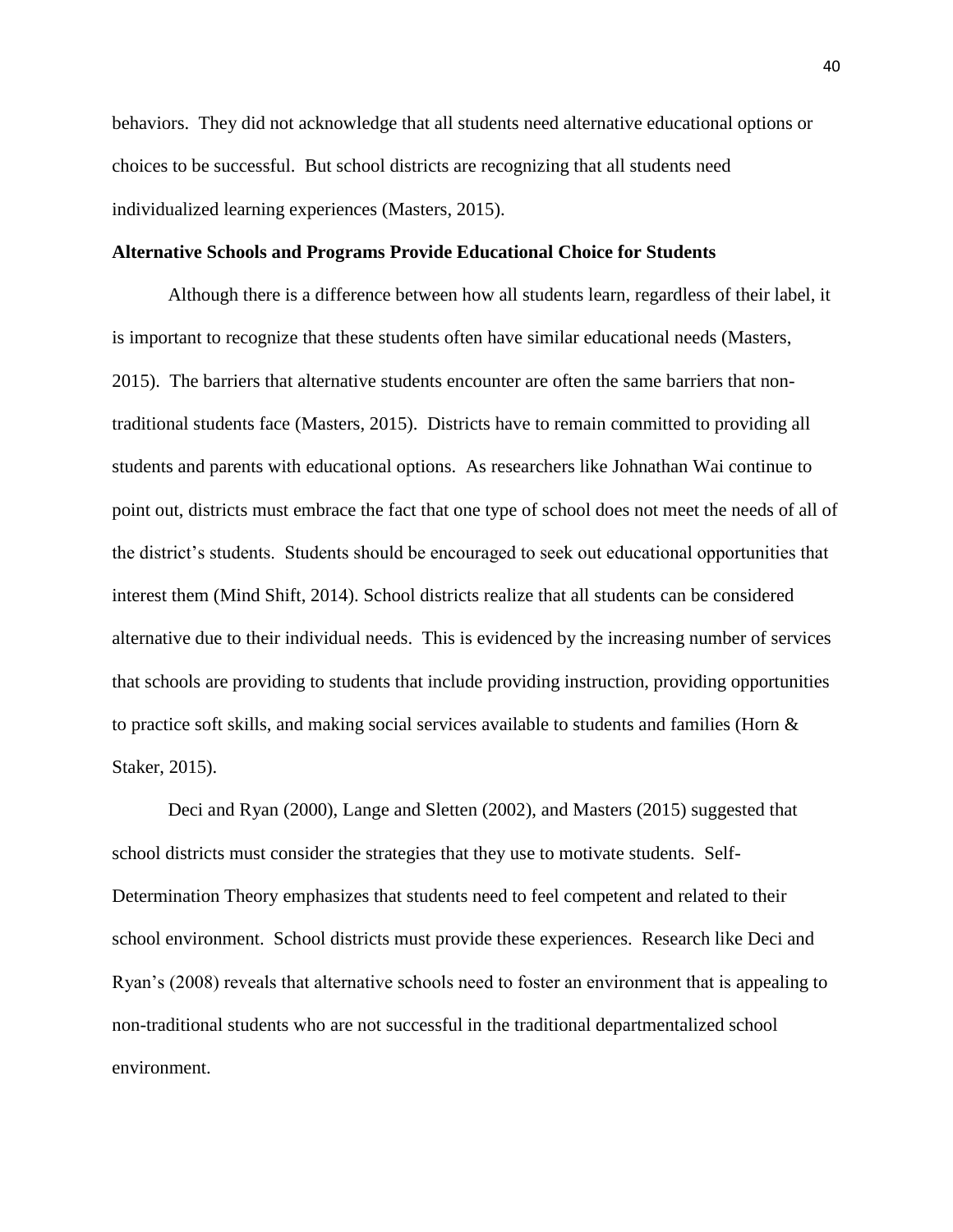behaviors. They did not acknowledge that all students need alternative educational options or choices to be successful. But school districts are recognizing that all students need individualized learning experiences (Masters, 2015).

**Alternative Schools and Programs Provide Educational Choice for Students**

Although there is a difference between how all students learn, regardless of their label, it is important to recognize that these students often have similar educational needs (Masters, 2015). The barriers that alternative students encounter are often the same barriers that non-traditional students face (Masters, 2015). Districts have to remain committed to providing all students and parents with educational options. As researchers like Johnathan Wai continue to point out, districts must embrace the fact that one type of school does not meet the needs of all of the district's students. Students should be encouraged to seek out educational opportunities that interest them (Mind Shift, 2014). School districts realize that all students can be considered alternative due to their individual needs. This is evidenced by the increasing number of services that schools are providing to students that include providing instruction, providing opportunities to practice soft skills, and making social services available to students and families (Horn & Staker, 2015).

Deci and Ryan (2000), Lange and Sletten (2002), and Masters (2015) suggested that school districts must consider the strategies that they use to motivate students. Self-Determination Theory emphasizes that students need to feel competent and related to their school environment. School districts must provide these experiences. Research like Deci and Ryan's (2008) reveals that alternative schools need to foster an environment that is appealing to non-traditional students who are not successful in the traditional departmentalized school environment.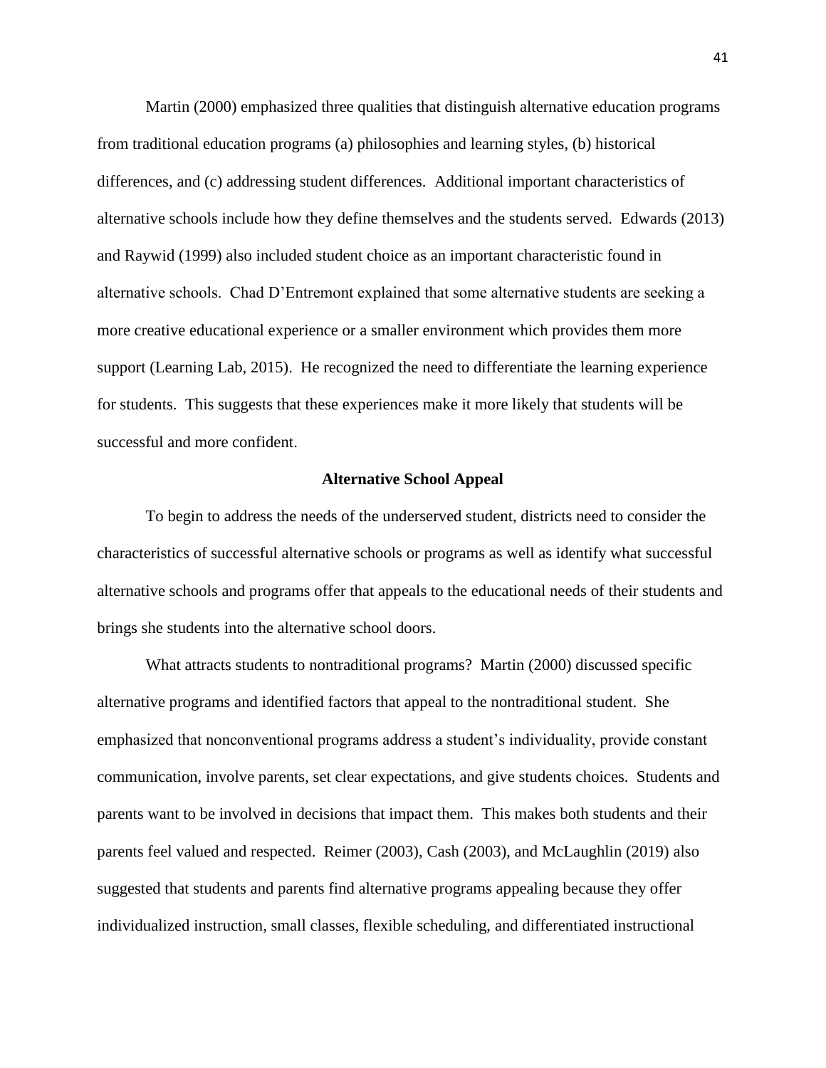Martin (2000) emphasized three qualities that distinguish alternative education programs from traditional education programs (a) philosophies and learning styles, (b) historical differences, and (c) addressing student differences. Additional important characteristics of alternative schools include how they define themselves and the students served. Edwards (2013) and Raywid (1999) also included student choice as an important characteristic found in alternative schools. Chad D'Entremont explained that some alternative students are seeking a more creative educational experience or a smaller environment which provides them more support (Learning Lab, 2015). He recognized the need to differentiate the learning experience for students. This suggests that these experiences make it more likely that students will be successful and more confident.

## Alternative School Appeal

To begin to address the needs of the underserved student, districts need to consider the characteristics of successful alternative schools or programs as well as identify what successful alternative schools and programs offer that appeals to the educational needs of their students and brings she students into the alternative school doors.

What attracts students to nontraditional programs? Martin (2000) discussed specific alternative programs and identified factors that appeal to the nontraditional student. She emphasized that nonconventional programs address a student's individuality, provide constant communication, involve parents, set clear expectations, and give students choices. Students and parents want to be involved in decisions that impact them. This makes both students and their parents feel valued and respected. Reimer (2003), Cash (2003), and McLaughlin (2019) also suggested that students and parents find alternative programs appealing because they offer individualized instruction, small classes, flexible scheduling, and differentiated instructional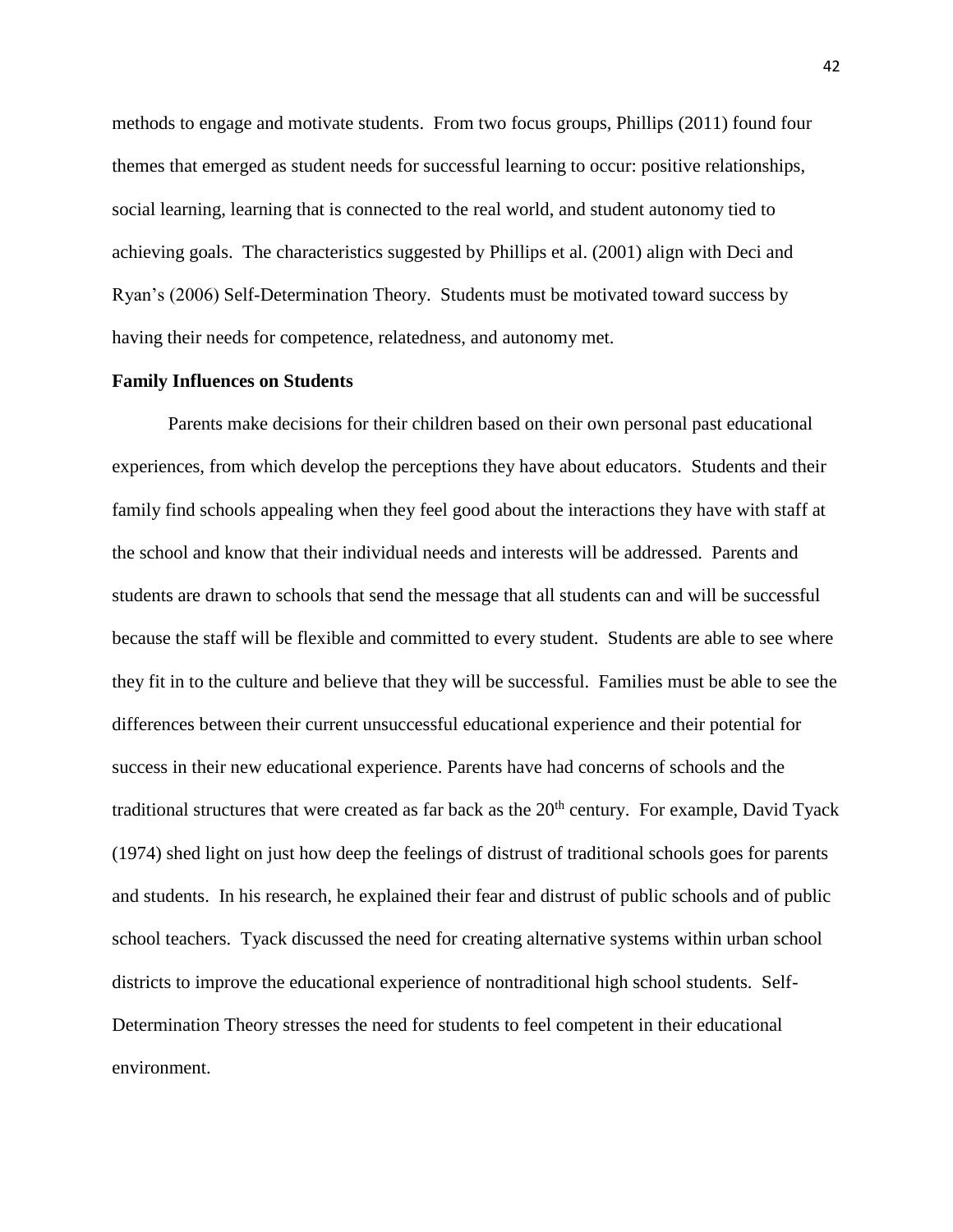methods to engage and motivate students. From two focus groups, Phillips (2011) found four themes that emerged as student needs for successful learning to occur: positive relationships, social learning, learning that is connected to the real world, and student autonomy tied to achieving goals. The characteristics suggested by Phillips et al. (2001) align with Deci and Ryan's (2006) Self-Determination Theory. Students must be motivated toward success by having their needs for competence, relatedness, and autonomy met.

**Family Influences on Students**

Parents make decisions for their children based on their own personal past educational experiences, from which develop the perceptions they have about educators. Students and their family find schools appealing when they feel good about the interactions they have with staff at the school and know that their individual needs and interests will be addressed. Parents and students are drawn to schools that send the message that all students can and will be successful because the staff will be flexible and committed to every student. Students are able to see where they fit in to the culture and believe that they will be successful. Families must be able to see the differences between their current unsuccessful educational experience and their potential for success in their new educational experience. Parents have had concerns of schools and the traditional structures that were created as far back as the 20th century. For example, David Tyack (1974) shed light on just how deep the feelings of distrust of traditional schools goes for parents and students. In his research, he explained their fear and distrust of public schools and of public school teachers. Tyack discussed the need for creating alternative systems within urban school districts to improve the educational experience of nontraditional high school students. Self-Determination Theory stresses the need for students to feel competent in their educational environment.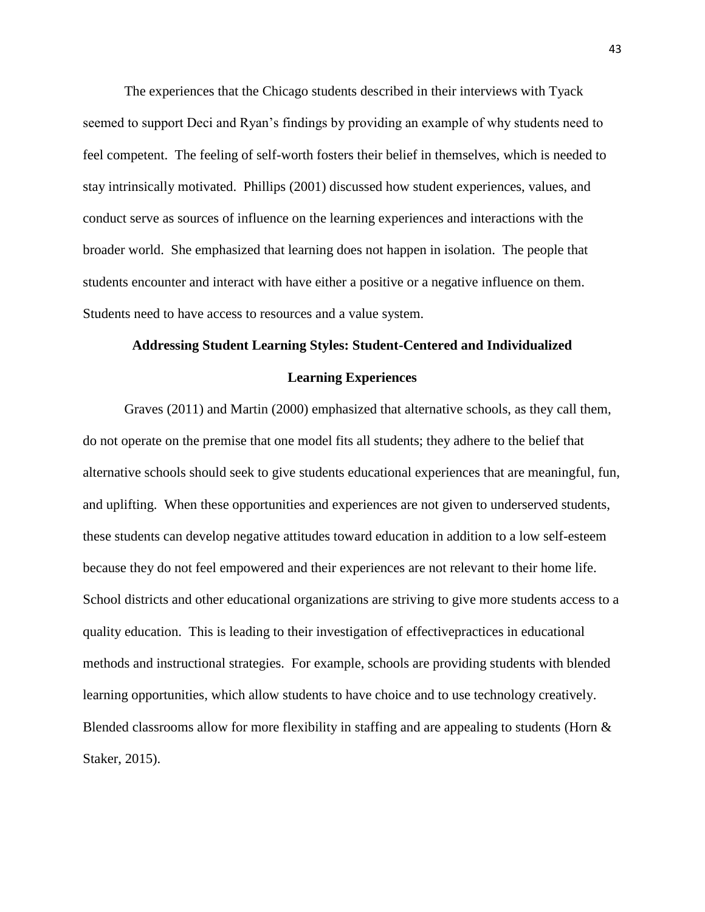The experiences that the Chicago students described in their interviews with Tyack seemed to support Deci and Ryan's findings by providing an example of why students need to feel competent. The feeling of self-worth fosters their belief in themselves, which is needed to stay intrinsically motivated. Phillips (2001) discussed how student experiences, values, and conduct serve as sources of influence on the learning experiences and interactions with the broader world. She emphasized that learning does not happen in isolation. The people that students encounter and interact with have either a positive or a negative influence on them. Students need to have access to resources and a value system.

## Addressing Student Learning Styles: Student-Centered and Individualized Learning Experiences

Graves (2011) and Martin (2000) emphasized that alternative schools, as they call them, do not operate on the premise that one model fits all students; they adhere to the belief that alternative schools should seek to give students educational experiences that are meaningful, fun, and uplifting. When these opportunities and experiences are not given to underserved students, these students can develop negative attitudes toward education in addition to a low self-esteem because they do not feel empowered and their experiences are not relevant to their home life. School districts and other educational organizations are striving to give more students access to a quality education. This is leading to their investigation of effectivepractices in educational methods and instructional strategies. For example, schools are providing students with blended learning opportunities, which allow students to have choice and to use technology creatively. Blended classrooms allow for more flexibility in staffing and are appealing to students (Horn & Staker, 2015).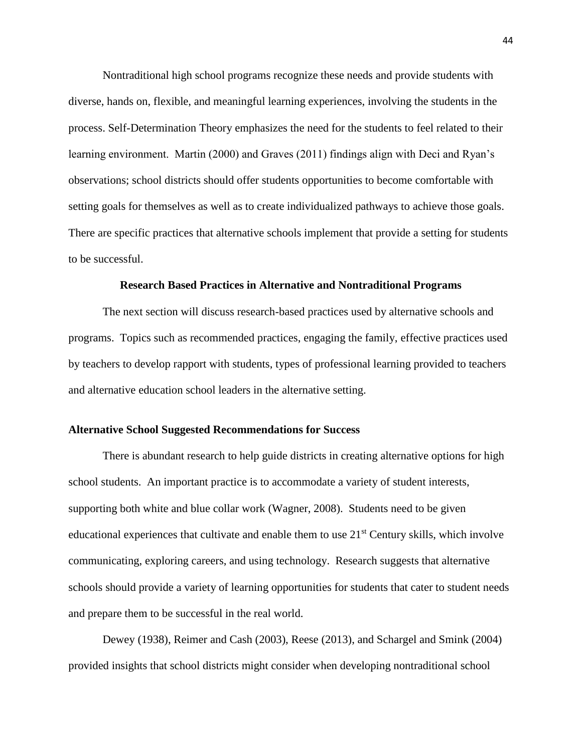Nontraditional high school programs recognize these needs and provide students with diverse, hands on, flexible, and meaningful learning experiences, involving the students in the process. Self-Determination Theory emphasizes the need for the students to feel related to their learning environment. Martin (2000) and Graves (2011) findings align with Deci and Ryan's observations; school districts should offer students opportunities to become comfortable with setting goals for themselves as well as to create individualized pathways to achieve those goals. There are specific practices that alternative schools implement that provide a setting for students to be successful.

## Research Based Practices in Alternative and Nontraditional Programs

The next section will discuss research-based practices used by alternative schools and programs. Topics such as recommended practices, engaging the family, effective practices used by teachers to develop rapport with students, types of professional learning provided to teachers and alternative education school leaders in the alternative setting.

### Alternative School Suggested Recommendations for Success

There is abundant research to help guide districts in creating alternative options for high school students. An important practice is to accommodate a variety of student interests, supporting both white and blue collar work (Wagner, 2008). Students need to be given educational experiences that cultivate and enable them to use 21st Century skills, which involve communicating, exploring careers, and using technology. Research suggests that alternative schools should provide a variety of learning opportunities for students that cater to student needs and prepare them to be successful in the real world.

Dewey (1938), Reimer and Cash (2003), Reese (2013), and Schargel and Smink (2004) provided insights that school districts might consider when developing nontraditional school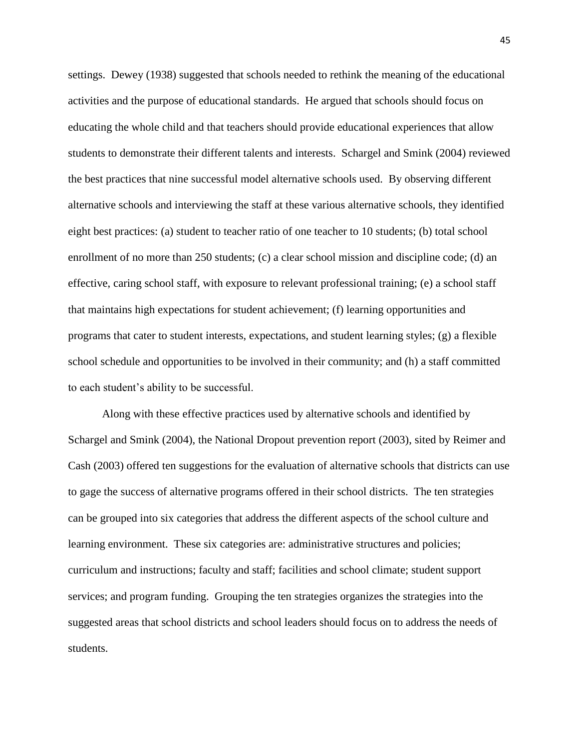settings. Dewey (1938) suggested that schools needed to rethink the meaning of the educational activities and the purpose of educational standards. He argued that schools should focus on educating the whole child and that teachers should provide educational experiences that allow students to demonstrate their different talents and interests. Schargel and Smink (2004) reviewed the best practices that nine successful model alternative schools used. By observing different alternative schools and interviewing the staff at these various alternative schools, they identified eight best practices: (a) student to teacher ratio of one teacher to 10 students; (b) total school enrollment of no more than 250 students; (c) a clear school mission and discipline code; (d) an effective, caring school staff, with exposure to relevant professional training; (e) a school staff that maintains high expectations for student achievement; (f) learning opportunities and programs that cater to student interests, expectations, and student learning styles; (g) a flexible school schedule and opportunities to be involved in their community; and (h) a staff committed to each student's ability to be successful.

Along with these effective practices used by alternative schools and identified by Schargel and Smink (2004), the National Dropout prevention report (2003), sited by Reimer and Cash (2003) offered ten suggestions for the evaluation of alternative schools that districts can use to gage the success of alternative programs offered in their school districts. The ten strategies can be grouped into six categories that address the different aspects of the school culture and learning environment. These six categories are: administrative structures and policies; curriculum and instructions; faculty and staff; facilities and school climate; student support services; and program funding. Grouping the ten strategies organizes the strategies into the suggested areas that school districts and school leaders should focus on to address the needs of students.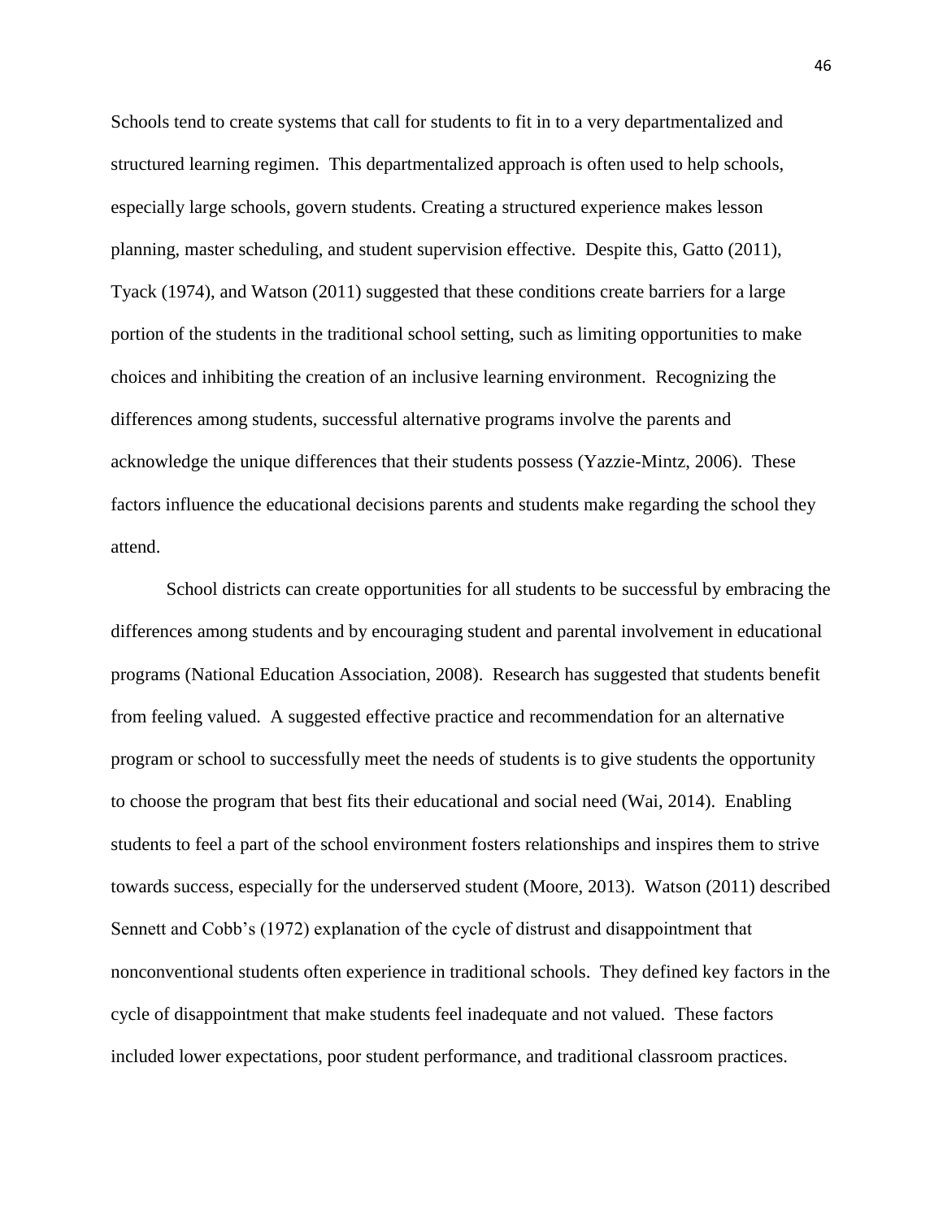Schools tend to create systems that call for students to fit in to a very departmentalized and structured learning regimen. This departmentalized approach is often used to help schools, especially large schools, govern students. Creating a structured experience makes lesson planning, master scheduling, and student supervision effective. Despite this, Gatto (2011), Tyack (1974), and Watson (2011) suggested that these conditions create barriers for a large portion of the students in the traditional school setting, such as limiting opportunities to make choices and inhibiting the creation of an inclusive learning environment. Recognizing the differences among students, successful alternative programs involve the parents and acknowledge the unique differences that their students possess (Yazzie-Mintz, 2006). These factors influence the educational decisions parents and students make regarding the school they attend.

School districts can create opportunities for all students to be successful by embracing the differences among students and by encouraging student and parental involvement in educational programs (National Education Association, 2008). Research has suggested that students benefit from feeling valued. A suggested effective practice and recommendation for an alternative program or school to successfully meet the needs of students is to give students the opportunity to choose the program that best fits their educational and social need (Wai, 2014). Enabling students to feel a part of the school environment fosters relationships and inspires them to strive towards success, especially for the underserved student (Moore, 2013). Watson (2011) described Sennett and Cobb's (1972) explanation of the cycle of distrust and disappointment that nonconventional students often experience in traditional schools. They defined key factors in the cycle of disappointment that make students feel inadequate and not valued. These factors included lower expectations, poor student performance, and traditional classroom practices.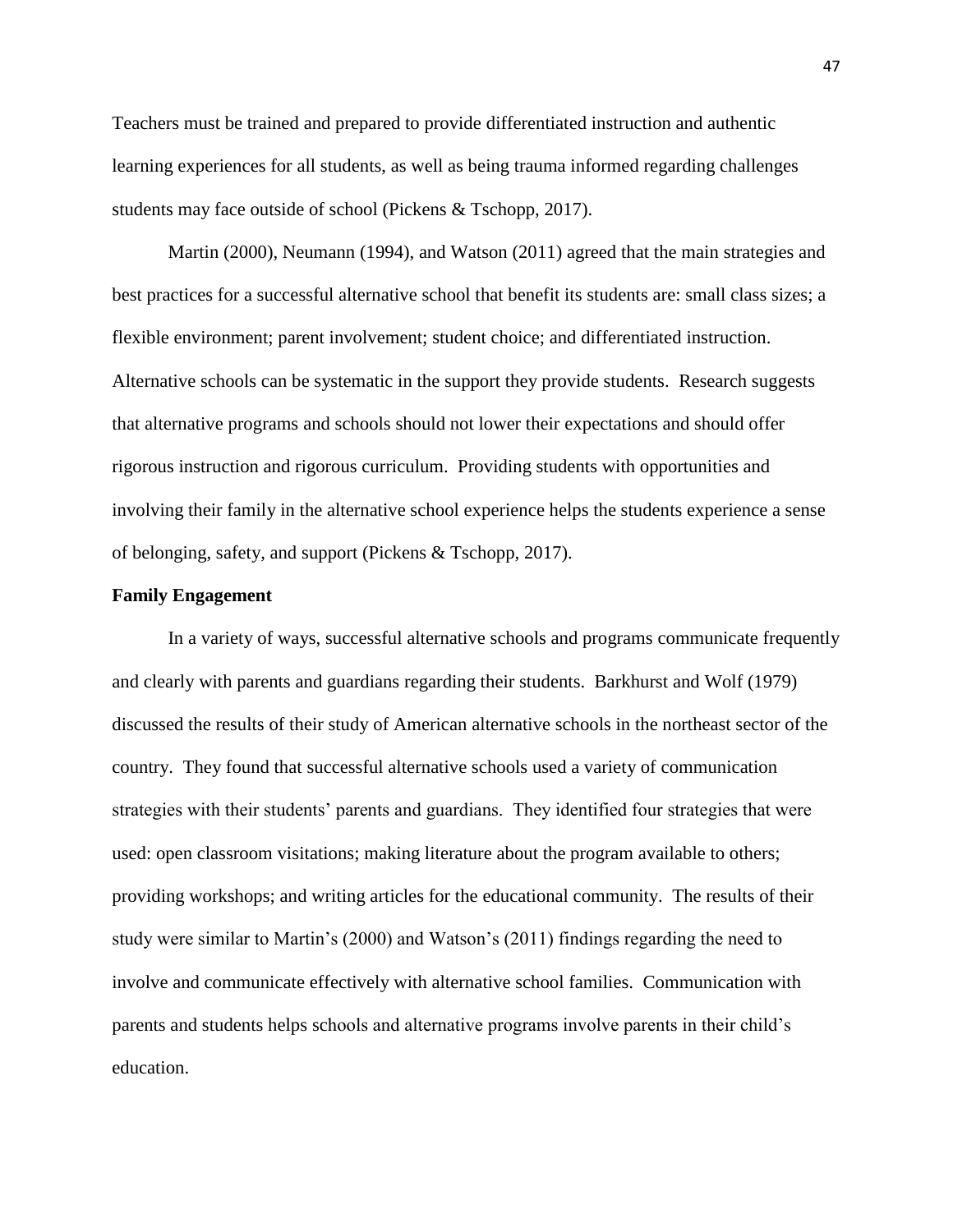Teachers must be trained and prepared to provide differentiated instruction and authentic learning experiences for all students, as well as being trauma informed regarding challenges students may face outside of school (Pickens & Tschopp, 2017).

Martin (2000), Neumann (1994), and Watson (2011) agreed that the main strategies and best practices for a successful alternative school that benefit its students are: small class sizes; a flexible environment; parent involvement; student choice; and differentiated instruction. Alternative schools can be systematic in the support they provide students. Research suggests that alternative programs and schools should not lower their expectations and should offer rigorous instruction and rigorous curriculum. Providing students with opportunities and involving their family in the alternative school experience helps the students experience a sense of belonging, safety, and support (Pickens & Tschopp, 2017).

**Family Engagement**

In a variety of ways, successful alternative schools and programs communicate frequently and clearly with parents and guardians regarding their students. Barkhurst and Wolf (1979) discussed the results of their study of American alternative schools in the northeast sector of the country. They found that successful alternative schools used a variety of communication strategies with their students' parents and guardians. They identified four strategies that were used: open classroom visitations; making literature about the program available to others; providing workshops; and writing articles for the educational community. The results of their study were similar to Martin's (2000) and Watson's (2011) findings regarding the need to involve and communicate effectively with alternative school families. Communication with parents and students helps schools and alternative programs involve parents in their child's education.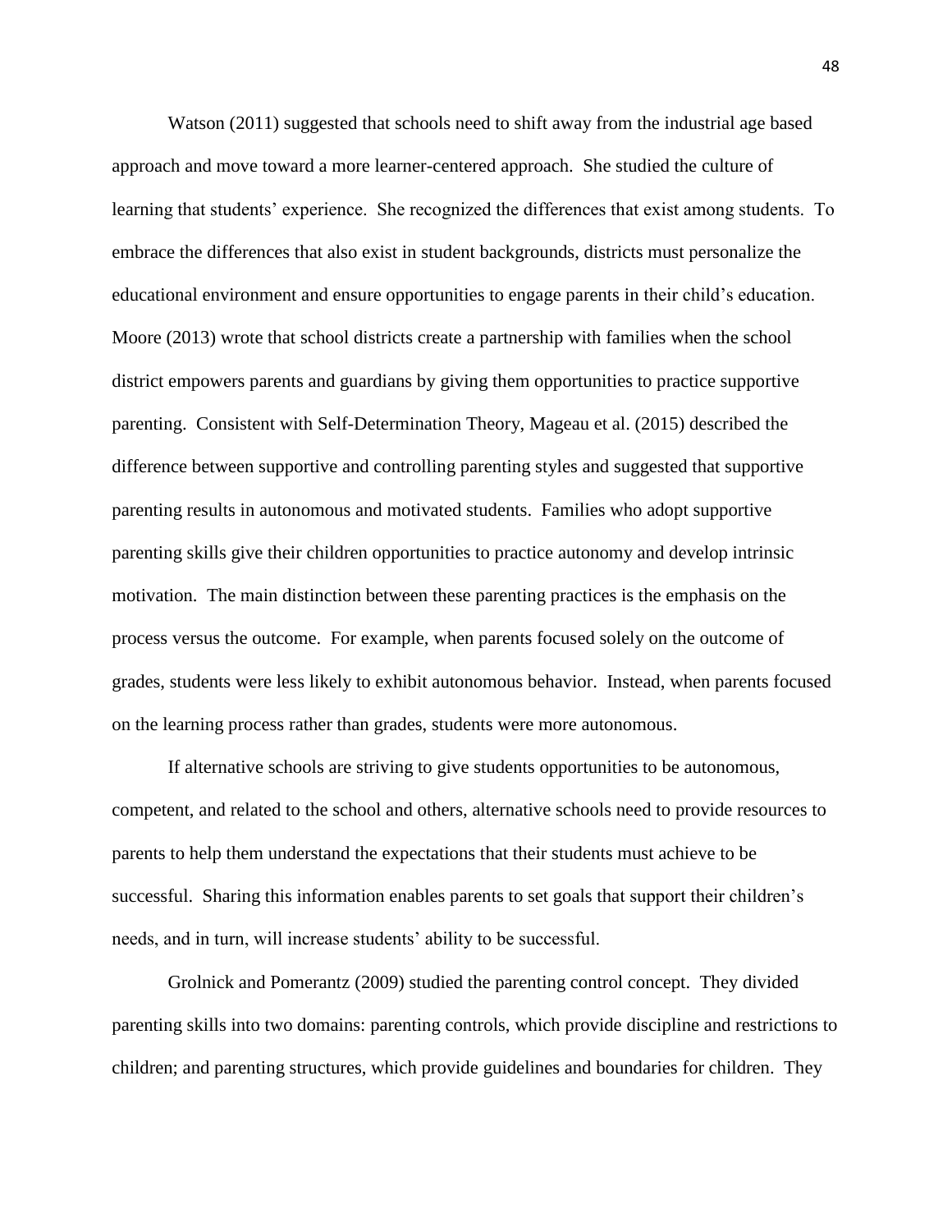Watson (2011) suggested that schools need to shift away from the industrial age based approach and move toward a more learner-centered approach. She studied the culture of learning that students' experience. She recognized the differences that exist among students. To embrace the differences that also exist in student backgrounds, districts must personalize the educational environment and ensure opportunities to engage parents in their child's education. Moore (2013) wrote that school districts create a partnership with families when the school district empowers parents and guardians by giving them opportunities to practice supportive parenting. Consistent with Self-Determination Theory, Mageau et al. (2015) described the difference between supportive and controlling parenting styles and suggested that supportive parenting results in autonomous and motivated students. Families who adopt supportive parenting skills give their children opportunities to practice autonomy and develop intrinsic motivation. The main distinction between these parenting practices is the emphasis on the process versus the outcome. For example, when parents focused solely on the outcome of grades, students were less likely to exhibit autonomous behavior. Instead, when parents focused on the learning process rather than grades, students were more autonomous.

If alternative schools are striving to give students opportunities to be autonomous, competent, and related to the school and others, alternative schools need to provide resources to parents to help them understand the expectations that their students must achieve to be successful. Sharing this information enables parents to set goals that support their children's needs, and in turn, will increase students' ability to be successful.

Grolnick and Pomerantz (2009) studied the parenting control concept. They divided parenting skills into two domains: parenting controls, which provide discipline and restrictions to children; and parenting structures, which provide guidelines and boundaries for children. They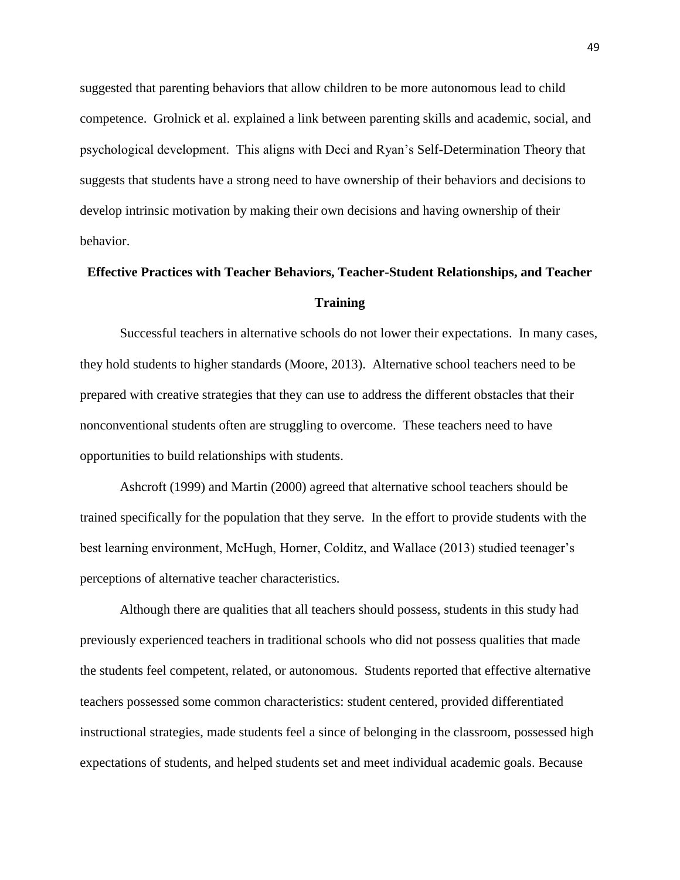suggested that parenting behaviors that allow children to be more autonomous lead to child competence. Grolnick et al. explained a link between parenting skills and academic, social, and psychological development. This aligns with Deci and Ryan's Self-Determination Theory that suggests that students have a strong need to have ownership of their behaviors and decisions to develop intrinsic motivation by making their own decisions and having ownership of their behavior.

## Effective Practices with Teacher Behaviors, Teacher-Student Relationships, and Teacher Training

Successful teachers in alternative schools do not lower their expectations. In many cases, they hold students to higher standards (Moore, 2013). Alternative school teachers need to be prepared with creative strategies that they can use to address the different obstacles that their nonconventional students often are struggling to overcome. These teachers need to have opportunities to build relationships with students.

Ashcroft (1999) and Martin (2000) agreed that alternative school teachers should be trained specifically for the population that they serve. In the effort to provide students with the best learning environment, McHugh, Horner, Colditz, and Wallace (2013) studied teenager's perceptions of alternative teacher characteristics.

Although there are qualities that all teachers should possess, students in this study had previously experienced teachers in traditional schools who did not possess qualities that made the students feel competent, related, or autonomous. Students reported that effective alternative teachers possessed some common characteristics: student centered, provided differentiated instructional strategies, made students feel a since of belonging in the classroom, possessed high expectations of students, and helped students set and meet individual academic goals. Because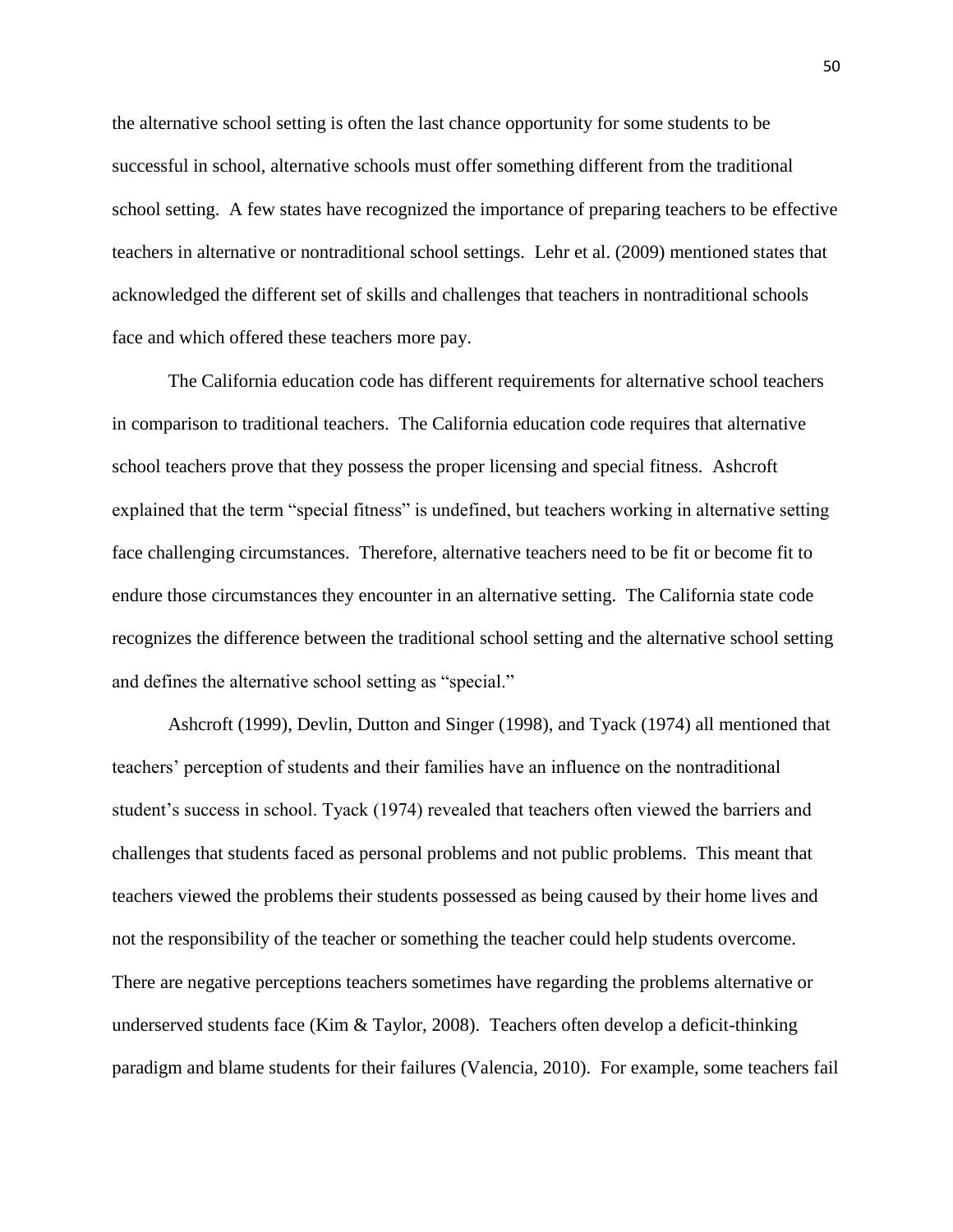the alternative school setting is often the last chance opportunity for some students to be successful in school, alternative schools must offer something different from the traditional school setting. A few states have recognized the importance of preparing teachers to be effective teachers in alternative or nontraditional school settings. Lehr et al. (2009) mentioned states that acknowledged the different set of skills and challenges that teachers in nontraditional schools face and which offered these teachers more pay.

The California education code has different requirements for alternative school teachers in comparison to traditional teachers. The California education code requires that alternative school teachers prove that they possess the proper licensing and special fitness. Ashcroft explained that the term "special fitness" is undefined, but teachers working in alternative setting face challenging circumstances. Therefore, alternative teachers need to be fit or become fit to endure those circumstances they encounter in an alternative setting. The California state code recognizes the difference between the traditional school setting and the alternative school setting and defines the alternative school setting as "special."

Ashcroft (1999), Devlin, Dutton and Singer (1998), and Tyack (1974) all mentioned that teachers' perception of students and their families have an influence on the nontraditional student's success in school. Tyack (1974) revealed that teachers often viewed the barriers and challenges that students faced as personal problems and not public problems. This meant that teachers viewed the problems their students possessed as being caused by their home lives and not the responsibility of the teacher or something the teacher could help students overcome. There are negative perceptions teachers sometimes have regarding the problems alternative or underserved students face (Kim & Taylor, 2008). Teachers often develop a deficit-thinking paradigm and blame students for their failures (Valencia, 2010). For example, some teachers fail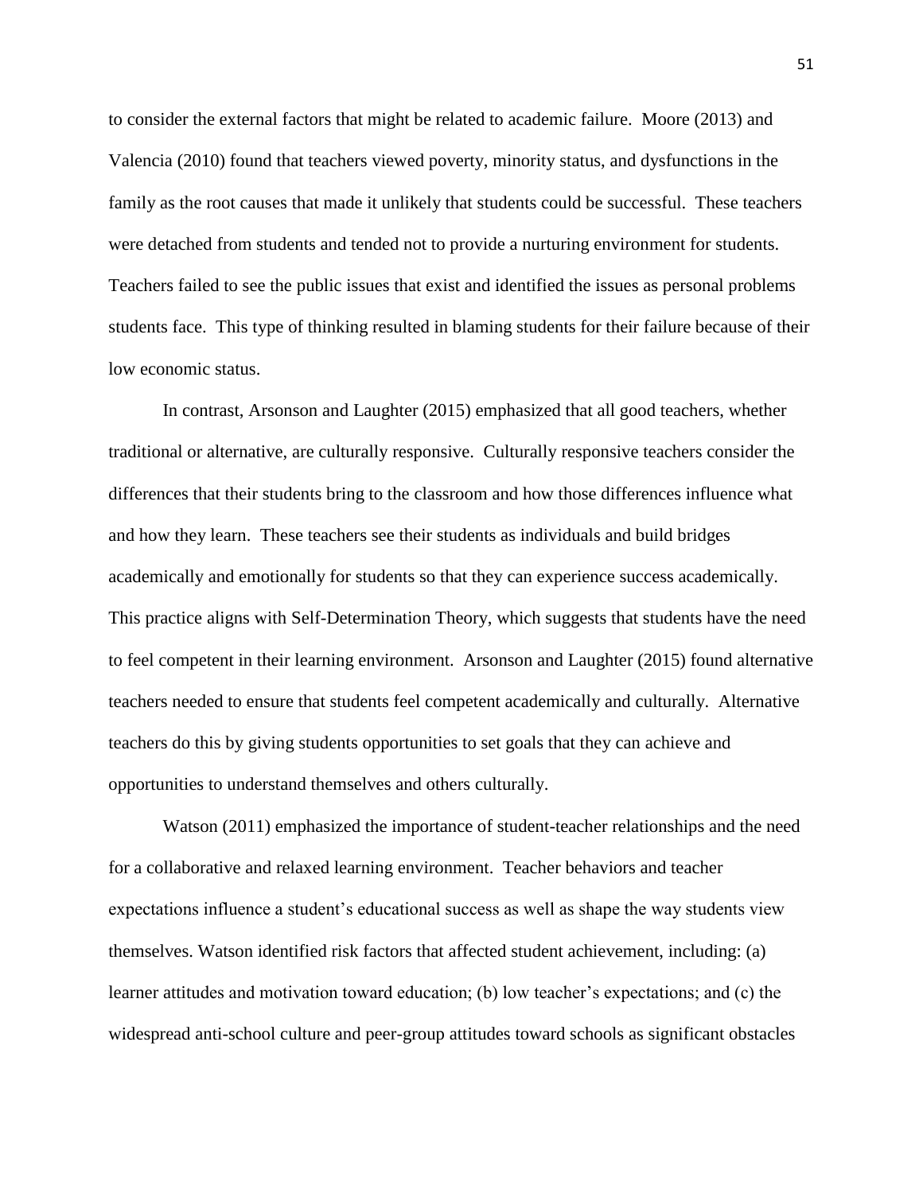to consider the external factors that might be related to academic failure. Moore (2013) and Valencia (2010) found that teachers viewed poverty, minority status, and dysfunctions in the family as the root causes that made it unlikely that students could be successful. These teachers were detached from students and tended not to provide a nurturing environment for students. Teachers failed to see the public issues that exist and identified the issues as personal problems students face. This type of thinking resulted in blaming students for their failure because of their low economic status.

In contrast, Arsonson and Laughter (2015) emphasized that all good teachers, whether traditional or alternative, are culturally responsive. Culturally responsive teachers consider the differences that their students bring to the classroom and how those differences influence what and how they learn. These teachers see their students as individuals and build bridges academically and emotionally for students so that they can experience success academically. This practice aligns with Self-Determination Theory, which suggests that students have the need to feel competent in their learning environment. Arsonson and Laughter (2015) found alternative teachers needed to ensure that students feel competent academically and culturally. Alternative teachers do this by giving students opportunities to set goals that they can achieve and opportunities to understand themselves and others culturally.

Watson (2011) emphasized the importance of student-teacher relationships and the need for a collaborative and relaxed learning environment. Teacher behaviors and teacher expectations influence a student's educational success as well as shape the way students view themselves. Watson identified risk factors that affected student achievement, including: (a) learner attitudes and motivation toward education; (b) low teacher's expectations; and (c) the widespread anti-school culture and peer-group attitudes toward schools as significant obstacles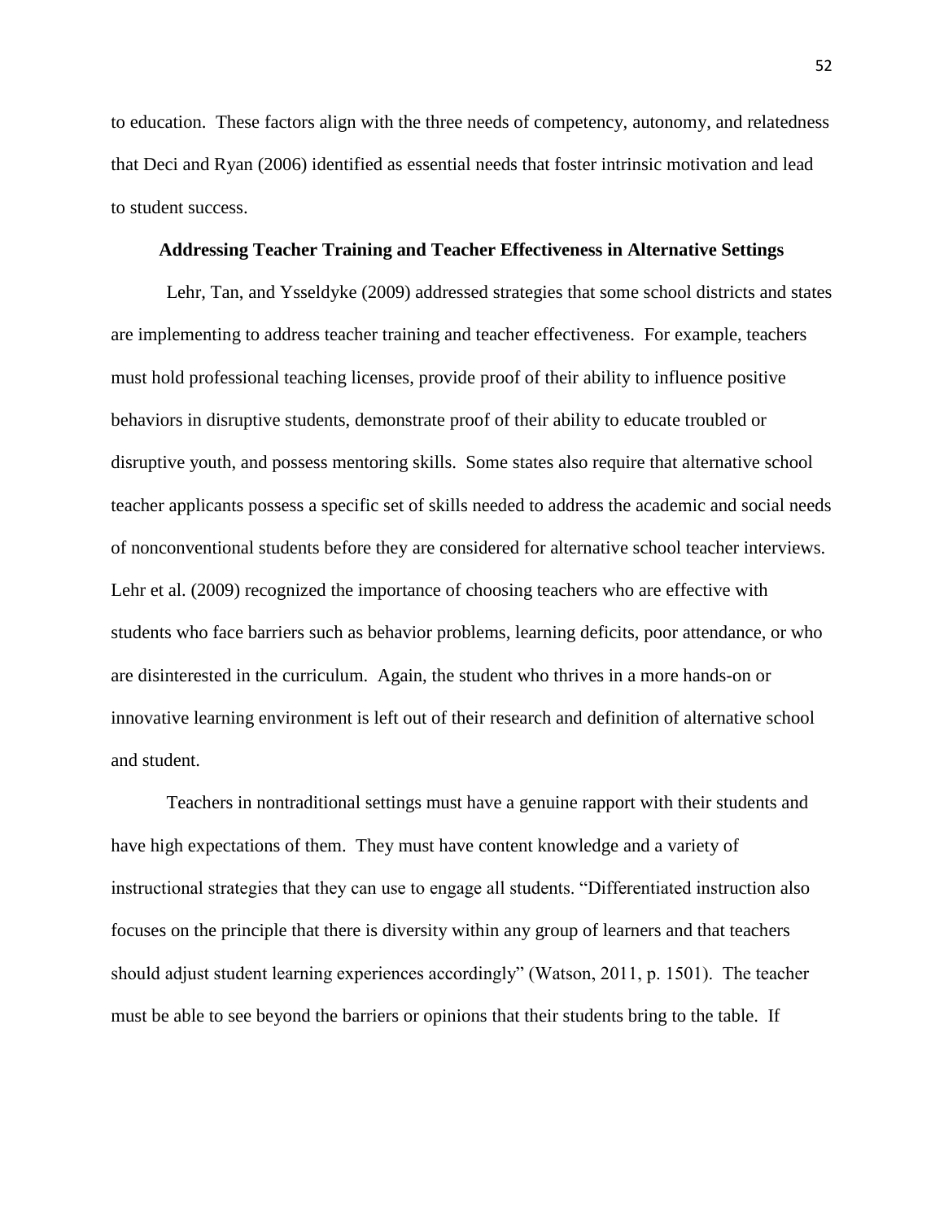to education. These factors align with the three needs of competency, autonomy, and relatedness that Deci and Ryan (2006) identified as essential needs that foster intrinsic motivation and lead to student success.

## Addressing Teacher Training and Teacher Effectiveness in Alternative Settings

Lehr, Tan, and Ysseldyke (2009) addressed strategies that some school districts and states are implementing to address teacher training and teacher effectiveness. For example, teachers must hold professional teaching licenses, provide proof of their ability to influence positive behaviors in disruptive students, demonstrate proof of their ability to educate troubled or disruptive youth, and possess mentoring skills. Some states also require that alternative school teacher applicants possess a specific set of skills needed to address the academic and social needs of nonconventional students before they are considered for alternative school teacher interviews. Lehr et al. (2009) recognized the importance of choosing teachers who are effective with students who face barriers such as behavior problems, learning deficits, poor attendance, or who are disinterested in the curriculum. Again, the student who thrives in a more hands-on or innovative learning environment is left out of their research and definition of alternative school and student.

Teachers in nontraditional settings must have a genuine rapport with their students and have high expectations of them. They must have content knowledge and a variety of instructional strategies that they can use to engage all students. "Differentiated instruction also focuses on the principle that there is diversity within any group of learners and that teachers should adjust student learning experiences accordingly" (Watson, 2011, p. 1501). The teacher must be able to see beyond the barriers or opinions that their students bring to the table. If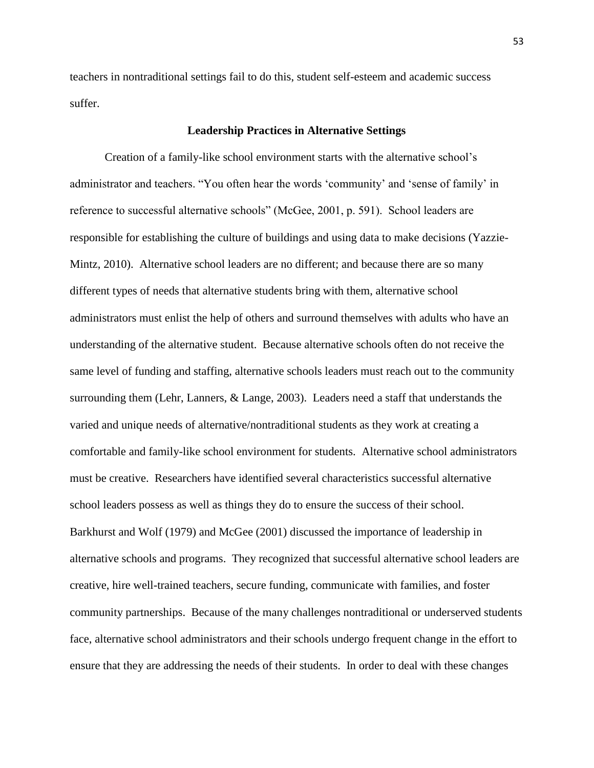teachers in nontraditional settings fail to do this, student self-esteem and academic success suffer.

## Leadership Practices in Alternative Settings

Creation of a family-like school environment starts with the alternative school's administrator and teachers. "You often hear the words 'community' and 'sense of family' in reference to successful alternative schools" (McGee, 2001, p. 591). School leaders are responsible for establishing the culture of buildings and using data to make decisions (Yazzie-Mintz, 2010). Alternative school leaders are no different; and because there are so many different types of needs that alternative students bring with them, alternative school administrators must enlist the help of others and surround themselves with adults who have an understanding of the alternative student. Because alternative schools often do not receive the same level of funding and staffing, alternative schools leaders must reach out to the community surrounding them (Lehr, Lanners, & Lange, 2003). Leaders need a staff that understands the varied and unique needs of alternative/nontraditional students as they work at creating a comfortable and family-like school environment for students. Alternative school administrators must be creative. Researchers have identified several characteristics successful alternative school leaders possess as well as things they do to ensure the success of their school. Barkhurst and Wolf (1979) and McGee (2001) discussed the importance of leadership in alternative schools and programs. They recognized that successful alternative school leaders are creative, hire well-trained teachers, secure funding, communicate with families, and foster community partnerships. Because of the many challenges nontraditional or underserved students face, alternative school administrators and their schools undergo frequent change in the effort to ensure that they are addressing the needs of their students. In order to deal with these changes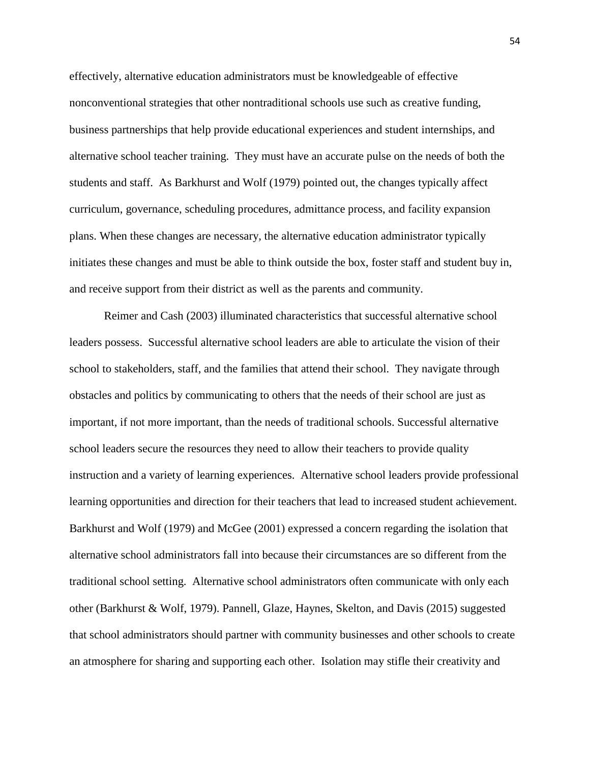effectively, alternative education administrators must be knowledgeable of effective nonconventional strategies that other nontraditional schools use such as creative funding, business partnerships that help provide educational experiences and student internships, and alternative school teacher training. They must have an accurate pulse on the needs of both the students and staff. As Barkhurst and Wolf (1979) pointed out, the changes typically affect curriculum, governance, scheduling procedures, admittance process, and facility expansion plans. When these changes are necessary, the alternative education administrator typically initiates these changes and must be able to think outside the box, foster staff and student buy in, and receive support from their district as well as the parents and community.

Reimer and Cash (2003) illuminated characteristics that successful alternative school leaders possess. Successful alternative school leaders are able to articulate the vision of their school to stakeholders, staff, and the families that attend their school. They navigate through obstacles and politics by communicating to others that the needs of their school are just as important, if not more important, than the needs of traditional schools. Successful alternative school leaders secure the resources they need to allow their teachers to provide quality instruction and a variety of learning experiences. Alternative school leaders provide professional learning opportunities and direction for their teachers that lead to increased student achievement. Barkhurst and Wolf (1979) and McGee (2001) expressed a concern regarding the isolation that alternative school administrators fall into because their circumstances are so different from the traditional school setting. Alternative school administrators often communicate with only each other (Barkhurst & Wolf, 1979). Pannell, Glaze, Haynes, Skelton, and Davis (2015) suggested that school administrators should partner with community businesses and other schools to create an atmosphere for sharing and supporting each other. Isolation may stifle their creativity and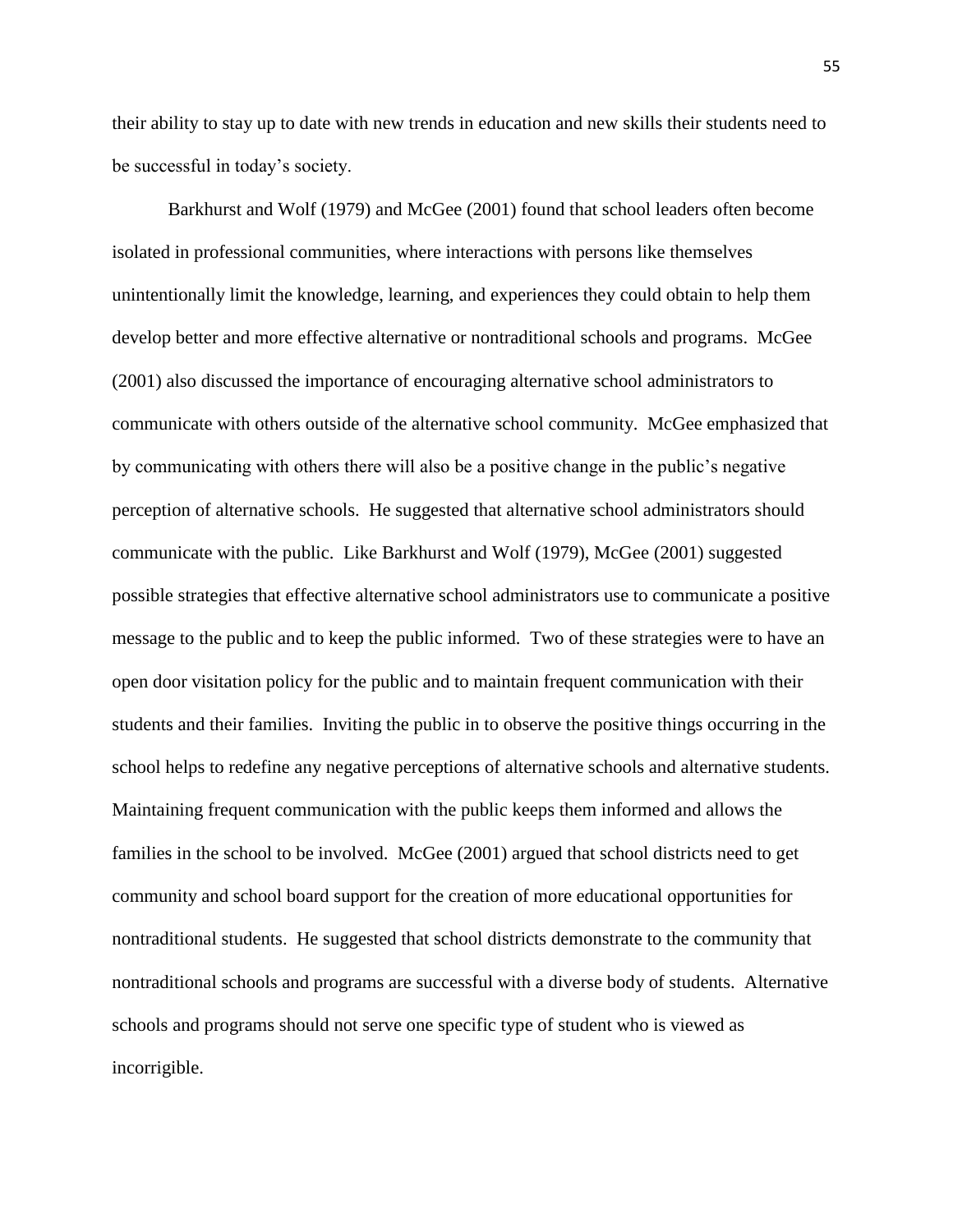their ability to stay up to date with new trends in education and new skills their students need to be successful in today's society.

Barkhurst and Wolf (1979) and McGee (2001) found that school leaders often become isolated in professional communities, where interactions with persons like themselves unintentionally limit the knowledge, learning, and experiences they could obtain to help them develop better and more effective alternative or nontraditional schools and programs. McGee (2001) also discussed the importance of encouraging alternative school administrators to communicate with others outside of the alternative school community. McGee emphasized that by communicating with others there will also be a positive change in the public's negative perception of alternative schools. He suggested that alternative school administrators should communicate with the public. Like Barkhurst and Wolf (1979), McGee (2001) suggested possible strategies that effective alternative school administrators use to communicate a positive message to the public and to keep the public informed. Two of these strategies were to have an open door visitation policy for the public and to maintain frequent communication with their students and their families. Inviting the public in to observe the positive things occurring in the school helps to redefine any negative perceptions of alternative schools and alternative students. Maintaining frequent communication with the public keeps them informed and allows the families in the school to be involved. McGee (2001) argued that school districts need to get community and school board support for the creation of more educational opportunities for nontraditional students. He suggested that school districts demonstrate to the community that nontraditional schools and programs are successful with a diverse body of students. Alternative schools and programs should not serve one specific type of student who is viewed as incorrigible.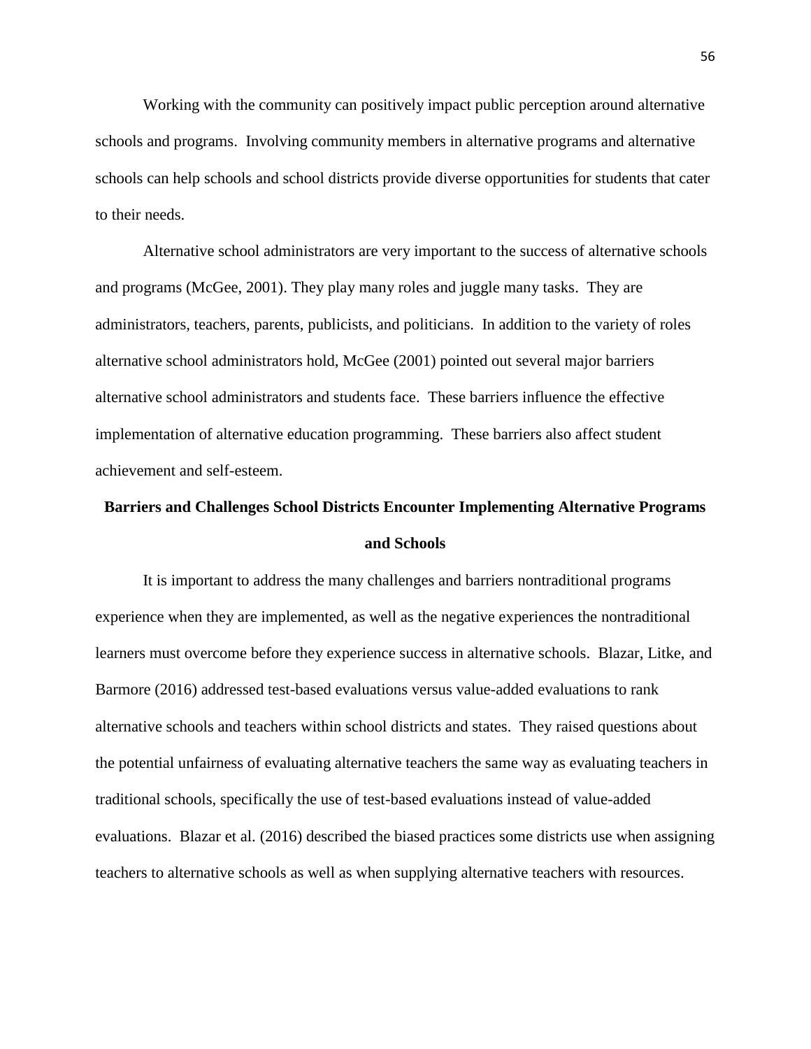Working with the community can positively impact public perception around alternative schools and programs. Involving community members in alternative programs and alternative schools can help schools and school districts provide diverse opportunities for students that cater to their needs.

Alternative school administrators are very important to the success of alternative schools and programs (McGee, 2001). They play many roles and juggle many tasks. They are administrators, teachers, parents, publicists, and politicians. In addition to the variety of roles alternative school administrators hold, McGee (2001) pointed out several major barriers alternative school administrators and students face. These barriers influence the effective implementation of alternative education programming. These barriers also affect student achievement and self-esteem.

## Barriers and Challenges School Districts Encounter Implementing Alternative Programs and Schools

It is important to address the many challenges and barriers nontraditional programs experience when they are implemented, as well as the negative experiences the nontraditional learners must overcome before they experience success in alternative schools. Blazar, Litke, and Barmore (2016) addressed test-based evaluations versus value-added evaluations to rank alternative schools and teachers within school districts and states. They raised questions about the potential unfairness of evaluating alternative teachers the same way as evaluating teachers in traditional schools, specifically the use of test-based evaluations instead of value-added evaluations. Blazar et al. (2016) described the biased practices some districts use when assigning teachers to alternative schools as well as when supplying alternative teachers with resources.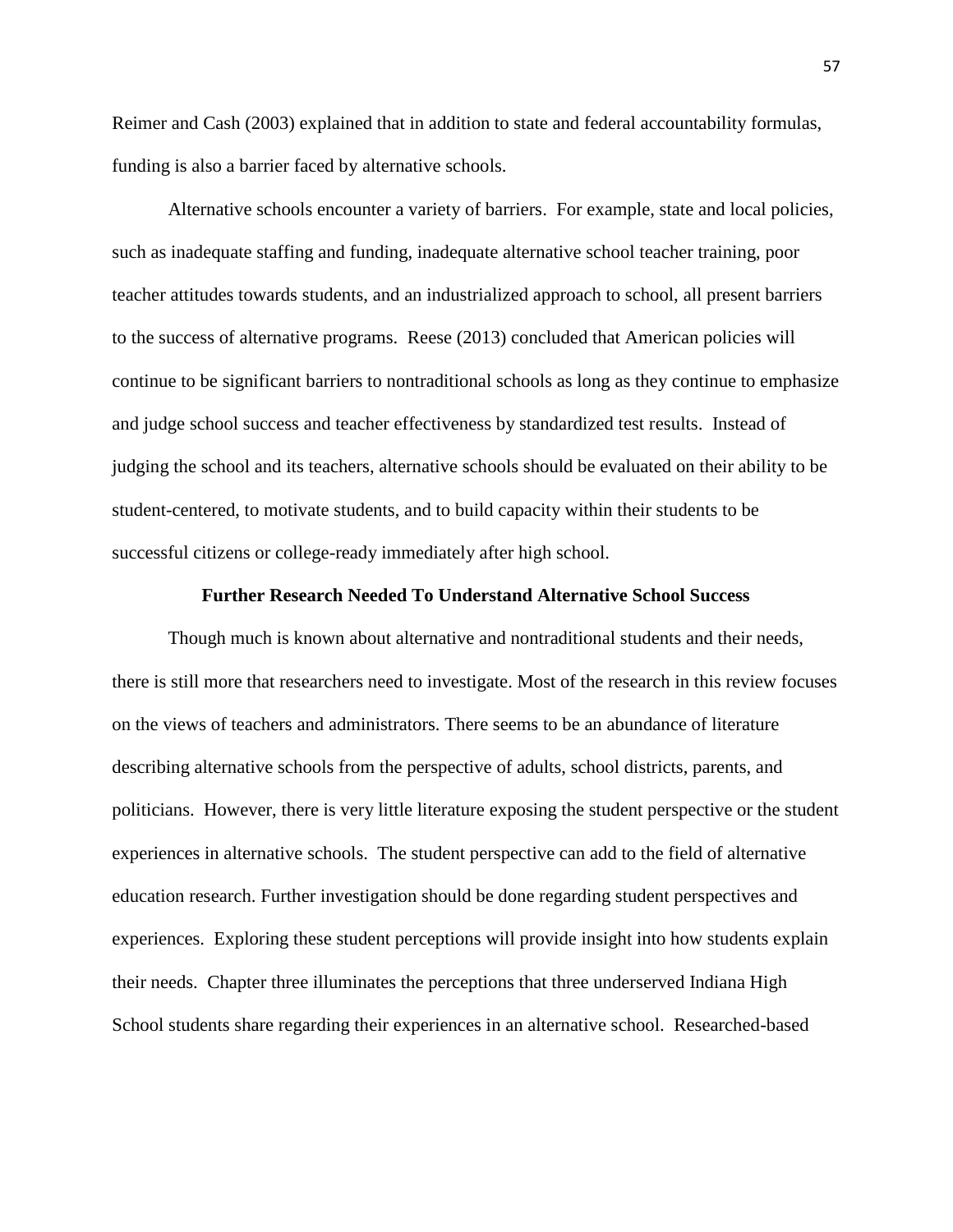Reimer and Cash (2003) explained that in addition to state and federal accountability formulas, funding is also a barrier faced by alternative schools.

Alternative schools encounter a variety of barriers. For example, state and local policies, such as inadequate staffing and funding, inadequate alternative school teacher training, poor teacher attitudes towards students, and an industrialized approach to school, all present barriers to the success of alternative programs. Reese (2013) concluded that American policies will continue to be significant barriers to nontraditional schools as long as they continue to emphasize and judge school success and teacher effectiveness by standardized test results. Instead of judging the school and its teachers, alternative schools should be evaluated on their ability to be student-centered, to motivate students, and to build capacity within their students to be successful citizens or college-ready immediately after high school.

## Further Research Needed To Understand Alternative School Success

Though much is known about alternative and nontraditional students and their needs, there is still more that researchers need to investigate. Most of the research in this review focuses on the views of teachers and administrators. There seems to be an abundance of literature describing alternative schools from the perspective of adults, school districts, parents, and politicians. However, there is very little literature exposing the student perspective or the student experiences in alternative schools. The student perspective can add to the field of alternative education research. Further investigation should be done regarding student perspectives and experiences. Exploring these student perceptions will provide insight into how students explain their needs. Chapter three illuminates the perceptions that three underserved Indiana High School students share regarding their experiences in an alternative school. Researched-based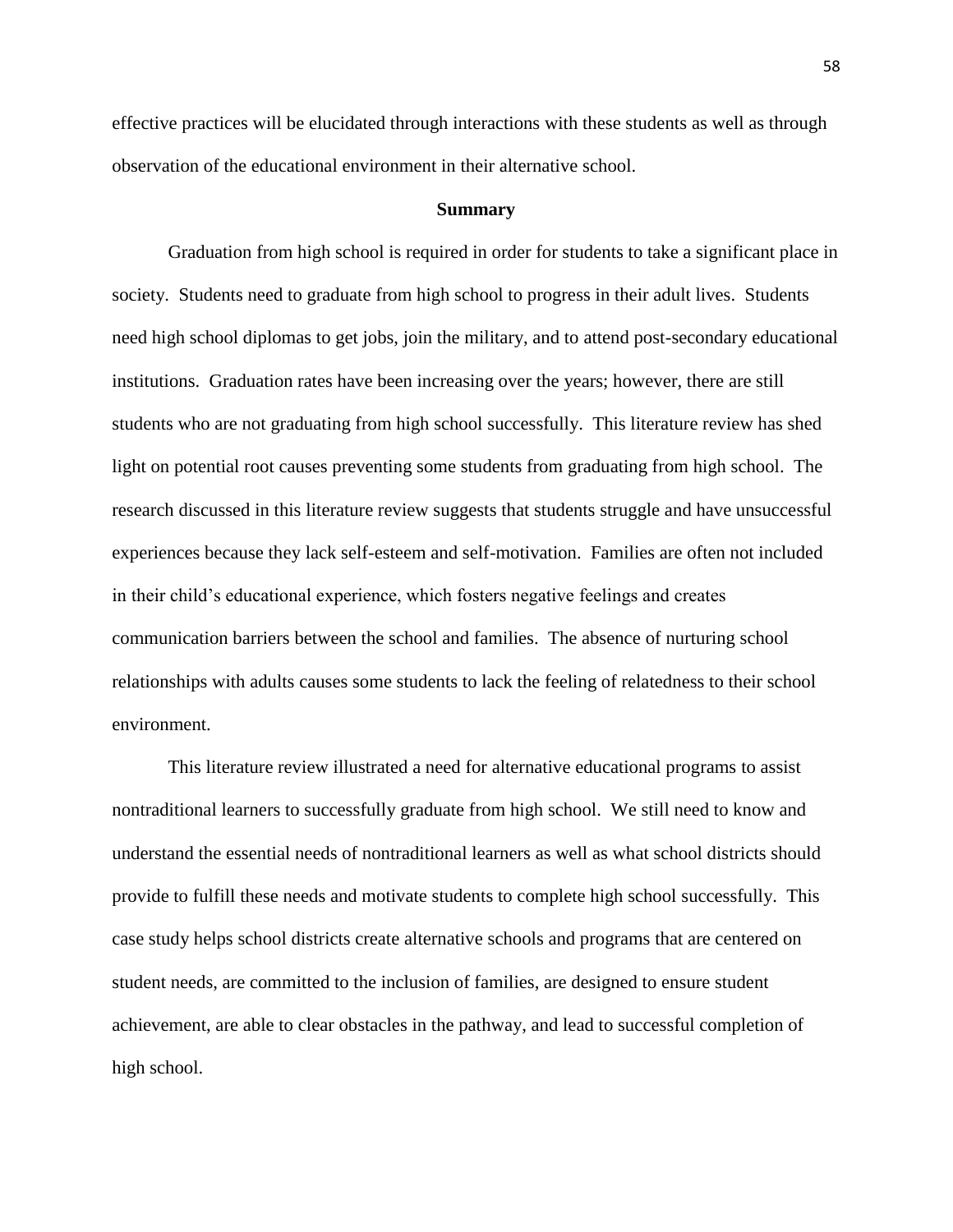effective practices will be elucidated through interactions with these students as well as through observation of the educational environment in their alternative school.

## Summary

Graduation from high school is required in order for students to take a significant place in society. Students need to graduate from high school to progress in their adult lives. Students need high school diplomas to get jobs, join the military, and to attend post-secondary educational institutions. Graduation rates have been increasing over the years; however, there are still students who are not graduating from high school successfully. This literature review has shed light on potential root causes preventing some students from graduating from high school. The research discussed in this literature review suggests that students struggle and have unsuccessful experiences because they lack self-esteem and self-motivation. Families are often not included in their child's educational experience, which fosters negative feelings and creates communication barriers between the school and families. The absence of nurturing school relationships with adults causes some students to lack the feeling of relatedness to their school environment.

This literature review illustrated a need for alternative educational programs to assist nontraditional learners to successfully graduate from high school. We still need to know and understand the essential needs of nontraditional learners as well as what school districts should provide to fulfill these needs and motivate students to complete high school successfully. This case study helps school districts create alternative schools and programs that are centered on student needs, are committed to the inclusion of families, are designed to ensure student achievement, are able to clear obstacles in the pathway, and lead to successful completion of high school.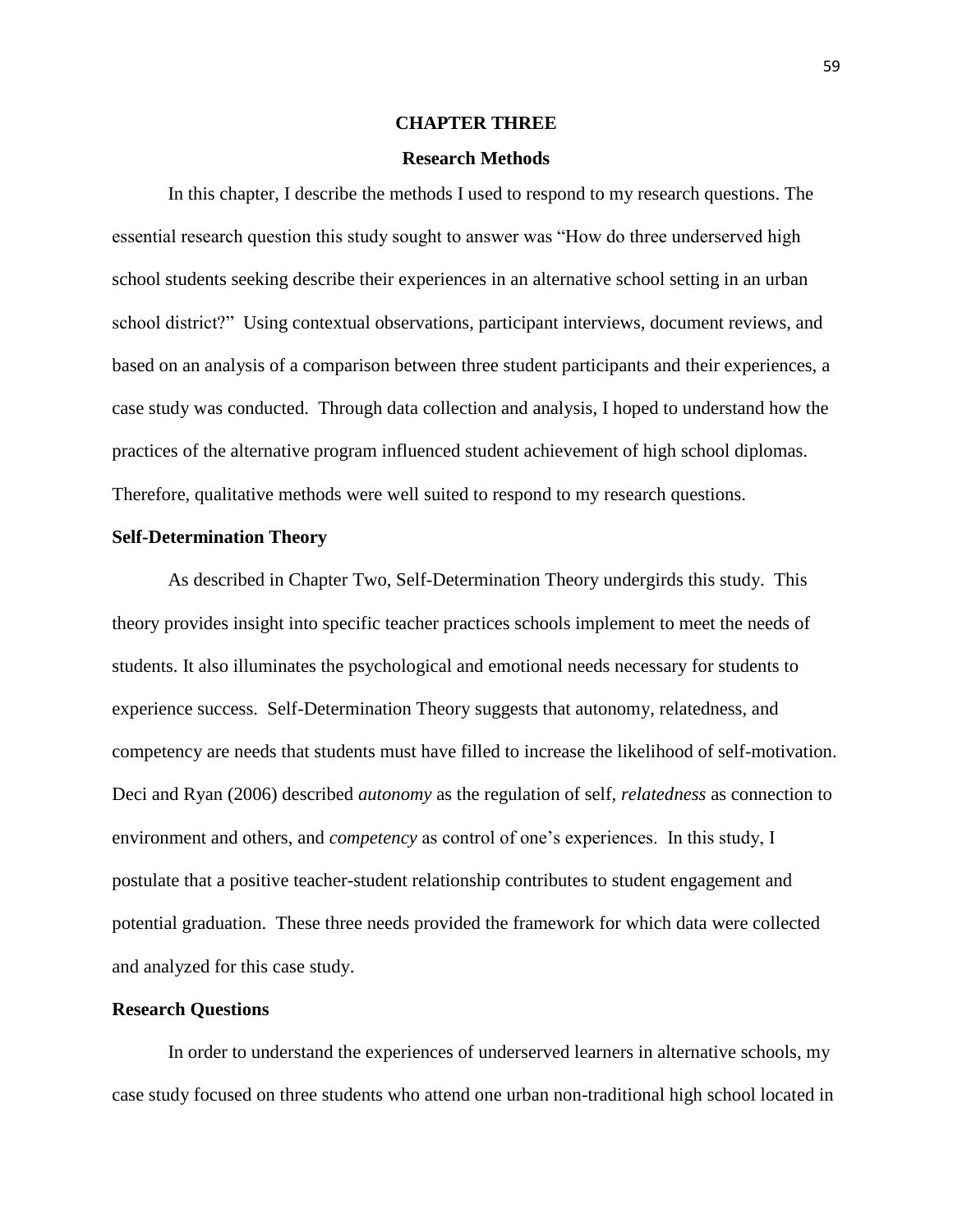# CHAPTER THREE

## Research Methods

In this chapter, I describe the methods I used to respond to my research questions. The essential research question this study sought to answer was "How do three underserved high school students seeking describe their experiences in an alternative school setting in an urban school district?" Using contextual observations, participant interviews, document reviews, and based on an analysis of a comparison between three student participants and their experiences, a case study was conducted. Through data collection and analysis, I hoped to understand how the practices of the alternative program influenced student achievement of high school diplomas. Therefore, qualitative methods were well suited to respond to my research questions.

### Self-Determination Theory

As described in Chapter Two, Self-Determination Theory undergirds this study. This theory provides insight into specific teacher practices schools implement to meet the needs of students. It also illuminates the psychological and emotional needs necessary for students to experience success. Self-Determination Theory suggests that autonomy, relatedness, and competency are needs that students must have filled to increase the likelihood of self-motivation. Deci and Ryan (2006) described *autonomy* as the regulation of self, *relatedness* as connection to environment and others, and *competency* as control of one's experiences. In this study, I postulate that a positive teacher-student relationship contributes to student engagement and potential graduation. These three needs provided the framework for which data were collected and analyzed for this case study.

### Research Questions

In order to understand the experiences of underserved learners in alternative schools, my case study focused on three students who attend one urban non-traditional high school located in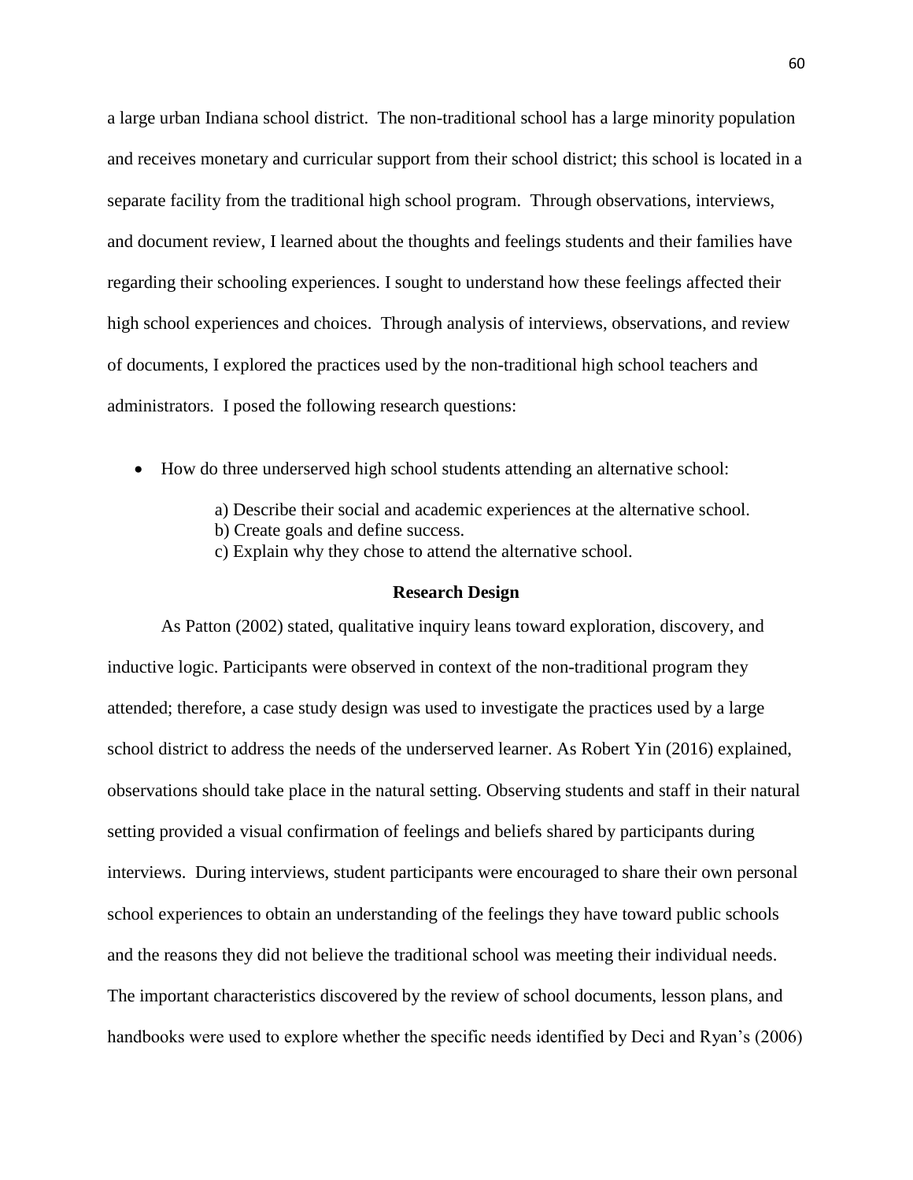a large urban Indiana school district. The non-traditional school has a large minority population and receives monetary and curricular support from their school district; this school is located in a separate facility from the traditional high school program. Through observations, interviews, and document review, I learned about the thoughts and feelings students and their families have regarding their schooling experiences. I sought to understand how these feelings affected their high school experiences and choices. Through analysis of interviews, observations, and review of documents, I explored the practices used by the non-traditional high school teachers and administrators. I posed the following research questions:

- How do three underserved high school students attending an alternative school:

  a) Describe their social and academic experiences at the alternative school.
  b) Create goals and define success.
  c) Explain why they chose to attend the alternative school.

## Research Design

As Patton (2002) stated, qualitative inquiry leans toward exploration, discovery, and inductive logic. Participants were observed in context of the non-traditional program they attended; therefore, a case study design was used to investigate the practices used by a large school district to address the needs of the underserved learner. As Robert Yin (2016) explained, observations should take place in the natural setting. Observing students and staff in their natural setting provided a visual confirmation of feelings and beliefs shared by participants during interviews. During interviews, student participants were encouraged to share their own personal school experiences to obtain an understanding of the feelings they have toward public schools and the reasons they did not believe the traditional school was meeting their individual needs. The important characteristics discovered by the review of school documents, lesson plans, and handbooks were used to explore whether the specific needs identified by Deci and Ryan's (2006)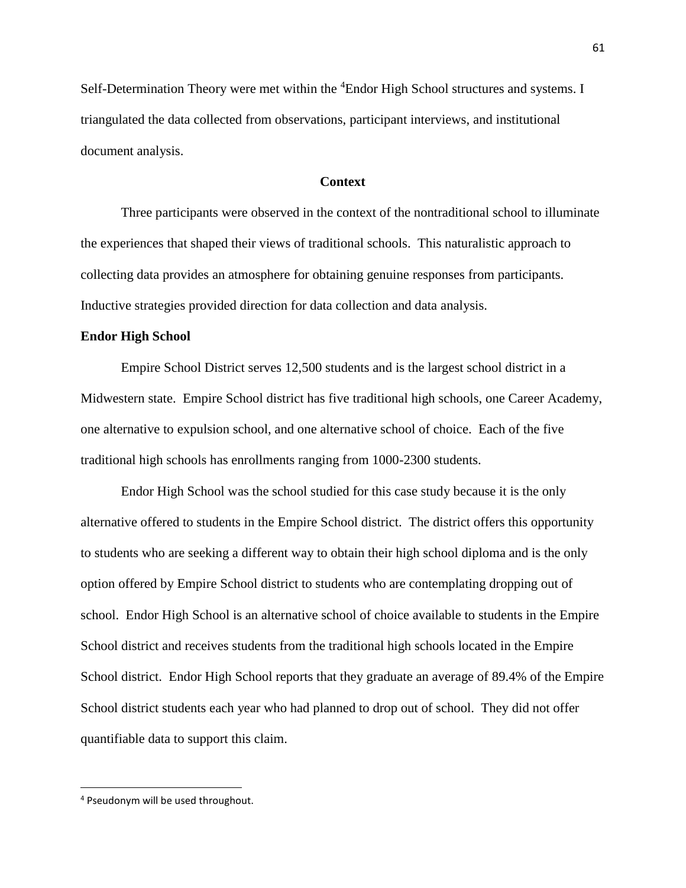Self-Determination Theory were met within the [4]Endor High School structures and systems. I triangulated the data collected from observations, participant interviews, and institutional document analysis.

## Context

Three participants were observed in the context of the nontraditional school to illuminate the experiences that shaped their views of traditional schools. This naturalistic approach to collecting data provides an atmosphere for obtaining genuine responses from participants. Inductive strategies provided direction for data collection and data analysis.

### Endor High School

Empire School District serves 12,500 students and is the largest school district in a Midwestern state. Empire School district has five traditional high schools, one Career Academy, one alternative to expulsion school, and one alternative school of choice. Each of the five traditional high schools has enrollments ranging from 1000-2300 students.

Endor High School was the school studied for this case study because it is the only alternative offered to students in the Empire School district. The district offers this opportunity to students who are seeking a different way to obtain their high school diploma and is the only option offered by Empire School district to students who are contemplating dropping out of school. Endor High School is an alternative school of choice available to students in the Empire School district and receives students from the traditional high schools located in the Empire School district. Endor High School reports that they graduate an average of 89.4% of the Empire School district students each year who had planned to drop out of school. They did not offer quantifiable data to support this claim.

---

[4] Pseudonym will be used throughout.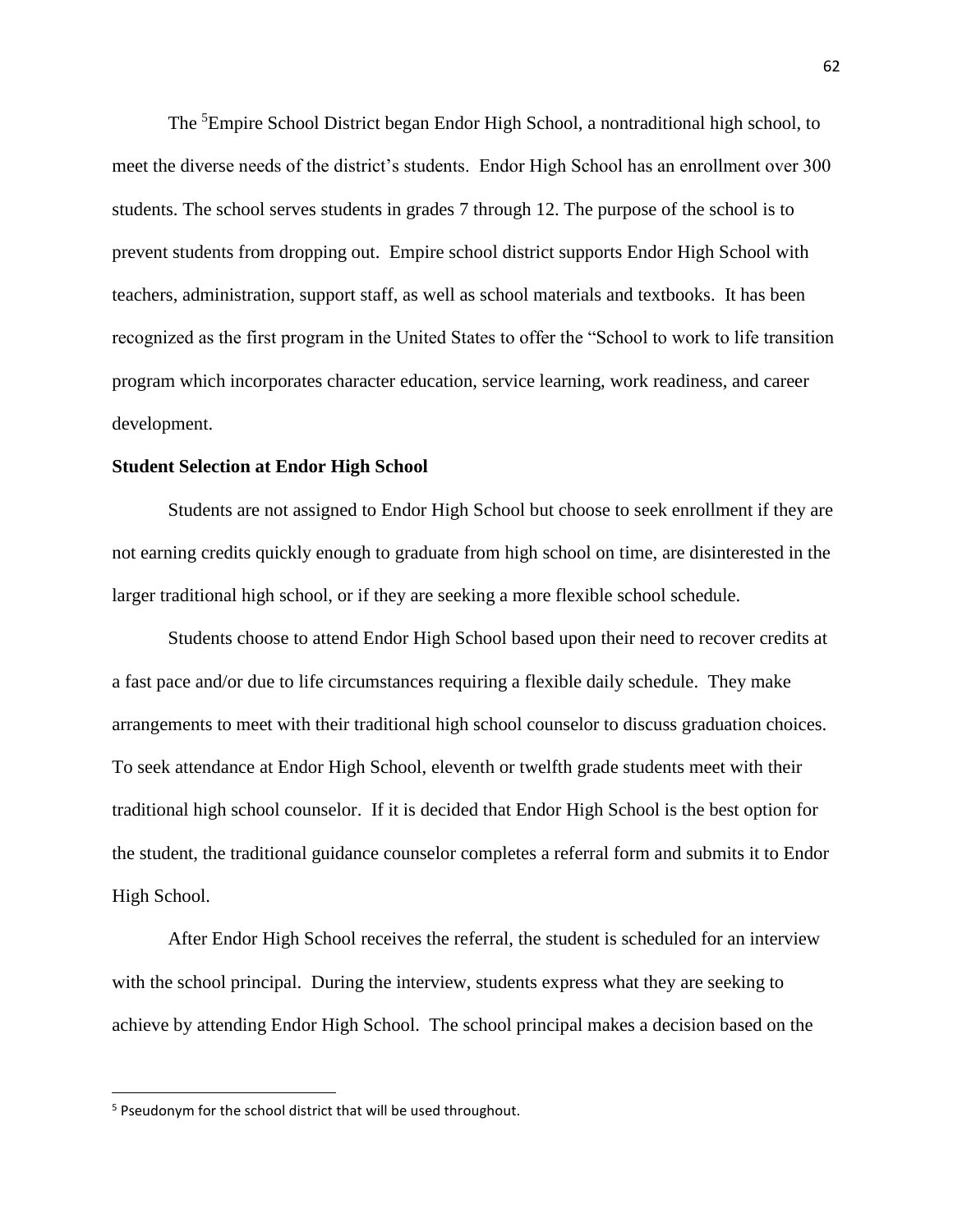The [5]Empire School District began Endor High School, a nontraditional high school, to meet the diverse needs of the district's students. Endor High School has an enrollment over 300 students. The school serves students in grades 7 through 12. The purpose of the school is to prevent students from dropping out. Empire school district supports Endor High School with teachers, administration, support staff, as well as school materials and textbooks. It has been recognized as the first program in the United States to offer the "School to work to life transition program which incorporates character education, service learning, work readiness, and career development.

**Student Selection at Endor High School**

Students are not assigned to Endor High School but choose to seek enrollment if they are not earning credits quickly enough to graduate from high school on time, are disinterested in the larger traditional high school, or if they are seeking a more flexible school schedule.

Students choose to attend Endor High School based upon their need to recover credits at a fast pace and/or due to life circumstances requiring a flexible daily schedule. They make arrangements to meet with their traditional high school counselor to discuss graduation choices. To seek attendance at Endor High School, eleventh or twelfth grade students meet with their traditional high school counselor. If it is decided that Endor High School is the best option for the student, the traditional guidance counselor completes a referral form and submits it to Endor High School.

After Endor High School receives the referral, the student is scheduled for an interview with the school principal. During the interview, students express what they are seeking to achieve by attending Endor High School. The school principal makes a decision based on the

[5] Pseudonym for the school district that will be used throughout.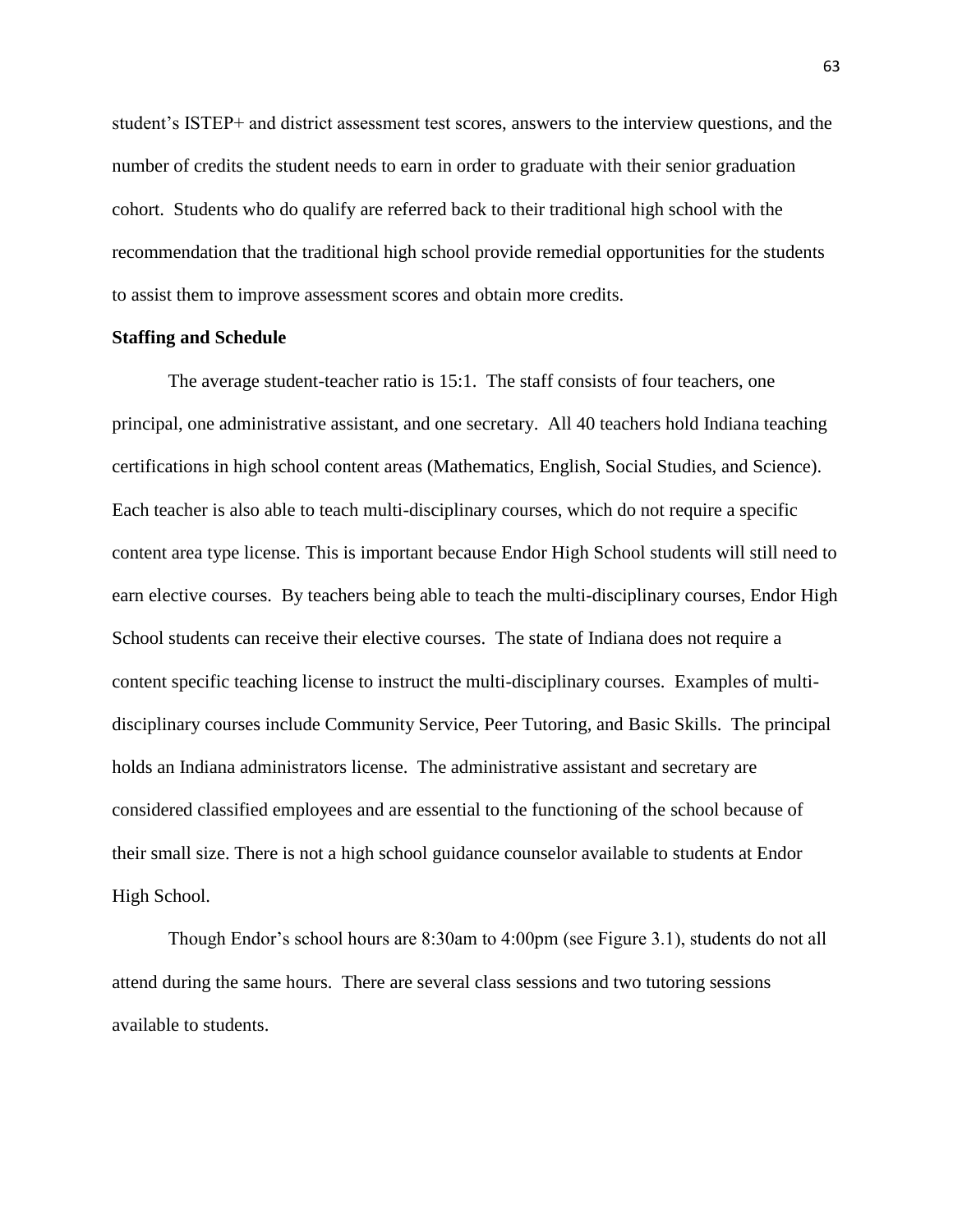student's ISTEP+ and district assessment test scores, answers to the interview questions, and the number of credits the student needs to earn in order to graduate with their senior graduation cohort. Students who do qualify are referred back to their traditional high school with the recommendation that the traditional high school provide remedial opportunities for the students to assist them to improve assessment scores and obtain more credits.

**Staffing and Schedule**

The average student-teacher ratio is 15:1. The staff consists of four teachers, one principal, one administrative assistant, and one secretary. All 40 teachers hold Indiana teaching certifications in high school content areas (Mathematics, English, Social Studies, and Science). Each teacher is also able to teach multi-disciplinary courses, which do not require a specific content area type license. This is important because Endor High School students will still need to earn elective courses. By teachers being able to teach the multi-disciplinary courses, Endor High School students can receive their elective courses. The state of Indiana does not require a content specific teaching license to instruct the multi-disciplinary courses. Examples of multi-disciplinary courses include Community Service, Peer Tutoring, and Basic Skills. The principal holds an Indiana administrators license. The administrative assistant and secretary are considered classified employees and are essential to the functioning of the school because of their small size. There is not a high school guidance counselor available to students at Endor High School.

Though Endor's school hours are 8:30am to 4:00pm (see Figure 3.1), students do not all attend during the same hours. There are several class sessions and two tutoring sessions available to students.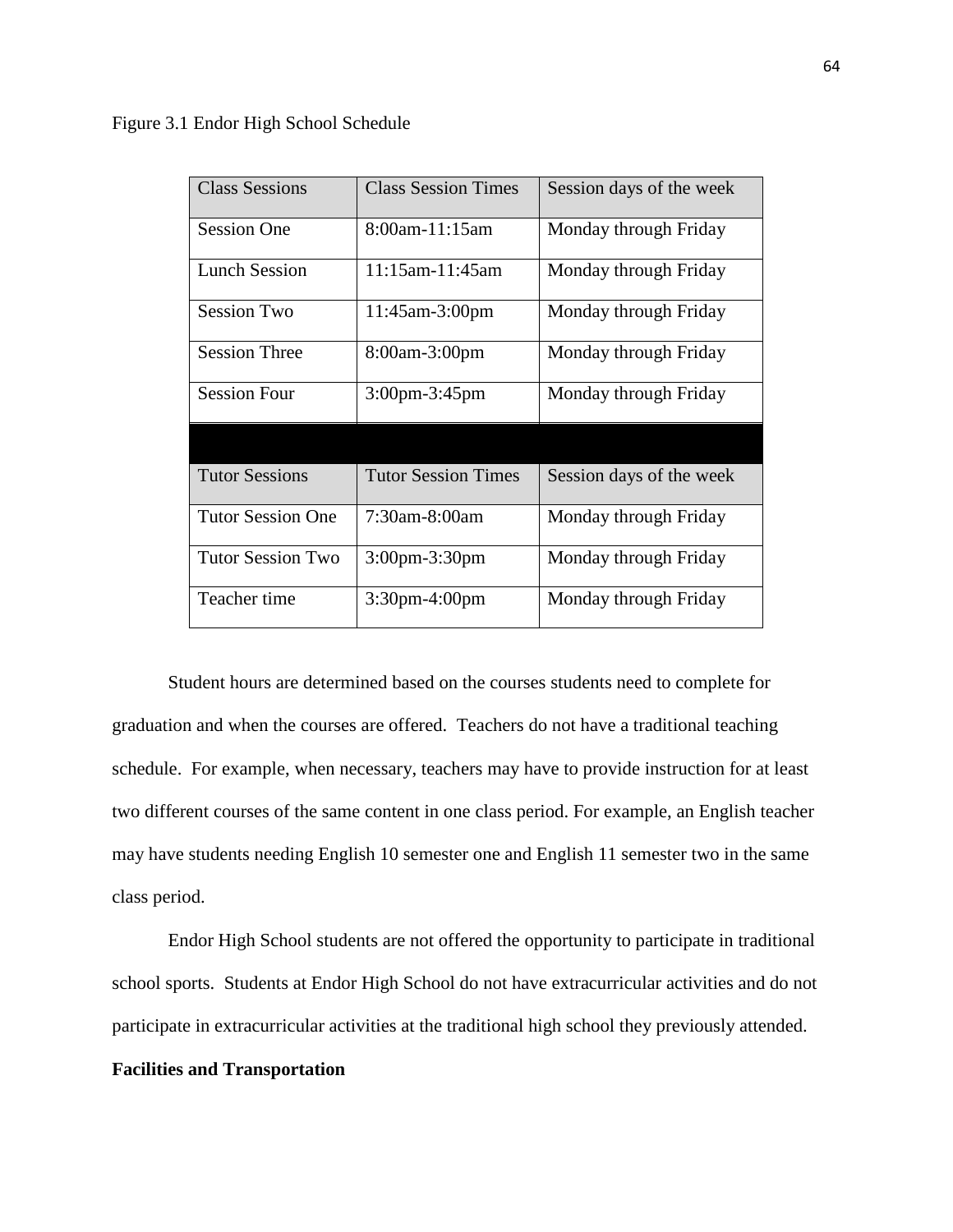Figure 3.1 Endor High School Schedule

| Class Sessions | Class Session Times | Session days of the week |
|---|---|---|
| Session One | 8:00am-11:15am | Monday through Friday |
| Lunch Session | 11:15am-11:45am | Monday through Friday |
| Session Two | 11:45am-3:00pm | Monday through Friday |
| Session Three | 8:00am-3:00pm | Monday through Friday |
| Session Four | 3:00pm-3:45pm | Monday through Friday |
| | | |
| Tutor Sessions | Tutor Session Times | Session days of the week |
| Tutor Session One | 7:30am-8:00am | Monday through Friday |
| Tutor Session Two | 3:00pm-3:30pm | Monday through Friday |
| Teacher time | 3:30pm-4:00pm | Monday through Friday |

Student hours are determined based on the courses students need to complete for graduation and when the courses are offered. Teachers do not have a traditional teaching schedule. For example, when necessary, teachers may have to provide instruction for at least two different courses of the same content in one class period. For example, an English teacher may have students needing English 10 semester one and English 11 semester two in the same class period.

Endor High School students are not offered the opportunity to participate in traditional school sports. Students at Endor High School do not have extracurricular activities and do not participate in extracurricular activities at the traditional high school they previously attended.

**Facilities and Transportation**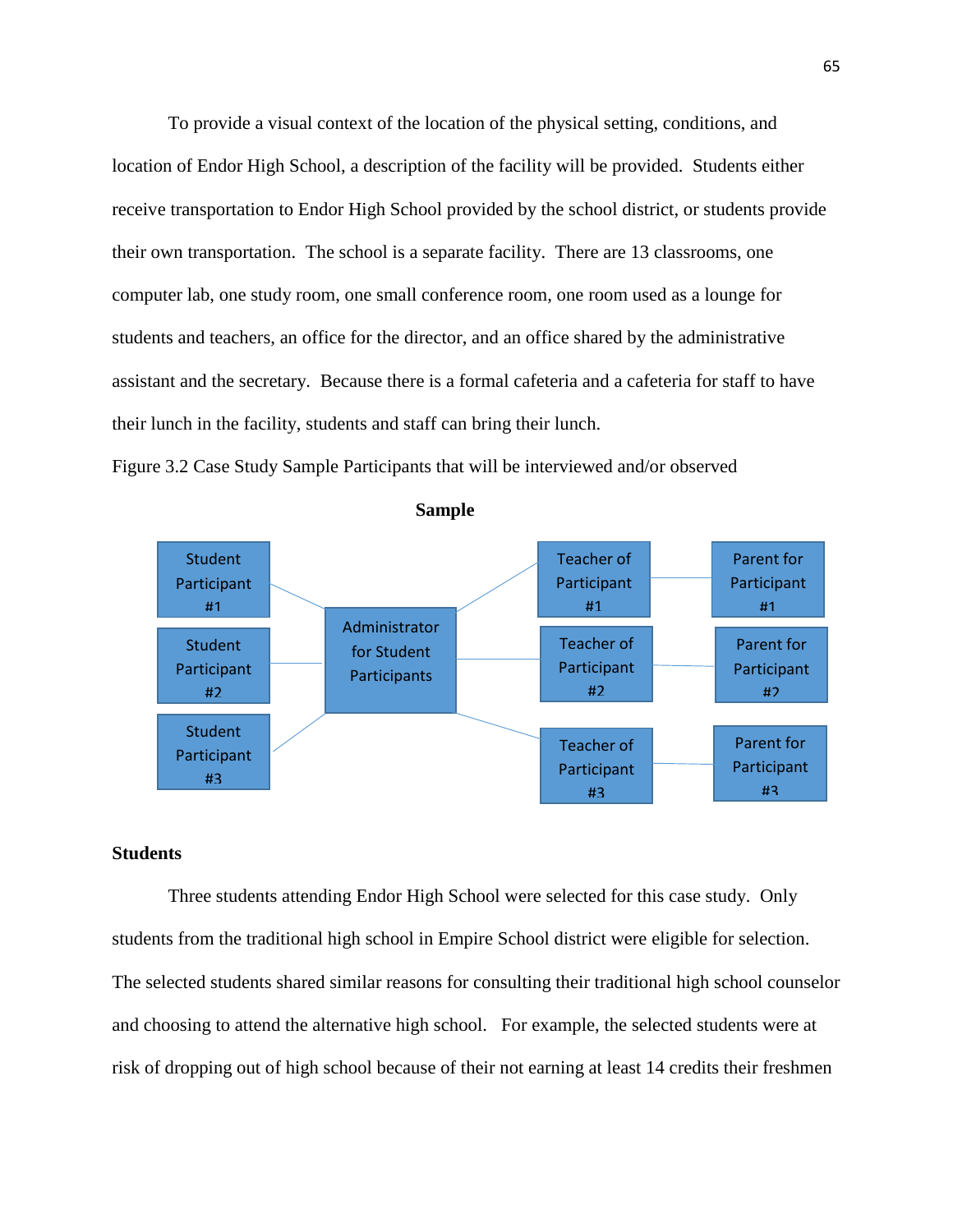To provide a visual context of the location of the physical setting, conditions, and location of Endor High School, a description of the facility will be provided. Students either receive transportation to Endor High School provided by the school district, or students provide their own transportation. The school is a separate facility. There are 13 classrooms, one computer lab, one study room, one small conference room, one room used as a lounge for students and teachers, an office for the director, and an office shared by the administrative assistant and the secretary. Because there is a formal cafeteria and a cafeteria for staff to have their lunch in the facility, students and staff can bring their lunch.

Figure 3.2 Case Study Sample Participants that will be interviewed and/or observed

**Sample**

Student Participant #1

Student Participant #2

Student Participant #3

Administrator for Student Participants

Teacher of Participant #1

Teacher of Participant #2

Teacher of Participant #3

Parent for Participant #1

Parent for Participant #2

Parent for Participant #3

**Students**

Three students attending Endor High School were selected for this case study. Only students from the traditional high school in Empire School district were eligible for selection. The selected students shared similar reasons for consulting their traditional high school counselor and choosing to attend the alternative high school. For example, the selected students were at risk of dropping out of high school because of their not earning at least 14 credits their freshmen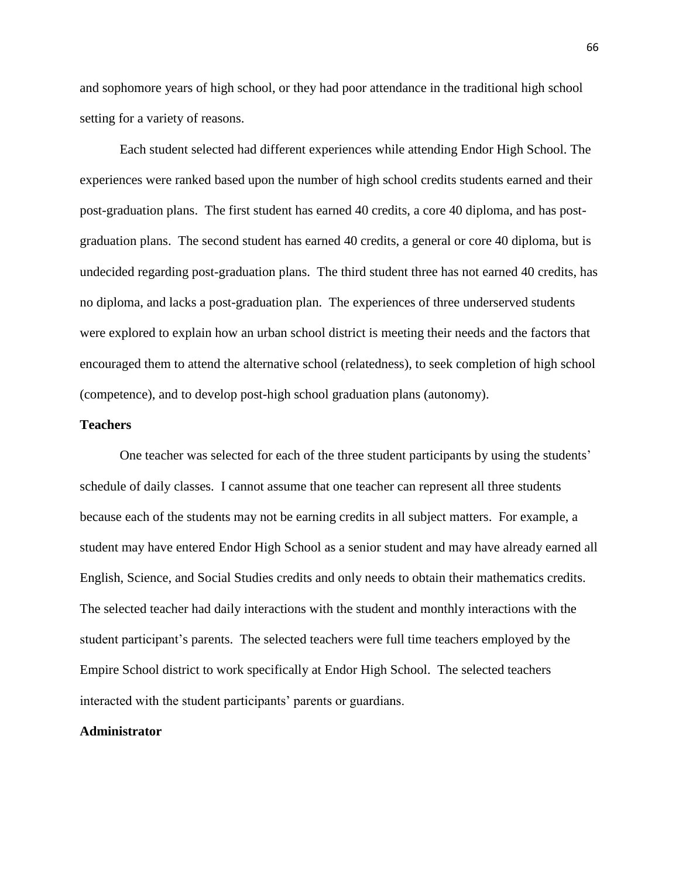and sophomore years of high school, or they had poor attendance in the traditional high school setting for a variety of reasons.

Each student selected had different experiences while attending Endor High School. The experiences were ranked based upon the number of high school credits students earned and their post-graduation plans. The first student has earned 40 credits, a core 40 diploma, and has post-graduation plans. The second student has earned 40 credits, a general or core 40 diploma, but is undecided regarding post-graduation plans. The third student three has not earned 40 credits, has no diploma, and lacks a post-graduation plan. The experiences of three underserved students were explored to explain how an urban school district is meeting their needs and the factors that encouraged them to attend the alternative school (relatedness), to seek completion of high school (competence), and to develop post-high school graduation plans (autonomy).

### Teachers

One teacher was selected for each of the three student participants by using the students' schedule of daily classes. I cannot assume that one teacher can represent all three students because each of the students may not be earning credits in all subject matters. For example, a student may have entered Endor High School as a senior student and may have already earned all English, Science, and Social Studies credits and only needs to obtain their mathematics credits. The selected teacher had daily interactions with the student and monthly interactions with the student participant's parents. The selected teachers were full time teachers employed by the Empire School district to work specifically at Endor High School. The selected teachers interacted with the student participants' parents or guardians.

### Administrator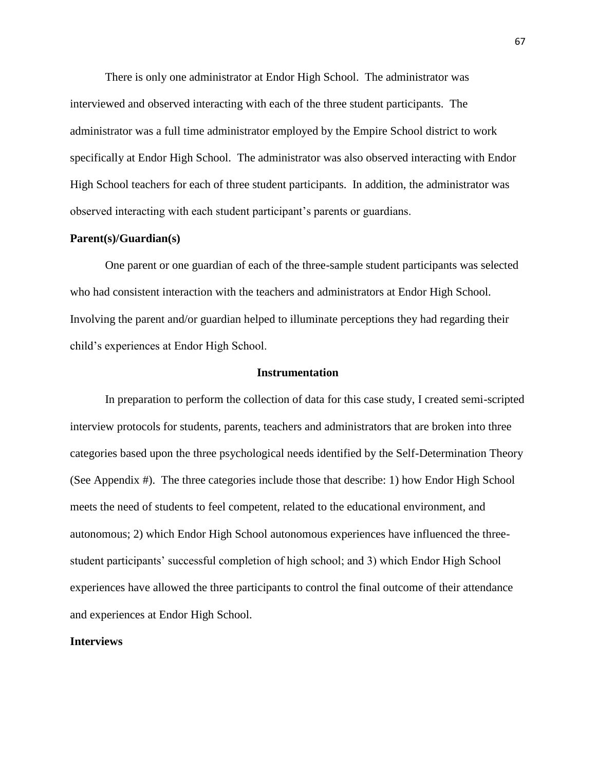There is only one administrator at Endor High School. The administrator was interviewed and observed interacting with each of the three student participants. The administrator was a full time administrator employed by the Empire School district to work specifically at Endor High School. The administrator was also observed interacting with Endor High School teachers for each of three student participants. In addition, the administrator was observed interacting with each student participant's parents or guardians.

**Parent(s)/Guardian(s)**

One parent or one guardian of each of the three-sample student participants was selected who had consistent interaction with the teachers and administrators at Endor High School. Involving the parent and/or guardian helped to illuminate perceptions they had regarding their child's experiences at Endor High School.

## Instrumentation

In preparation to perform the collection of data for this case study, I created semi-scripted interview protocols for students, parents, teachers and administrators that are broken into three categories based upon the three psychological needs identified by the Self-Determination Theory (See Appendix #). The three categories include those that describe: 1) how Endor High School meets the need of students to feel competent, related to the educational environment, and autonomous; 2) which Endor High School autonomous experiences have influenced the three-student participants' successful completion of high school; and 3) which Endor High School experiences have allowed the three participants to control the final outcome of their attendance and experiences at Endor High School.

**Interviews**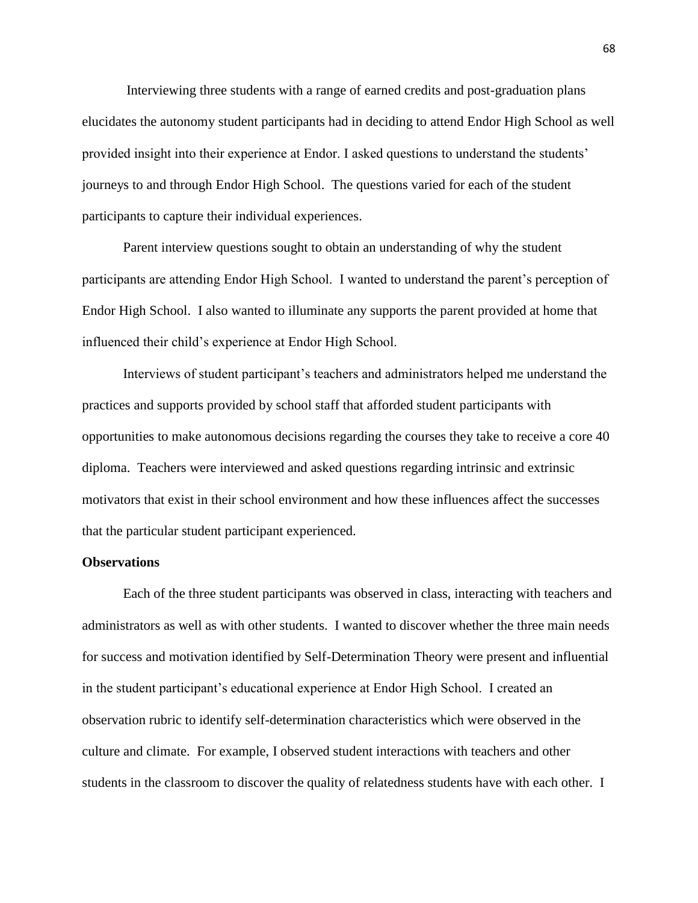Interviewing three students with a range of earned credits and post-graduation plans elucidates the autonomy student participants had in deciding to attend Endor High School as well provided insight into their experience at Endor. I asked questions to understand the students' journeys to and through Endor High School. The questions varied for each of the student participants to capture their individual experiences.

Parent interview questions sought to obtain an understanding of why the student participants are attending Endor High School. I wanted to understand the parent's perception of Endor High School. I also wanted to illuminate any supports the parent provided at home that influenced their child's experience at Endor High School.

Interviews of student participant's teachers and administrators helped me understand the practices and supports provided by school staff that afforded student participants with opportunities to make autonomous decisions regarding the courses they take to receive a core 40 diploma. Teachers were interviewed and asked questions regarding intrinsic and extrinsic motivators that exist in their school environment and how these influences affect the successes that the particular student participant experienced.

**Observations**

Each of the three student participants was observed in class, interacting with teachers and administrators as well as with other students. I wanted to discover whether the three main needs for success and motivation identified by Self-Determination Theory were present and influential in the student participant's educational experience at Endor High School. I created an observation rubric to identify self-determination characteristics which were observed in the culture and climate. For example, I observed student interactions with teachers and other students in the classroom to discover the quality of relatedness students have with each other. I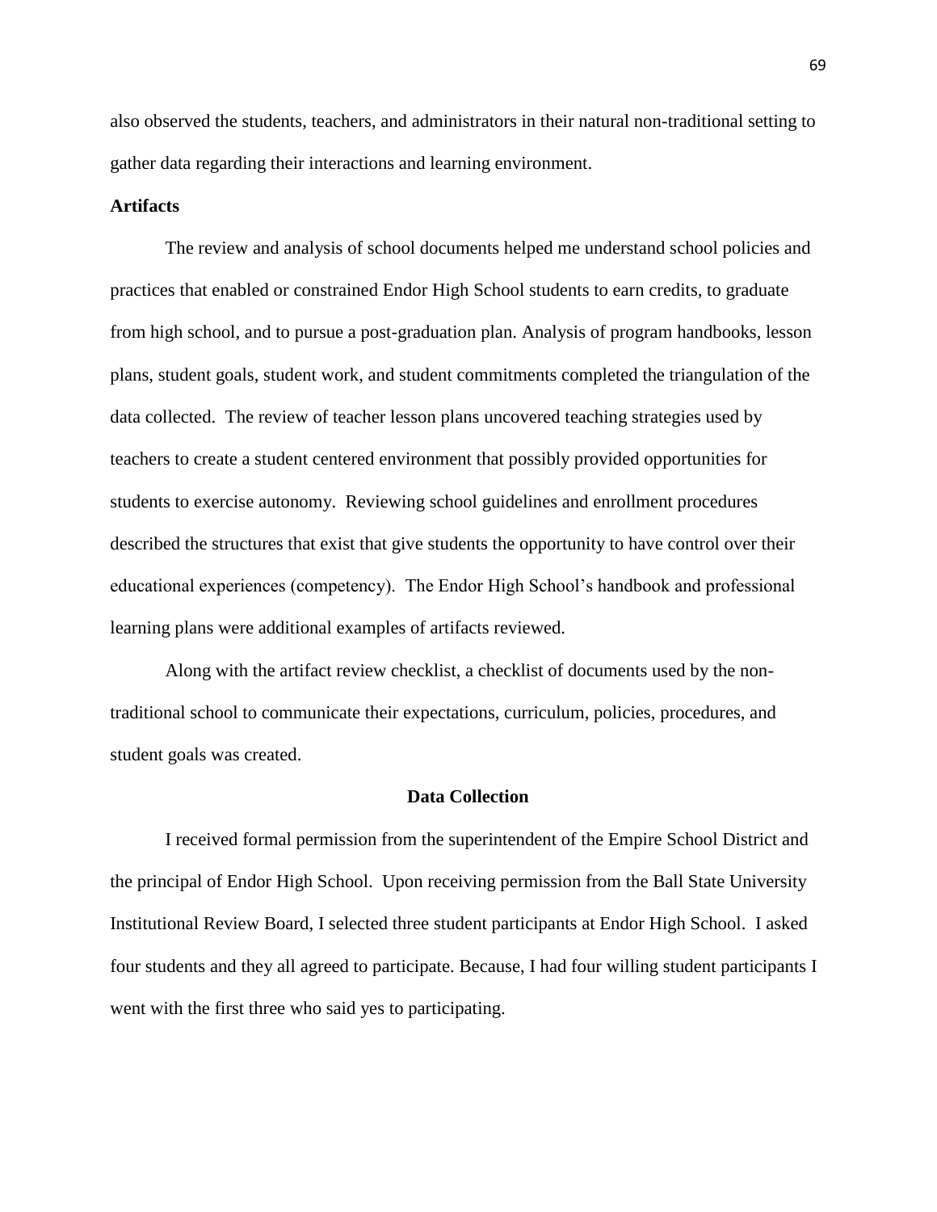also observed the students, teachers, and administrators in their natural non-traditional setting to gather data regarding their interactions and learning environment.

**Artifacts**

The review and analysis of school documents helped me understand school policies and practices that enabled or constrained Endor High School students to earn credits, to graduate from high school, and to pursue a post-graduation plan. Analysis of program handbooks, lesson plans, student goals, student work, and student commitments completed the triangulation of the data collected. The review of teacher lesson plans uncovered teaching strategies used by teachers to create a student centered environment that possibly provided opportunities for students to exercise autonomy. Reviewing school guidelines and enrollment procedures described the structures that exist that give students the opportunity to have control over their educational experiences (competency). The Endor High School's handbook and professional learning plans were additional examples of artifacts reviewed.

Along with the artifact review checklist, a checklist of documents used by the non-traditional school to communicate their expectations, curriculum, policies, procedures, and student goals was created.

## Data Collection

I received formal permission from the superintendent of the Empire School District and the principal of Endor High School. Upon receiving permission from the Ball State University Institutional Review Board, I selected three student participants at Endor High School. I asked four students and they all agreed to participate. Because, I had four willing student participants I went with the first three who said yes to participating.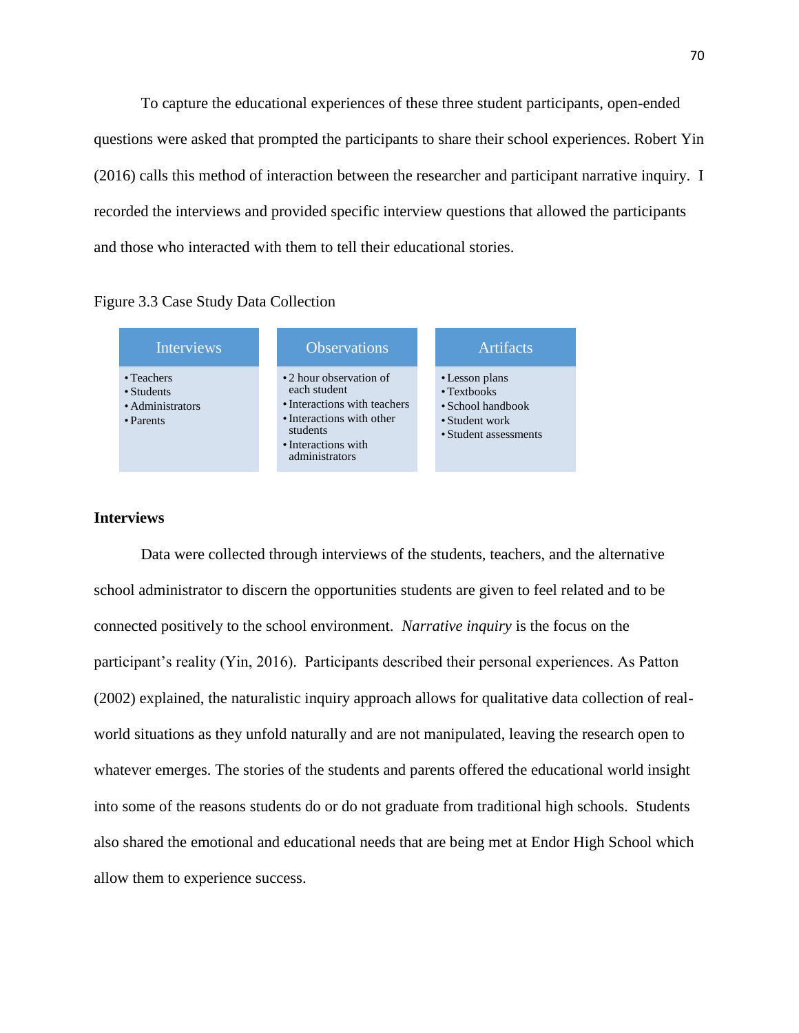To capture the educational experiences of these three student participants, open-ended questions were asked that prompted the participants to share their school experiences. Robert Yin (2016) calls this method of interaction between the researcher and participant narrative inquiry. I recorded the interviews and provided specific interview questions that allowed the participants and those who interacted with them to tell their educational stories.

Figure 3.3 Case Study Data Collection

| Interviews | Observations | Artifacts |
| --- | --- | --- |
| • Teachers<br>• Students<br>• Administrators<br>• Parents | • 2 hour observation of each student<br>• Interactions with teachers<br>• Interactions with other students<br>• Interactions with administrators | • Lesson plans<br>• Textbooks<br>• School handbook<br>• Student work<br>• Student assessments |

**Interviews**

Data were collected through interviews of the students, teachers, and the alternative school administrator to discern the opportunities students are given to feel related and to be connected positively to the school environment. *Narrative inquiry* is the focus on the participant's reality (Yin, 2016). Participants described their personal experiences. As Patton (2002) explained, the naturalistic inquiry approach allows for qualitative data collection of real-world situations as they unfold naturally and are not manipulated, leaving the research open to whatever emerges. The stories of the students and parents offered the educational world insight into some of the reasons students do or do not graduate from traditional high schools. Students also shared the emotional and educational needs that are being met at Endor High School which allow them to experience success.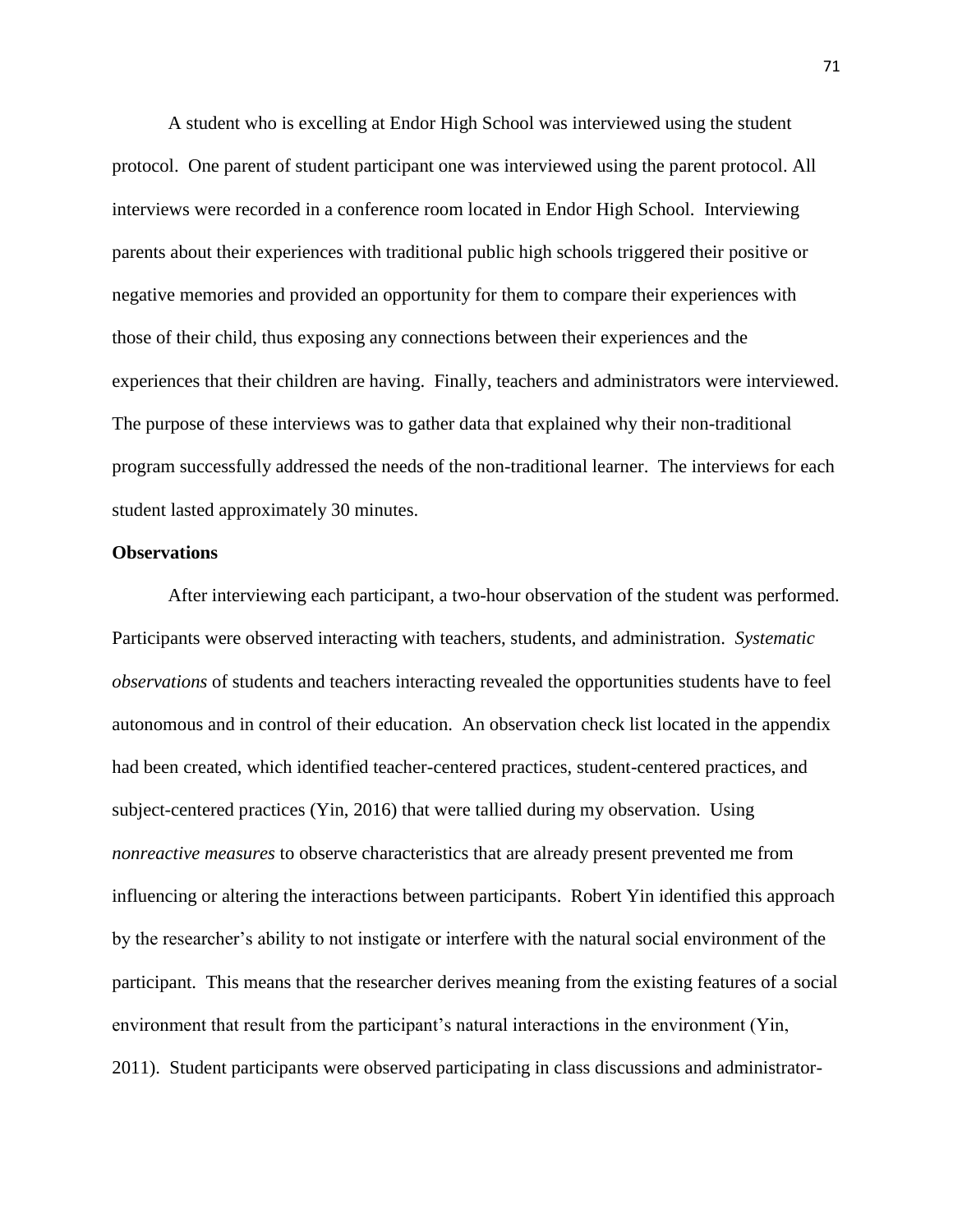A student who is excelling at Endor High School was interviewed using the student protocol. One parent of student participant one was interviewed using the parent protocol. All interviews were recorded in a conference room located in Endor High School. Interviewing parents about their experiences with traditional public high schools triggered their positive or negative memories and provided an opportunity for them to compare their experiences with those of their child, thus exposing any connections between their experiences and the experiences that their children are having. Finally, teachers and administrators were interviewed. The purpose of these interviews was to gather data that explained why their non-traditional program successfully addressed the needs of the non-traditional learner. The interviews for each student lasted approximately 30 minutes.

**Observations**

After interviewing each participant, a two-hour observation of the student was performed. Participants were observed interacting with teachers, students, and administration. *Systematic observations* of students and teachers interacting revealed the opportunities students have to feel autonomous and in control of their education. An observation check list located in the appendix had been created, which identified teacher-centered practices, student-centered practices, and subject-centered practices (Yin, 2016) that were tallied during my observation. Using *nonreactive measures* to observe characteristics that are already present prevented me from influencing or altering the interactions between participants. Robert Yin identified this approach by the researcher's ability to not instigate or interfere with the natural social environment of the participant. This means that the researcher derives meaning from the existing features of a social environment that result from the participant's natural interactions in the environment (Yin, 2011). Student participants were observed participating in class discussions and administrator-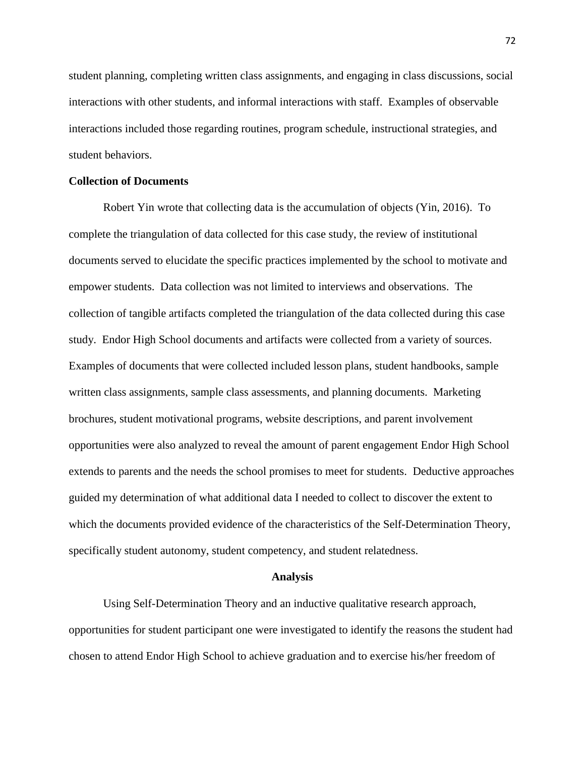student planning, completing written class assignments, and engaging in class discussions, social interactions with other students, and informal interactions with staff. Examples of observable interactions included those regarding routines, program schedule, instructional strategies, and student behaviors.

**Collection of Documents**

Robert Yin wrote that collecting data is the accumulation of objects (Yin, 2016). To complete the triangulation of data collected for this case study, the review of institutional documents served to elucidate the specific practices implemented by the school to motivate and empower students. Data collection was not limited to interviews and observations. The collection of tangible artifacts completed the triangulation of the data collected during this case study. Endor High School documents and artifacts were collected from a variety of sources. Examples of documents that were collected included lesson plans, student handbooks, sample written class assignments, sample class assessments, and planning documents. Marketing brochures, student motivational programs, website descriptions, and parent involvement opportunities were also analyzed to reveal the amount of parent engagement Endor High School extends to parents and the needs the school promises to meet for students. Deductive approaches guided my determination of what additional data I needed to collect to discover the extent to which the documents provided evidence of the characteristics of the Self-Determination Theory, specifically student autonomy, student competency, and student relatedness.

## Analysis

Using Self-Determination Theory and an inductive qualitative research approach, opportunities for student participant one were investigated to identify the reasons the student had chosen to attend Endor High School to achieve graduation and to exercise his/her freedom of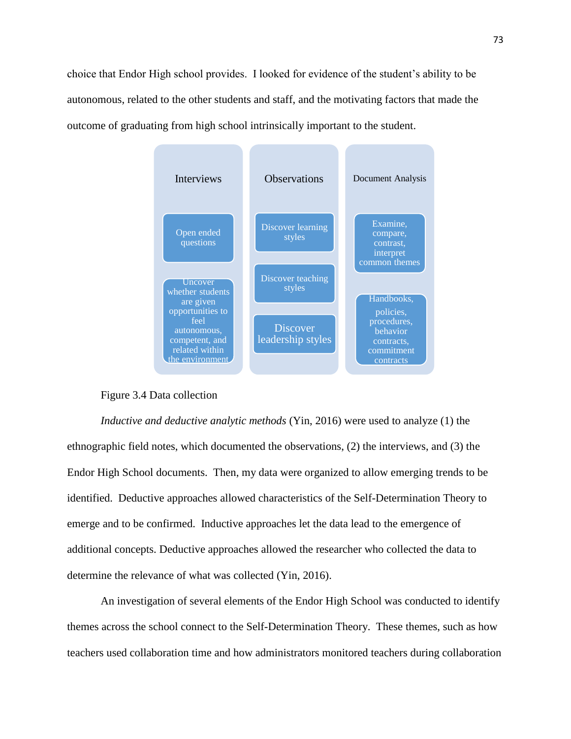choice that Endor High school provides. I looked for evidence of the student's ability to be autonomous, related to the other students and staff, and the motivating factors that made the outcome of graduating from high school intrinsically important to the student.

| Interviews | Observations | Document Analysis |
|---|---|---|
| Open ended questions | Discover learning styles | Examine, compare, contrast, interpret common themes |
| Uncover whether students are given opportunities to feel autonomous, competent, and related within the environment | Discover teaching styles | Handbooks, policies, procedures, behavior contracts, commitment contracts |
| | Discover leadership styles | |

Figure 3.4 Data collection

*Inductive and deductive analytic methods* (Yin, 2016) were used to analyze (1) the ethnographic field notes, which documented the observations, (2) the interviews, and (3) the Endor High School documents. Then, my data were organized to allow emerging trends to be identified. Deductive approaches allowed characteristics of the Self-Determination Theory to emerge and to be confirmed. Inductive approaches let the data lead to the emergence of additional concepts. Deductive approaches allowed the researcher who collected the data to determine the relevance of what was collected (Yin, 2016).

An investigation of several elements of the Endor High School was conducted to identify themes across the school connect to the Self-Determination Theory. These themes, such as how teachers used collaboration time and how administrators monitored teachers during collaboration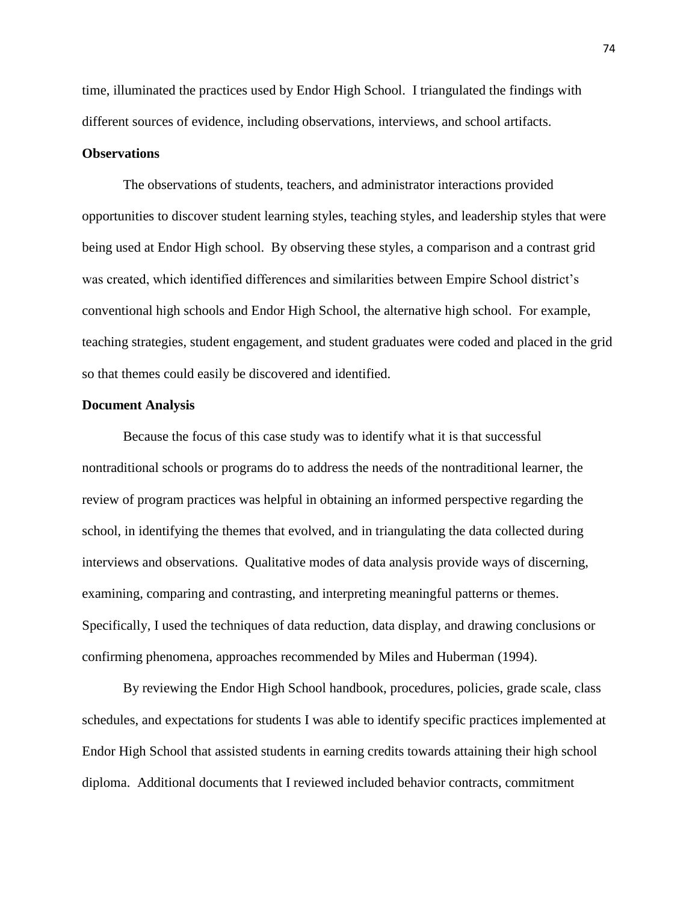time, illuminated the practices used by Endor High School. I triangulated the findings with different sources of evidence, including observations, interviews, and school artifacts.

**Observations**

The observations of students, teachers, and administrator interactions provided opportunities to discover student learning styles, teaching styles, and leadership styles that were being used at Endor High school. By observing these styles, a comparison and a contrast grid was created, which identified differences and similarities between Empire School district's conventional high schools and Endor High School, the alternative high school. For example, teaching strategies, student engagement, and student graduates were coded and placed in the grid so that themes could easily be discovered and identified.

**Document Analysis**

Because the focus of this case study was to identify what it is that successful nontraditional schools or programs do to address the needs of the nontraditional learner, the review of program practices was helpful in obtaining an informed perspective regarding the school, in identifying the themes that evolved, and in triangulating the data collected during interviews and observations. Qualitative modes of data analysis provide ways of discerning, examining, comparing and contrasting, and interpreting meaningful patterns or themes. Specifically, I used the techniques of data reduction, data display, and drawing conclusions or confirming phenomena, approaches recommended by Miles and Huberman (1994).

By reviewing the Endor High School handbook, procedures, policies, grade scale, class schedules, and expectations for students I was able to identify specific practices implemented at Endor High School that assisted students in earning credits towards attaining their high school diploma. Additional documents that I reviewed included behavior contracts, commitment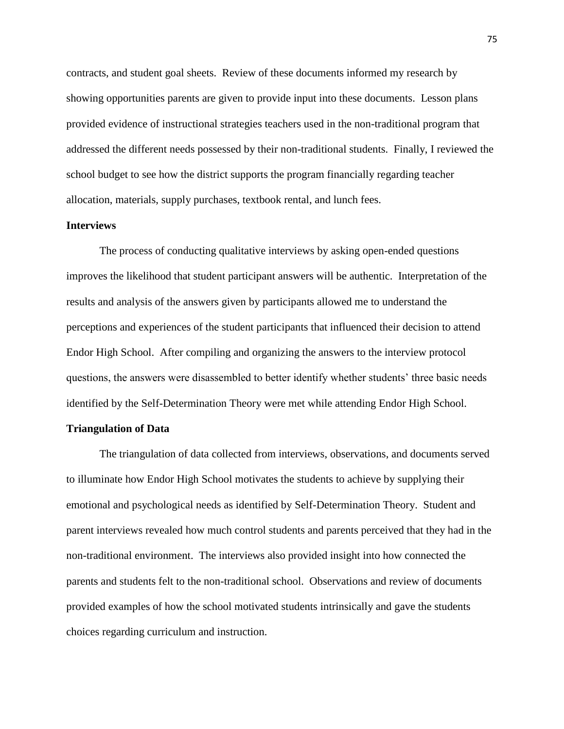contracts, and student goal sheets. Review of these documents informed my research by showing opportunities parents are given to provide input into these documents. Lesson plans provided evidence of instructional strategies teachers used in the non-traditional program that addressed the different needs possessed by their non-traditional students. Finally, I reviewed the school budget to see how the district supports the program financially regarding teacher allocation, materials, supply purchases, textbook rental, and lunch fees.

**Interviews**

The process of conducting qualitative interviews by asking open-ended questions improves the likelihood that student participant answers will be authentic. Interpretation of the results and analysis of the answers given by participants allowed me to understand the perceptions and experiences of the student participants that influenced their decision to attend Endor High School. After compiling and organizing the answers to the interview protocol questions, the answers were disassembled to better identify whether students' three basic needs identified by the Self-Determination Theory were met while attending Endor High School.

**Triangulation of Data**

The triangulation of data collected from interviews, observations, and documents served to illuminate how Endor High School motivates the students to achieve by supplying their emotional and psychological needs as identified by Self-Determination Theory. Student and parent interviews revealed how much control students and parents perceived that they had in the non-traditional environment. The interviews also provided insight into how connected the parents and students felt to the non-traditional school. Observations and review of documents provided examples of how the school motivated students intrinsically and gave the students choices regarding curriculum and instruction.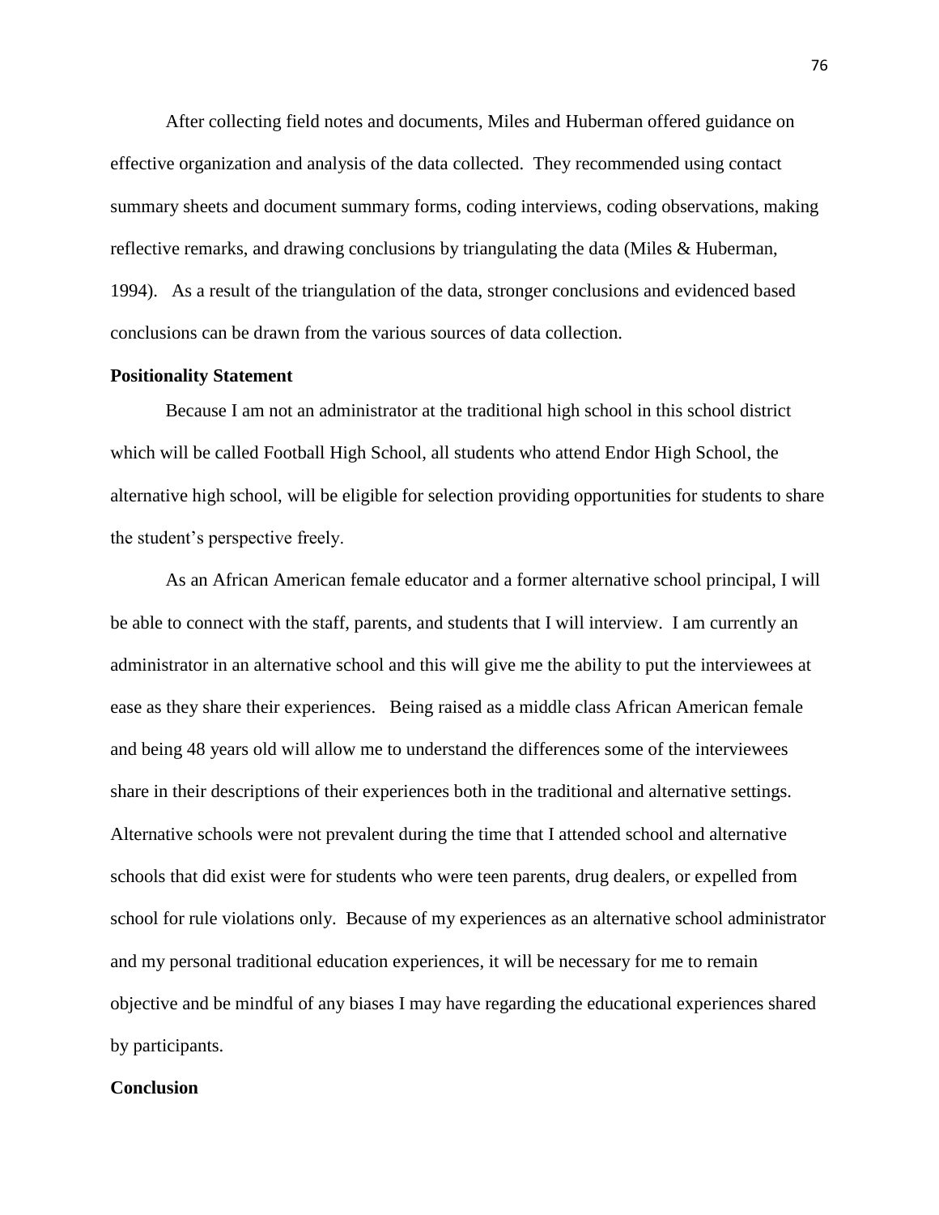After collecting field notes and documents, Miles and Huberman offered guidance on effective organization and analysis of the data collected. They recommended using contact summary sheets and document summary forms, coding interviews, coding observations, making reflective remarks, and drawing conclusions by triangulating the data (Miles & Huberman, 1994). As a result of the triangulation of the data, stronger conclusions and evidenced based conclusions can be drawn from the various sources of data collection.

**Positionality Statement**

Because I am not an administrator at the traditional high school in this school district which will be called Football High School, all students who attend Endor High School, the alternative high school, will be eligible for selection providing opportunities for students to share the student's perspective freely.

As an African American female educator and a former alternative school principal, I will be able to connect with the staff, parents, and students that I will interview. I am currently an administrator in an alternative school and this will give me the ability to put the interviewees at ease as they share their experiences. Being raised as a middle class African American female and being 48 years old will allow me to understand the differences some of the interviewees share in their descriptions of their experiences both in the traditional and alternative settings. Alternative schools were not prevalent during the time that I attended school and alternative schools that did exist were for students who were teen parents, drug dealers, or expelled from school for rule violations only. Because of my experiences as an alternative school administrator and my personal traditional education experiences, it will be necessary for me to remain objective and be mindful of any biases I may have regarding the educational experiences shared by participants.

**Conclusion**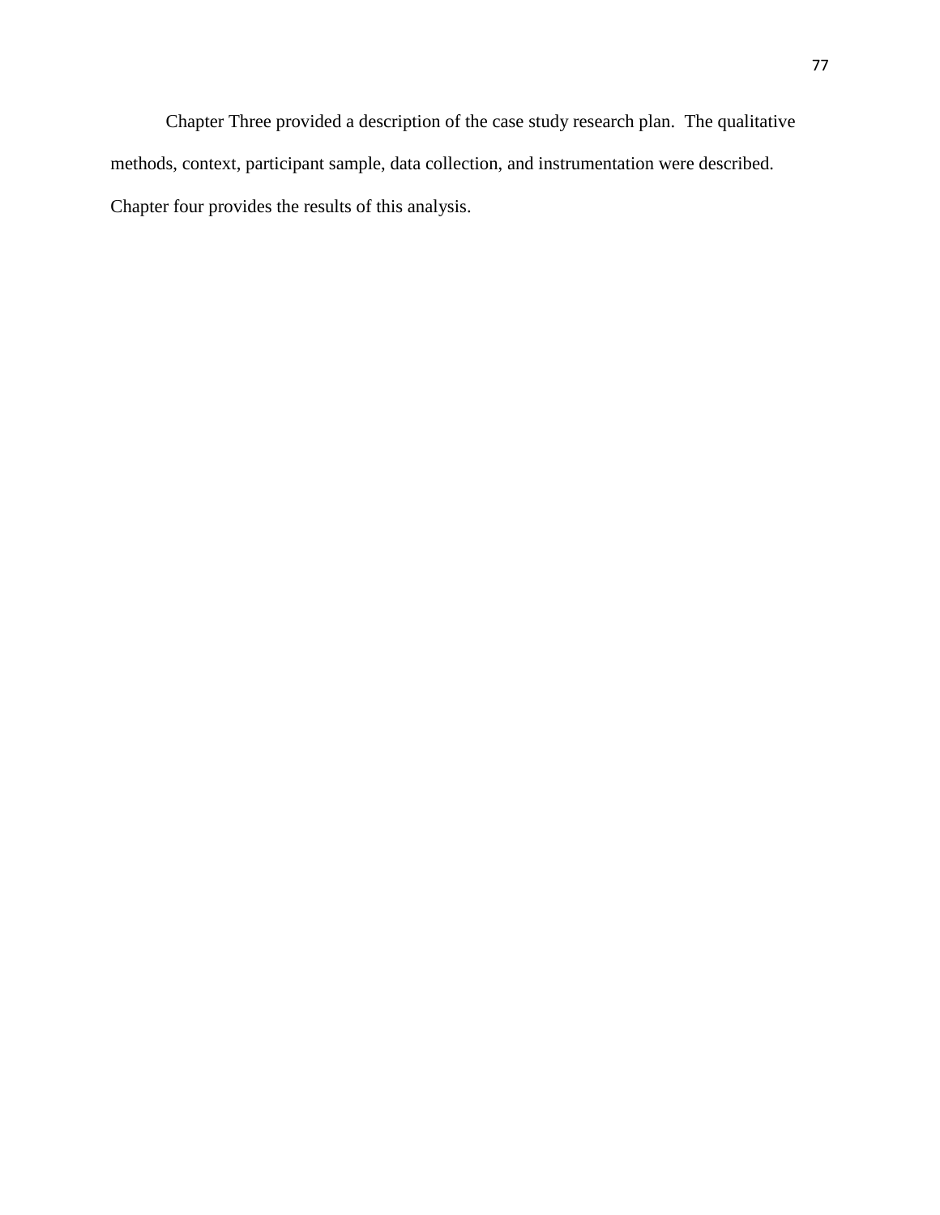Chapter Three provided a description of the case study research plan.  The qualitative methods, context, participant sample, data collection, and instrumentation were described. Chapter four provides the results of this analysis.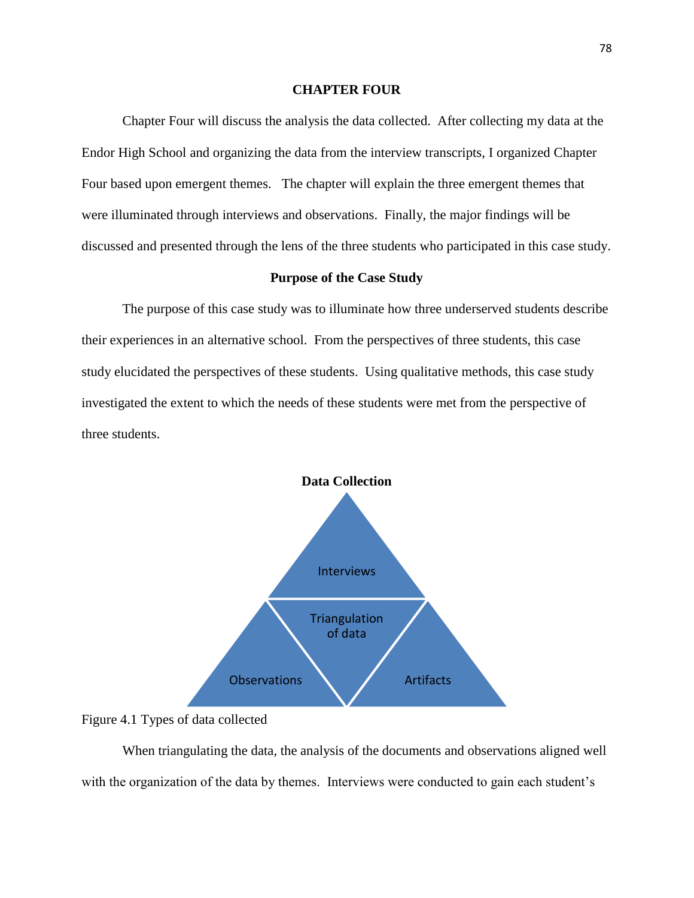# CHAPTER FOUR

Chapter Four will discuss the analysis the data collected. After collecting my data at the Endor High School and organizing the data from the interview transcripts, I organized Chapter Four based upon emergent themes. The chapter will explain the three emergent themes that were illuminated through interviews and observations. Finally, the major findings will be discussed and presented through the lens of the three students who participated in this case study.

## Purpose of the Case Study

The purpose of this case study was to illuminate how three underserved students describe their experiences in an alternative school. From the perspectives of three students, this case study elucidated the perspectives of these students. Using qualitative methods, this case study investigated the extent to which the needs of these students were met from the perspective of three students.

**Data Collection**

Interviews

Triangulation of data

Observations

Artifacts

Figure 4.1 Types of data collected

When triangulating the data, the analysis of the documents and observations aligned well with the organization of the data by themes. Interviews were conducted to gain each student's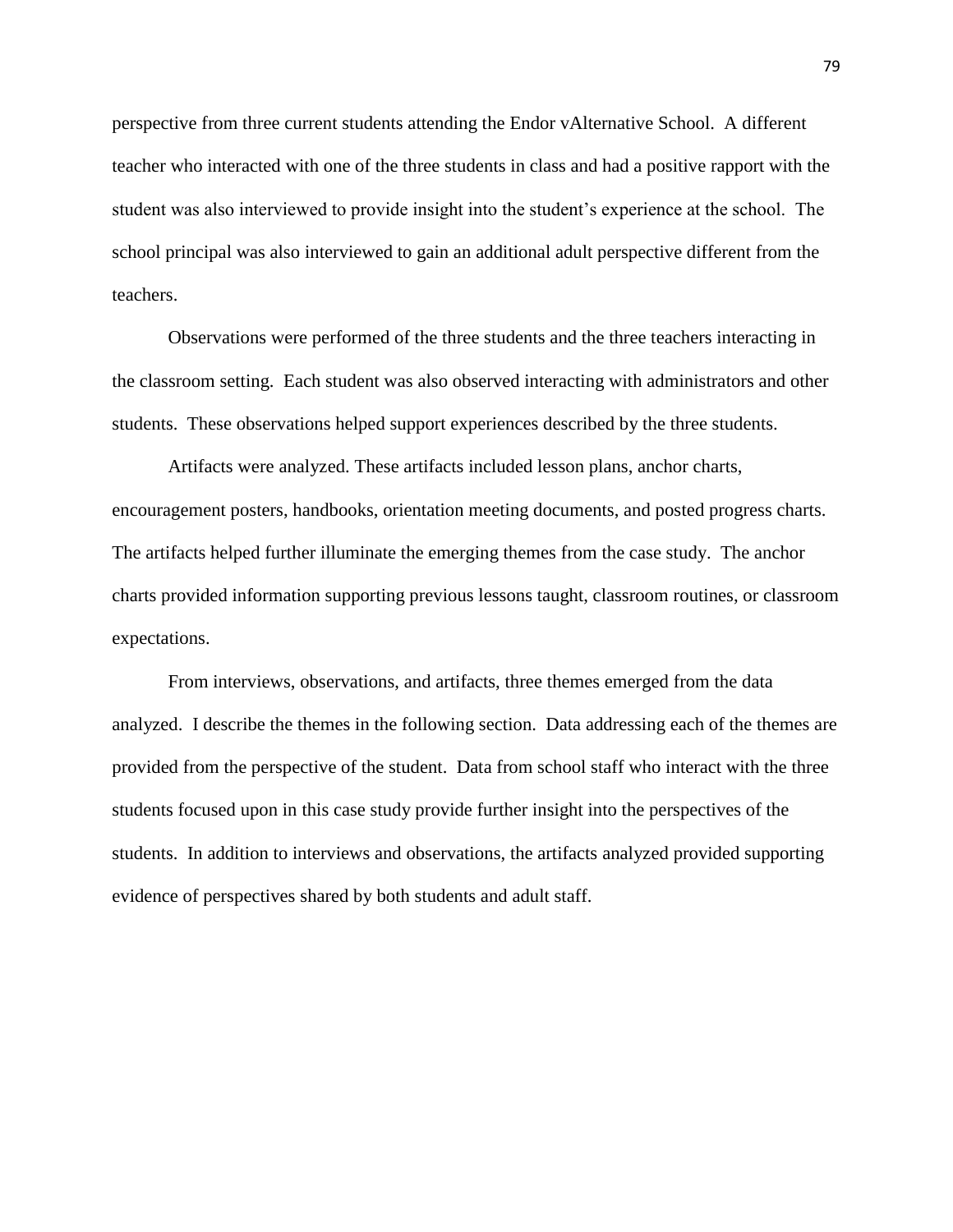perspective from three current students attending the Endor vAlternative School. A different teacher who interacted with one of the three students in class and had a positive rapport with the student was also interviewed to provide insight into the student's experience at the school. The school principal was also interviewed to gain an additional adult perspective different from the teachers.

Observations were performed of the three students and the three teachers interacting in the classroom setting. Each student was also observed interacting with administrators and other students. These observations helped support experiences described by the three students.

Artifacts were analyzed. These artifacts included lesson plans, anchor charts, encouragement posters, handbooks, orientation meeting documents, and posted progress charts. The artifacts helped further illuminate the emerging themes from the case study. The anchor charts provided information supporting previous lessons taught, classroom routines, or classroom expectations.

From interviews, observations, and artifacts, three themes emerged from the data analyzed. I describe the themes in the following section. Data addressing each of the themes are provided from the perspective of the student. Data from school staff who interact with the three students focused upon in this case study provide further insight into the perspectives of the students. In addition to interviews and observations, the artifacts analyzed provided supporting evidence of perspectives shared by both students and adult staff.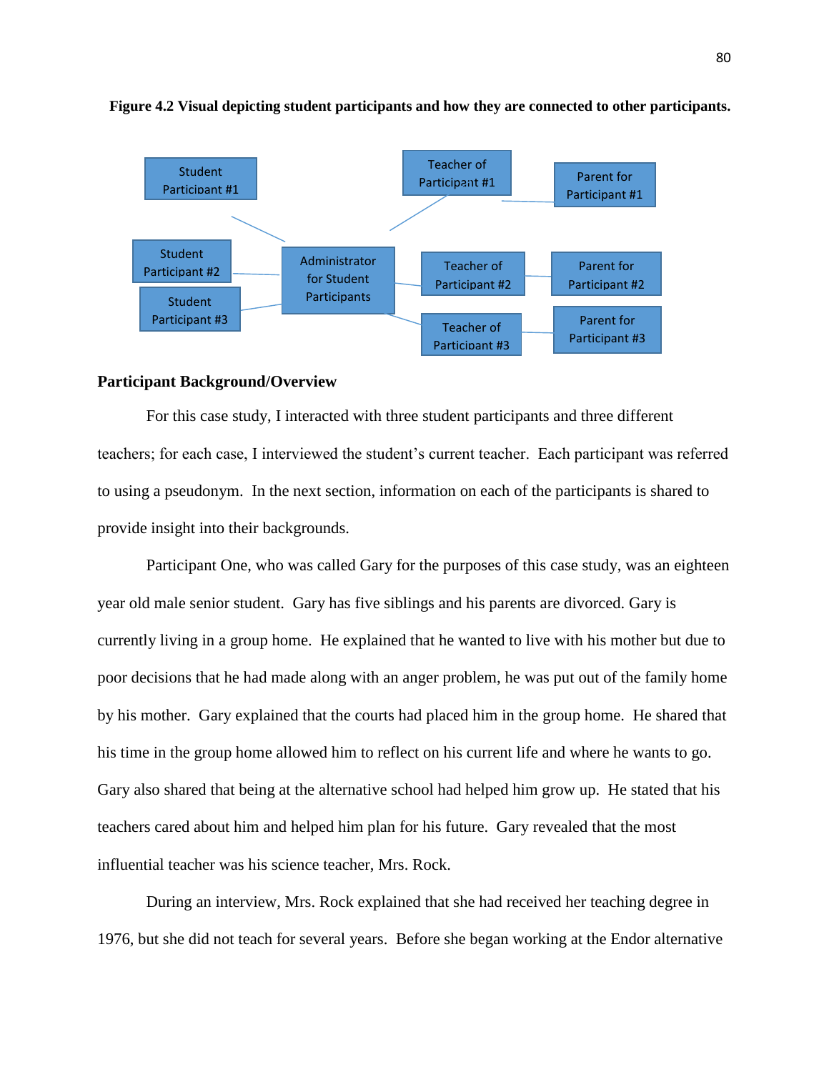**Figure 4.2 Visual depicting student participants and how they are connected to other participants.**

**Participant Background/Overview**

For this case study, I interacted with three student participants and three different teachers; for each case, I interviewed the student's current teacher. Each participant was referred to using a pseudonym. In the next section, information on each of the participants is shared to provide insight into their backgrounds.

Participant One, who was called Gary for the purposes of this case study, was an eighteen year old male senior student. Gary has five siblings and his parents are divorced. Gary is currently living in a group home. He explained that he wanted to live with his mother but due to poor decisions that he had made along with an anger problem, he was put out of the family home by his mother. Gary explained that the courts had placed him in the group home. He shared that his time in the group home allowed him to reflect on his current life and where he wants to go. Gary also shared that being at the alternative school had helped him grow up. He stated that his teachers cared about him and helped him plan for his future. Gary revealed that the most influential teacher was his science teacher, Mrs. Rock.

During an interview, Mrs. Rock explained that she had received her teaching degree in 1976, but she did not teach for several years. Before she began working at the Endor alternative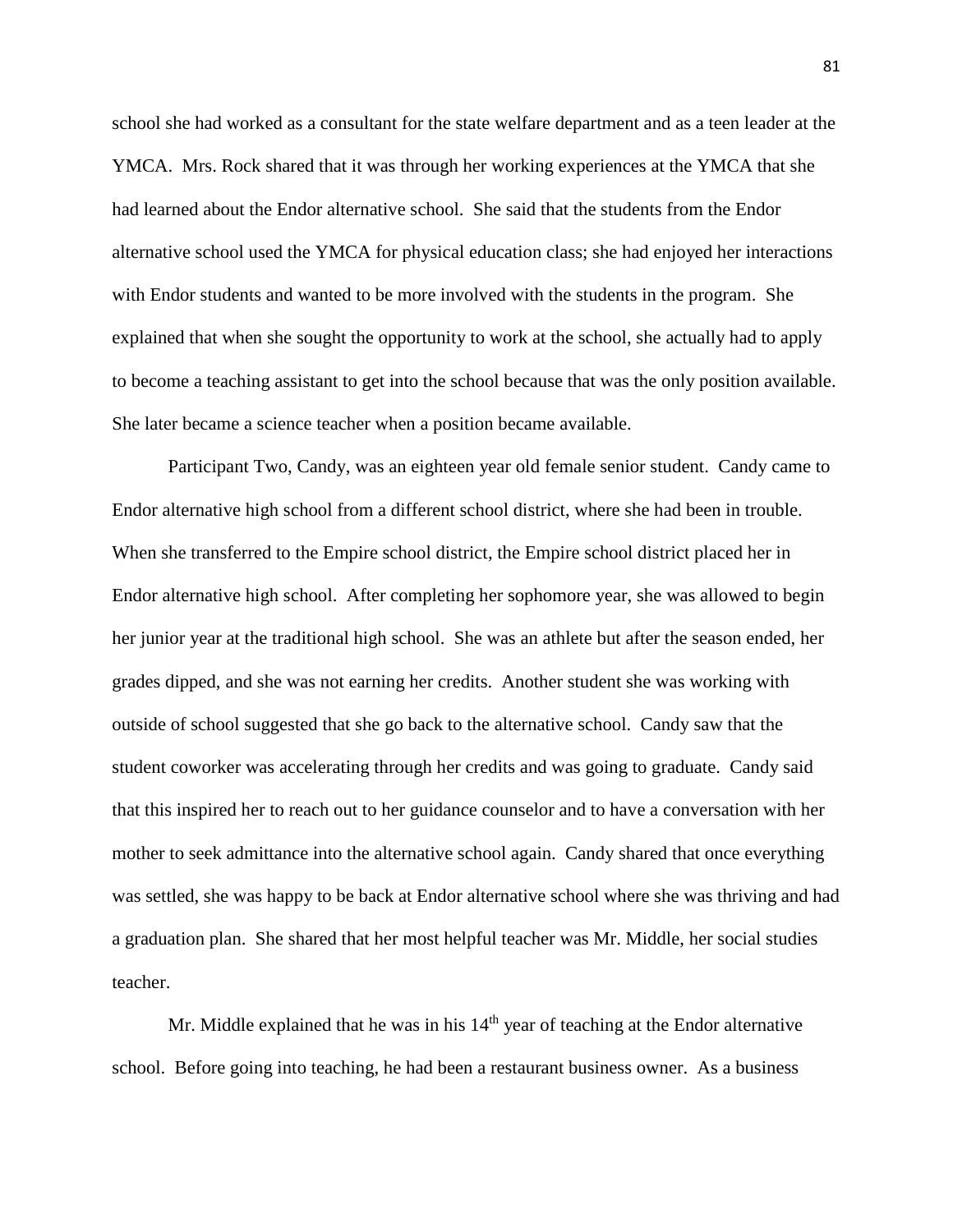school she had worked as a consultant for the state welfare department and as a teen leader at the YMCA. Mrs. Rock shared that it was through her working experiences at the YMCA that she had learned about the Endor alternative school. She said that the students from the Endor alternative school used the YMCA for physical education class; she had enjoyed her interactions with Endor students and wanted to be more involved with the students in the program. She explained that when she sought the opportunity to work at the school, she actually had to apply to become a teaching assistant to get into the school because that was the only position available. She later became a science teacher when a position became available.

Participant Two, Candy, was an eighteen year old female senior student. Candy came to Endor alternative high school from a different school district, where she had been in trouble. When she transferred to the Empire school district, the Empire school district placed her in Endor alternative high school. After completing her sophomore year, she was allowed to begin her junior year at the traditional high school. She was an athlete but after the season ended, her grades dipped, and she was not earning her credits. Another student she was working with outside of school suggested that she go back to the alternative school. Candy saw that the student coworker was accelerating through her credits and was going to graduate. Candy said that this inspired her to reach out to her guidance counselor and to have a conversation with her mother to seek admittance into the alternative school again. Candy shared that once everything was settled, she was happy to be back at Endor alternative school where she was thriving and had a graduation plan. She shared that her most helpful teacher was Mr. Middle, her social studies teacher.

Mr. Middle explained that he was in his 14th year of teaching at the Endor alternative school. Before going into teaching, he had been a restaurant business owner. As a business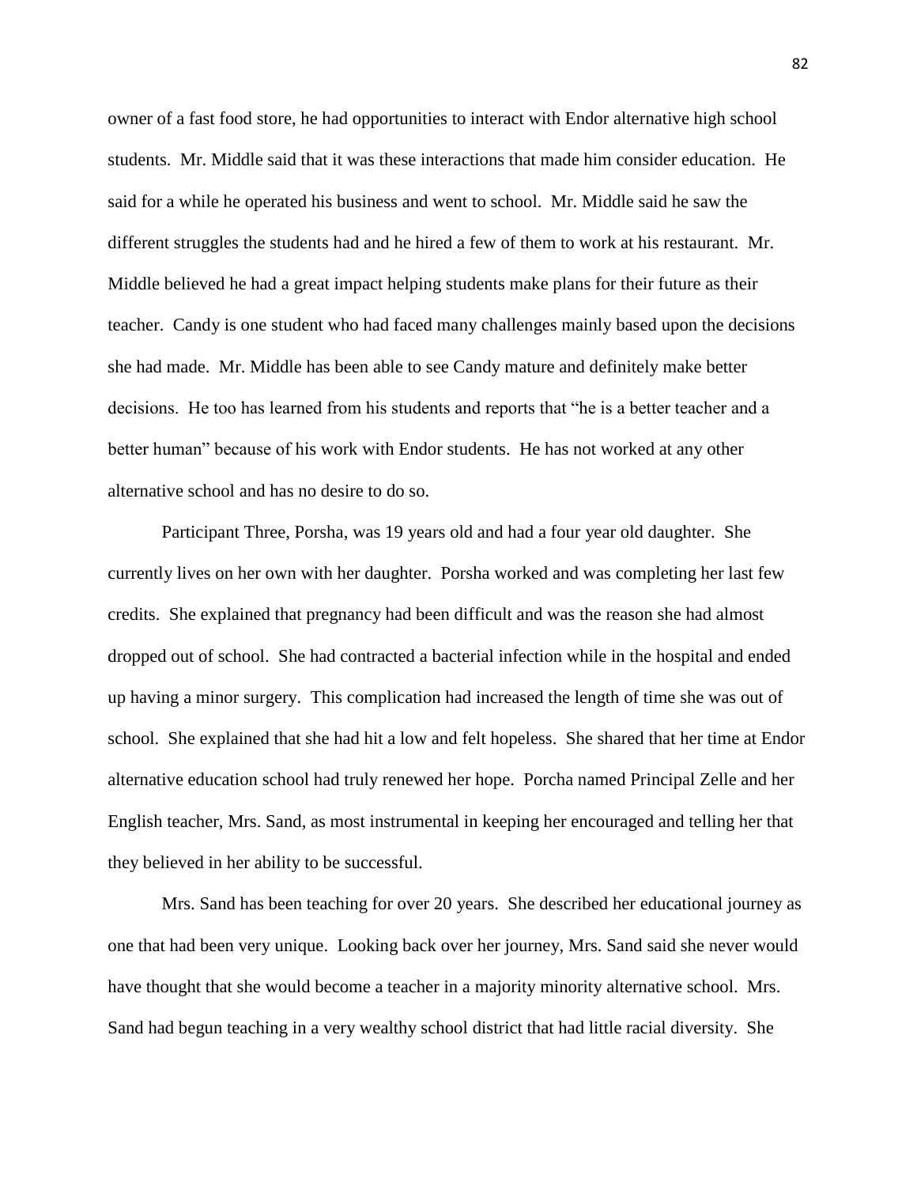owner of a fast food store, he had opportunities to interact with Endor alternative high school students. Mr. Middle said that it was these interactions that made him consider education. He said for a while he operated his business and went to school. Mr. Middle said he saw the different struggles the students had and he hired a few of them to work at his restaurant. Mr. Middle believed he had a great impact helping students make plans for their future as their teacher. Candy is one student who had faced many challenges mainly based upon the decisions she had made. Mr. Middle has been able to see Candy mature and definitely make better decisions. He too has learned from his students and reports that "he is a better teacher and a better human" because of his work with Endor students. He has not worked at any other alternative school and has no desire to do so.

Participant Three, Porsha, was 19 years old and had a four year old daughter. She currently lives on her own with her daughter. Porsha worked and was completing her last few credits. She explained that pregnancy had been difficult and was the reason she had almost dropped out of school. She had contracted a bacterial infection while in the hospital and ended up having a minor surgery. This complication had increased the length of time she was out of school. She explained that she had hit a low and felt hopeless. She shared that her time at Endor alternative education school had truly renewed her hope. Porcha named Principal Zelle and her English teacher, Mrs. Sand, as most instrumental in keeping her encouraged and telling her that they believed in her ability to be successful.

Mrs. Sand has been teaching for over 20 years. She described her educational journey as one that had been very unique. Looking back over her journey, Mrs. Sand said she never would have thought that she would become a teacher in a majority minority alternative school. Mrs. Sand had begun teaching in a very wealthy school district that had little racial diversity. She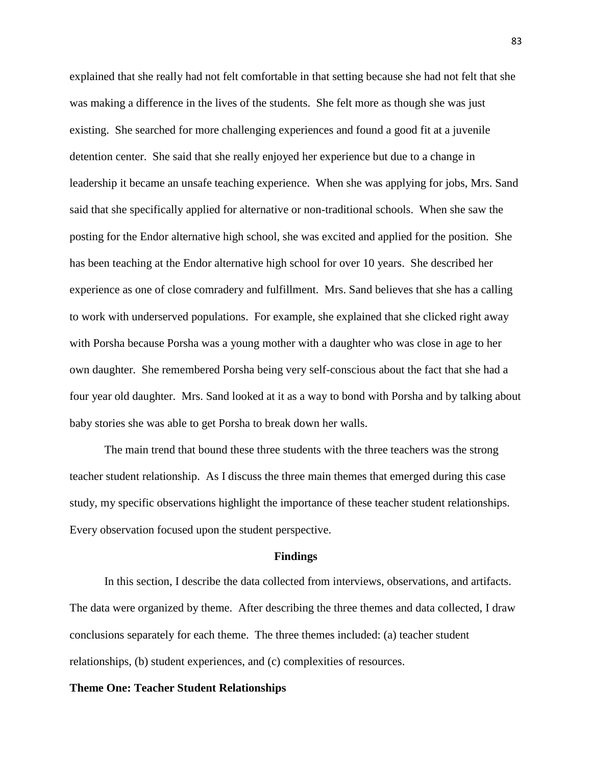explained that she really had not felt comfortable in that setting because she had not felt that she was making a difference in the lives of the students. She felt more as though she was just existing. She searched for more challenging experiences and found a good fit at a juvenile detention center. She said that she really enjoyed her experience but due to a change in leadership it became an unsafe teaching experience. When she was applying for jobs, Mrs. Sand said that she specifically applied for alternative or non-traditional schools. When she saw the posting for the Endor alternative high school, she was excited and applied for the position. She has been teaching at the Endor alternative high school for over 10 years. She described her experience as one of close comradery and fulfillment. Mrs. Sand believes that she has a calling to work with underserved populations. For example, she explained that she clicked right away with Porsha because Porsha was a young mother with a daughter who was close in age to her own daughter. She remembered Porsha being very self-conscious about the fact that she had a four year old daughter. Mrs. Sand looked at it as a way to bond with Porsha and by talking about baby stories she was able to get Porsha to break down her walls.

The main trend that bound these three students with the three teachers was the strong teacher student relationship. As I discuss the three main themes that emerged during this case study, my specific observations highlight the importance of these teacher student relationships. Every observation focused upon the student perspective.

## Findings

In this section, I describe the data collected from interviews, observations, and artifacts. The data were organized by theme. After describing the three themes and data collected, I draw conclusions separately for each theme. The three themes included: (a) teacher student relationships, (b) student experiences, and (c) complexities of resources.

### Theme One: Teacher Student Relationships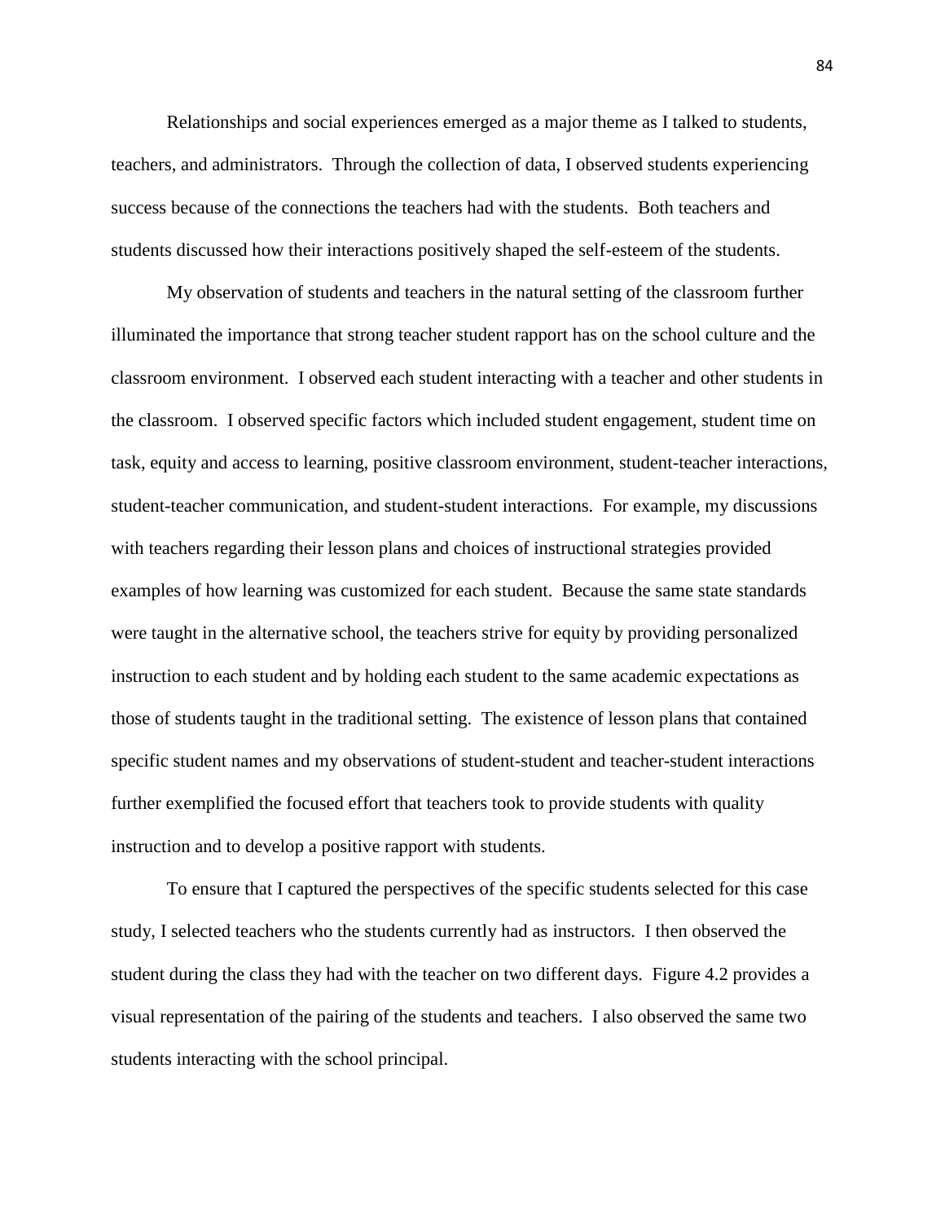Relationships and social experiences emerged as a major theme as I talked to students, teachers, and administrators. Through the collection of data, I observed students experiencing success because of the connections the teachers had with the students. Both teachers and students discussed how their interactions positively shaped the self-esteem of the students.

My observation of students and teachers in the natural setting of the classroom further illuminated the importance that strong teacher student rapport has on the school culture and the classroom environment. I observed each student interacting with a teacher and other students in the classroom. I observed specific factors which included student engagement, student time on task, equity and access to learning, positive classroom environment, student-teacher interactions, student-teacher communication, and student-student interactions. For example, my discussions with teachers regarding their lesson plans and choices of instructional strategies provided examples of how learning was customized for each student. Because the same state standards were taught in the alternative school, the teachers strive for equity by providing personalized instruction to each student and by holding each student to the same academic expectations as those of students taught in the traditional setting. The existence of lesson plans that contained specific student names and my observations of student-student and teacher-student interactions further exemplified the focused effort that teachers took to provide students with quality instruction and to develop a positive rapport with students.

To ensure that I captured the perspectives of the specific students selected for this case study, I selected teachers who the students currently had as instructors. I then observed the student during the class they had with the teacher on two different days. Figure 4.2 provides a visual representation of the pairing of the students and teachers. I also observed the same two students interacting with the school principal.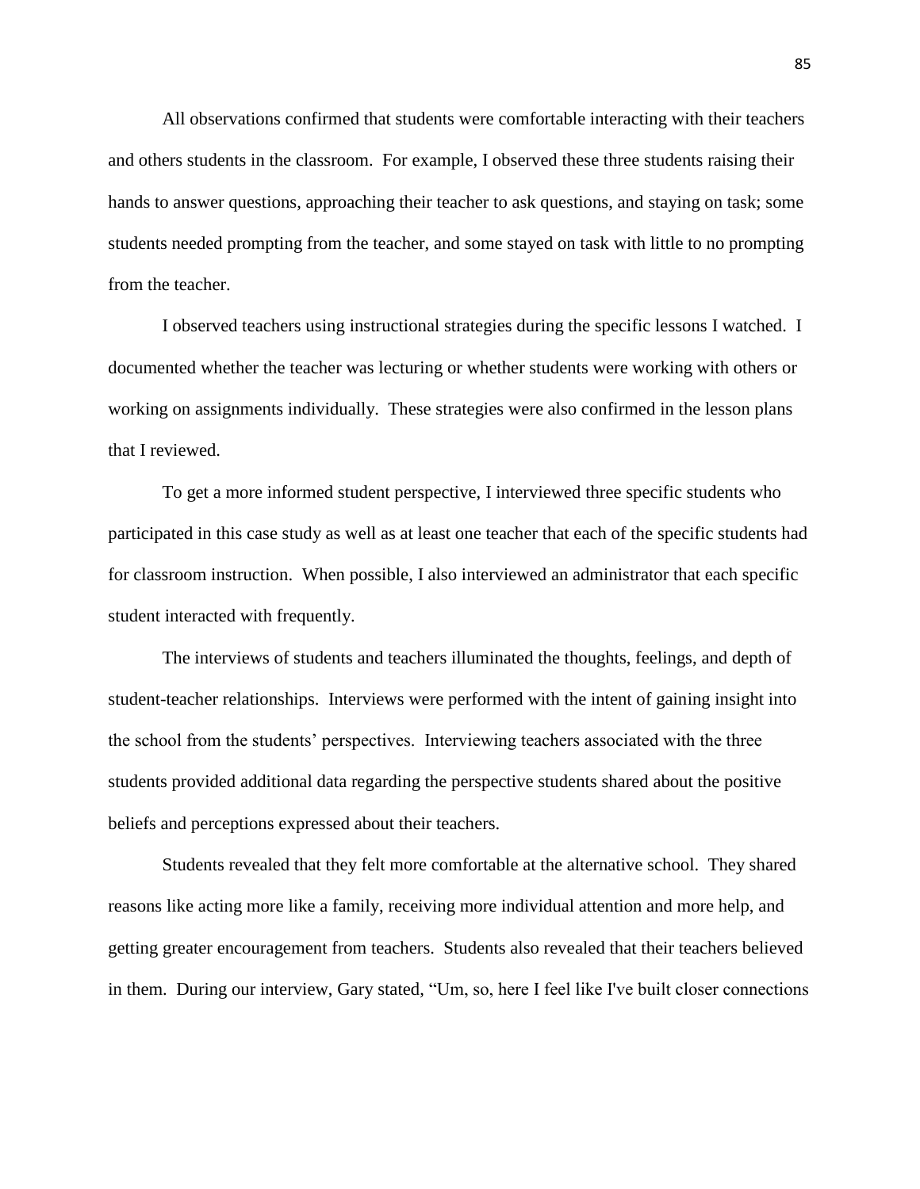All observations confirmed that students were comfortable interacting with their teachers and others students in the classroom. For example, I observed these three students raising their hands to answer questions, approaching their teacher to ask questions, and staying on task; some students needed prompting from the teacher, and some stayed on task with little to no prompting from the teacher.

I observed teachers using instructional strategies during the specific lessons I watched. I documented whether the teacher was lecturing or whether students were working with others or working on assignments individually. These strategies were also confirmed in the lesson plans that I reviewed.

To get a more informed student perspective, I interviewed three specific students who participated in this case study as well as at least one teacher that each of the specific students had for classroom instruction. When possible, I also interviewed an administrator that each specific student interacted with frequently.

The interviews of students and teachers illuminated the thoughts, feelings, and depth of student-teacher relationships. Interviews were performed with the intent of gaining insight into the school from the students' perspectives. Interviewing teachers associated with the three students provided additional data regarding the perspective students shared about the positive beliefs and perceptions expressed about their teachers.

Students revealed that they felt more comfortable at the alternative school. They shared reasons like acting more like a family, receiving more individual attention and more help, and getting greater encouragement from teachers. Students also revealed that their teachers believed in them. During our interview, Gary stated, "Um, so, here I feel like I've built closer connections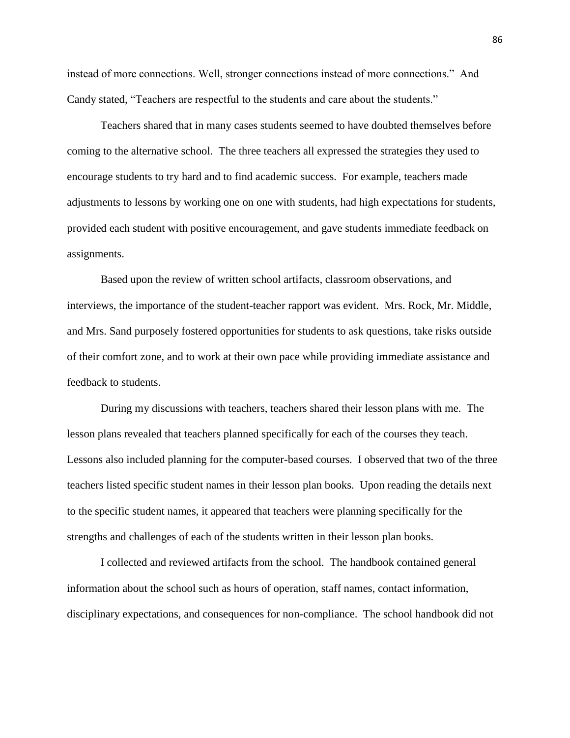instead of more connections. Well, stronger connections instead of more connections." And Candy stated, "Teachers are respectful to the students and care about the students."

Teachers shared that in many cases students seemed to have doubted themselves before coming to the alternative school. The three teachers all expressed the strategies they used to encourage students to try hard and to find academic success. For example, teachers made adjustments to lessons by working one on one with students, had high expectations for students, provided each student with positive encouragement, and gave students immediate feedback on assignments.

Based upon the review of written school artifacts, classroom observations, and interviews, the importance of the student-teacher rapport was evident. Mrs. Rock, Mr. Middle, and Mrs. Sand purposely fostered opportunities for students to ask questions, take risks outside of their comfort zone, and to work at their own pace while providing immediate assistance and feedback to students.

During my discussions with teachers, teachers shared their lesson plans with me. The lesson plans revealed that teachers planned specifically for each of the courses they teach. Lessons also included planning for the computer-based courses. I observed that two of the three teachers listed specific student names in their lesson plan books. Upon reading the details next to the specific student names, it appeared that teachers were planning specifically for the strengths and challenges of each of the students written in their lesson plan books.

I collected and reviewed artifacts from the school. The handbook contained general information about the school such as hours of operation, staff names, contact information, disciplinary expectations, and consequences for non-compliance. The school handbook did not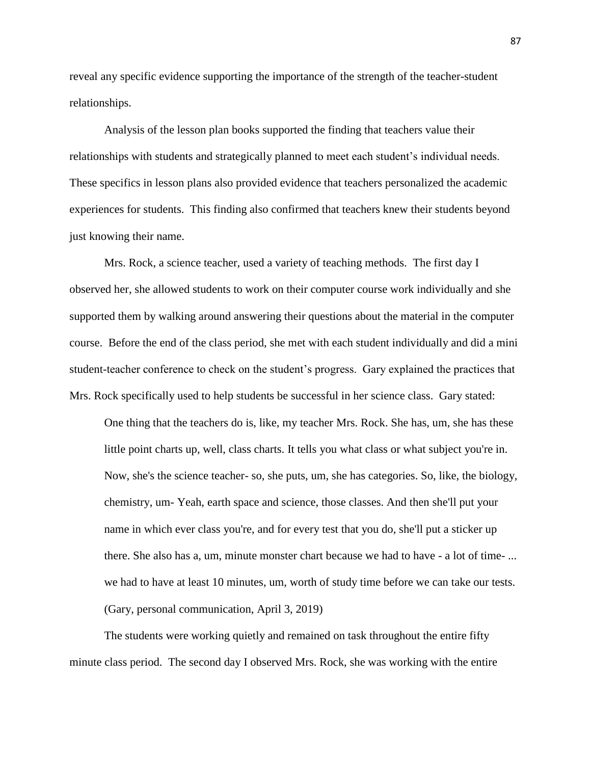reveal any specific evidence supporting the importance of the strength of the teacher-student relationships.

Analysis of the lesson plan books supported the finding that teachers value their relationships with students and strategically planned to meet each student's individual needs. These specifics in lesson plans also provided evidence that teachers personalized the academic experiences for students. This finding also confirmed that teachers knew their students beyond just knowing their name.

Mrs. Rock, a science teacher, used a variety of teaching methods. The first day I observed her, she allowed students to work on their computer course work individually and she supported them by walking around answering their questions about the material in the computer course. Before the end of the class period, she met with each student individually and did a mini student-teacher conference to check on the student's progress. Gary explained the practices that Mrs. Rock specifically used to help students be successful in her science class. Gary stated:

> One thing that the teachers do is, like, my teacher Mrs. Rock. She has, um, she has these little point charts up, well, class charts. It tells you what class or what subject you're in. Now, she's the science teacher- so, she puts, um, she has categories. So, like, the biology, chemistry, um- Yeah, earth space and science, those classes. And then she'll put your name in which ever class you're, and for every test that you do, she'll put a sticker up there. She also has a, um, minute monster chart because we had to have - a lot of time- ... we had to have at least 10 minutes, um, worth of study time before we can take our tests. (Gary, personal communication, April 3, 2019)

The students were working quietly and remained on task throughout the entire fifty minute class period. The second day I observed Mrs. Rock, she was working with the entire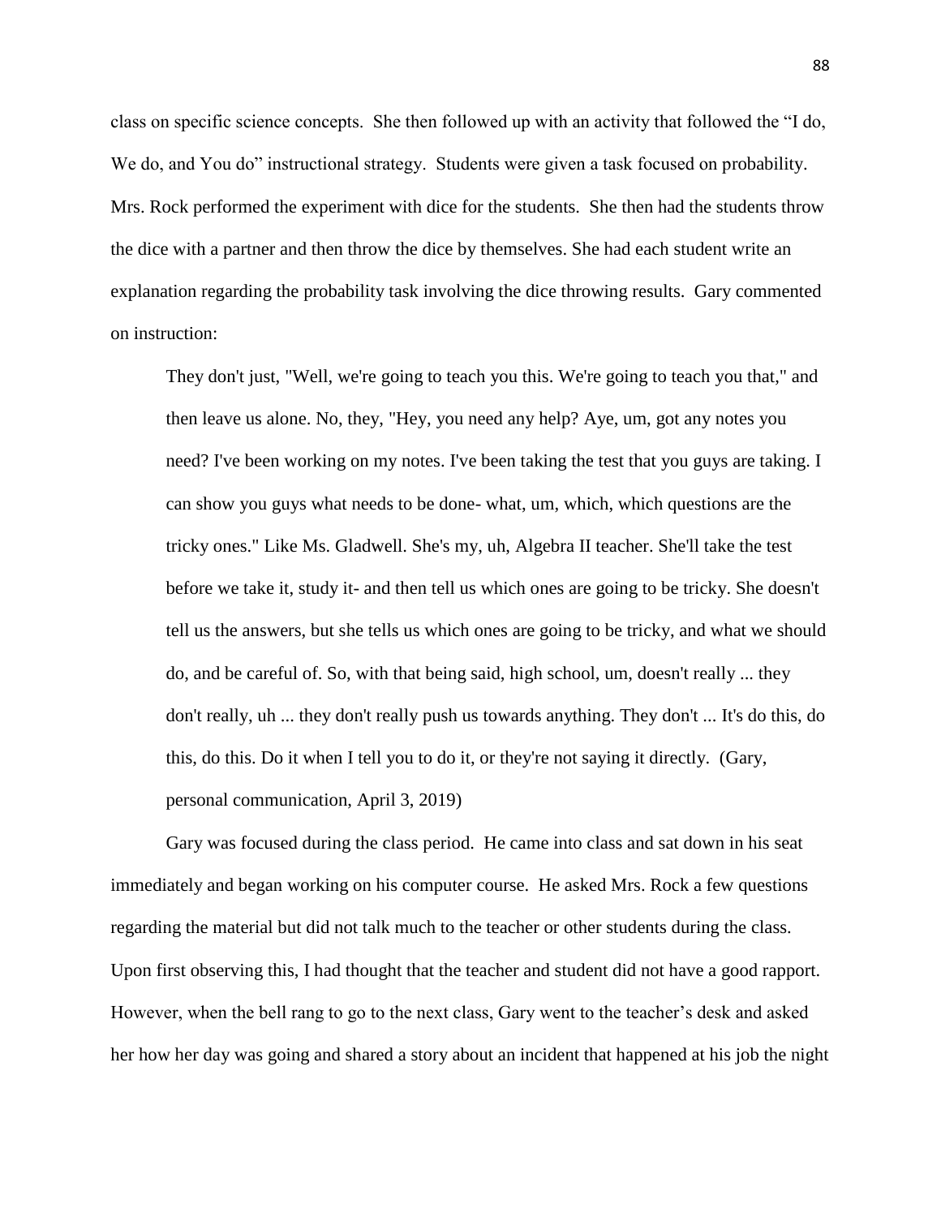class on specific science concepts. She then followed up with an activity that followed the "I do, We do, and You do" instructional strategy. Students were given a task focused on probability. Mrs. Rock performed the experiment with dice for the students. She then had the students throw the dice with a partner and then throw the dice by themselves. She had each student write an explanation regarding the probability task involving the dice throwing results. Gary commented on instruction:

> They don't just, "Well, we're going to teach you this. We're going to teach you that," and then leave us alone. No, they, "Hey, you need any help? Aye, um, got any notes you need? I've been working on my notes. I've been taking the test that you guys are taking. I can show you guys what needs to be done- what, um, which, which questions are the tricky ones." Like Ms. Gladwell. She's my, uh, Algebra II teacher. She'll take the test before we take it, study it- and then tell us which ones are going to be tricky. She doesn't tell us the answers, but she tells us which ones are going to be tricky, and what we should do, and be careful of. So, with that being said, high school, um, doesn't really ... they don't really, uh ... they don't really push us towards anything. They don't ... It's do this, do this, do this. Do it when I tell you to do it, or they're not saying it directly. (Gary, personal communication, April 3, 2019)

Gary was focused during the class period. He came into class and sat down in his seat immediately and began working on his computer course. He asked Mrs. Rock a few questions regarding the material but did not talk much to the teacher or other students during the class. Upon first observing this, I had thought that the teacher and student did not have a good rapport. However, when the bell rang to go to the next class, Gary went to the teacher's desk and asked her how her day was going and shared a story about an incident that happened at his job the night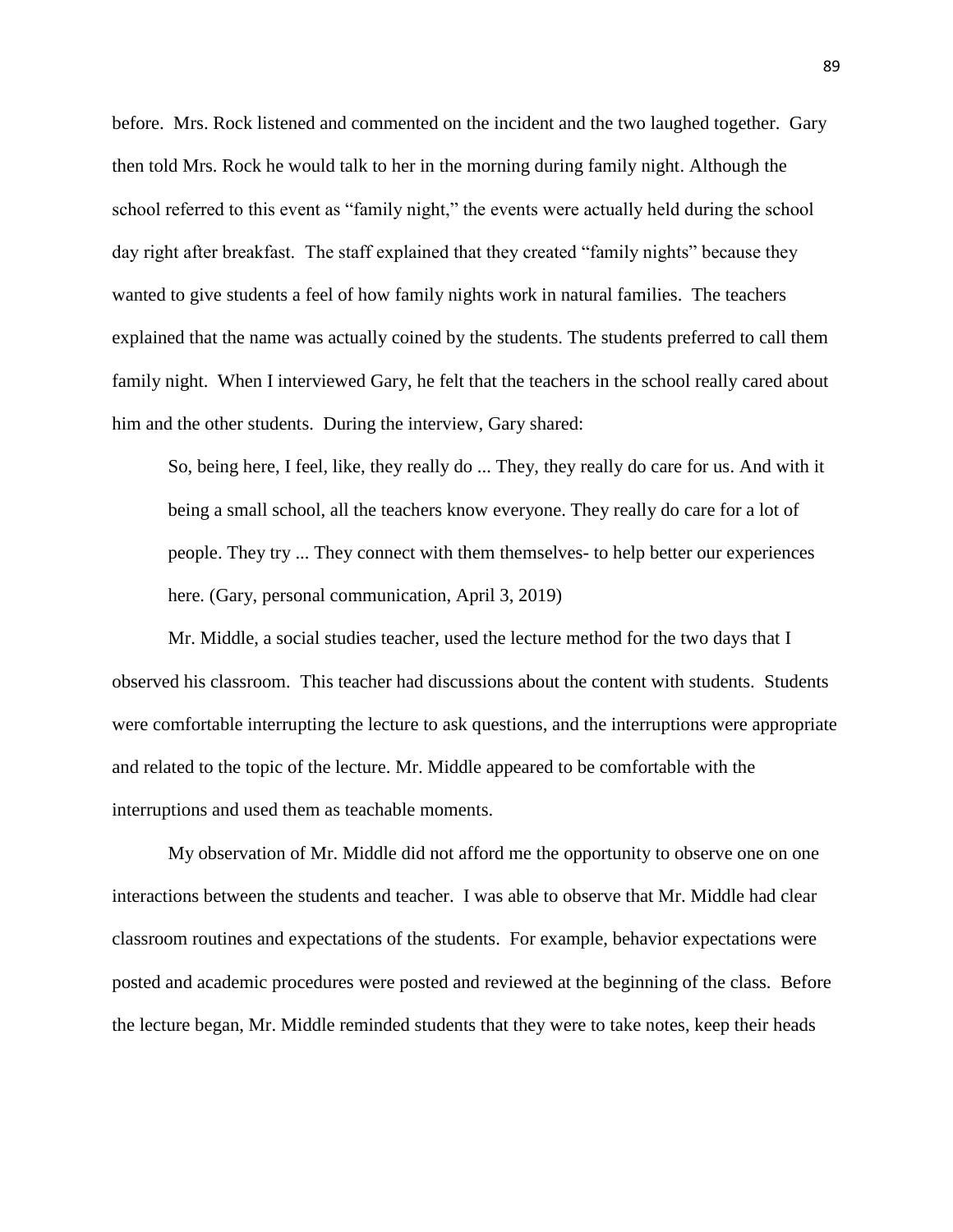before. Mrs. Rock listened and commented on the incident and the two laughed together. Gary then told Mrs. Rock he would talk to her in the morning during family night. Although the school referred to this event as "family night," the events were actually held during the school day right after breakfast. The staff explained that they created "family nights" because they wanted to give students a feel of how family nights work in natural families. The teachers explained that the name was actually coined by the students. The students preferred to call them family night. When I interviewed Gary, he felt that the teachers in the school really cared about him and the other students. During the interview, Gary shared:

> So, being here, I feel, like, they really do ... They, they really do care for us. And with it being a small school, all the teachers know everyone. They really do care for a lot of people. They try ... They connect with them themselves- to help better our experiences here. (Gary, personal communication, April 3, 2019)

Mr. Middle, a social studies teacher, used the lecture method for the two days that I observed his classroom. This teacher had discussions about the content with students. Students were comfortable interrupting the lecture to ask questions, and the interruptions were appropriate and related to the topic of the lecture. Mr. Middle appeared to be comfortable with the interruptions and used them as teachable moments.

My observation of Mr. Middle did not afford me the opportunity to observe one on one interactions between the students and teacher. I was able to observe that Mr. Middle had clear classroom routines and expectations of the students. For example, behavior expectations were posted and academic procedures were posted and reviewed at the beginning of the class. Before the lecture began, Mr. Middle reminded students that they were to take notes, keep their heads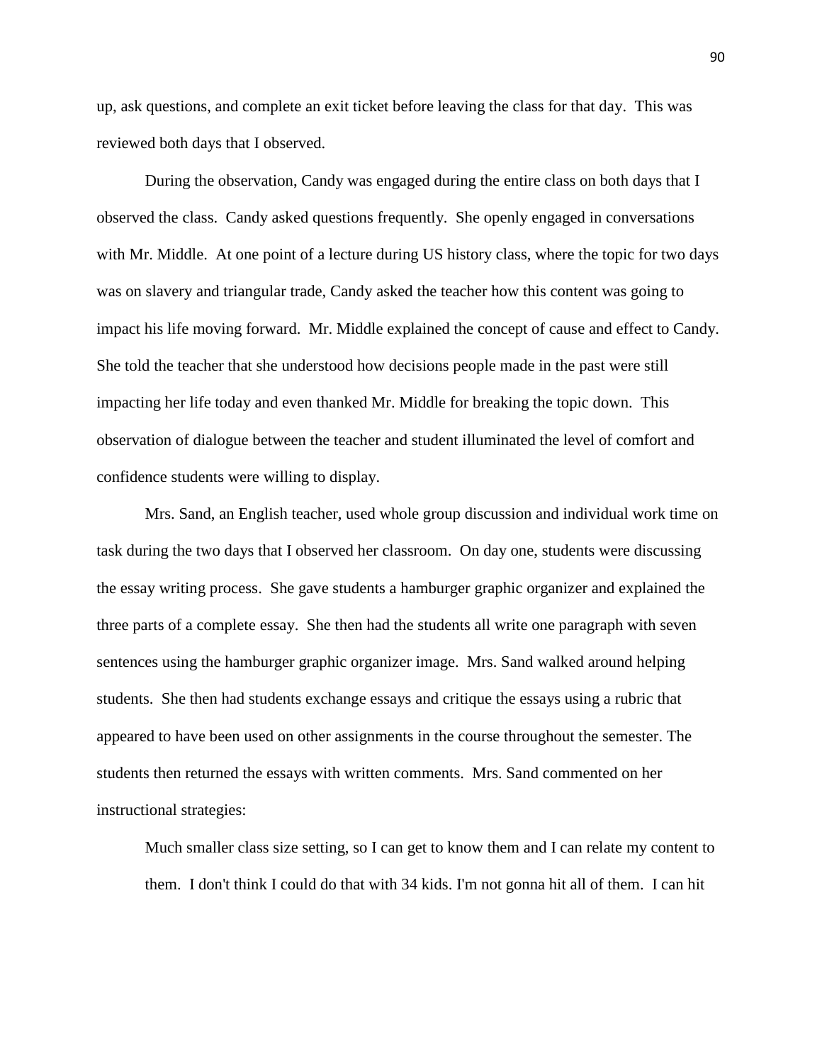up, ask questions, and complete an exit ticket before leaving the class for that day. This was reviewed both days that I observed.

During the observation, Candy was engaged during the entire class on both days that I observed the class. Candy asked questions frequently. She openly engaged in conversations with Mr. Middle. At one point of a lecture during US history class, where the topic for two days was on slavery and triangular trade, Candy asked the teacher how this content was going to impact his life moving forward. Mr. Middle explained the concept of cause and effect to Candy. She told the teacher that she understood how decisions people made in the past were still impacting her life today and even thanked Mr. Middle for breaking the topic down. This observation of dialogue between the teacher and student illuminated the level of comfort and confidence students were willing to display.

Mrs. Sand, an English teacher, used whole group discussion and individual work time on task during the two days that I observed her classroom. On day one, students were discussing the essay writing process. She gave students a hamburger graphic organizer and explained the three parts of a complete essay. She then had the students all write one paragraph with seven sentences using the hamburger graphic organizer image. Mrs. Sand walked around helping students. She then had students exchange essays and critique the essays using a rubric that appeared to have been used on other assignments in the course throughout the semester. The students then returned the essays with written comments. Mrs. Sand commented on her instructional strategies:

> Much smaller class size setting, so I can get to know them and I can relate my content to them. I don't think I could do that with 34 kids. I'm not gonna hit all of them. I can hit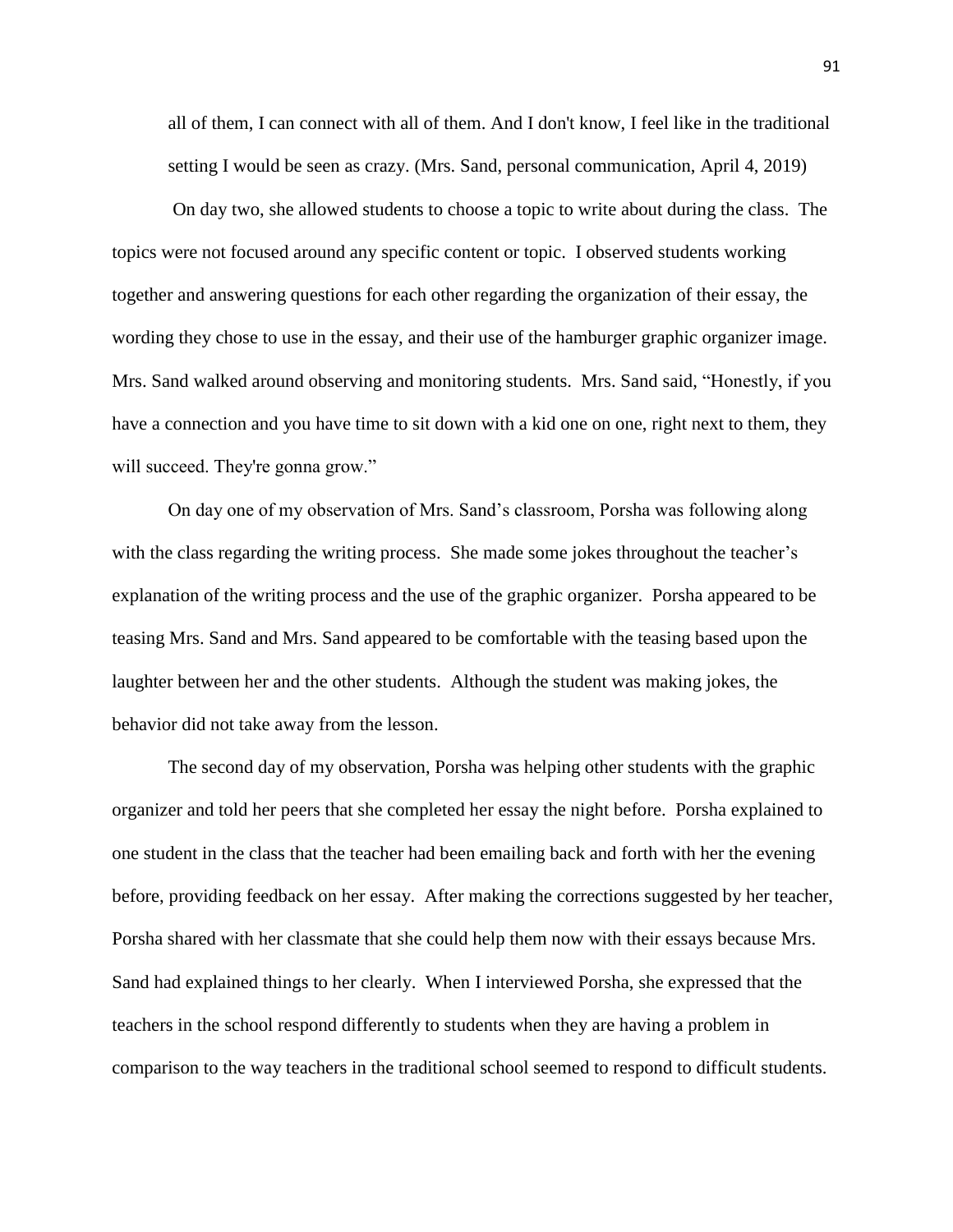> all of them, I can connect with all of them. And I don't know, I feel like in the traditional setting I would be seen as crazy. (Mrs. Sand, personal communication, April 4, 2019)

On day two, she allowed students to choose a topic to write about during the class. The topics were not focused around any specific content or topic. I observed students working together and answering questions for each other regarding the organization of their essay, the wording they chose to use in the essay, and their use of the hamburger graphic organizer image. Mrs. Sand walked around observing and monitoring students. Mrs. Sand said, "Honestly, if you have a connection and you have time to sit down with a kid one on one, right next to them, they will succeed. They're gonna grow."

On day one of my observation of Mrs. Sand's classroom, Porsha was following along with the class regarding the writing process. She made some jokes throughout the teacher's explanation of the writing process and the use of the graphic organizer. Porsha appeared to be teasing Mrs. Sand and Mrs. Sand appeared to be comfortable with the teasing based upon the laughter between her and the other students. Although the student was making jokes, the behavior did not take away from the lesson.

The second day of my observation, Porsha was helping other students with the graphic organizer and told her peers that she completed her essay the night before. Porsha explained to one student in the class that the teacher had been emailing back and forth with her the evening before, providing feedback on her essay. After making the corrections suggested by her teacher, Porsha shared with her classmate that she could help them now with their essays because Mrs. Sand had explained things to her clearly. When I interviewed Porsha, she expressed that the teachers in the school respond differently to students when they are having a problem in comparison to the way teachers in the traditional school seemed to respond to difficult students.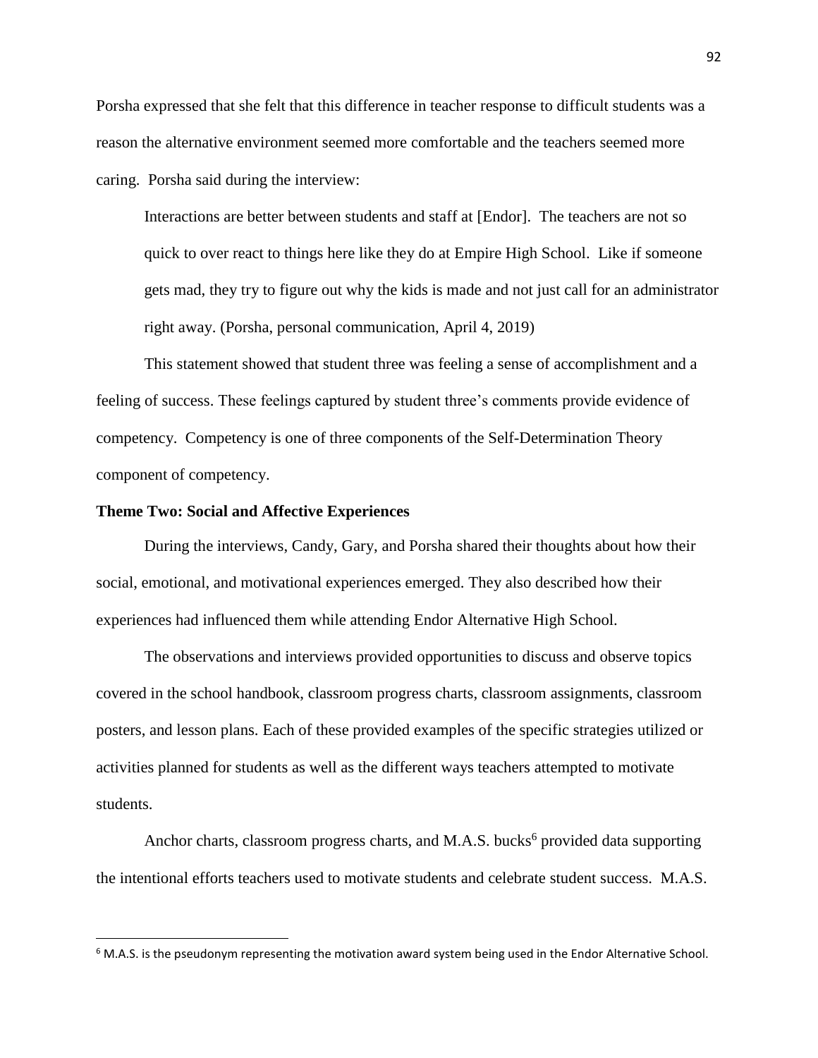Porsha expressed that she felt that this difference in teacher response to difficult students was a reason the alternative environment seemed more comfortable and the teachers seemed more caring. Porsha said during the interview:

> Interactions are better between students and staff at [Endor]. The teachers are not so quick to over react to things here like they do at Empire High School. Like if someone gets mad, they try to figure out why the kids is made and not just call for an administrator right away. (Porsha, personal communication, April 4, 2019)

This statement showed that student three was feeling a sense of accomplishment and a feeling of success. These feelings captured by student three's comments provide evidence of competency. Competency is one of three components of the Self-Determination Theory component of competency.

**Theme Two: Social and Affective Experiences**

During the interviews, Candy, Gary, and Porsha shared their thoughts about how their social, emotional, and motivational experiences emerged. They also described how their experiences had influenced them while attending Endor Alternative High School.

The observations and interviews provided opportunities to discuss and observe topics covered in the school handbook, classroom progress charts, classroom assignments, classroom posters, and lesson plans. Each of these provided examples of the specific strategies utilized or activities planned for students as well as the different ways teachers attempted to motivate students.

Anchor charts, classroom progress charts, and M.A.S. bucks[6] provided data supporting the intentional efforts teachers used to motivate students and celebrate student success. M.A.S.

[6] M.A.S. is the pseudonym representing the motivation award system being used in the Endor Alternative School.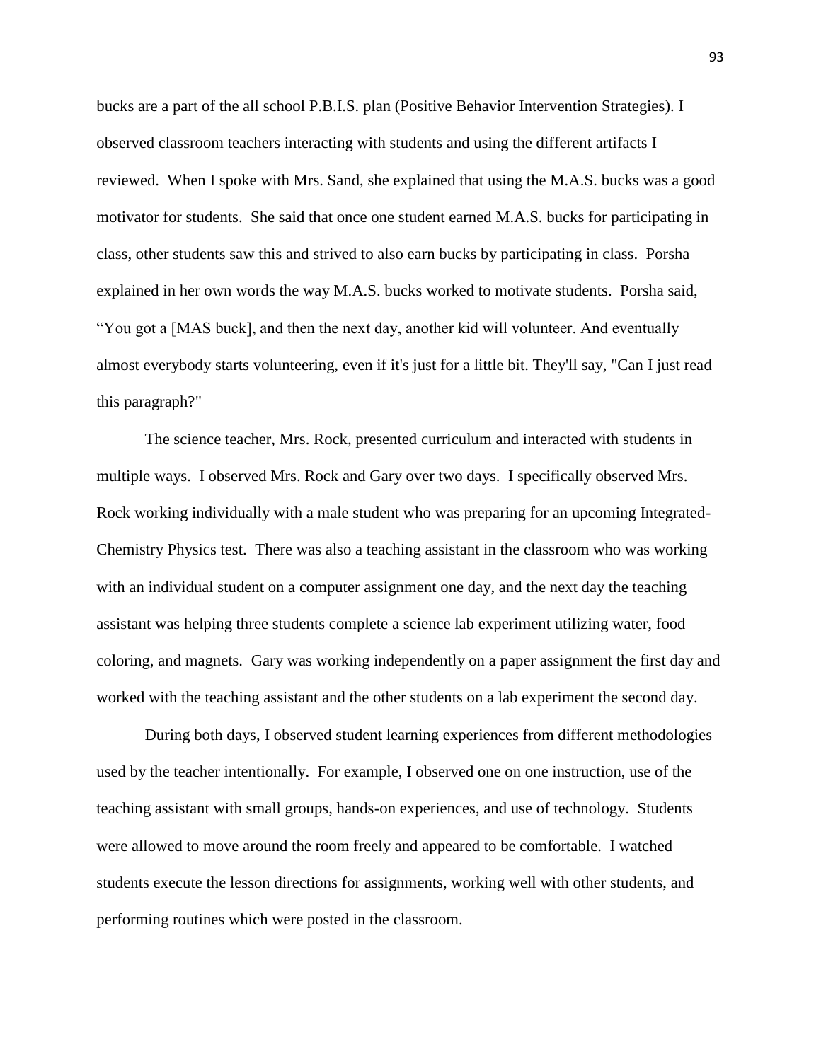bucks are a part of the all school P.B.I.S. plan (Positive Behavior Intervention Strategies). I observed classroom teachers interacting with students and using the different artifacts I reviewed. When I spoke with Mrs. Sand, she explained that using the M.A.S. bucks was a good motivator for students. She said that once one student earned M.A.S. bucks for participating in class, other students saw this and strived to also earn bucks by participating in class. Porsha explained in her own words the way M.A.S. bucks worked to motivate students. Porsha said, "You got a [MAS buck], and then the next day, another kid will volunteer. And eventually almost everybody starts volunteering, even if it's just for a little bit. They'll say, "Can I just read this paragraph?"

The science teacher, Mrs. Rock, presented curriculum and interacted with students in multiple ways. I observed Mrs. Rock and Gary over two days. I specifically observed Mrs. Rock working individually with a male student who was preparing for an upcoming Integrated-Chemistry Physics test. There was also a teaching assistant in the classroom who was working with an individual student on a computer assignment one day, and the next day the teaching assistant was helping three students complete a science lab experiment utilizing water, food coloring, and magnets. Gary was working independently on a paper assignment the first day and worked with the teaching assistant and the other students on a lab experiment the second day.

During both days, I observed student learning experiences from different methodologies used by the teacher intentionally. For example, I observed one on one instruction, use of the teaching assistant with small groups, hands-on experiences, and use of technology. Students were allowed to move around the room freely and appeared to be comfortable. I watched students execute the lesson directions for assignments, working well with other students, and performing routines which were posted in the classroom.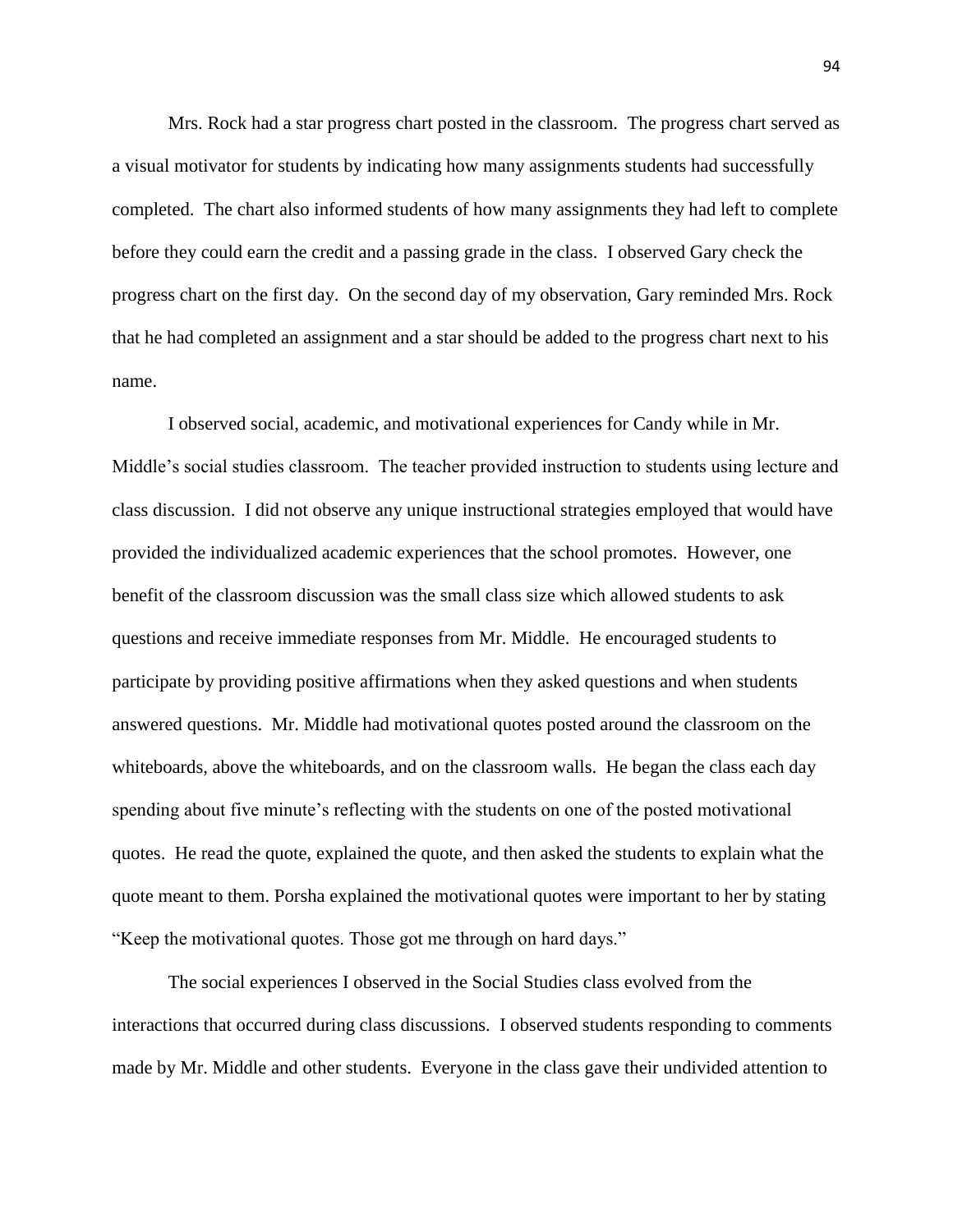Mrs. Rock had a star progress chart posted in the classroom. The progress chart served as a visual motivator for students by indicating how many assignments students had successfully completed. The chart also informed students of how many assignments they had left to complete before they could earn the credit and a passing grade in the class. I observed Gary check the progress chart on the first day. On the second day of my observation, Gary reminded Mrs. Rock that he had completed an assignment and a star should be added to the progress chart next to his name.

I observed social, academic, and motivational experiences for Candy while in Mr. Middle's social studies classroom. The teacher provided instruction to students using lecture and class discussion. I did not observe any unique instructional strategies employed that would have provided the individualized academic experiences that the school promotes. However, one benefit of the classroom discussion was the small class size which allowed students to ask questions and receive immediate responses from Mr. Middle. He encouraged students to participate by providing positive affirmations when they asked questions and when students answered questions. Mr. Middle had motivational quotes posted around the classroom on the whiteboards, above the whiteboards, and on the classroom walls. He began the class each day spending about five minute's reflecting with the students on one of the posted motivational quotes. He read the quote, explained the quote, and then asked the students to explain what the quote meant to them. Porsha explained the motivational quotes were important to her by stating "Keep the motivational quotes. Those got me through on hard days."

The social experiences I observed in the Social Studies class evolved from the interactions that occurred during class discussions. I observed students responding to comments made by Mr. Middle and other students. Everyone in the class gave their undivided attention to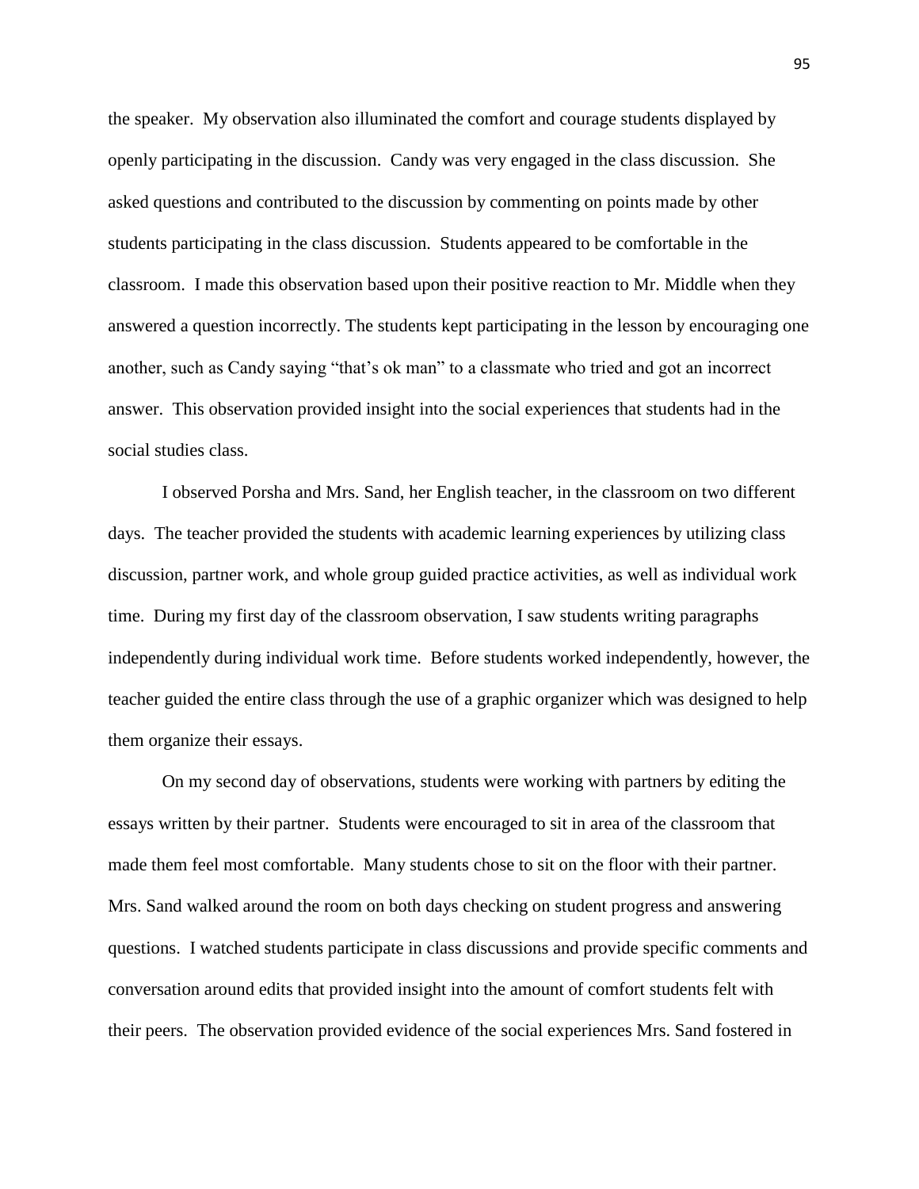the speaker. My observation also illuminated the comfort and courage students displayed by openly participating in the discussion. Candy was very engaged in the class discussion. She asked questions and contributed to the discussion by commenting on points made by other students participating in the class discussion. Students appeared to be comfortable in the classroom. I made this observation based upon their positive reaction to Mr. Middle when they answered a question incorrectly. The students kept participating in the lesson by encouraging one another, such as Candy saying "that's ok man" to a classmate who tried and got an incorrect answer. This observation provided insight into the social experiences that students had in the social studies class.

I observed Porsha and Mrs. Sand, her English teacher, in the classroom on two different days. The teacher provided the students with academic learning experiences by utilizing class discussion, partner work, and whole group guided practice activities, as well as individual work time. During my first day of the classroom observation, I saw students writing paragraphs independently during individual work time. Before students worked independently, however, the teacher guided the entire class through the use of a graphic organizer which was designed to help them organize their essays.

On my second day of observations, students were working with partners by editing the essays written by their partner. Students were encouraged to sit in area of the classroom that made them feel most comfortable. Many students chose to sit on the floor with their partner. Mrs. Sand walked around the room on both days checking on student progress and answering questions. I watched students participate in class discussions and provide specific comments and conversation around edits that provided insight into the amount of comfort students felt with their peers. The observation provided evidence of the social experiences Mrs. Sand fostered in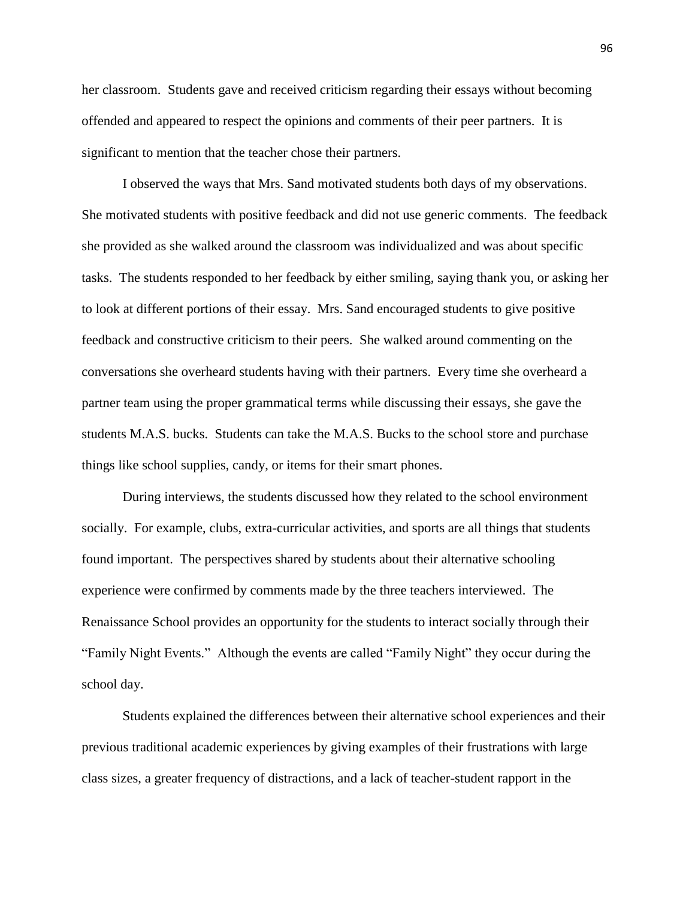her classroom. Students gave and received criticism regarding their essays without becoming offended and appeared to respect the opinions and comments of their peer partners. It is significant to mention that the teacher chose their partners.

I observed the ways that Mrs. Sand motivated students both days of my observations. She motivated students with positive feedback and did not use generic comments. The feedback she provided as she walked around the classroom was individualized and was about specific tasks. The students responded to her feedback by either smiling, saying thank you, or asking her to look at different portions of their essay. Mrs. Sand encouraged students to give positive feedback and constructive criticism to their peers. She walked around commenting on the conversations she overheard students having with their partners. Every time she overheard a partner team using the proper grammatical terms while discussing their essays, she gave the students M.A.S. bucks. Students can take the M.A.S. Bucks to the school store and purchase things like school supplies, candy, or items for their smart phones.

During interviews, the students discussed how they related to the school environment socially. For example, clubs, extra-curricular activities, and sports are all things that students found important. The perspectives shared by students about their alternative schooling experience were confirmed by comments made by the three teachers interviewed. The Renaissance School provides an opportunity for the students to interact socially through their "Family Night Events." Although the events are called "Family Night" they occur during the school day.

Students explained the differences between their alternative school experiences and their previous traditional academic experiences by giving examples of their frustrations with large class sizes, a greater frequency of distractions, and a lack of teacher-student rapport in the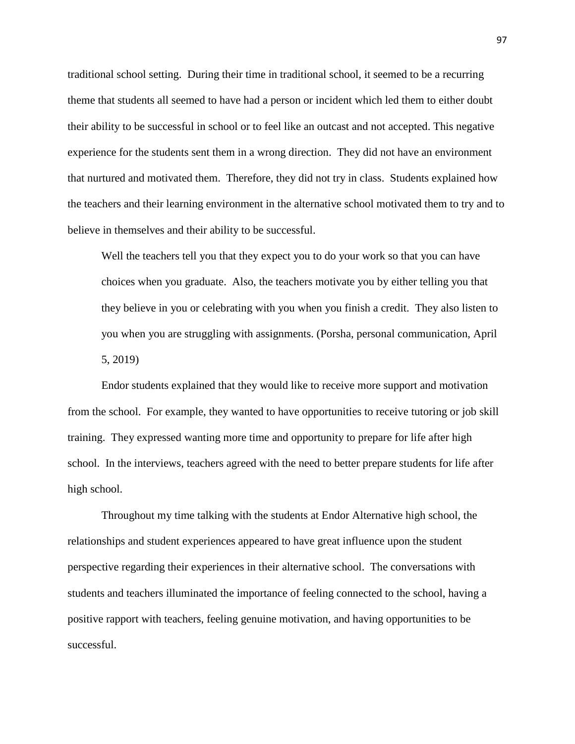traditional school setting. During their time in traditional school, it seemed to be a recurring theme that students all seemed to have had a person or incident which led them to either doubt their ability to be successful in school or to feel like an outcast and not accepted. This negative experience for the students sent them in a wrong direction. They did not have an environment that nurtured and motivated them. Therefore, they did not try in class. Students explained how the teachers and their learning environment in the alternative school motivated them to try and to believe in themselves and their ability to be successful.

> Well the teachers tell you that they expect you to do your work so that you can have choices when you graduate. Also, the teachers motivate you by either telling you that they believe in you or celebrating with you when you finish a credit. They also listen to you when you are struggling with assignments. (Porsha, personal communication, April 5, 2019)

Endor students explained that they would like to receive more support and motivation from the school. For example, they wanted to have opportunities to receive tutoring or job skill training. They expressed wanting more time and opportunity to prepare for life after high school. In the interviews, teachers agreed with the need to better prepare students for life after high school.

Throughout my time talking with the students at Endor Alternative high school, the relationships and student experiences appeared to have great influence upon the student perspective regarding their experiences in their alternative school. The conversations with students and teachers illuminated the importance of feeling connected to the school, having a positive rapport with teachers, feeling genuine motivation, and having opportunities to be successful.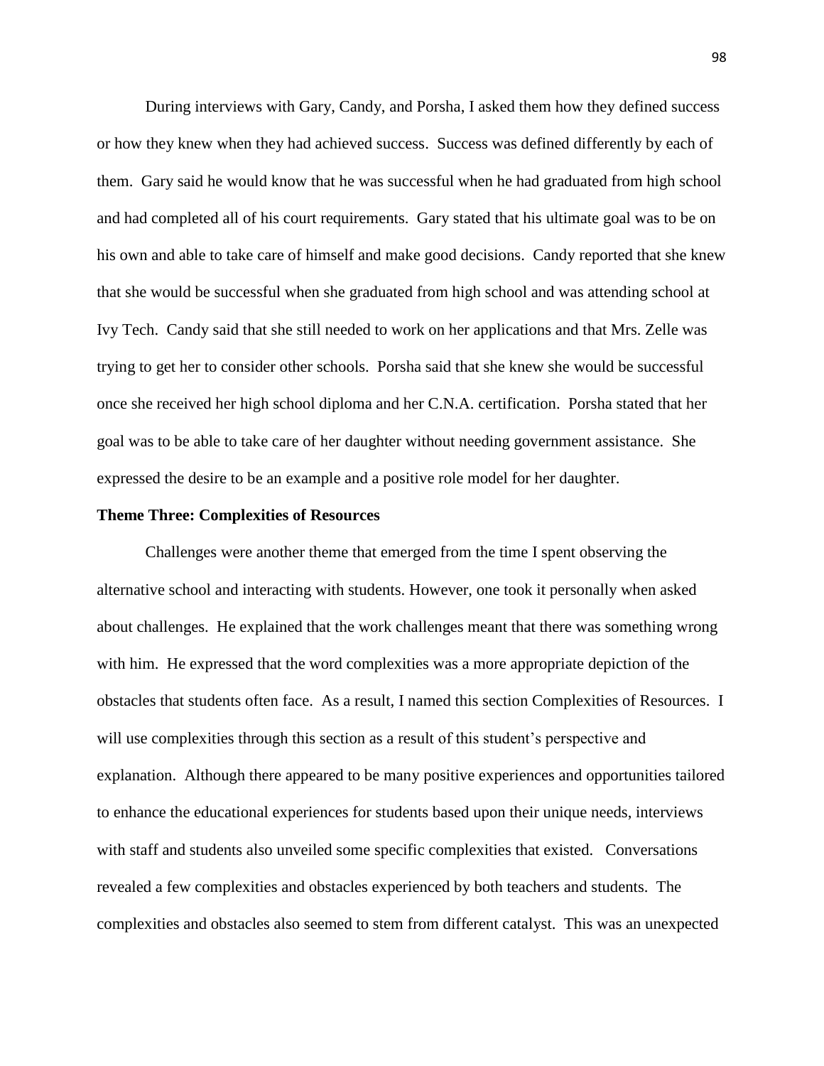During interviews with Gary, Candy, and Porsha, I asked them how they defined success or how they knew when they had achieved success. Success was defined differently by each of them. Gary said he would know that he was successful when he had graduated from high school and had completed all of his court requirements. Gary stated that his ultimate goal was to be on his own and able to take care of himself and make good decisions. Candy reported that she knew that she would be successful when she graduated from high school and was attending school at Ivy Tech. Candy said that she still needed to work on her applications and that Mrs. Zelle was trying to get her to consider other schools. Porsha said that she knew she would be successful once she received her high school diploma and her C.N.A. certification. Porsha stated that her goal was to be able to take care of her daughter without needing government assistance. She expressed the desire to be an example and a positive role model for her daughter.

### Theme Three: Complexities of Resources

Challenges were another theme that emerged from the time I spent observing the alternative school and interacting with students. However, one took it personally when asked about challenges. He explained that the work challenges meant that there was something wrong with him. He expressed that the word complexities was a more appropriate depiction of the obstacles that students often face. As a result, I named this section Complexities of Resources. I will use complexities through this section as a result of this student's perspective and explanation. Although there appeared to be many positive experiences and opportunities tailored to enhance the educational experiences for students based upon their unique needs, interviews with staff and students also unveiled some specific complexities that existed. Conversations revealed a few complexities and obstacles experienced by both teachers and students. The complexities and obstacles also seemed to stem from different catalyst. This was an unexpected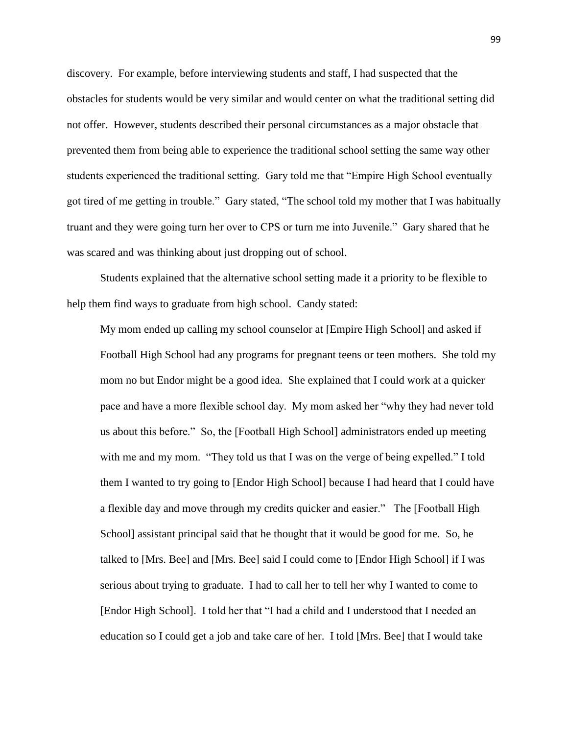discovery. For example, before interviewing students and staff, I had suspected that the obstacles for students would be very similar and would center on what the traditional setting did not offer. However, students described their personal circumstances as a major obstacle that prevented them from being able to experience the traditional school setting the same way other students experienced the traditional setting. Gary told me that "Empire High School eventually got tired of me getting in trouble." Gary stated, "The school told my mother that I was habitually truant and they were going turn her over to CPS or turn me into Juvenile." Gary shared that he was scared and was thinking about just dropping out of school.

Students explained that the alternative school setting made it a priority to be flexible to help them find ways to graduate from high school. Candy stated:

> My mom ended up calling my school counselor at [Empire High School] and asked if Football High School had any programs for pregnant teens or teen mothers. She told my mom no but Endor might be a good idea. She explained that I could work at a quicker pace and have a more flexible school day. My mom asked her "why they had never told us about this before." So, the [Football High School] administrators ended up meeting with me and my mom. "They told us that I was on the verge of being expelled." I told them I wanted to try going to [Endor High School] because I had heard that I could have a flexible day and move through my credits quicker and easier." The [Football High School] assistant principal said that he thought that it would be good for me. So, he talked to [Mrs. Bee] and [Mrs. Bee] said I could come to [Endor High School] if I was serious about trying to graduate. I had to call her to tell her why I wanted to come to [Endor High School]. I told her that "I had a child and I understood that I needed an education so I could get a job and take care of her. I told [Mrs. Bee] that I would take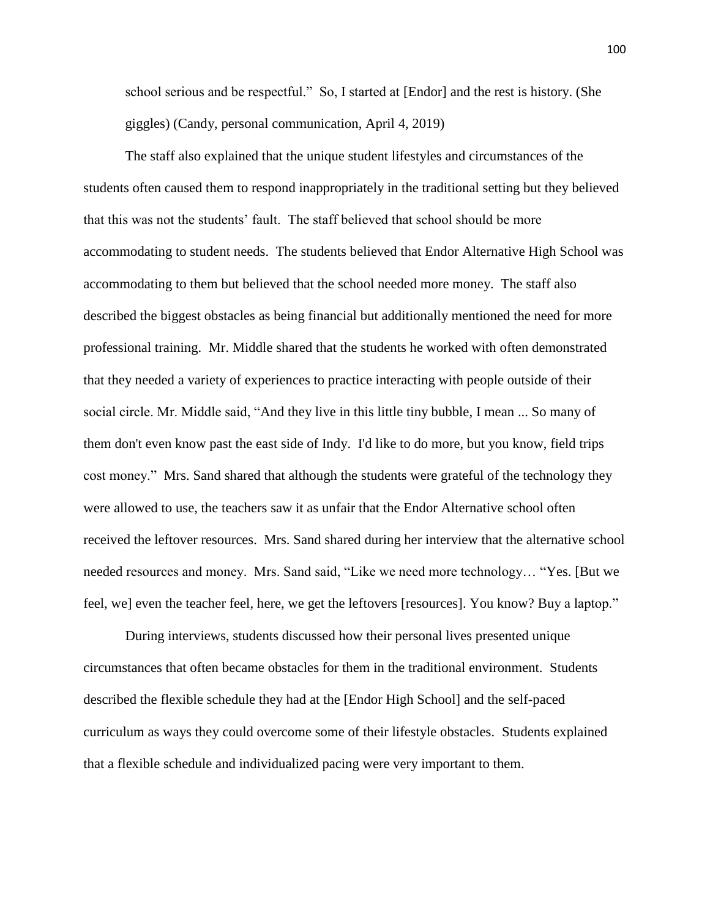school serious and be respectful." So, I started at [Endor] and the rest is history. (She giggles) (Candy, personal communication, April 4, 2019)

The staff also explained that the unique student lifestyles and circumstances of the students often caused them to respond inappropriately in the traditional setting but they believed that this was not the students' fault. The staff believed that school should be more accommodating to student needs. The students believed that Endor Alternative High School was accommodating to them but believed that the school needed more money. The staff also described the biggest obstacles as being financial but additionally mentioned the need for more professional training. Mr. Middle shared that the students he worked with often demonstrated that they needed a variety of experiences to practice interacting with people outside of their social circle. Mr. Middle said, "And they live in this little tiny bubble, I mean ... So many of them don't even know past the east side of Indy. I'd like to do more, but you know, field trips cost money." Mrs. Sand shared that although the students were grateful of the technology they were allowed to use, the teachers saw it as unfair that the Endor Alternative school often received the leftover resources. Mrs. Sand shared during her interview that the alternative school needed resources and money. Mrs. Sand said, "Like we need more technology… "Yes. [But we feel, we] even the teacher feel, here, we get the leftovers [resources]. You know? Buy a laptop."

During interviews, students discussed how their personal lives presented unique circumstances that often became obstacles for them in the traditional environment. Students described the flexible schedule they had at the [Endor High School] and the self-paced curriculum as ways they could overcome some of their lifestyle obstacles. Students explained that a flexible schedule and individualized pacing were very important to them.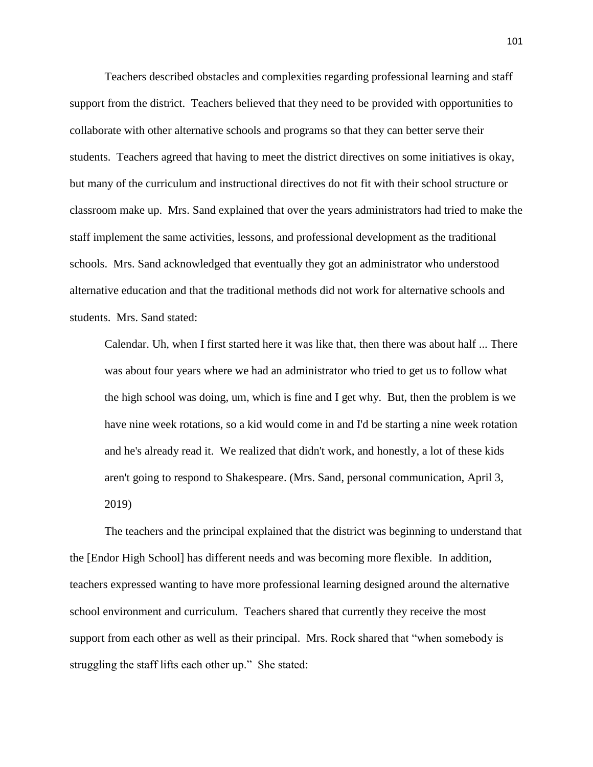Teachers described obstacles and complexities regarding professional learning and staff support from the district. Teachers believed that they need to be provided with opportunities to collaborate with other alternative schools and programs so that they can better serve their students. Teachers agreed that having to meet the district directives on some initiatives is okay, but many of the curriculum and instructional directives do not fit with their school structure or classroom make up. Mrs. Sand explained that over the years administrators had tried to make the staff implement the same activities, lessons, and professional development as the traditional schools. Mrs. Sand acknowledged that eventually they got an administrator who understood alternative education and that the traditional methods did not work for alternative schools and students. Mrs. Sand stated:

> Calendar. Uh, when I first started here it was like that, then there was about half ... There was about four years where we had an administrator who tried to get us to follow what the high school was doing, um, which is fine and I get why. But, then the problem is we have nine week rotations, so a kid would come in and I'd be starting a nine week rotation and he's already read it. We realized that didn't work, and honestly, a lot of these kids aren't going to respond to Shakespeare. (Mrs. Sand, personal communication, April 3, 2019)

The teachers and the principal explained that the district was beginning to understand that the [Endor High School] has different needs and was becoming more flexible. In addition, teachers expressed wanting to have more professional learning designed around the alternative school environment and curriculum. Teachers shared that currently they receive the most support from each other as well as their principal. Mrs. Rock shared that "when somebody is struggling the staff lifts each other up." She stated: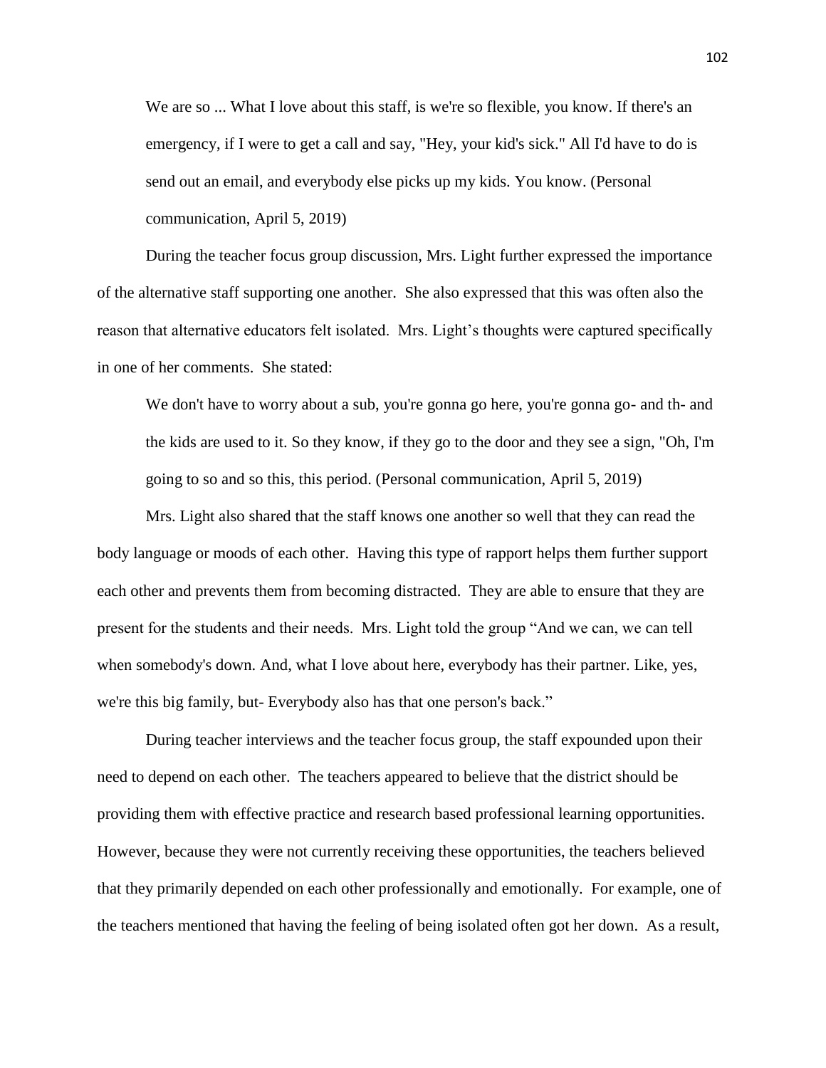> We are so ... What I love about this staff, is we're so flexible, you know. If there's an emergency, if I were to get a call and say, "Hey, your kid's sick." All I'd have to do is send out an email, and everybody else picks up my kids. You know. (Personal communication, April 5, 2019)

During the teacher focus group discussion, Mrs. Light further expressed the importance of the alternative staff supporting one another. She also expressed that this was often also the reason that alternative educators felt isolated. Mrs. Light's thoughts were captured specifically in one of her comments. She stated:

> We don't have to worry about a sub, you're gonna go here, you're gonna go- and th- and the kids are used to it. So they know, if they go to the door and they see a sign, "Oh, I'm going to so and so this, this period. (Personal communication, April 5, 2019)

Mrs. Light also shared that the staff knows one another so well that they can read the body language or moods of each other. Having this type of rapport helps them further support each other and prevents them from becoming distracted. They are able to ensure that they are present for the students and their needs. Mrs. Light told the group "And we can, we can tell when somebody's down. And, what I love about here, everybody has their partner. Like, yes, we're this big family, but- Everybody also has that one person's back."

During teacher interviews and the teacher focus group, the staff expounded upon their need to depend on each other. The teachers appeared to believe that the district should be providing them with effective practice and research based professional learning opportunities. However, because they were not currently receiving these opportunities, the teachers believed that they primarily depended on each other professionally and emotionally. For example, one of the teachers mentioned that having the feeling of being isolated often got her down. As a result,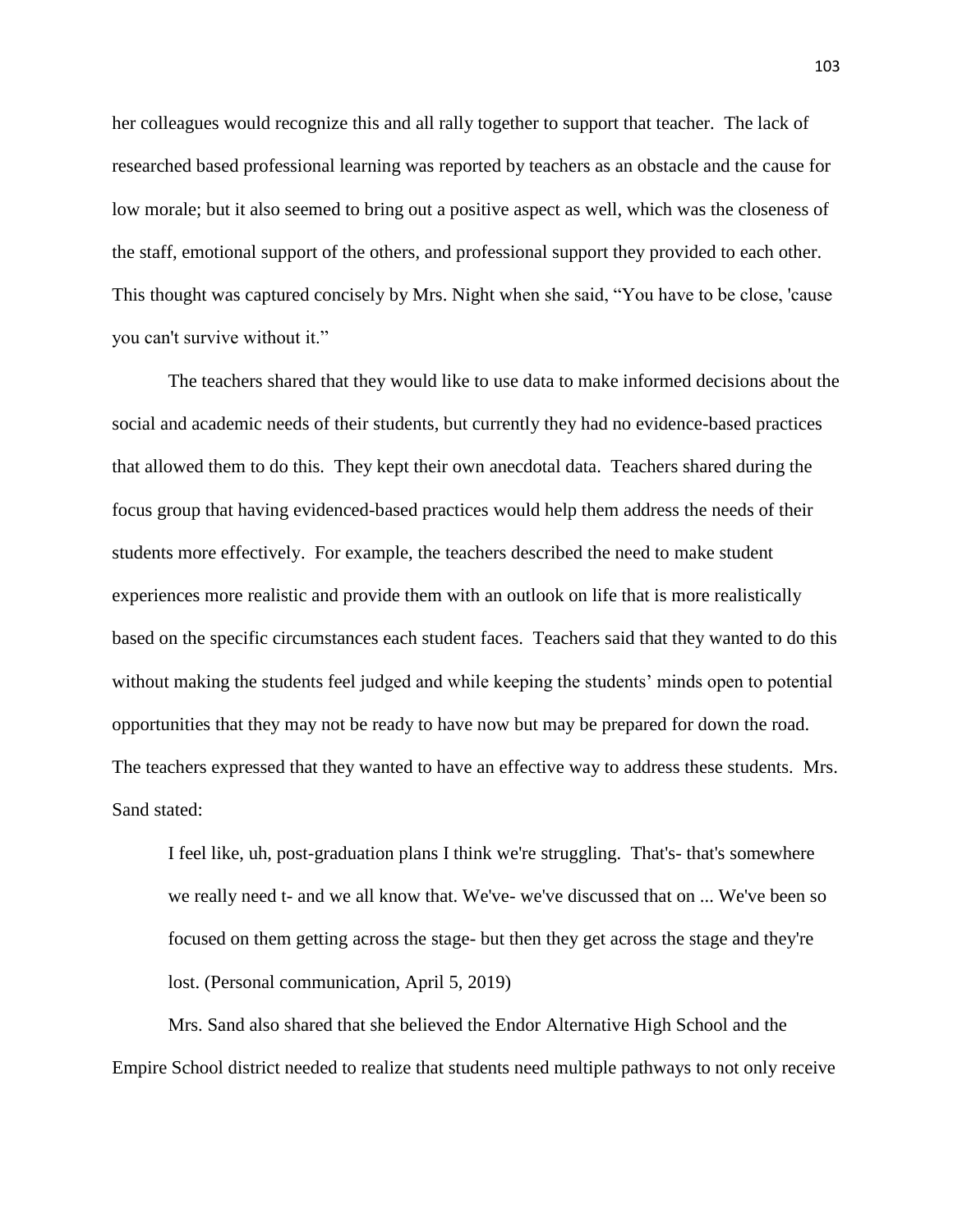her colleagues would recognize this and all rally together to support that teacher. The lack of researched based professional learning was reported by teachers as an obstacle and the cause for low morale; but it also seemed to bring out a positive aspect as well, which was the closeness of the staff, emotional support of the others, and professional support they provided to each other. This thought was captured concisely by Mrs. Night when she said, "You have to be close, 'cause you can't survive without it."

The teachers shared that they would like to use data to make informed decisions about the social and academic needs of their students, but currently they had no evidence-based practices that allowed them to do this. They kept their own anecdotal data. Teachers shared during the focus group that having evidenced-based practices would help them address the needs of their students more effectively. For example, the teachers described the need to make student experiences more realistic and provide them with an outlook on life that is more realistically based on the specific circumstances each student faces. Teachers said that they wanted to do this without making the students feel judged and while keeping the students' minds open to potential opportunities that they may not be ready to have now but may be prepared for down the road. The teachers expressed that they wanted to have an effective way to address these students. Mrs. Sand stated:

> I feel like, uh, post-graduation plans I think we're struggling. That's- that's somewhere we really need t- and we all know that. We've- we've discussed that on ... We've been so focused on them getting across the stage- but then they get across the stage and they're lost. (Personal communication, April 5, 2019)

Mrs. Sand also shared that she believed the Endor Alternative High School and the Empire School district needed to realize that students need multiple pathways to not only receive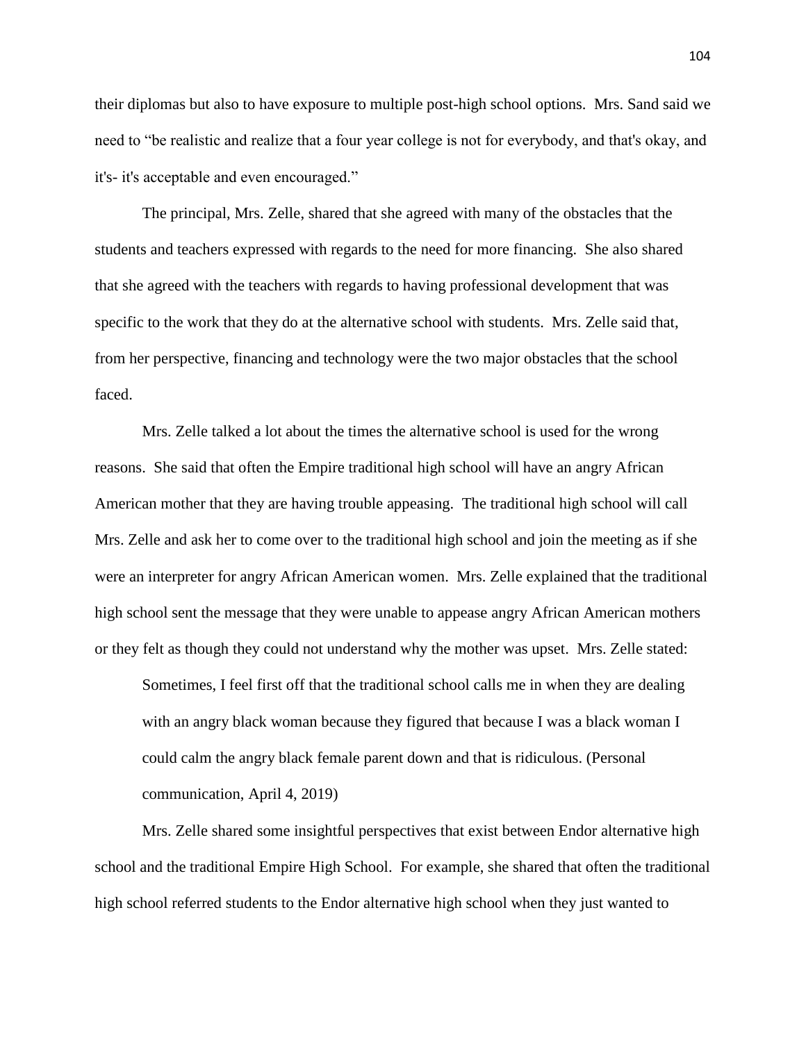their diplomas but also to have exposure to multiple post-high school options. Mrs. Sand said we need to "be realistic and realize that a four year college is not for everybody, and that's okay, and it's- it's acceptable and even encouraged."

The principal, Mrs. Zelle, shared that she agreed with many of the obstacles that the students and teachers expressed with regards to the need for more financing. She also shared that she agreed with the teachers with regards to having professional development that was specific to the work that they do at the alternative school with students. Mrs. Zelle said that, from her perspective, financing and technology were the two major obstacles that the school faced.

Mrs. Zelle talked a lot about the times the alternative school is used for the wrong reasons. She said that often the Empire traditional high school will have an angry African American mother that they are having trouble appeasing. The traditional high school will call Mrs. Zelle and ask her to come over to the traditional high school and join the meeting as if she were an interpreter for angry African American women. Mrs. Zelle explained that the traditional high school sent the message that they were unable to appease angry African American mothers or they felt as though they could not understand why the mother was upset. Mrs. Zelle stated:

> Sometimes, I feel first off that the traditional school calls me in when they are dealing with an angry black woman because they figured that because I was a black woman I could calm the angry black female parent down and that is ridiculous. (Personal communication, April 4, 2019)

Mrs. Zelle shared some insightful perspectives that exist between Endor alternative high school and the traditional Empire High School. For example, she shared that often the traditional high school referred students to the Endor alternative high school when they just wanted to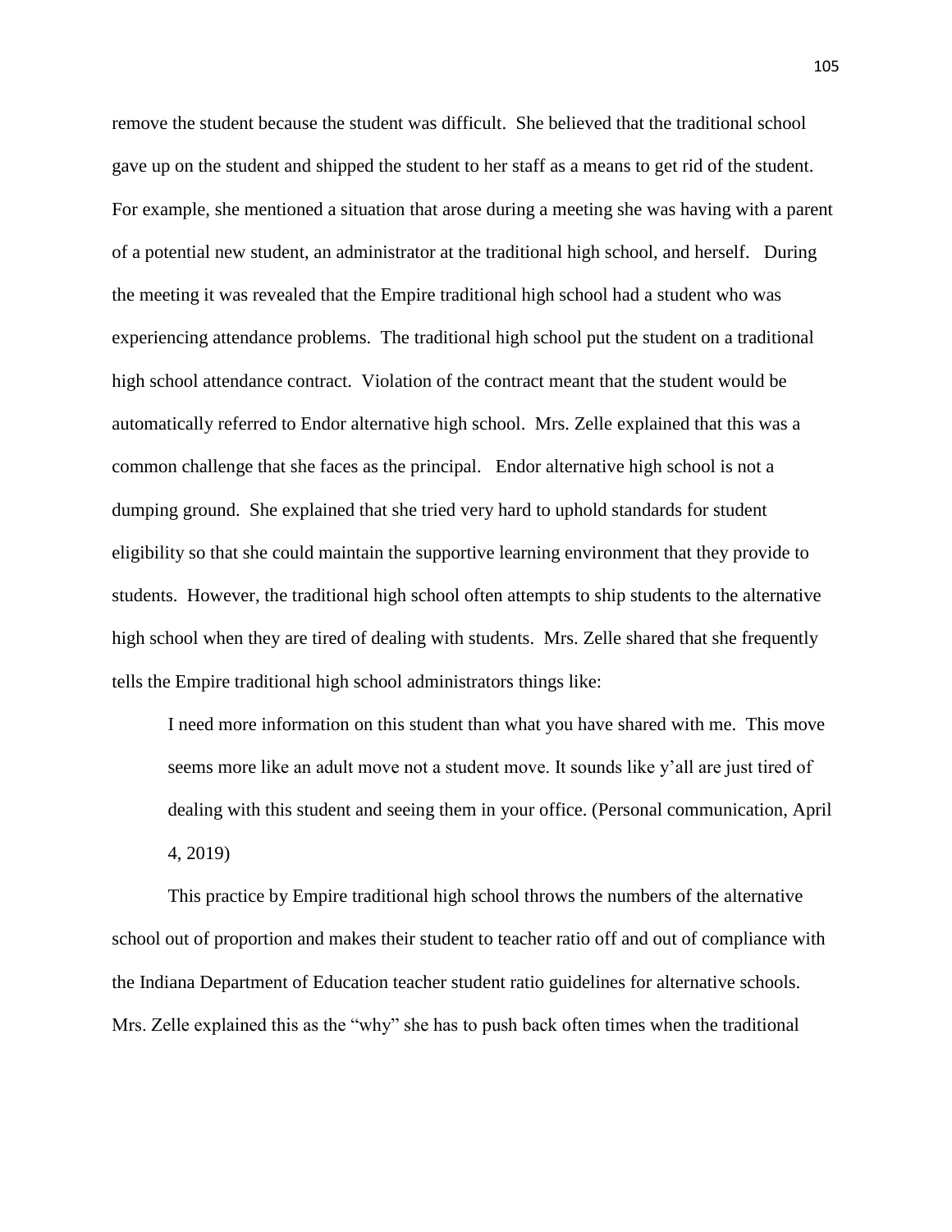remove the student because the student was difficult. She believed that the traditional school gave up on the student and shipped the student to her staff as a means to get rid of the student. For example, she mentioned a situation that arose during a meeting she was having with a parent of a potential new student, an administrator at the traditional high school, and herself. During the meeting it was revealed that the Empire traditional high school had a student who was experiencing attendance problems. The traditional high school put the student on a traditional high school attendance contract. Violation of the contract meant that the student would be automatically referred to Endor alternative high school. Mrs. Zelle explained that this was a common challenge that she faces as the principal. Endor alternative high school is not a dumping ground. She explained that she tried very hard to uphold standards for student eligibility so that she could maintain the supportive learning environment that they provide to students. However, the traditional high school often attempts to ship students to the alternative high school when they are tired of dealing with students. Mrs. Zelle shared that she frequently tells the Empire traditional high school administrators things like:

> I need more information on this student than what you have shared with me. This move seems more like an adult move not a student move. It sounds like y'all are just tired of dealing with this student and seeing them in your office. (Personal communication, April 4, 2019)

This practice by Empire traditional high school throws the numbers of the alternative school out of proportion and makes their student to teacher ratio off and out of compliance with the Indiana Department of Education teacher student ratio guidelines for alternative schools. Mrs. Zelle explained this as the "why" she has to push back often times when the traditional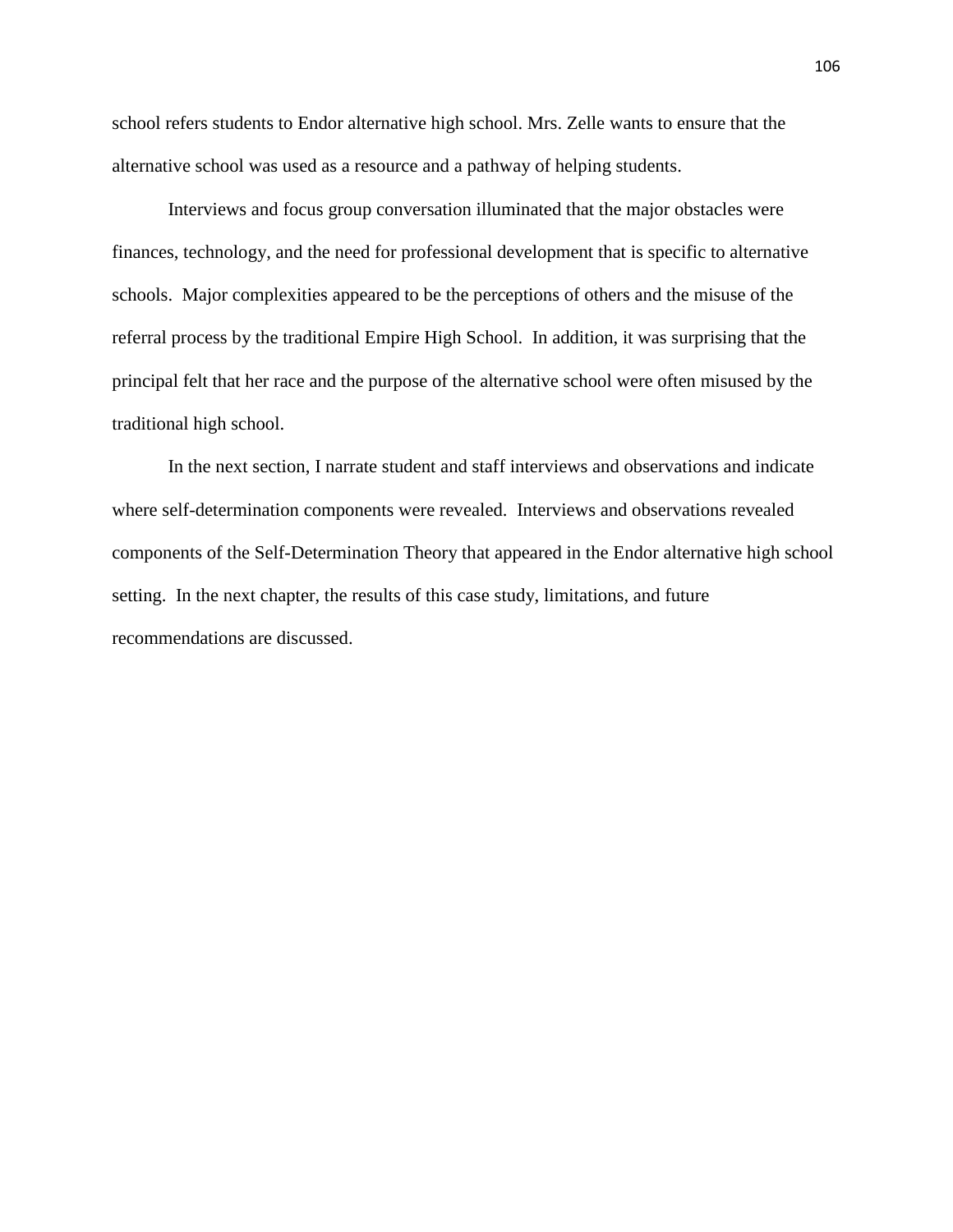school refers students to Endor alternative high school. Mrs. Zelle wants to ensure that the alternative school was used as a resource and a pathway of helping students.

Interviews and focus group conversation illuminated that the major obstacles were finances, technology, and the need for professional development that is specific to alternative schools. Major complexities appeared to be the perceptions of others and the misuse of the referral process by the traditional Empire High School. In addition, it was surprising that the principal felt that her race and the purpose of the alternative school were often misused by the traditional high school.

In the next section, I narrate student and staff interviews and observations and indicate where self-determination components were revealed. Interviews and observations revealed components of the Self-Determination Theory that appeared in the Endor alternative high school setting. In the next chapter, the results of this case study, limitations, and future recommendations are discussed.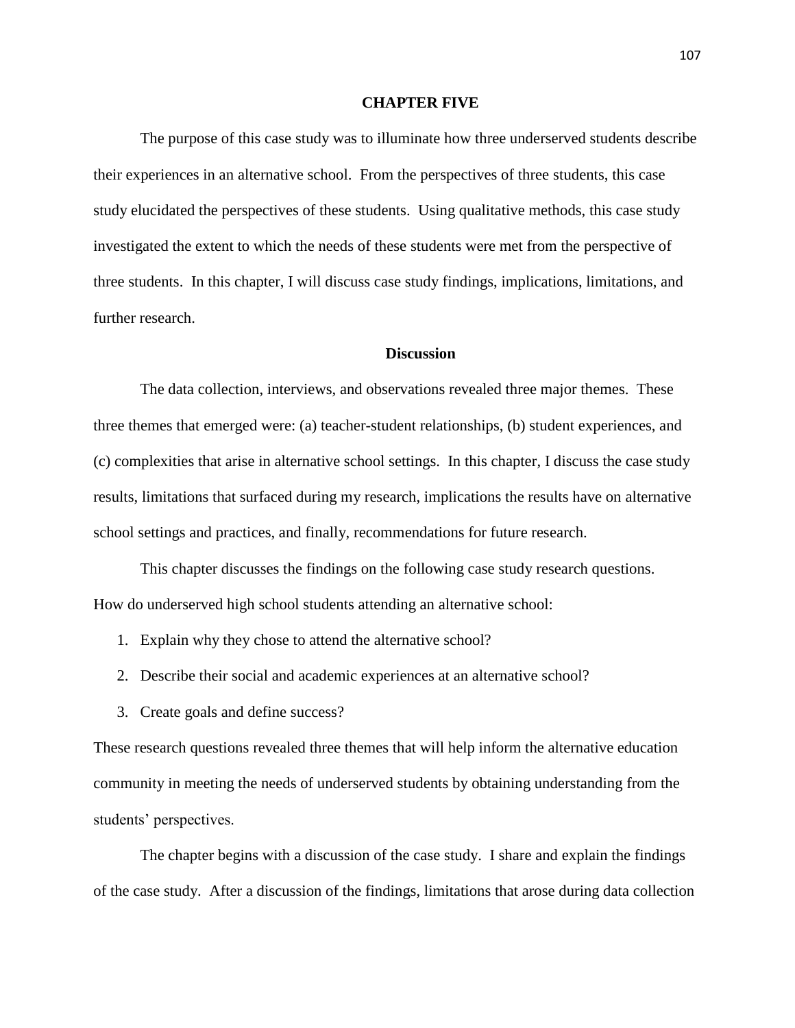# CHAPTER FIVE

The purpose of this case study was to illuminate how three underserved students describe their experiences in an alternative school. From the perspectives of three students, this case study elucidated the perspectives of these students. Using qualitative methods, this case study investigated the extent to which the needs of these students were met from the perspective of three students. In this chapter, I will discuss case study findings, implications, limitations, and further research.

## Discussion

The data collection, interviews, and observations revealed three major themes. These three themes that emerged were: (a) teacher-student relationships, (b) student experiences, and (c) complexities that arise in alternative school settings. In this chapter, I discuss the case study results, limitations that surfaced during my research, implications the results have on alternative school settings and practices, and finally, recommendations for future research.

This chapter discusses the findings on the following case study research questions. How do underserved high school students attending an alternative school:

1. Explain why they chose to attend the alternative school?
2. Describe their social and academic experiences at an alternative school?
3. Create goals and define success?

These research questions revealed three themes that will help inform the alternative education community in meeting the needs of underserved students by obtaining understanding from the students' perspectives.

The chapter begins with a discussion of the case study. I share and explain the findings of the case study. After a discussion of the findings, limitations that arose during data collection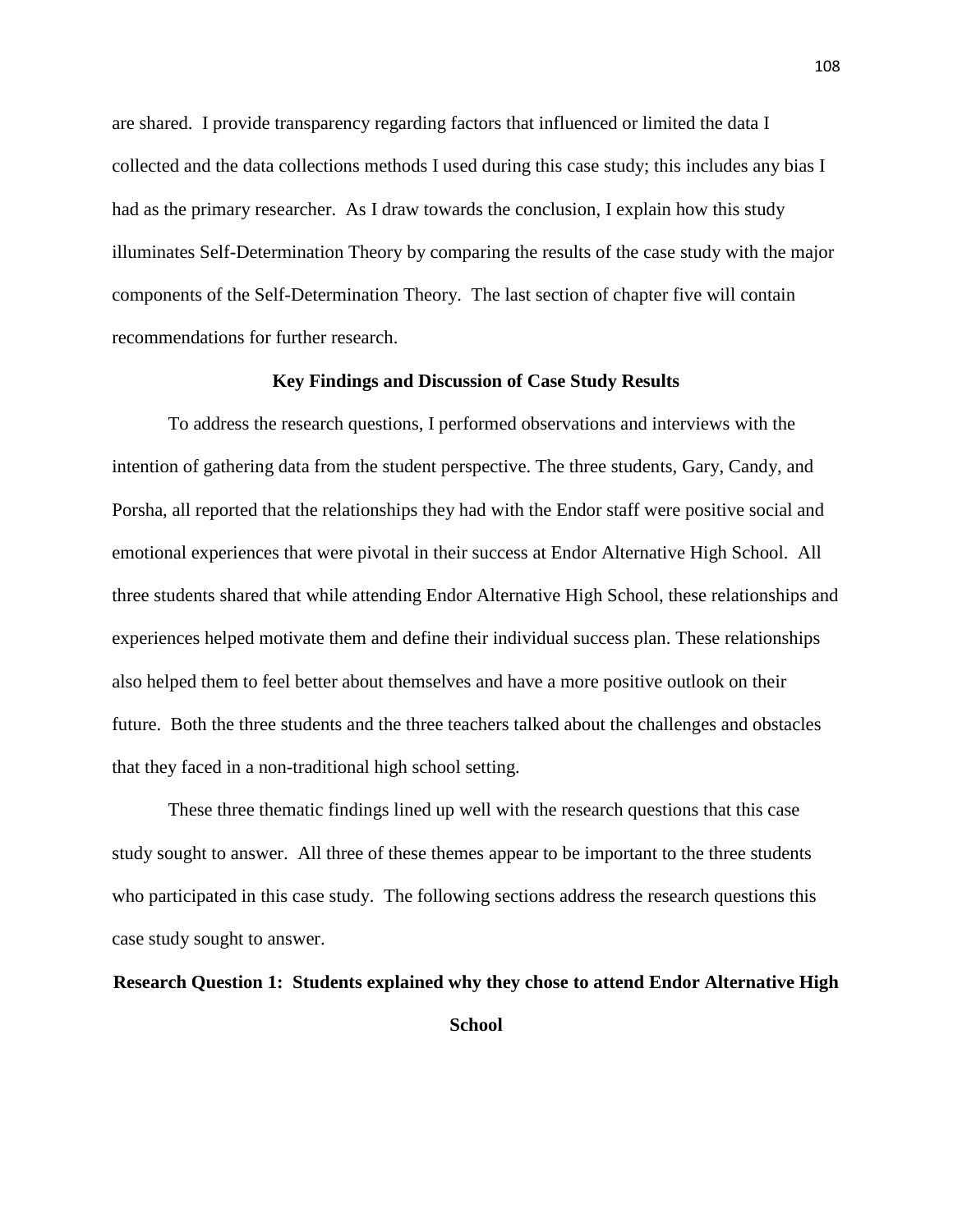are shared. I provide transparency regarding factors that influenced or limited the data I collected and the data collections methods I used during this case study; this includes any bias I had as the primary researcher. As I draw towards the conclusion, I explain how this study illuminates Self-Determination Theory by comparing the results of the case study with the major components of the Self-Determination Theory. The last section of chapter five will contain recommendations for further research.

## Key Findings and Discussion of Case Study Results

To address the research questions, I performed observations and interviews with the intention of gathering data from the student perspective. The three students, Gary, Candy, and Porsha, all reported that the relationships they had with the Endor staff were positive social and emotional experiences that were pivotal in their success at Endor Alternative High School. All three students shared that while attending Endor Alternative High School, these relationships and experiences helped motivate them and define their individual success plan. These relationships also helped them to feel better about themselves and have a more positive outlook on their future. Both the three students and the three teachers talked about the challenges and obstacles that they faced in a non-traditional high school setting.

These three thematic findings lined up well with the research questions that this case study sought to answer. All three of these themes appear to be important to the three students who participated in this case study. The following sections address the research questions this case study sought to answer.

### Research Question 1: Students explained why they chose to attend Endor Alternative High School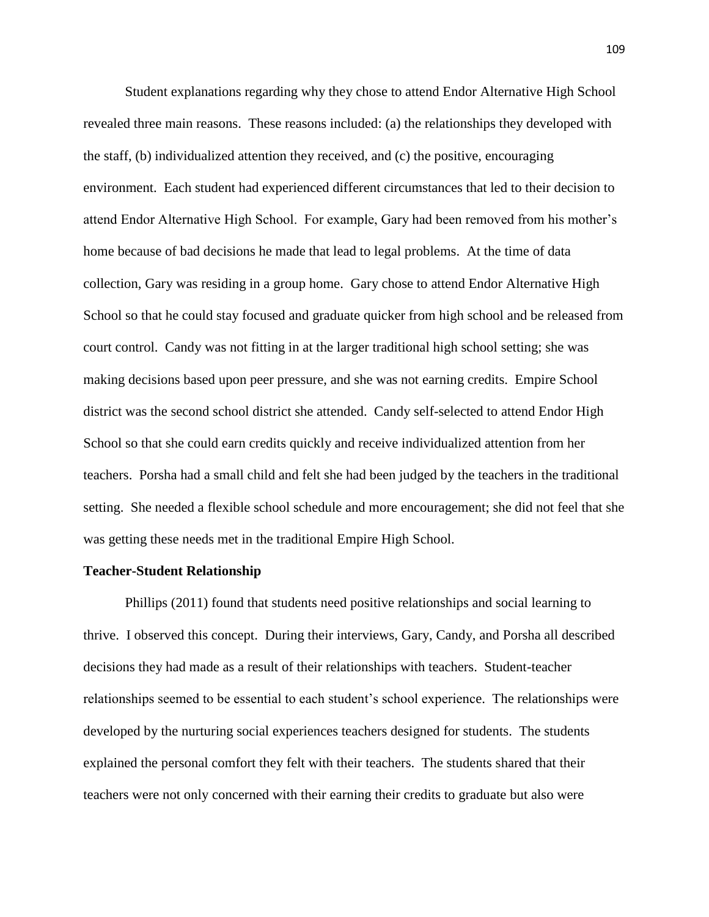Student explanations regarding why they chose to attend Endor Alternative High School revealed three main reasons. These reasons included: (a) the relationships they developed with the staff, (b) individualized attention they received, and (c) the positive, encouraging environment. Each student had experienced different circumstances that led to their decision to attend Endor Alternative High School. For example, Gary had been removed from his mother's home because of bad decisions he made that lead to legal problems. At the time of data collection, Gary was residing in a group home. Gary chose to attend Endor Alternative High School so that he could stay focused and graduate quicker from high school and be released from court control. Candy was not fitting in at the larger traditional high school setting; she was making decisions based upon peer pressure, and she was not earning credits. Empire School district was the second school district she attended. Candy self-selected to attend Endor High School so that she could earn credits quickly and receive individualized attention from her teachers. Porsha had a small child and felt she had been judged by the teachers in the traditional setting. She needed a flexible school schedule and more encouragement; she did not feel that she was getting these needs met in the traditional Empire High School.

**Teacher-Student Relationship**

Phillips (2011) found that students need positive relationships and social learning to thrive. I observed this concept. During their interviews, Gary, Candy, and Porsha all described decisions they had made as a result of their relationships with teachers. Student-teacher relationships seemed to be essential to each student's school experience. The relationships were developed by the nurturing social experiences teachers designed for students. The students explained the personal comfort they felt with their teachers. The students shared that their teachers were not only concerned with their earning their credits to graduate but also were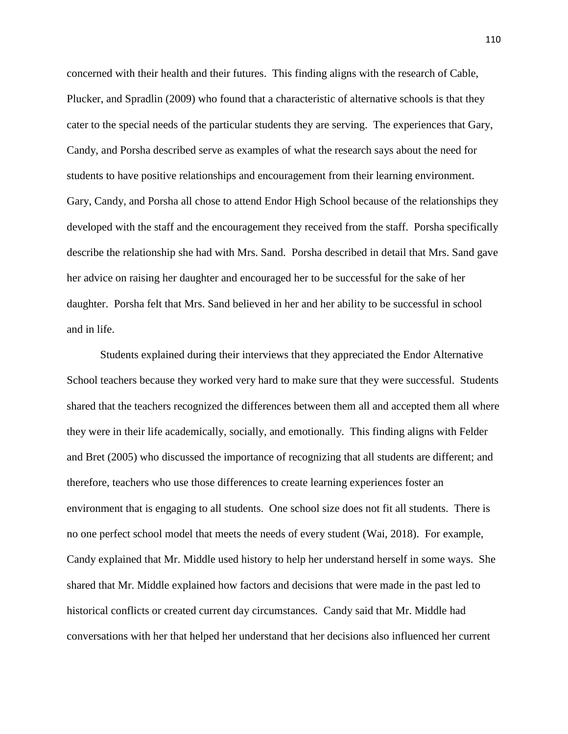concerned with their health and their futures. This finding aligns with the research of Cable, Plucker, and Spradlin (2009) who found that a characteristic of alternative schools is that they cater to the special needs of the particular students they are serving. The experiences that Gary, Candy, and Porsha described serve as examples of what the research says about the need for students to have positive relationships and encouragement from their learning environment. Gary, Candy, and Porsha all chose to attend Endor High School because of the relationships they developed with the staff and the encouragement they received from the staff. Porsha specifically describe the relationship she had with Mrs. Sand. Porsha described in detail that Mrs. Sand gave her advice on raising her daughter and encouraged her to be successful for the sake of her daughter. Porsha felt that Mrs. Sand believed in her and her ability to be successful in school and in life.

Students explained during their interviews that they appreciated the Endor Alternative School teachers because they worked very hard to make sure that they were successful. Students shared that the teachers recognized the differences between them all and accepted them all where they were in their life academically, socially, and emotionally. This finding aligns with Felder and Bret (2005) who discussed the importance of recognizing that all students are different; and therefore, teachers who use those differences to create learning experiences foster an environment that is engaging to all students. One school size does not fit all students. There is no one perfect school model that meets the needs of every student (Wai, 2018). For example, Candy explained that Mr. Middle used history to help her understand herself in some ways. She shared that Mr. Middle explained how factors and decisions that were made in the past led to historical conflicts or created current day circumstances. Candy said that Mr. Middle had conversations with her that helped her understand that her decisions also influenced her current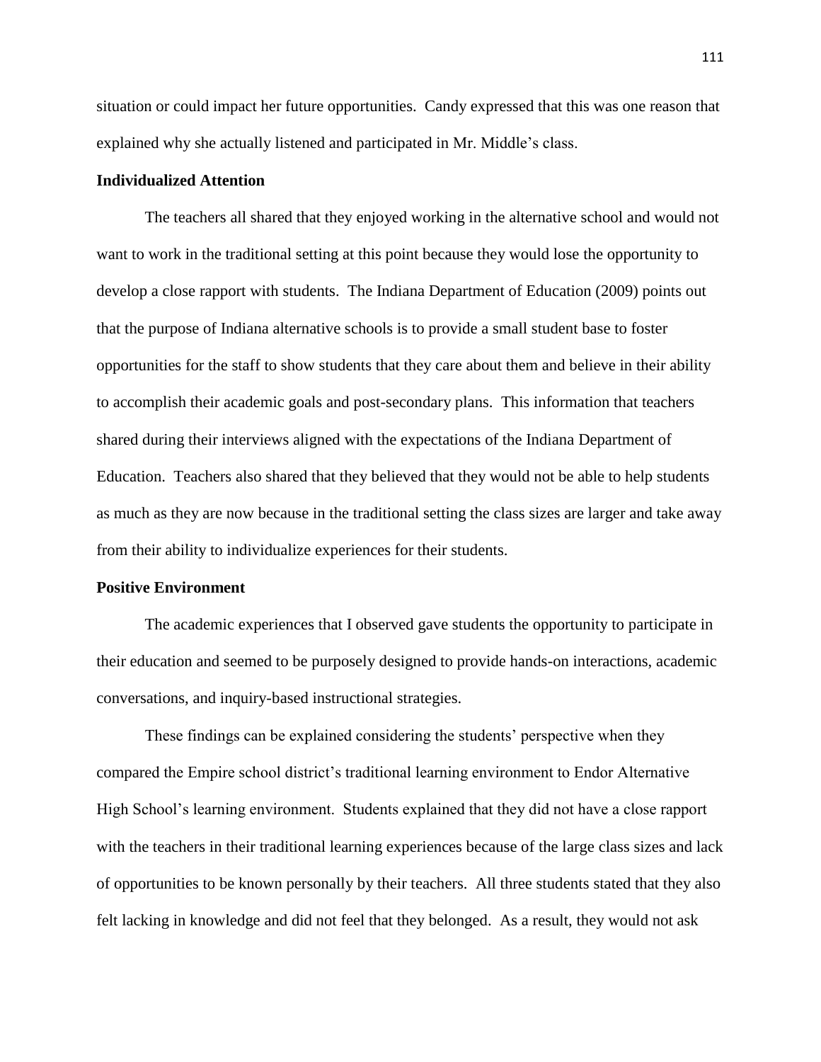situation or could impact her future opportunities. Candy expressed that this was one reason that explained why she actually listened and participated in Mr. Middle's class.

### Individualized Attention

The teachers all shared that they enjoyed working in the alternative school and would not want to work in the traditional setting at this point because they would lose the opportunity to develop a close rapport with students. The Indiana Department of Education (2009) points out that the purpose of Indiana alternative schools is to provide a small student base to foster opportunities for the staff to show students that they care about them and believe in their ability to accomplish their academic goals and post-secondary plans. This information that teachers shared during their interviews aligned with the expectations of the Indiana Department of Education. Teachers also shared that they believed that they would not be able to help students as much as they are now because in the traditional setting the class sizes are larger and take away from their ability to individualize experiences for their students.

### Positive Environment

The academic experiences that I observed gave students the opportunity to participate in their education and seemed to be purposely designed to provide hands-on interactions, academic conversations, and inquiry-based instructional strategies.

These findings can be explained considering the students' perspective when they compared the Empire school district's traditional learning environment to Endor Alternative High School's learning environment. Students explained that they did not have a close rapport with the teachers in their traditional learning experiences because of the large class sizes and lack of opportunities to be known personally by their teachers. All three students stated that they also felt lacking in knowledge and did not feel that they belonged. As a result, they would not ask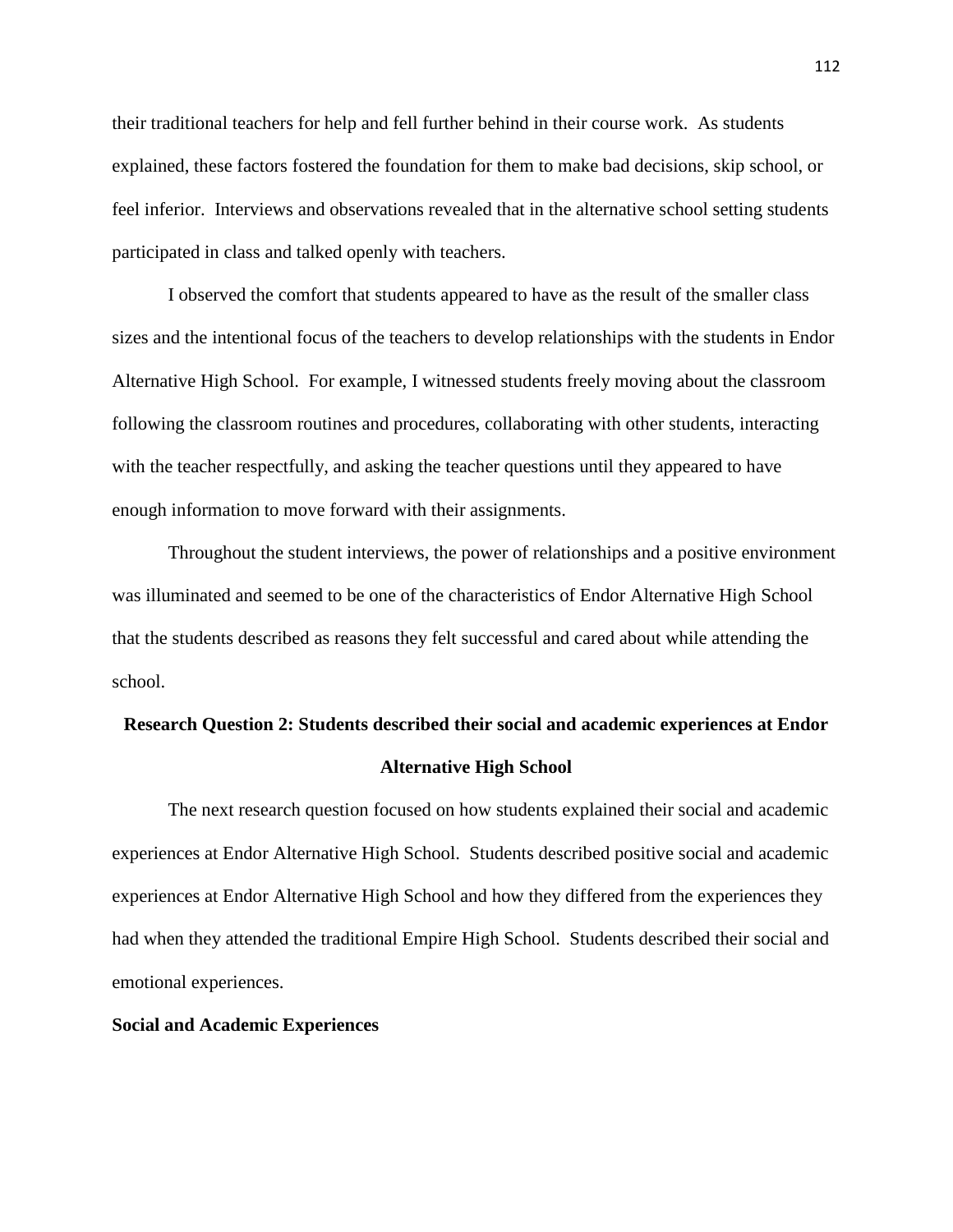their traditional teachers for help and fell further behind in their course work. As students explained, these factors fostered the foundation for them to make bad decisions, skip school, or feel inferior. Interviews and observations revealed that in the alternative school setting students participated in class and talked openly with teachers.

I observed the comfort that students appeared to have as the result of the smaller class sizes and the intentional focus of the teachers to develop relationships with the students in Endor Alternative High School. For example, I witnessed students freely moving about the classroom following the classroom routines and procedures, collaborating with other students, interacting with the teacher respectfully, and asking the teacher questions until they appeared to have enough information to move forward with their assignments.

Throughout the student interviews, the power of relationships and a positive environment was illuminated and seemed to be one of the characteristics of Endor Alternative High School that the students described as reasons they felt successful and cared about while attending the school.

## Research Question 2: Students described their social and academic experiences at Endor Alternative High School

The next research question focused on how students explained their social and academic experiences at Endor Alternative High School. Students described positive social and academic experiences at Endor Alternative High School and how they differed from the experiences they had when they attended the traditional Empire High School. Students described their social and emotional experiences.

### Social and Academic Experiences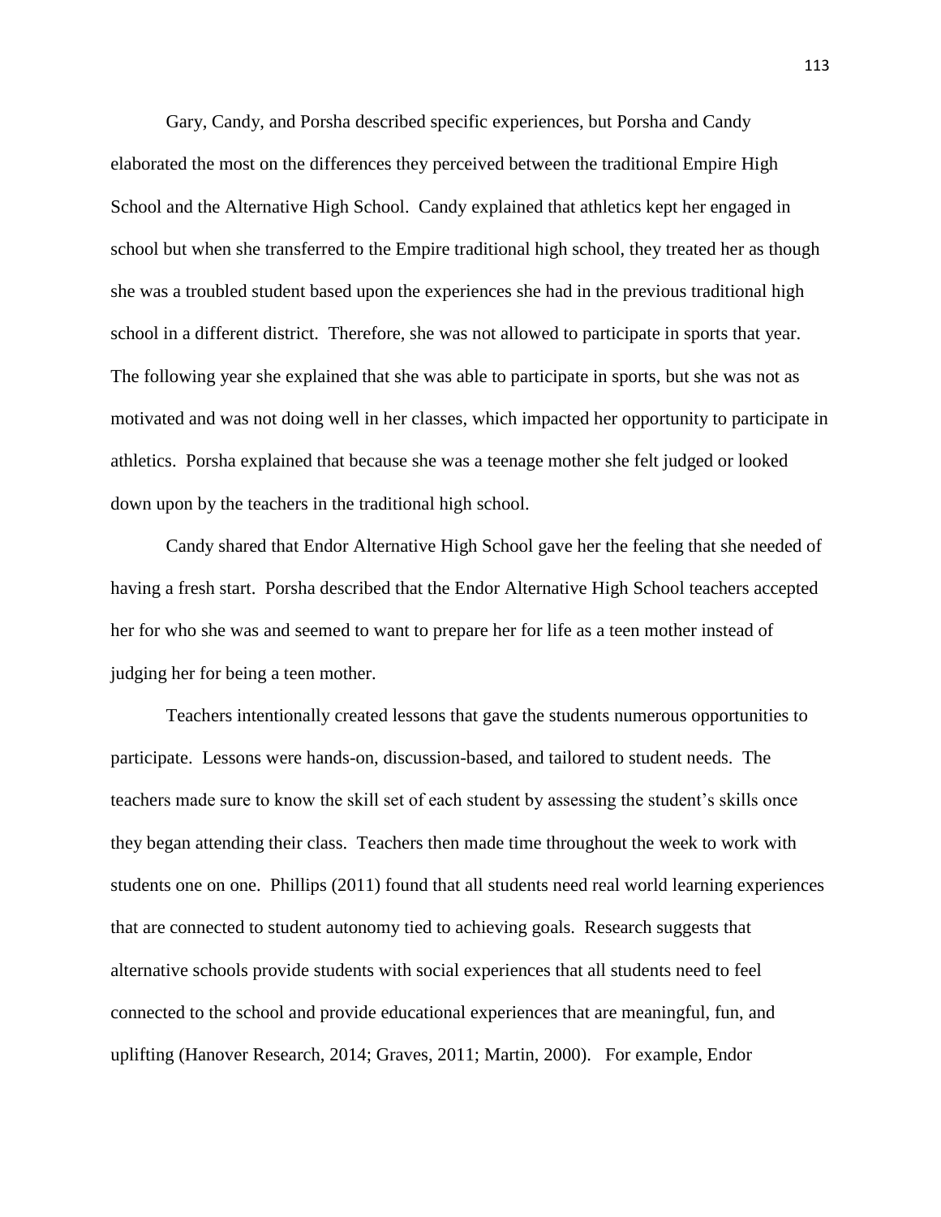Gary, Candy, and Porsha described specific experiences, but Porsha and Candy elaborated the most on the differences they perceived between the traditional Empire High School and the Alternative High School. Candy explained that athletics kept her engaged in school but when she transferred to the Empire traditional high school, they treated her as though she was a troubled student based upon the experiences she had in the previous traditional high school in a different district. Therefore, she was not allowed to participate in sports that year. The following year she explained that she was able to participate in sports, but she was not as motivated and was not doing well in her classes, which impacted her opportunity to participate in athletics. Porsha explained that because she was a teenage mother she felt judged or looked down upon by the teachers in the traditional high school.

Candy shared that Endor Alternative High School gave her the feeling that she needed of having a fresh start. Porsha described that the Endor Alternative High School teachers accepted her for who she was and seemed to want to prepare her for life as a teen mother instead of judging her for being a teen mother.

Teachers intentionally created lessons that gave the students numerous opportunities to participate. Lessons were hands-on, discussion-based, and tailored to student needs. The teachers made sure to know the skill set of each student by assessing the student's skills once they began attending their class. Teachers then made time throughout the week to work with students one on one. Phillips (2011) found that all students need real world learning experiences that are connected to student autonomy tied to achieving goals. Research suggests that alternative schools provide students with social experiences that all students need to feel connected to the school and provide educational experiences that are meaningful, fun, and uplifting (Hanover Research, 2014; Graves, 2011; Martin, 2000). For example, Endor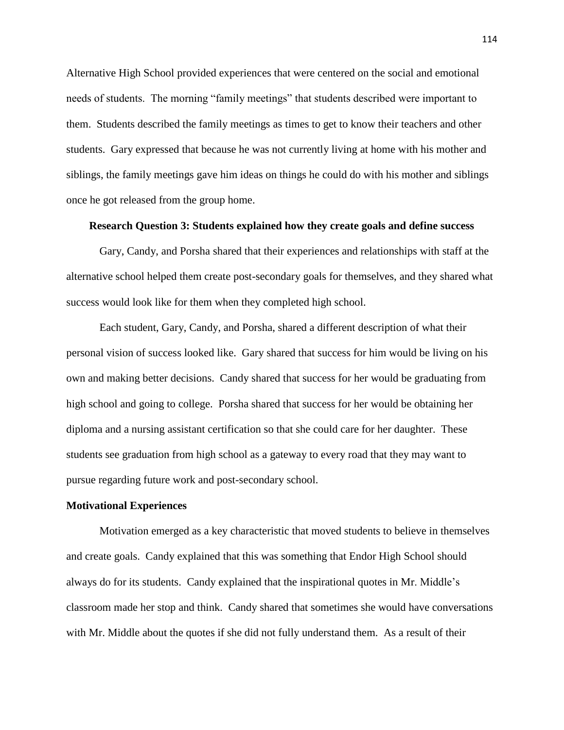Alternative High School provided experiences that were centered on the social and emotional needs of students. The morning "family meetings" that students described were important to them. Students described the family meetings as times to get to know their teachers and other students. Gary expressed that because he was not currently living at home with his mother and siblings, the family meetings gave him ideas on things he could do with his mother and siblings once he got released from the group home.

### Research Question 3: Students explained how they create goals and define success

Gary, Candy, and Porsha shared that their experiences and relationships with staff at the alternative school helped them create post-secondary goals for themselves, and they shared what success would look like for them when they completed high school.

Each student, Gary, Candy, and Porsha, shared a different description of what their personal vision of success looked like. Gary shared that success for him would be living on his own and making better decisions. Candy shared that success for her would be graduating from high school and going to college. Porsha shared that success for her would be obtaining her diploma and a nursing assistant certification so that she could care for her daughter. These students see graduation from high school as a gateway to every road that they may want to pursue regarding future work and post-secondary school.

#### Motivational Experiences

Motivation emerged as a key characteristic that moved students to believe in themselves and create goals. Candy explained that this was something that Endor High School should always do for its students. Candy explained that the inspirational quotes in Mr. Middle's classroom made her stop and think. Candy shared that sometimes she would have conversations with Mr. Middle about the quotes if she did not fully understand them. As a result of their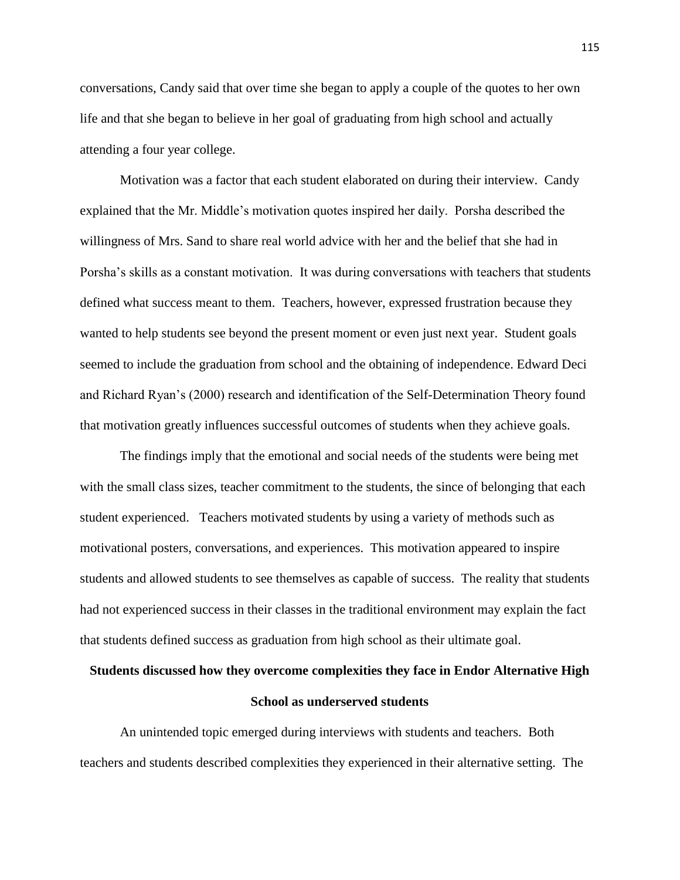conversations, Candy said that over time she began to apply a couple of the quotes to her own life and that she began to believe in her goal of graduating from high school and actually attending a four year college.

Motivation was a factor that each student elaborated on during their interview. Candy explained that the Mr. Middle's motivation quotes inspired her daily. Porsha described the willingness of Mrs. Sand to share real world advice with her and the belief that she had in Porsha's skills as a constant motivation. It was during conversations with teachers that students defined what success meant to them. Teachers, however, expressed frustration because they wanted to help students see beyond the present moment or even just next year. Student goals seemed to include the graduation from school and the obtaining of independence. Edward Deci and Richard Ryan's (2000) research and identification of the Self-Determination Theory found that motivation greatly influences successful outcomes of students when they achieve goals.

The findings imply that the emotional and social needs of the students were being met with the small class sizes, teacher commitment to the students, the since of belonging that each student experienced. Teachers motivated students by using a variety of methods such as motivational posters, conversations, and experiences. This motivation appeared to inspire students and allowed students to see themselves as capable of success. The reality that students had not experienced success in their classes in the traditional environment may explain the fact that students defined success as graduation from high school as their ultimate goal.

**Students discussed how they overcome complexities they face in Endor Alternative High School as underserved students**

An unintended topic emerged during interviews with students and teachers. Both teachers and students described complexities they experienced in their alternative setting. The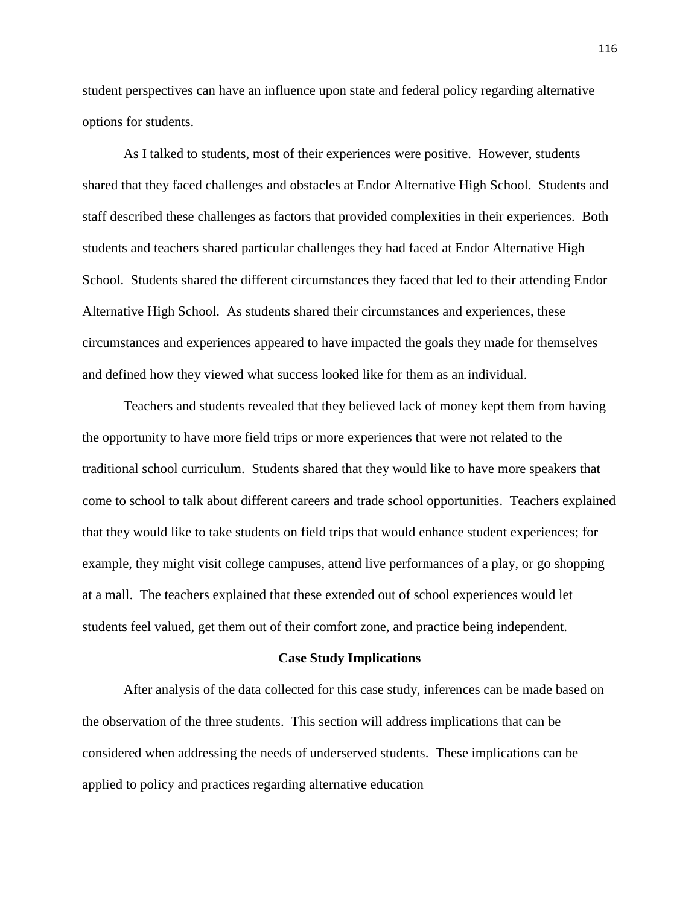student perspectives can have an influence upon state and federal policy regarding alternative options for students.

As I talked to students, most of their experiences were positive. However, students shared that they faced challenges and obstacles at Endor Alternative High School. Students and staff described these challenges as factors that provided complexities in their experiences. Both students and teachers shared particular challenges they had faced at Endor Alternative High School. Students shared the different circumstances they faced that led to their attending Endor Alternative High School. As students shared their circumstances and experiences, these circumstances and experiences appeared to have impacted the goals they made for themselves and defined how they viewed what success looked like for them as an individual.

Teachers and students revealed that they believed lack of money kept them from having the opportunity to have more field trips or more experiences that were not related to the traditional school curriculum. Students shared that they would like to have more speakers that come to school to talk about different careers and trade school opportunities. Teachers explained that they would like to take students on field trips that would enhance student experiences; for example, they might visit college campuses, attend live performances of a play, or go shopping at a mall. The teachers explained that these extended out of school experiences would let students feel valued, get them out of their comfort zone, and practice being independent.

## Case Study Implications

After analysis of the data collected for this case study, inferences can be made based on the observation of the three students. This section will address implications that can be considered when addressing the needs of underserved students. These implications can be applied to policy and practices regarding alternative education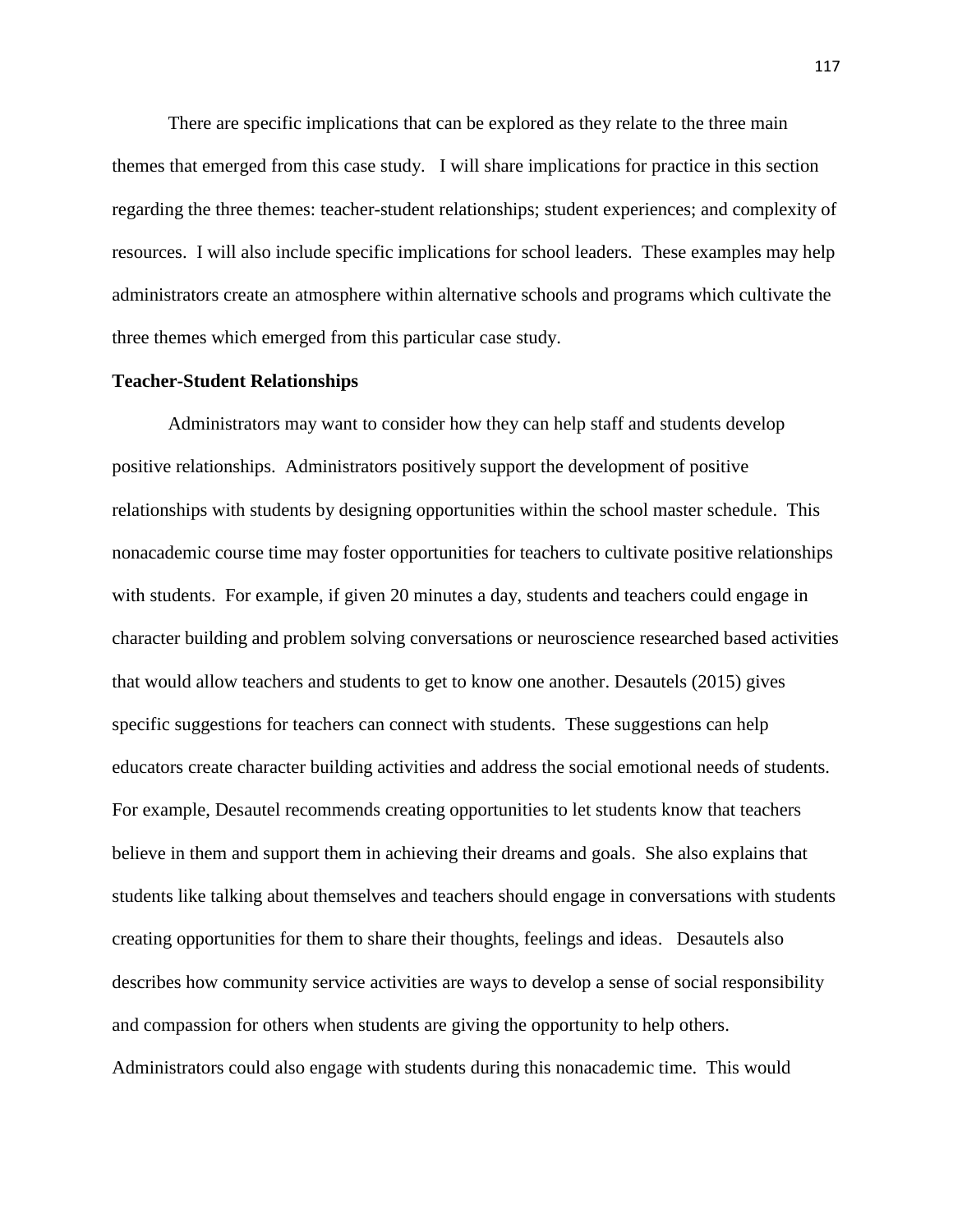There are specific implications that can be explored as they relate to the three main themes that emerged from this case study. I will share implications for practice in this section regarding the three themes: teacher-student relationships; student experiences; and complexity of resources. I will also include specific implications for school leaders. These examples may help administrators create an atmosphere within alternative schools and programs which cultivate the three themes which emerged from this particular case study.

**Teacher-Student Relationships**

Administrators may want to consider how they can help staff and students develop positive relationships. Administrators positively support the development of positive relationships with students by designing opportunities within the school master schedule. This nonacademic course time may foster opportunities for teachers to cultivate positive relationships with students. For example, if given 20 minutes a day, students and teachers could engage in character building and problem solving conversations or neuroscience researched based activities that would allow teachers and students to get to know one another. Desautels (2015) gives specific suggestions for teachers can connect with students. These suggestions can help educators create character building activities and address the social emotional needs of students. For example, Desautel recommends creating opportunities to let students know that teachers believe in them and support them in achieving their dreams and goals. She also explains that students like talking about themselves and teachers should engage in conversations with students creating opportunities for them to share their thoughts, feelings and ideas. Desautels also describes how community service activities are ways to develop a sense of social responsibility and compassion for others when students are giving the opportunity to help others. Administrators could also engage with students during this nonacademic time. This would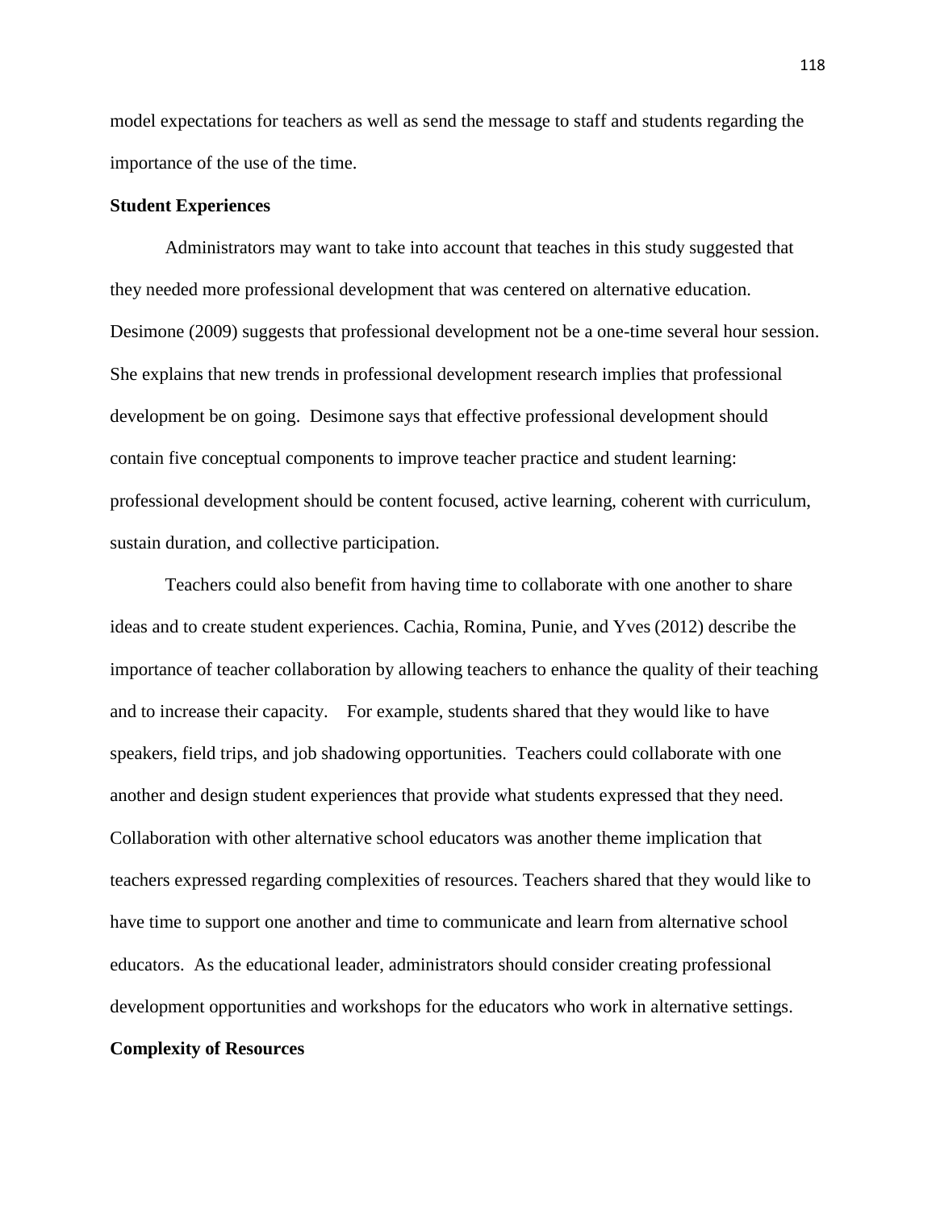model expectations for teachers as well as send the message to staff and students regarding the importance of the use of the time.

**Student Experiences**

Administrators may want to take into account that teaches in this study suggested that they needed more professional development that was centered on alternative education. Desimone (2009) suggests that professional development not be a one-time several hour session. She explains that new trends in professional development research implies that professional development be on going. Desimone says that effective professional development should contain five conceptual components to improve teacher practice and student learning: professional development should be content focused, active learning, coherent with curriculum, sustain duration, and collective participation.

Teachers could also benefit from having time to collaborate with one another to share ideas and to create student experiences. Cachia, Romina, Punie, and Yves (2012) describe the importance of teacher collaboration by allowing teachers to enhance the quality of their teaching and to increase their capacity. For example, students shared that they would like to have speakers, field trips, and job shadowing opportunities. Teachers could collaborate with one another and design student experiences that provide what students expressed that they need. Collaboration with other alternative school educators was another theme implication that teachers expressed regarding complexities of resources. Teachers shared that they would like to have time to support one another and time to communicate and learn from alternative school educators. As the educational leader, administrators should consider creating professional development opportunities and workshops for the educators who work in alternative settings.

**Complexity of Resources**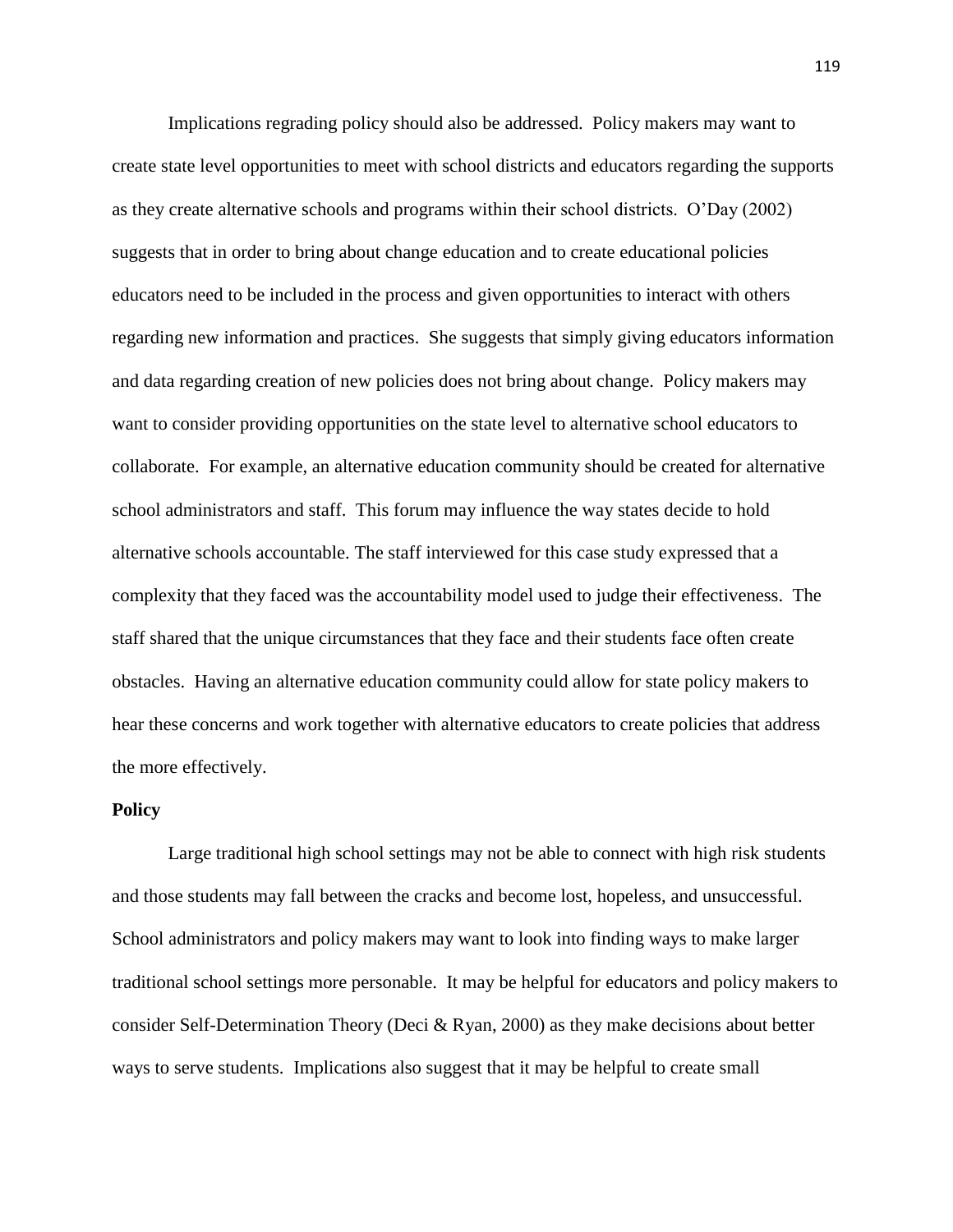Implications regrading policy should also be addressed. Policy makers may want to create state level opportunities to meet with school districts and educators regarding the supports as they create alternative schools and programs within their school districts. O'Day (2002) suggests that in order to bring about change education and to create educational policies educators need to be included in the process and given opportunities to interact with others regarding new information and practices. She suggests that simply giving educators information and data regarding creation of new policies does not bring about change. Policy makers may want to consider providing opportunities on the state level to alternative school educators to collaborate. For example, an alternative education community should be created for alternative school administrators and staff. This forum may influence the way states decide to hold alternative schools accountable. The staff interviewed for this case study expressed that a complexity that they faced was the accountability model used to judge their effectiveness. The staff shared that the unique circumstances that they face and their students face often create obstacles. Having an alternative education community could allow for state policy makers to hear these concerns and work together with alternative educators to create policies that address the more effectively.

**Policy**

Large traditional high school settings may not be able to connect with high risk students and those students may fall between the cracks and become lost, hopeless, and unsuccessful. School administrators and policy makers may want to look into finding ways to make larger traditional school settings more personable. It may be helpful for educators and policy makers to consider Self-Determination Theory (Deci & Ryan, 2000) as they make decisions about better ways to serve students. Implications also suggest that it may be helpful to create small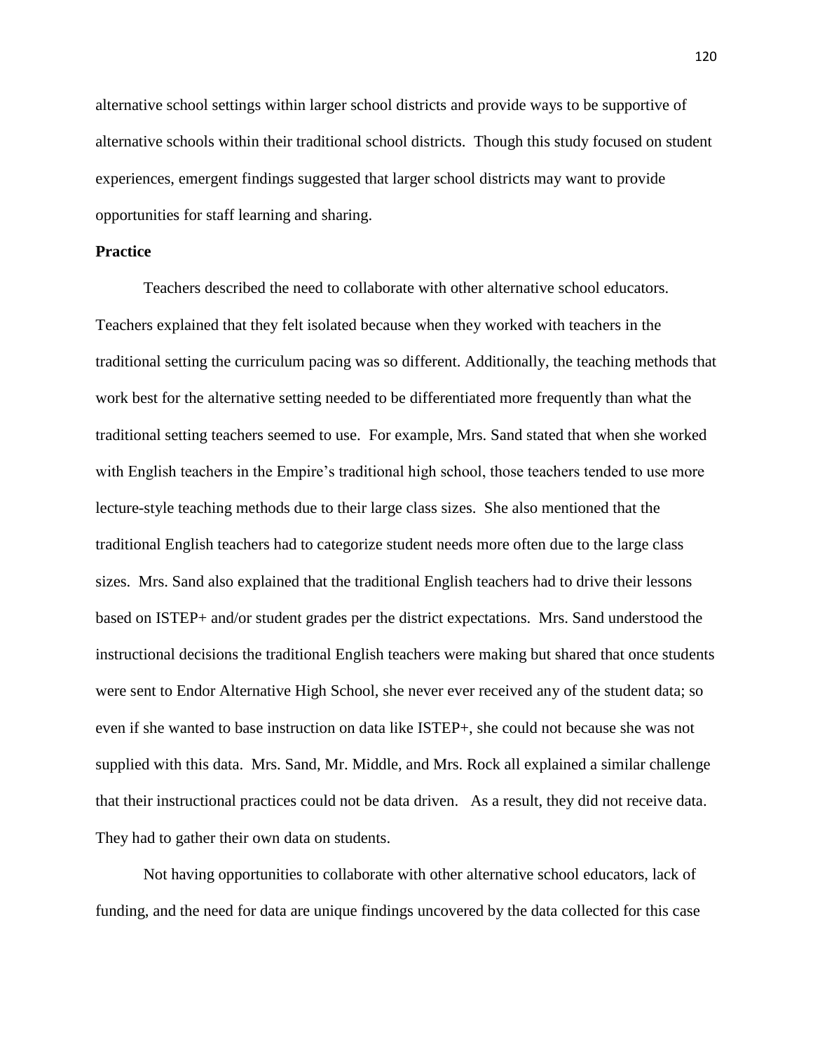alternative school settings within larger school districts and provide ways to be supportive of alternative schools within their traditional school districts. Though this study focused on student experiences, emergent findings suggested that larger school districts may want to provide opportunities for staff learning and sharing.

**Practice**

Teachers described the need to collaborate with other alternative school educators. Teachers explained that they felt isolated because when they worked with teachers in the traditional setting the curriculum pacing was so different. Additionally, the teaching methods that work best for the alternative setting needed to be differentiated more frequently than what the traditional setting teachers seemed to use. For example, Mrs. Sand stated that when she worked with English teachers in the Empire's traditional high school, those teachers tended to use more lecture-style teaching methods due to their large class sizes. She also mentioned that the traditional English teachers had to categorize student needs more often due to the large class sizes. Mrs. Sand also explained that the traditional English teachers had to drive their lessons based on ISTEP+ and/or student grades per the district expectations. Mrs. Sand understood the instructional decisions the traditional English teachers were making but shared that once students were sent to Endor Alternative High School, she never ever received any of the student data; so even if she wanted to base instruction on data like ISTEP+, she could not because she was not supplied with this data. Mrs. Sand, Mr. Middle, and Mrs. Rock all explained a similar challenge that their instructional practices could not be data driven. As a result, they did not receive data. They had to gather their own data on students.

Not having opportunities to collaborate with other alternative school educators, lack of funding, and the need for data are unique findings uncovered by the data collected for this case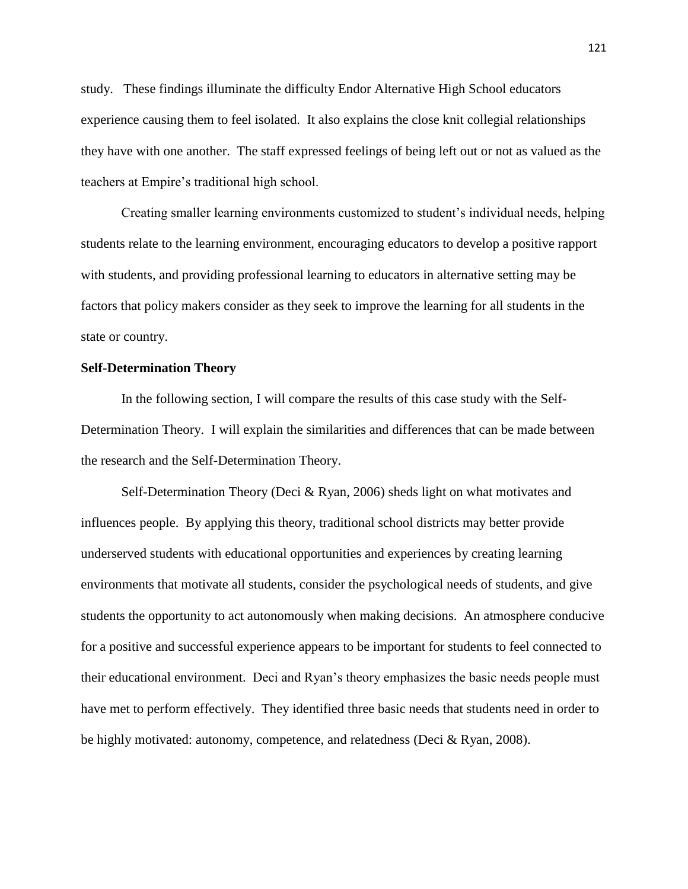study. These findings illuminate the difficulty Endor Alternative High School educators experience causing them to feel isolated. It also explains the close knit collegial relationships they have with one another. The staff expressed feelings of being left out or not as valued as the teachers at Empire's traditional high school.

Creating smaller learning environments customized to student's individual needs, helping students relate to the learning environment, encouraging educators to develop a positive rapport with students, and providing professional learning to educators in alternative setting may be factors that policy makers consider as they seek to improve the learning for all students in the state or country.

**Self-Determination Theory**

In the following section, I will compare the results of this case study with the Self-Determination Theory. I will explain the similarities and differences that can be made between the research and the Self-Determination Theory.

Self-Determination Theory (Deci & Ryan, 2006) sheds light on what motivates and influences people. By applying this theory, traditional school districts may better provide underserved students with educational opportunities and experiences by creating learning environments that motivate all students, consider the psychological needs of students, and give students the opportunity to act autonomously when making decisions. An atmosphere conducive for a positive and successful experience appears to be important for students to feel connected to their educational environment. Deci and Ryan's theory emphasizes the basic needs people must have met to perform effectively. They identified three basic needs that students need in order to be highly motivated: autonomy, competence, and relatedness (Deci & Ryan, 2008).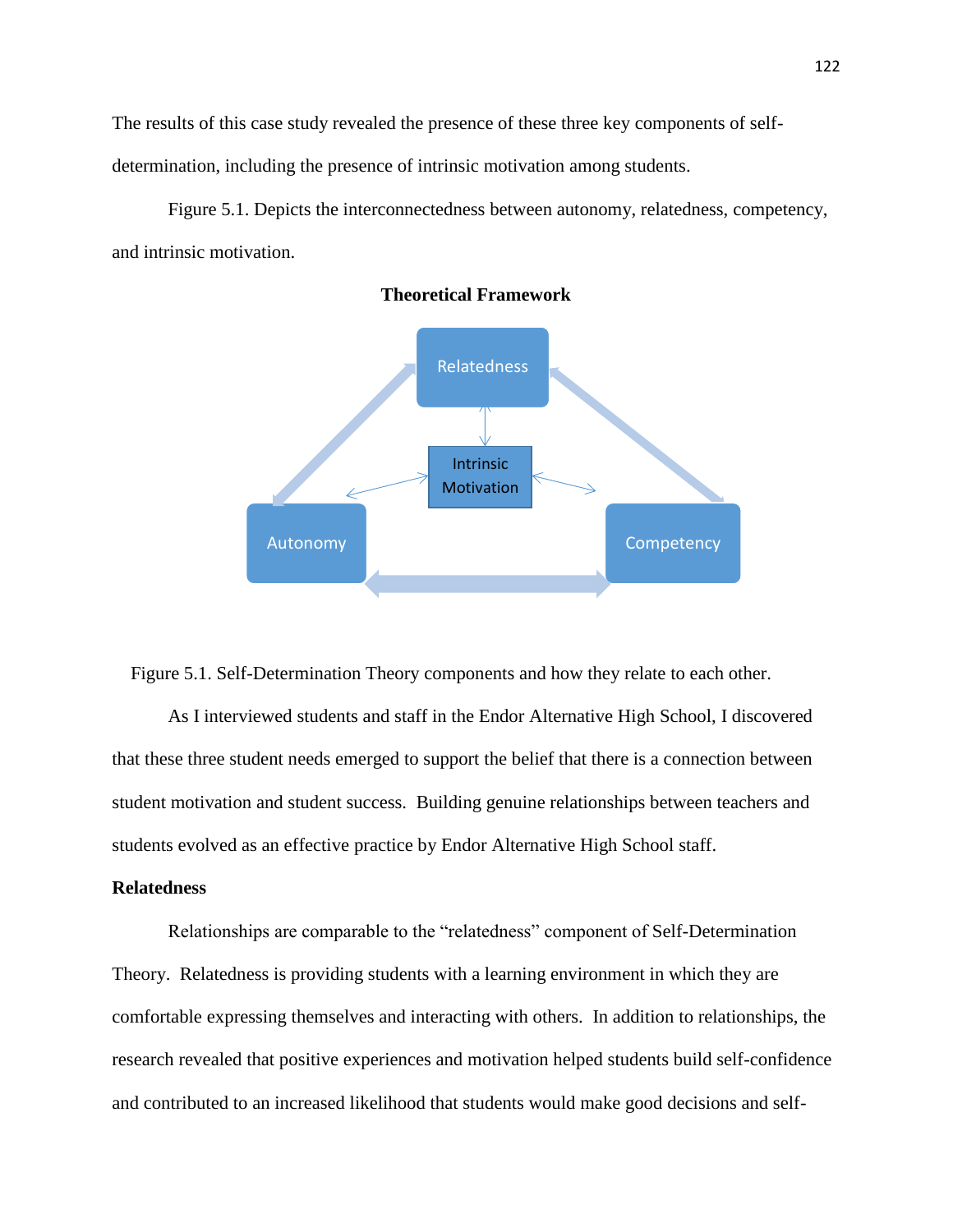The results of this case study revealed the presence of these three key components of self-determination, including the presence of intrinsic motivation among students.

Figure 5.1. Depicts the interconnectedness between autonomy, relatedness, competency, and intrinsic motivation.

**Theoretical Framework**

Figure 5.1. Self-Determination Theory components and how they relate to each other.

As I interviewed students and staff in the Endor Alternative High School, I discovered that these three student needs emerged to support the belief that there is a connection between student motivation and student success. Building genuine relationships between teachers and students evolved as an effective practice by Endor Alternative High School staff.

**Relatedness**

Relationships are comparable to the "relatedness" component of Self-Determination Theory. Relatedness is providing students with a learning environment in which they are comfortable expressing themselves and interacting with others. In addition to relationships, the research revealed that positive experiences and motivation helped students build self-confidence and contributed to an increased likelihood that students would make good decisions and self-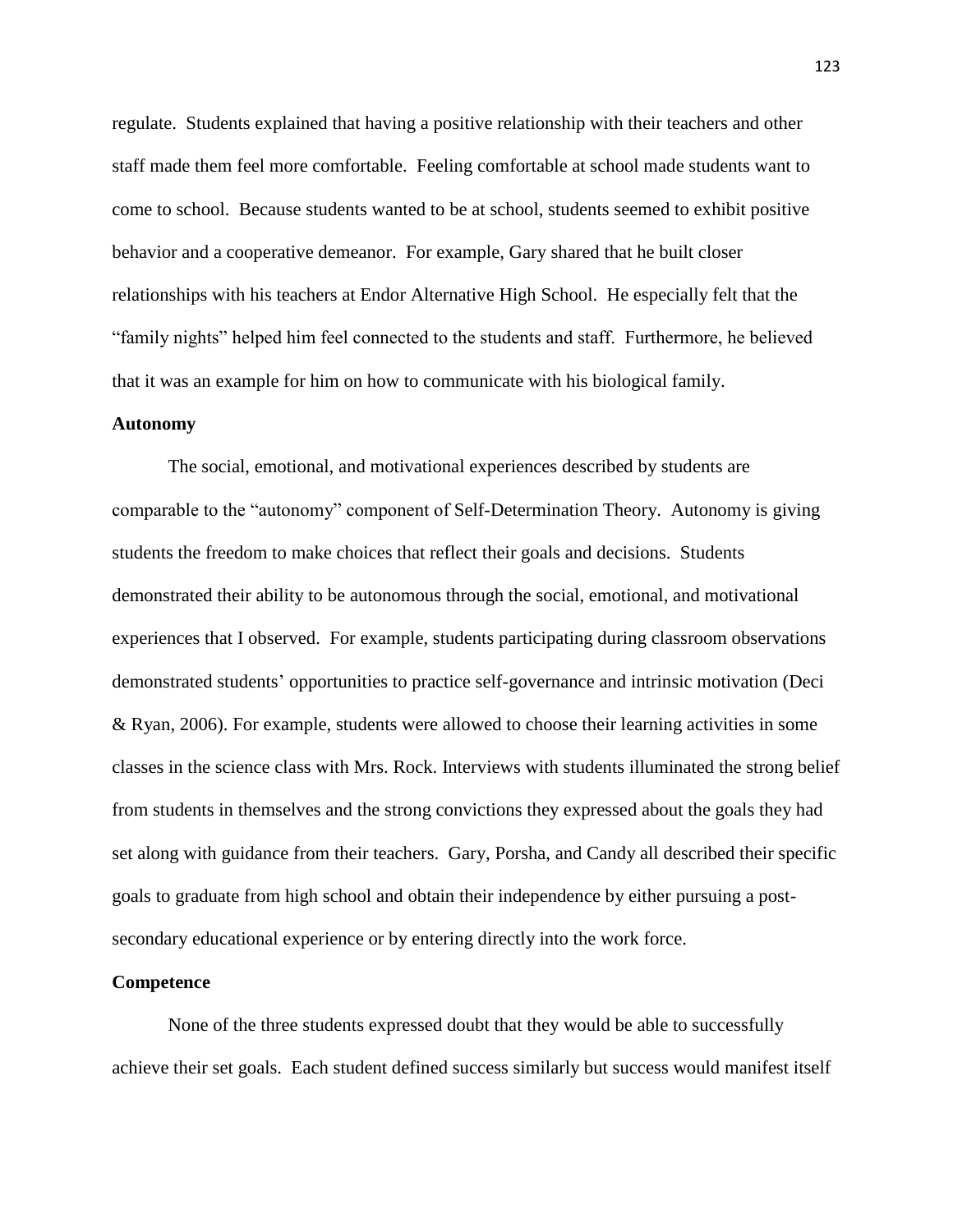regulate. Students explained that having a positive relationship with their teachers and other staff made them feel more comfortable. Feeling comfortable at school made students want to come to school. Because students wanted to be at school, students seemed to exhibit positive behavior and a cooperative demeanor. For example, Gary shared that he built closer relationships with his teachers at Endor Alternative High School. He especially felt that the "family nights" helped him feel connected to the students and staff. Furthermore, he believed that it was an example for him on how to communicate with his biological family.

**Autonomy**

The social, emotional, and motivational experiences described by students are comparable to the "autonomy" component of Self-Determination Theory. Autonomy is giving students the freedom to make choices that reflect their goals and decisions. Students demonstrated their ability to be autonomous through the social, emotional, and motivational experiences that I observed. For example, students participating during classroom observations demonstrated students' opportunities to practice self-governance and intrinsic motivation (Deci & Ryan, 2006). For example, students were allowed to choose their learning activities in some classes in the science class with Mrs. Rock. Interviews with students illuminated the strong belief from students in themselves and the strong convictions they expressed about the goals they had set along with guidance from their teachers. Gary, Porsha, and Candy all described their specific goals to graduate from high school and obtain their independence by either pursuing a post-secondary educational experience or by entering directly into the work force.

**Competence**

None of the three students expressed doubt that they would be able to successfully achieve their set goals. Each student defined success similarly but success would manifest itself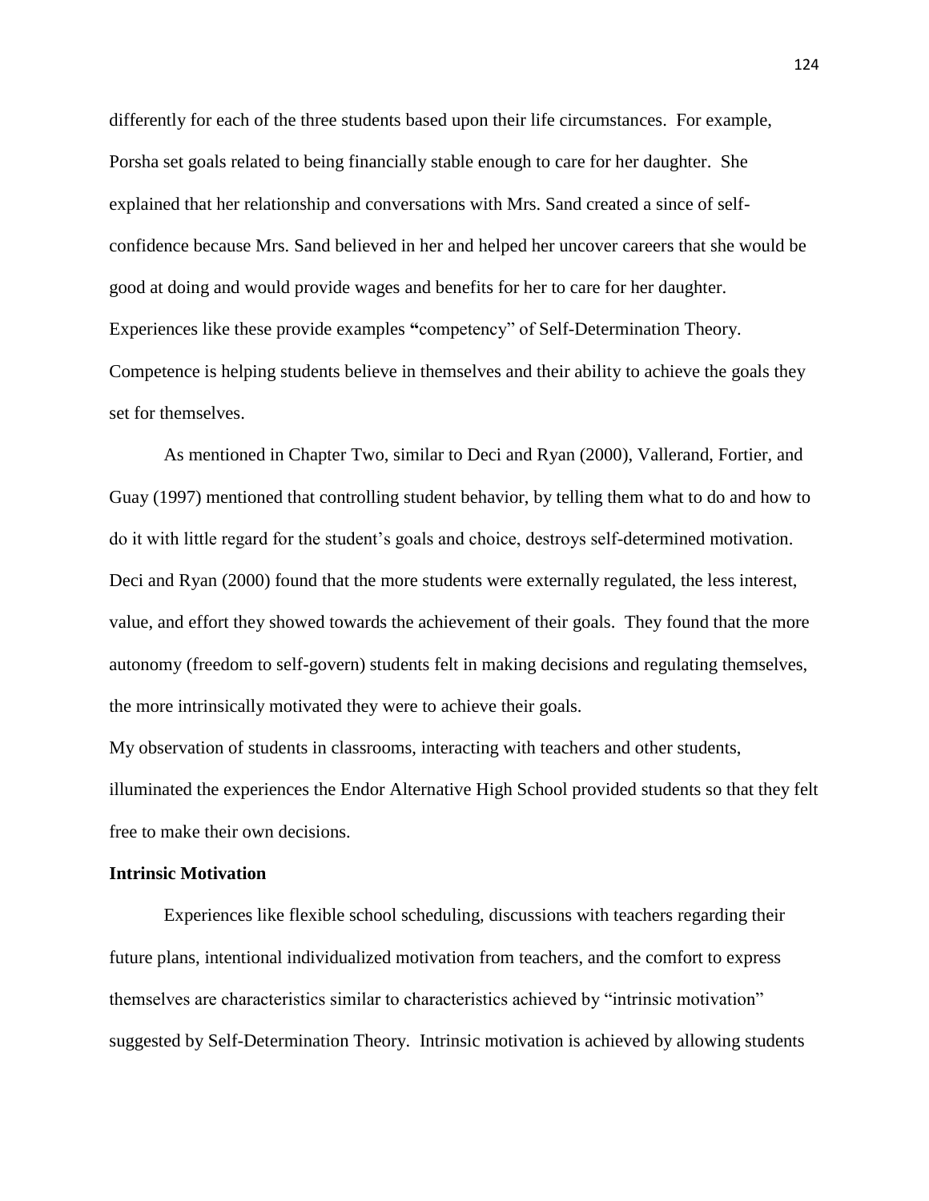differently for each of the three students based upon their life circumstances. For example, Porsha set goals related to being financially stable enough to care for her daughter. She explained that her relationship and conversations with Mrs. Sand created a since of self-confidence because Mrs. Sand believed in her and helped her uncover careers that she would be good at doing and would provide wages and benefits for her to care for her daughter. Experiences like these provide examples **"**competency" of Self-Determination Theory. Competence is helping students believe in themselves and their ability to achieve the goals they set for themselves.

As mentioned in Chapter Two, similar to Deci and Ryan (2000), Vallerand, Fortier, and Guay (1997) mentioned that controlling student behavior, by telling them what to do and how to do it with little regard for the student's goals and choice, destroys self-determined motivation. Deci and Ryan (2000) found that the more students were externally regulated, the less interest, value, and effort they showed towards the achievement of their goals. They found that the more autonomy (freedom to self-govern) students felt in making decisions and regulating themselves, the more intrinsically motivated they were to achieve their goals.

My observation of students in classrooms, interacting with teachers and other students, illuminated the experiences the Endor Alternative High School provided students so that they felt free to make their own decisions.

**Intrinsic Motivation**

Experiences like flexible school scheduling, discussions with teachers regarding their future plans, intentional individualized motivation from teachers, and the comfort to express themselves are characteristics similar to characteristics achieved by "intrinsic motivation" suggested by Self-Determination Theory. Intrinsic motivation is achieved by allowing students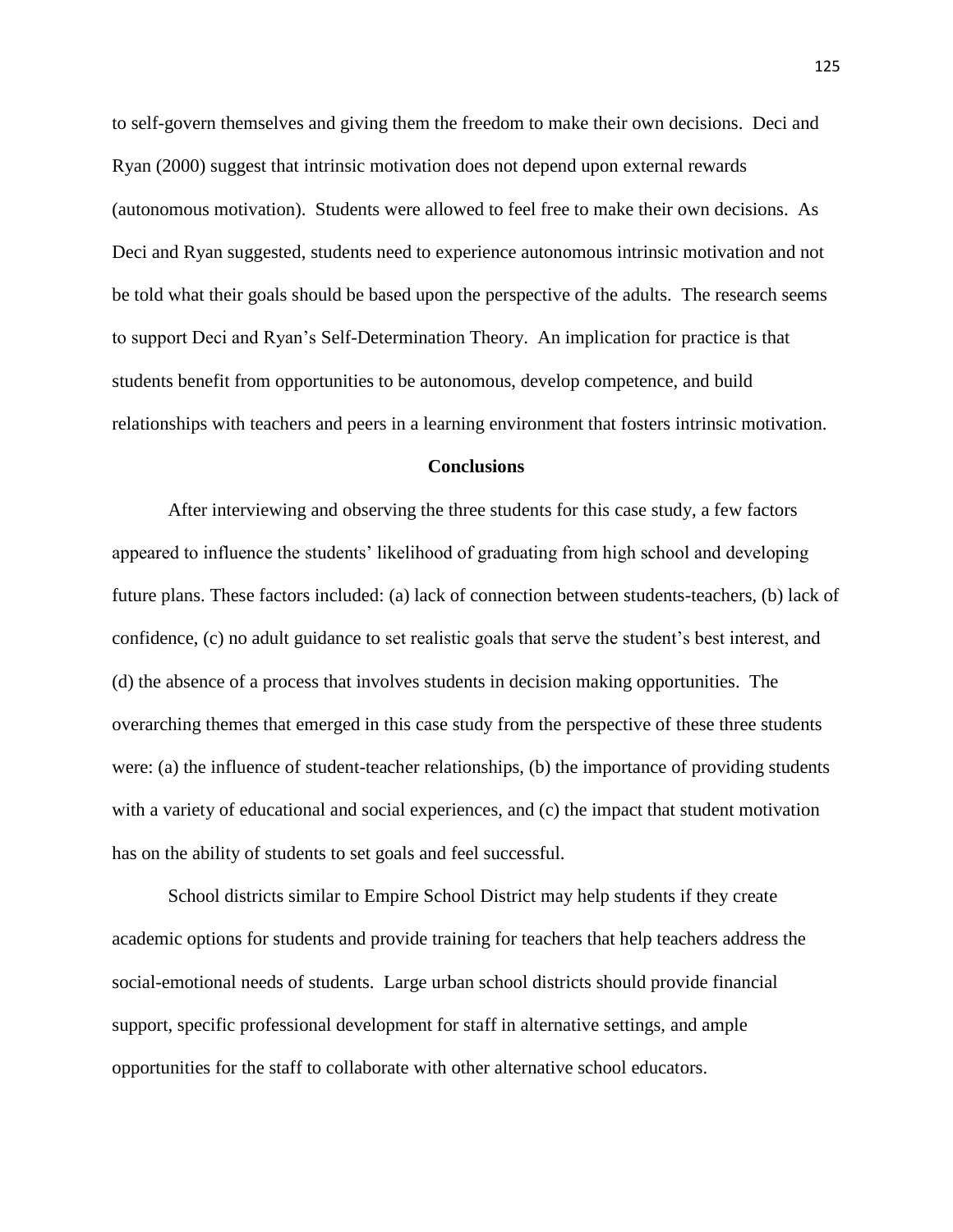to self-govern themselves and giving them the freedom to make their own decisions. Deci and Ryan (2000) suggest that intrinsic motivation does not depend upon external rewards (autonomous motivation). Students were allowed to feel free to make their own decisions. As Deci and Ryan suggested, students need to experience autonomous intrinsic motivation and not be told what their goals should be based upon the perspective of the adults. The research seems to support Deci and Ryan's Self-Determination Theory. An implication for practice is that students benefit from opportunities to be autonomous, develop competence, and build relationships with teachers and peers in a learning environment that fosters intrinsic motivation.

## Conclusions

After interviewing and observing the three students for this case study, a few factors appeared to influence the students' likelihood of graduating from high school and developing future plans. These factors included: (a) lack of connection between students-teachers, (b) lack of confidence, (c) no adult guidance to set realistic goals that serve the student's best interest, and (d) the absence of a process that involves students in decision making opportunities. The overarching themes that emerged in this case study from the perspective of these three students were: (a) the influence of student-teacher relationships, (b) the importance of providing students with a variety of educational and social experiences, and (c) the impact that student motivation has on the ability of students to set goals and feel successful.

School districts similar to Empire School District may help students if they create academic options for students and provide training for teachers that help teachers address the social-emotional needs of students. Large urban school districts should provide financial support, specific professional development for staff in alternative settings, and ample opportunities for the staff to collaborate with other alternative school educators.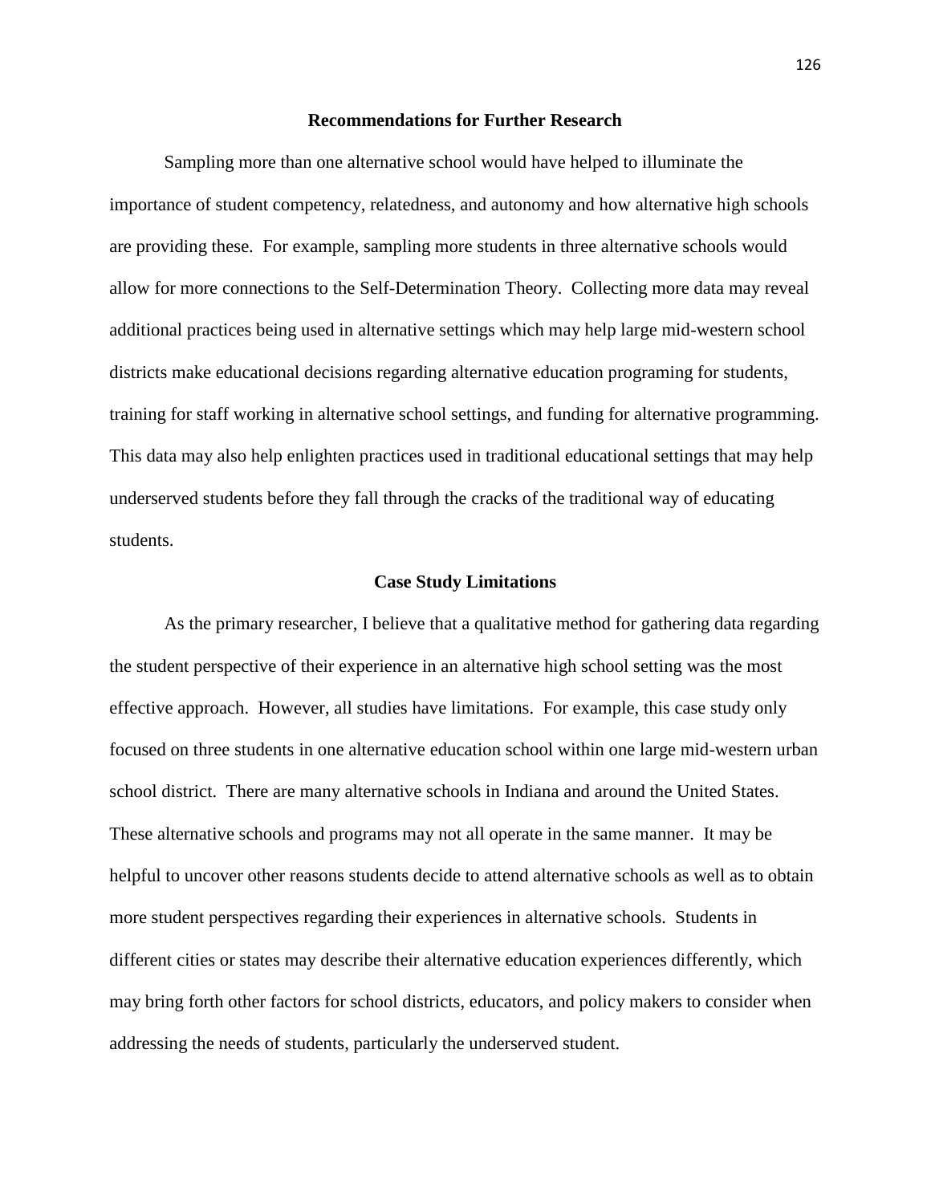## Recommendations for Further Research

Sampling more than one alternative school would have helped to illuminate the importance of student competency, relatedness, and autonomy and how alternative high schools are providing these. For example, sampling more students in three alternative schools would allow for more connections to the Self-Determination Theory. Collecting more data may reveal additional practices being used in alternative settings which may help large mid-western school districts make educational decisions regarding alternative education programing for students, training for staff working in alternative school settings, and funding for alternative programming. This data may also help enlighten practices used in traditional educational settings that may help underserved students before they fall through the cracks of the traditional way of educating students.

## Case Study Limitations

As the primary researcher, I believe that a qualitative method for gathering data regarding the student perspective of their experience in an alternative high school setting was the most effective approach. However, all studies have limitations. For example, this case study only focused on three students in one alternative education school within one large mid-western urban school district. There are many alternative schools in Indiana and around the United States. These alternative schools and programs may not all operate in the same manner. It may be helpful to uncover other reasons students decide to attend alternative schools as well as to obtain more student perspectives regarding their experiences in alternative schools. Students in different cities or states may describe their alternative education experiences differently, which may bring forth other factors for school districts, educators, and policy makers to consider when addressing the needs of students, particularly the underserved student.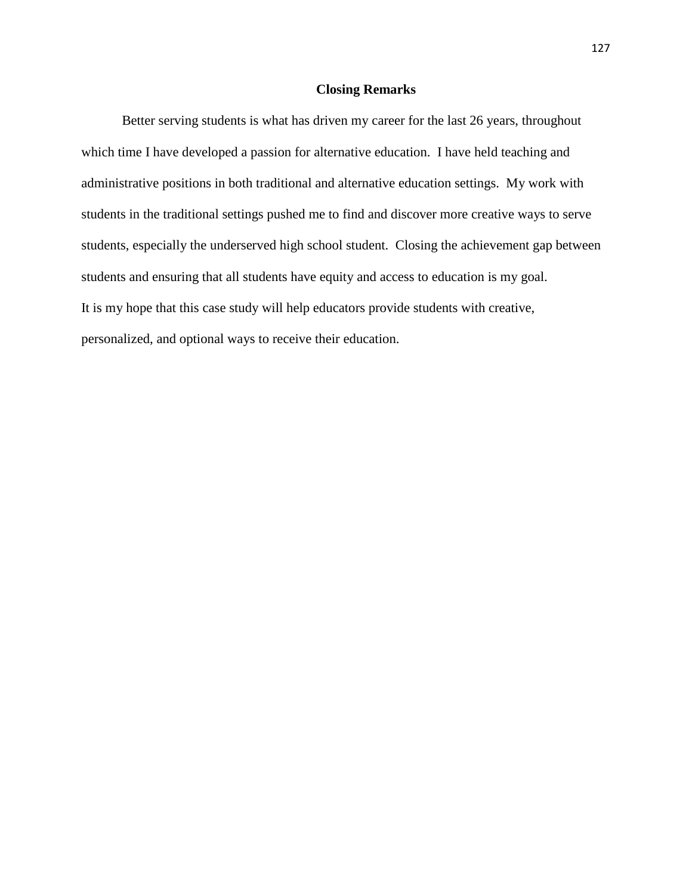## Closing Remarks

Better serving students is what has driven my career for the last 26 years, throughout which time I have developed a passion for alternative education. I have held teaching and administrative positions in both traditional and alternative education settings. My work with students in the traditional settings pushed me to find and discover more creative ways to serve students, especially the underserved high school student. Closing the achievement gap between students and ensuring that all students have equity and access to education is my goal.

It is my hope that this case study will help educators provide students with creative, personalized, and optional ways to receive their education.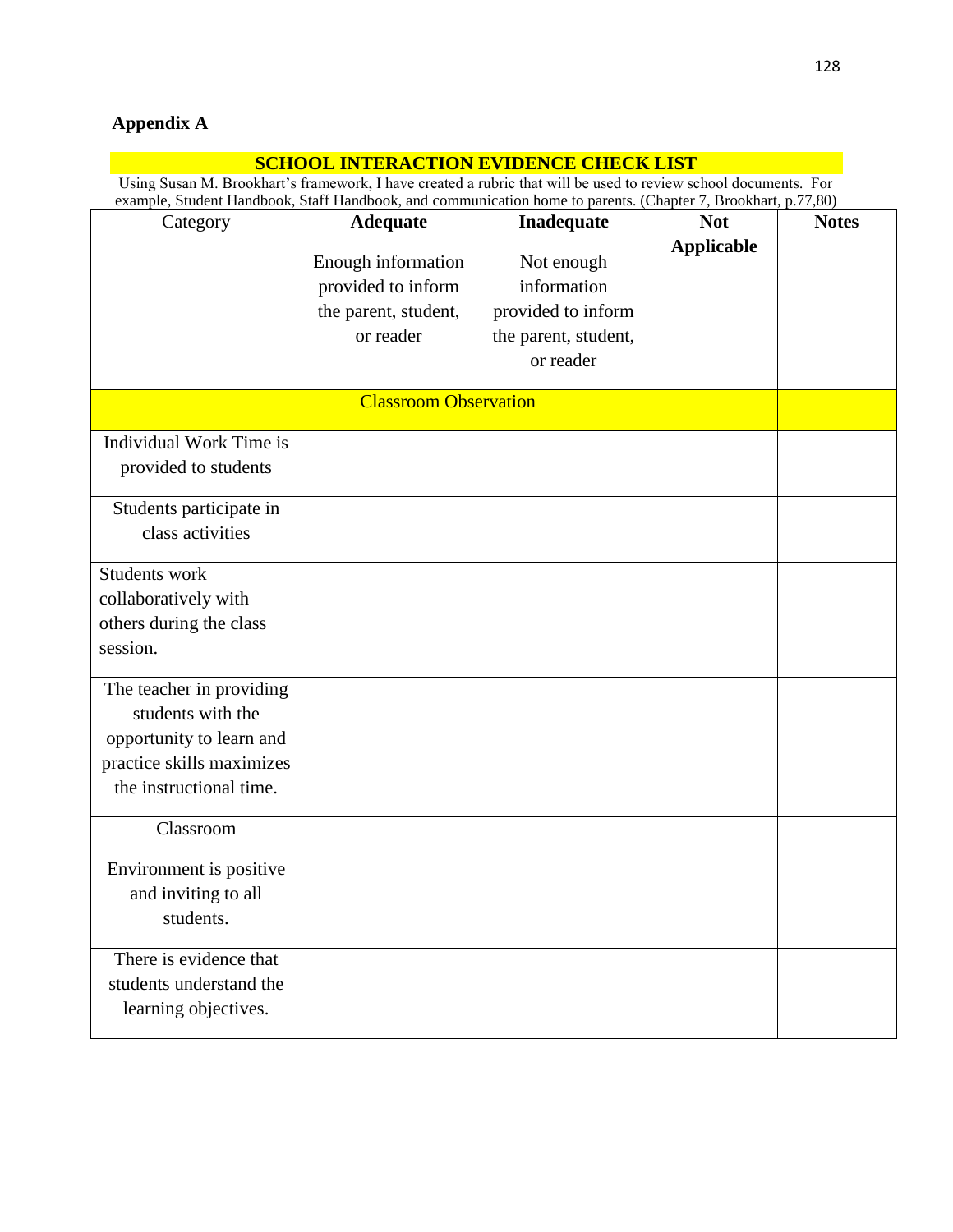**Appendix A**

**SCHOOL INTERACTION EVIDENCE CHECK LIST**

Using Susan M. Brookhart's framework, I have created a rubric that will be used to review school documents. For example, Student Handbook, Staff Handbook, and communication home to parents. (Chapter 7, Brookhart, p.77,80)

| Category | **Adequate** Enough information provided to inform the parent, student, or reader | **Inadequate** Not enough information provided to inform the parent, student, or reader | **Not Applicable** | **Notes** |
|---|---|---|---|---|
| Classroom Observation | | | | |
| Individual Work Time is provided to students | | | | |
| Students participate in class activities | | | | |
| Students work collaboratively with others during the class session. | | | | |
| The teacher in providing students with the opportunity to learn and practice skills maximizes the instructional time. | | | | |
| Classroom Environment is positive and inviting to all students. | | | | |
| There is evidence that students understand the learning objectives. | | | | |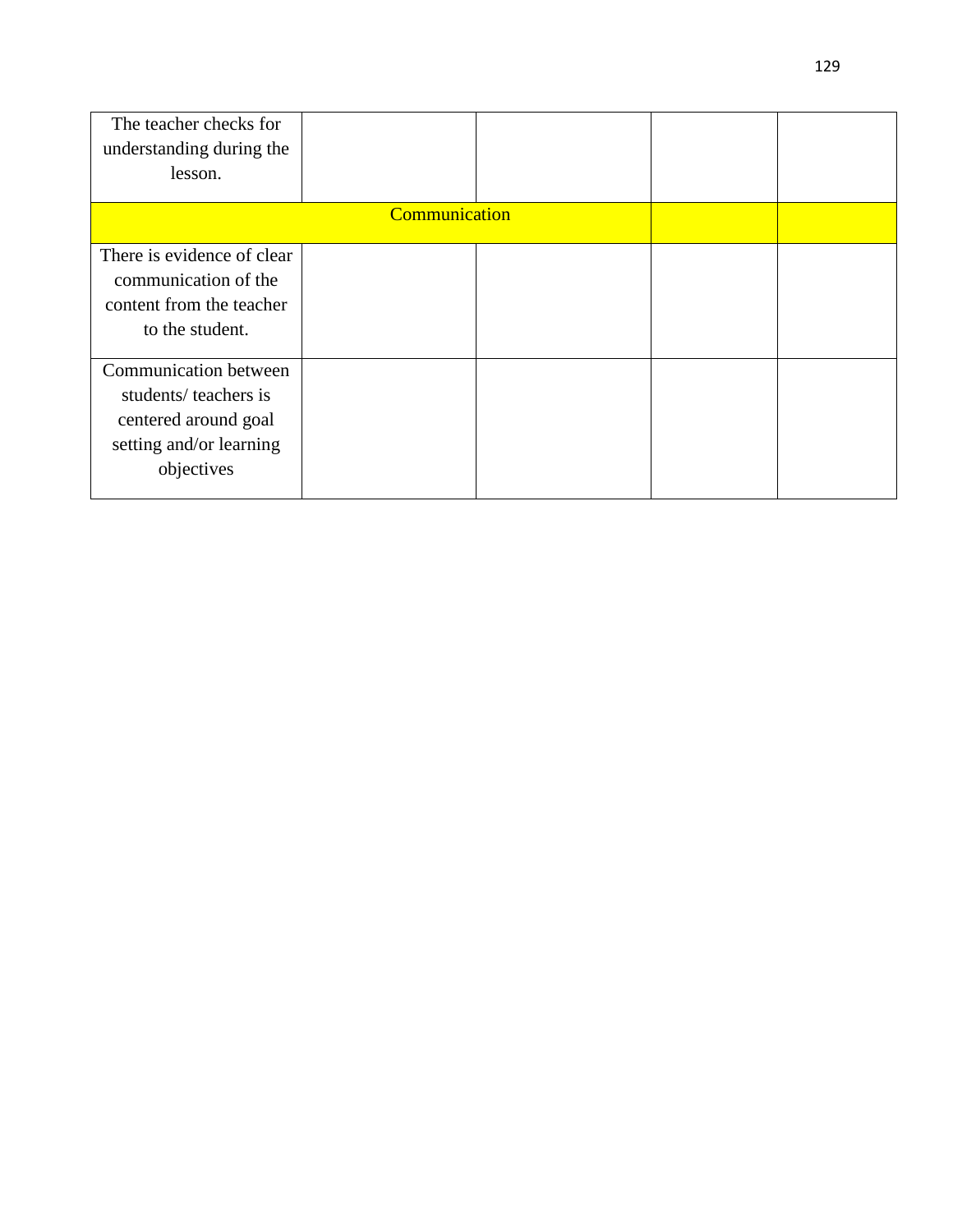| | | | | |
|---|---|---|---|---|
| The teacher checks for understanding during the lesson. | | | | |
| Communication | | | | |
| There is evidence of clear communication of the content from the teacher to the student. | | | | |
| Communication between students/ teachers is centered around goal setting and/or learning objectives | | | | |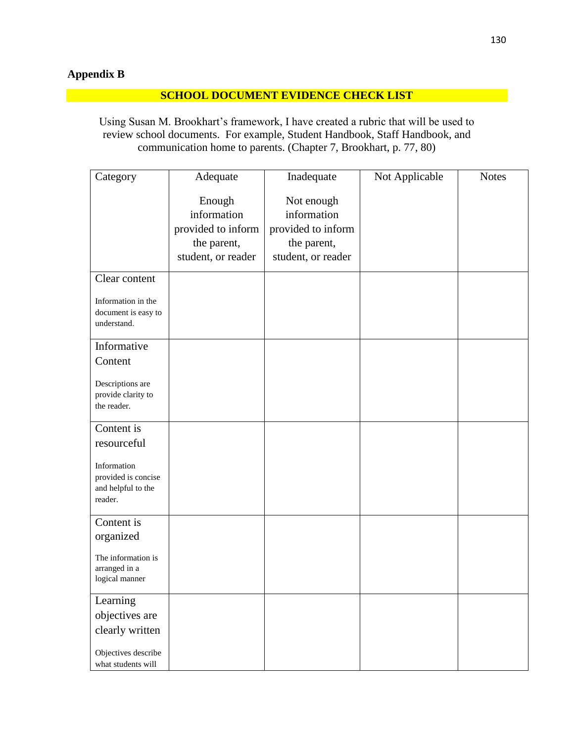**Appendix B**

## SCHOOL DOCUMENT EVIDENCE CHECK LIST

Using Susan M. Brookhart's framework, I have created a rubric that will be used to review school documents. For example, Student Handbook, Staff Handbook, and communication home to parents. (Chapter 7, Brookhart, p. 77, 80)

| Category | Adequate<br><br>Enough information provided to inform the parent, student, or reader | Inadequate<br><br>Not enough information provided to inform the parent, student, or reader | Not Applicable | Notes |
|---|---|---|---|---|
| Clear content<br><br>Information in the document is easy to understand. | | | | |
| Informative Content<br><br>Descriptions are provide clarity to the reader. | | | | |
| Content is resourceful<br><br>Information provided is concise and helpful to the reader. | | | | |
| Content is organized<br><br>The information is arranged in a logical manner | | | | |
| Learning objectives are clearly written<br><br>Objectives describe what students will | | | | |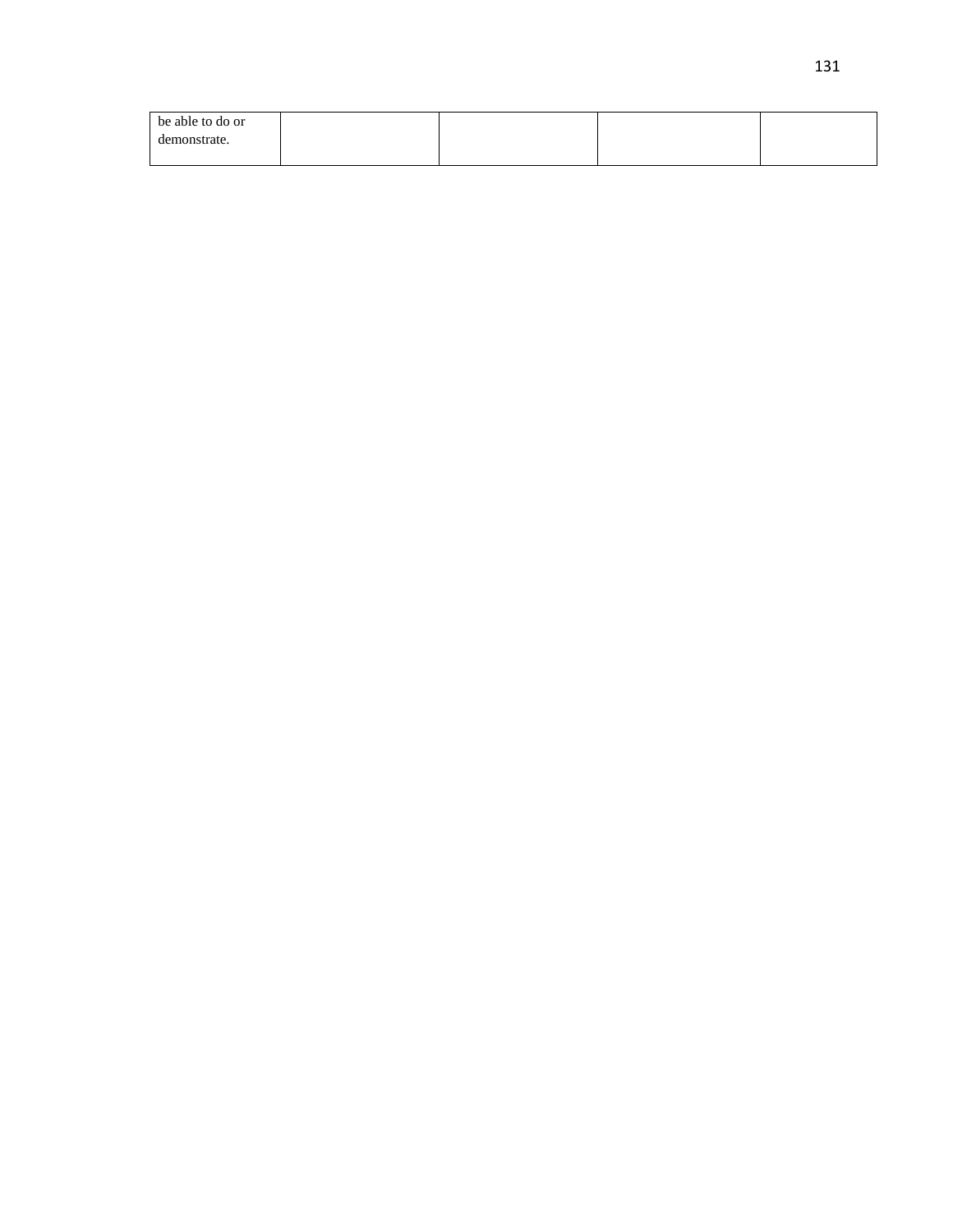| be able to do or demonstrate. | | | | |
|---|---|---|---|---|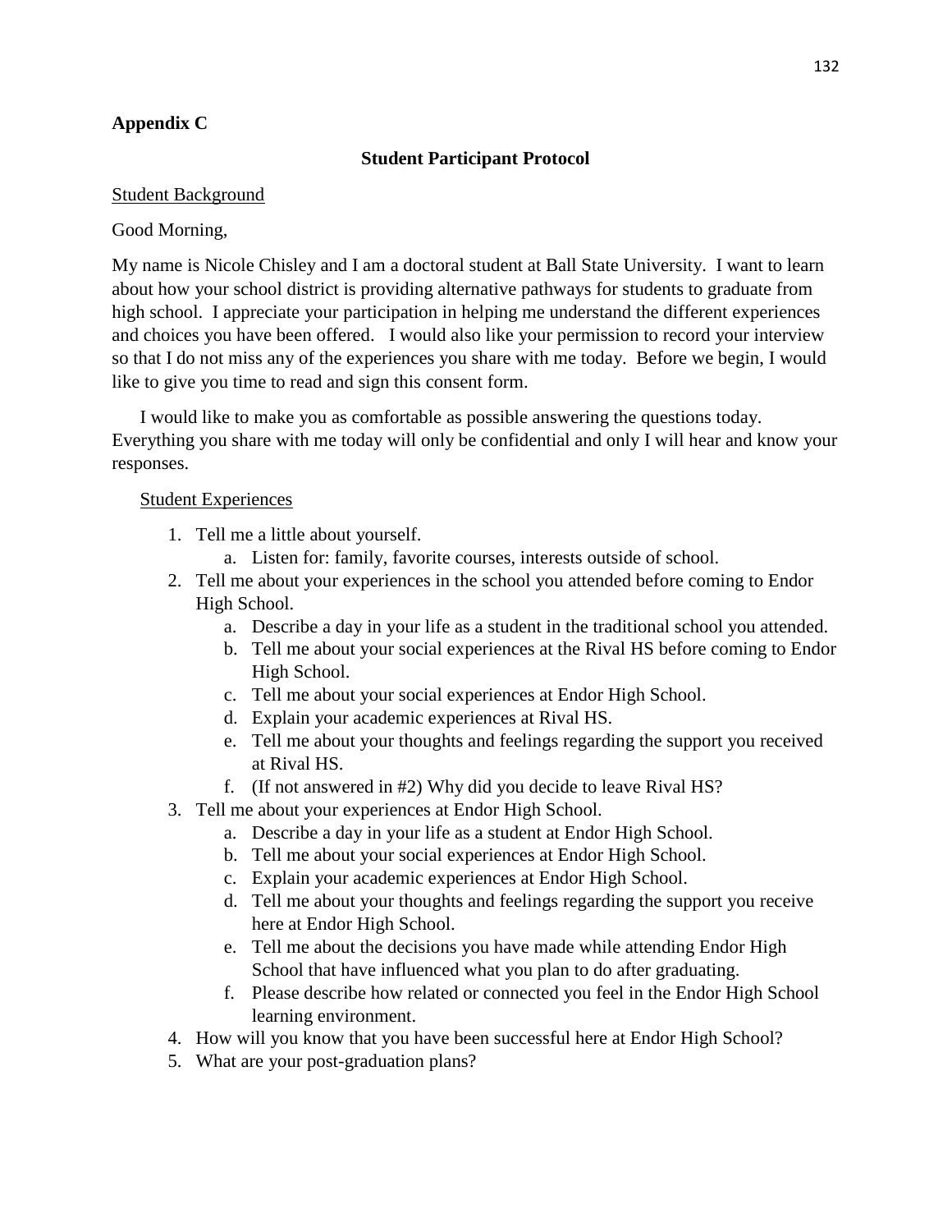**Appendix C**

**Student Participant Protocol**

Student Background

Good Morning,

My name is Nicole Chisley and I am a doctoral student at Ball State University. I want to learn about how your school district is providing alternative pathways for students to graduate from high school. I appreciate your participation in helping me understand the different experiences and choices you have been offered. I would also like your permission to record your interview so that I do not miss any of the experiences you share with me today. Before we begin, I would like to give you time to read and sign this consent form.

I would like to make you as comfortable as possible answering the questions today. Everything you share with me today will only be confidential and only I will hear and know your responses.

Student Experiences

1. Tell me a little about yourself.
    a. Listen for: family, favorite courses, interests outside of school.
2. Tell me about your experiences in the school you attended before coming to Endor High School.
    a. Describe a day in your life as a student in the traditional school you attended.
    b. Tell me about your social experiences at the Rival HS before coming to Endor High School.
    c. Tell me about your social experiences at Endor High School.
    d. Explain your academic experiences at Rival HS.
    e. Tell me about your thoughts and feelings regarding the support you received at Rival HS.
    f. (If not answered in #2) Why did you decide to leave Rival HS?
3. Tell me about your experiences at Endor High School.
    a. Describe a day in your life as a student at Endor High School.
    b. Tell me about your social experiences at Endor High School.
    c. Explain your academic experiences at Endor High School.
    d. Tell me about your thoughts and feelings regarding the support you receive here at Endor High School.
    e. Tell me about the decisions you have made while attending Endor High School that have influenced what you plan to do after graduating.
    f. Please describe how related or connected you feel in the Endor High School learning environment.
4. How will you know that you have been successful here at Endor High School?
5. What are your post-graduation plans?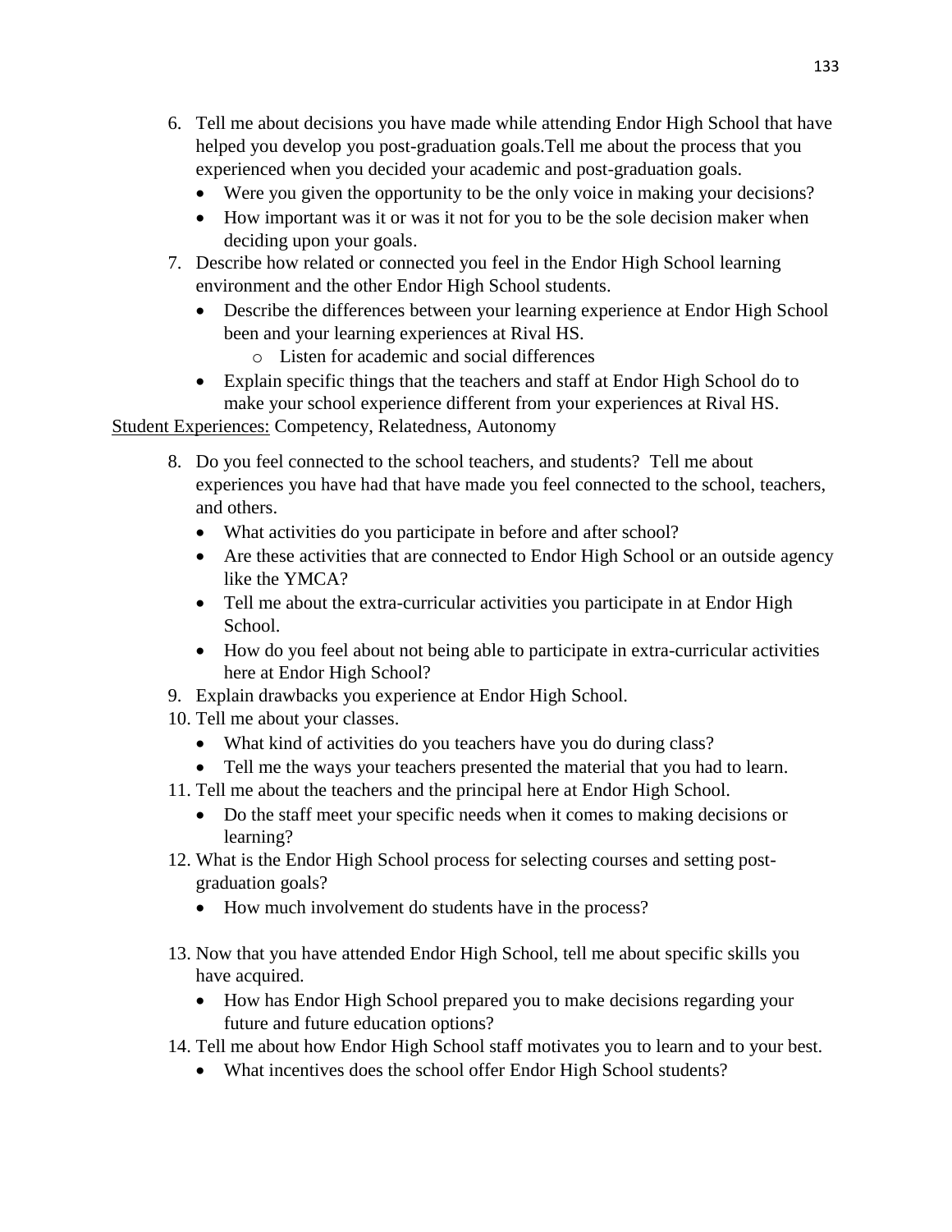6. Tell me about decisions you have made while attending Endor High School that have helped you develop you post-graduation goals.Tell me about the process that you experienced when you decided your academic and post-graduation goals.
   - Were you given the opportunity to be the only voice in making your decisions?
   - How important was it or was it not for you to be the sole decision maker when deciding upon your goals.
7. Describe how related or connected you feel in the Endor High School learning environment and the other Endor High School students.
   - Describe the differences between your learning experience at Endor High School been and your learning experiences at Rival HS.
     - Listen for academic and social differences
   - Explain specific things that the teachers and staff at Endor High School do to make your school experience different from your experiences at Rival HS.

<u>Student Experiences:</u> Competency, Relatedness, Autonomy

8. Do you feel connected to the school teachers, and students? Tell me about experiences you have had that have made you feel connected to the school, teachers, and others.
   - What activities do you participate in before and after school?
   - Are these activities that are connected to Endor High School or an outside agency like the YMCA?
   - Tell me about the extra-curricular activities you participate in at Endor High School.
   - How do you feel about not being able to participate in extra-curricular activities here at Endor High School?
9. Explain drawbacks you experience at Endor High School.
10. Tell me about your classes.
    - What kind of activities do you teachers have you do during class?
    - Tell me the ways your teachers presented the material that you had to learn.
11. Tell me about the teachers and the principal here at Endor High School.
    - Do the staff meet your specific needs when it comes to making decisions or learning?
12. What is the Endor High School process for selecting courses and setting post-graduation goals?
    - How much involvement do students have in the process?
13. Now that you have attended Endor High School, tell me about specific skills you have acquired.
    - How has Endor High School prepared you to make decisions regarding your future and future education options?
14. Tell me about how Endor High School staff motivates you to learn and to your best.
    - What incentives does the school offer Endor High School students?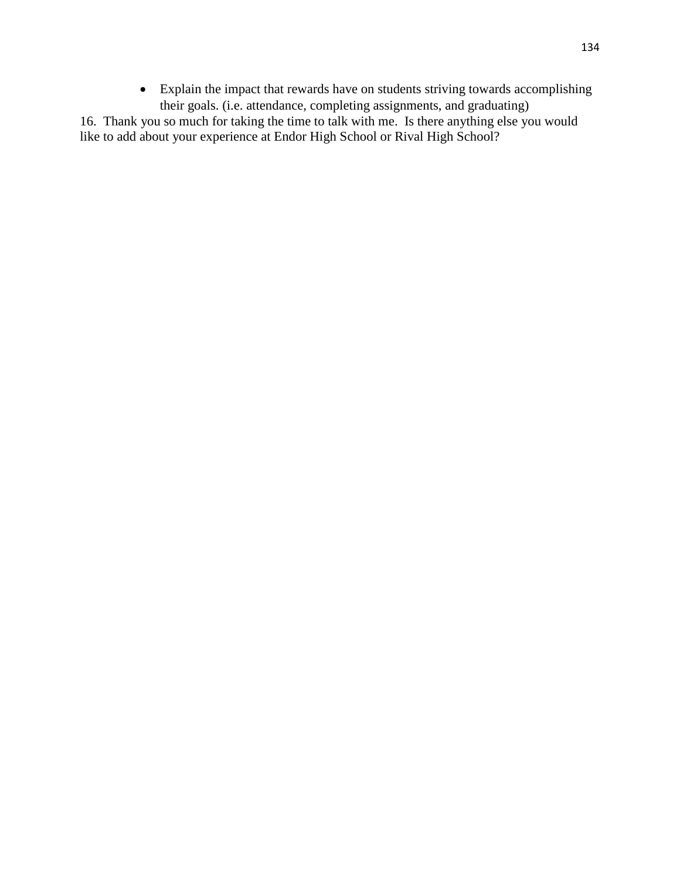- Explain the impact that rewards have on students striving towards accomplishing their goals. (i.e. attendance, completing assignments, and graduating)

16. Thank you so much for taking the time to talk with me. Is there anything else you would like to add about your experience at Endor High School or Rival High School?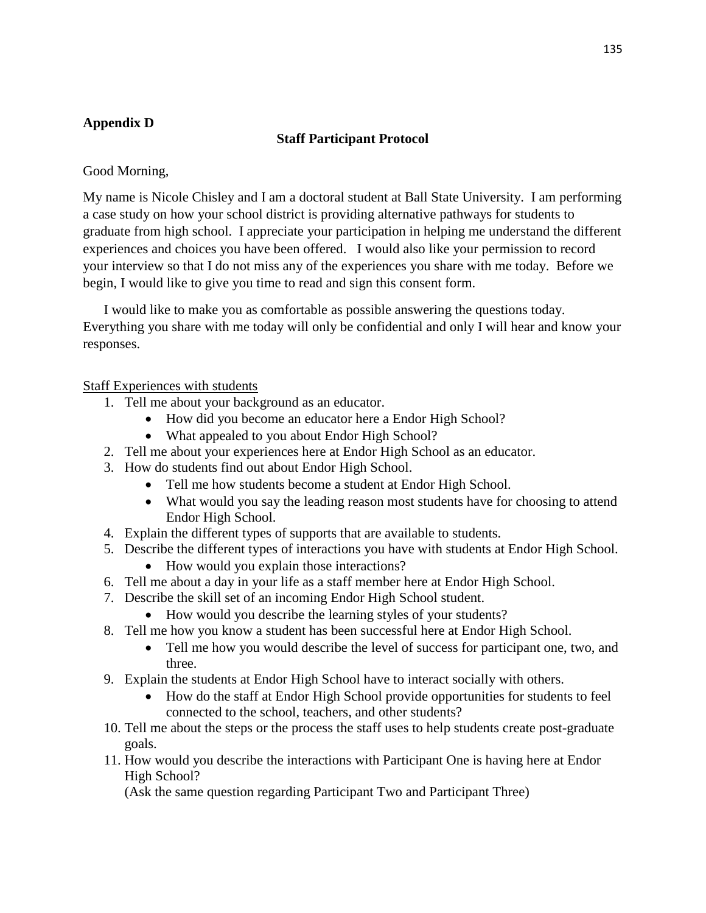**Appendix D**

**Staff Participant Protocol**

Good Morning,

My name is Nicole Chisley and I am a doctoral student at Ball State University. I am performing a case study on how your school district is providing alternative pathways for students to graduate from high school. I appreciate your participation in helping me understand the different experiences and choices you have been offered. I would also like your permission to record your interview so that I do not miss any of the experiences you share with me today. Before we begin, I would like to give you time to read and sign this consent form.

I would like to make you as comfortable as possible answering the questions today. Everything you share with me today will only be confidential and only I will hear and know your responses.

<u>Staff Experiences with students</u>

1. Tell me about your background as an educator.
   - How did you become an educator here a Endor High School?
   - What appealed to you about Endor High School?
2. Tell me about your experiences here at Endor High School as an educator.
3. How do students find out about Endor High School.
   - Tell me how students become a student at Endor High School.
   - What would you say the leading reason most students have for choosing to attend Endor High School.
4. Explain the different types of supports that are available to students.
5. Describe the different types of interactions you have with students at Endor High School.
   - How would you explain those interactions?
6. Tell me about a day in your life as a staff member here at Endor High School.
7. Describe the skill set of an incoming Endor High School student.
   - How would you describe the learning styles of your students?
8. Tell me how you know a student has been successful here at Endor High School.
   - Tell me how you would describe the level of success for participant one, two, and three.
9. Explain the students at Endor High School have to interact socially with others.
   - How do the staff at Endor High School provide opportunities for students to feel connected to the school, teachers, and other students?
10. Tell me about the steps or the process the staff uses to help students create post-graduate goals.
11. How would you describe the interactions with Participant One is having here at Endor High School?
    (Ask the same question regarding Participant Two and Participant Three)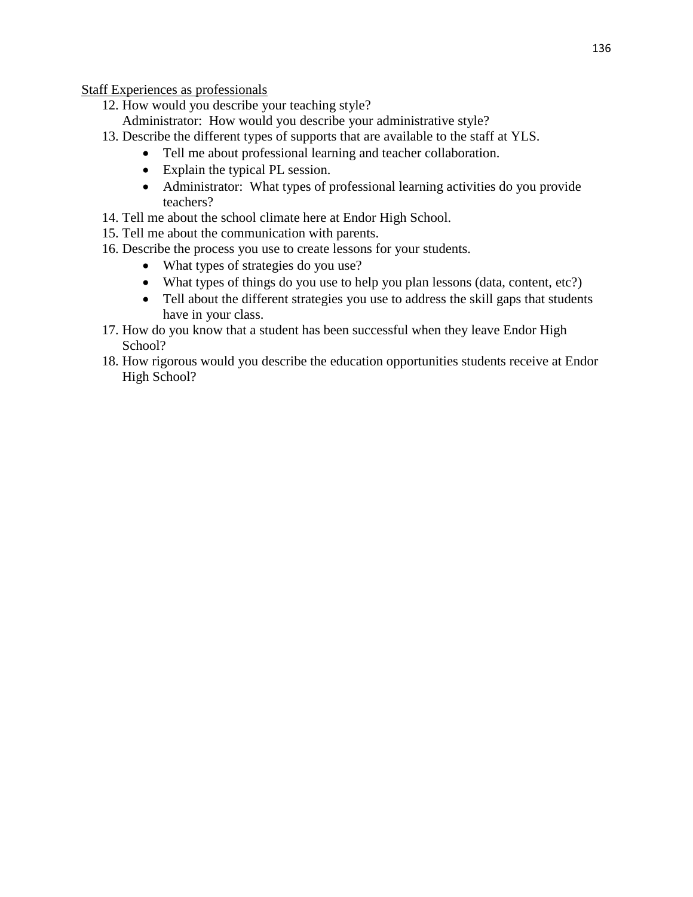<u>Staff Experiences as professionals</u>

12. How would you describe your teaching style?
    Administrator: How would you describe your administrative style?
13. Describe the different types of supports that are available to the staff at YLS.
    - Tell me about professional learning and teacher collaboration.
    - Explain the typical PL session.
    - Administrator: What types of professional learning activities do you provide teachers?
14. Tell me about the school climate here at Endor High School.
15. Tell me about the communication with parents.
16. Describe the process you use to create lessons for your students.
    - What types of strategies do you use?
    - What types of things do you use to help you plan lessons (data, content, etc?)
    - Tell about the different strategies you use to address the skill gaps that students have in your class.
17. How do you know that a student has been successful when they leave Endor High School?
18. How rigorous would you describe the education opportunities students receive at Endor High School?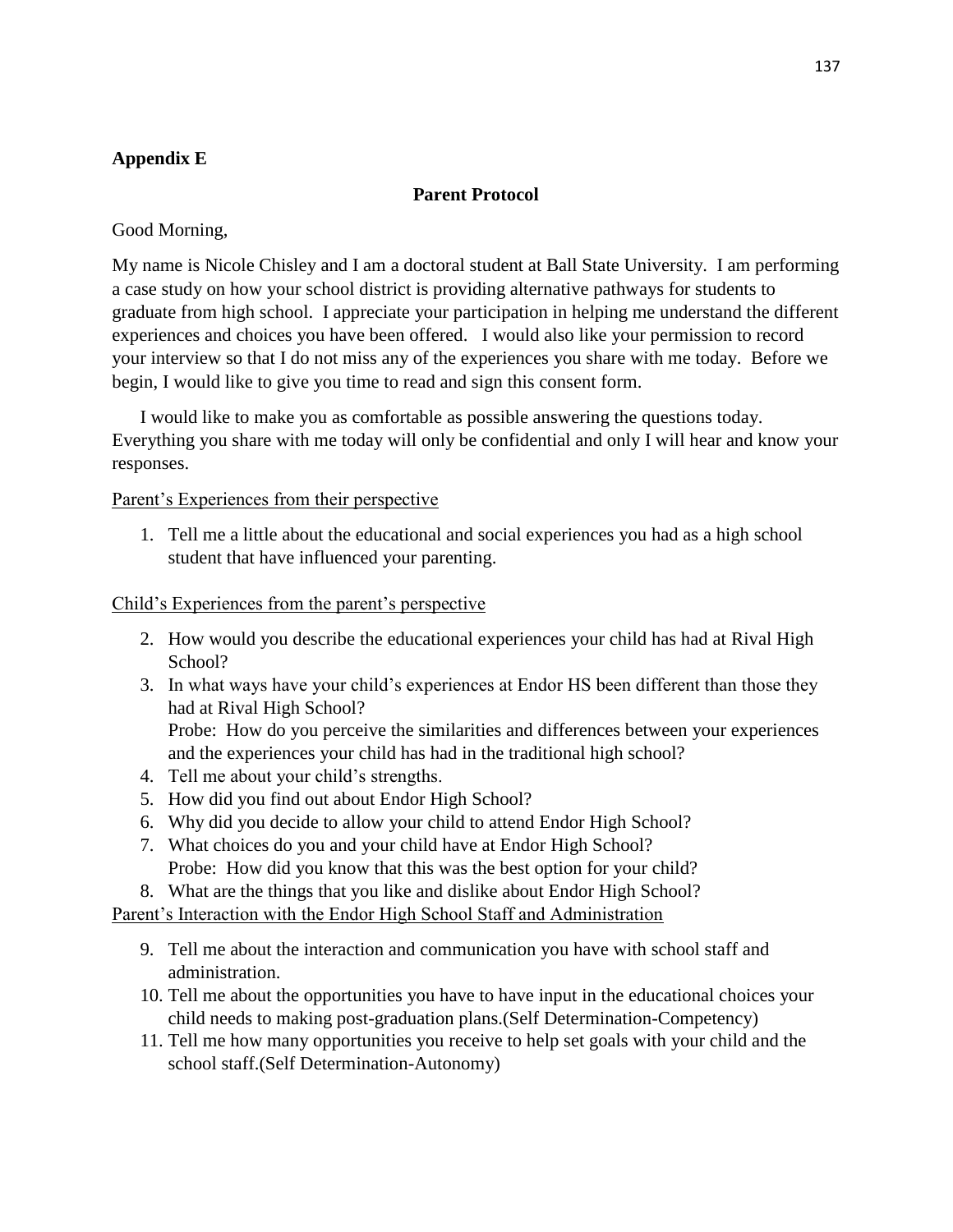**Appendix E**

**Parent Protocol**

Good Morning,

My name is Nicole Chisley and I am a doctoral student at Ball State University. I am performing a case study on how your school district is providing alternative pathways for students to graduate from high school. I appreciate your participation in helping me understand the different experiences and choices you have been offered. I would also like your permission to record your interview so that I do not miss any of the experiences you share with me today. Before we begin, I would like to give you time to read and sign this consent form.

I would like to make you as comfortable as possible answering the questions today. Everything you share with me today will only be confidential and only I will hear and know your responses.

Parent's Experiences from their perspective

1. Tell me a little about the educational and social experiences you had as a high school student that have influenced your parenting.

Child's Experiences from the parent's perspective

2. How would you describe the educational experiences your child has had at Rival High School?
3. In what ways have your child's experiences at Endor HS been different than those they had at Rival High School?
   Probe: How do you perceive the similarities and differences between your experiences and the experiences your child has had in the traditional high school?
4. Tell me about your child's strengths.
5. How did you find out about Endor High School?
6. Why did you decide to allow your child to attend Endor High School?
7. What choices do you and your child have at Endor High School?
   Probe: How did you know that this was the best option for your child?
8. What are the things that you like and dislike about Endor High School?

Parent's Interaction with the Endor High School Staff and Administration

9. Tell me about the interaction and communication you have with school staff and administration.
10. Tell me about the opportunities you have to have input in the educational choices your child needs to making post-graduation plans.(Self Determination-Competency)
11. Tell me how many opportunities you receive to help set goals with your child and the school staff.(Self Determination-Autonomy)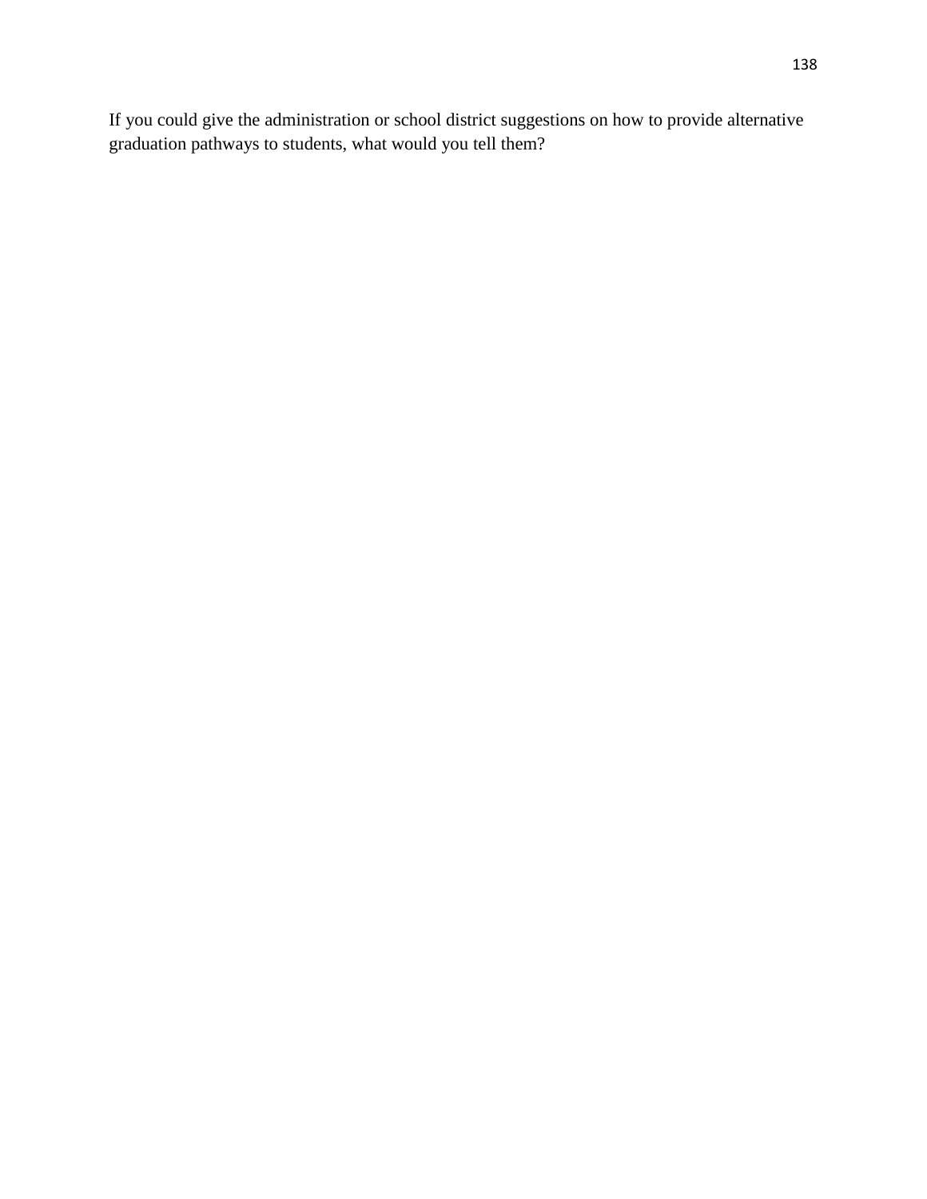If you could give the administration or school district suggestions on how to provide alternative graduation pathways to students, what would you tell them?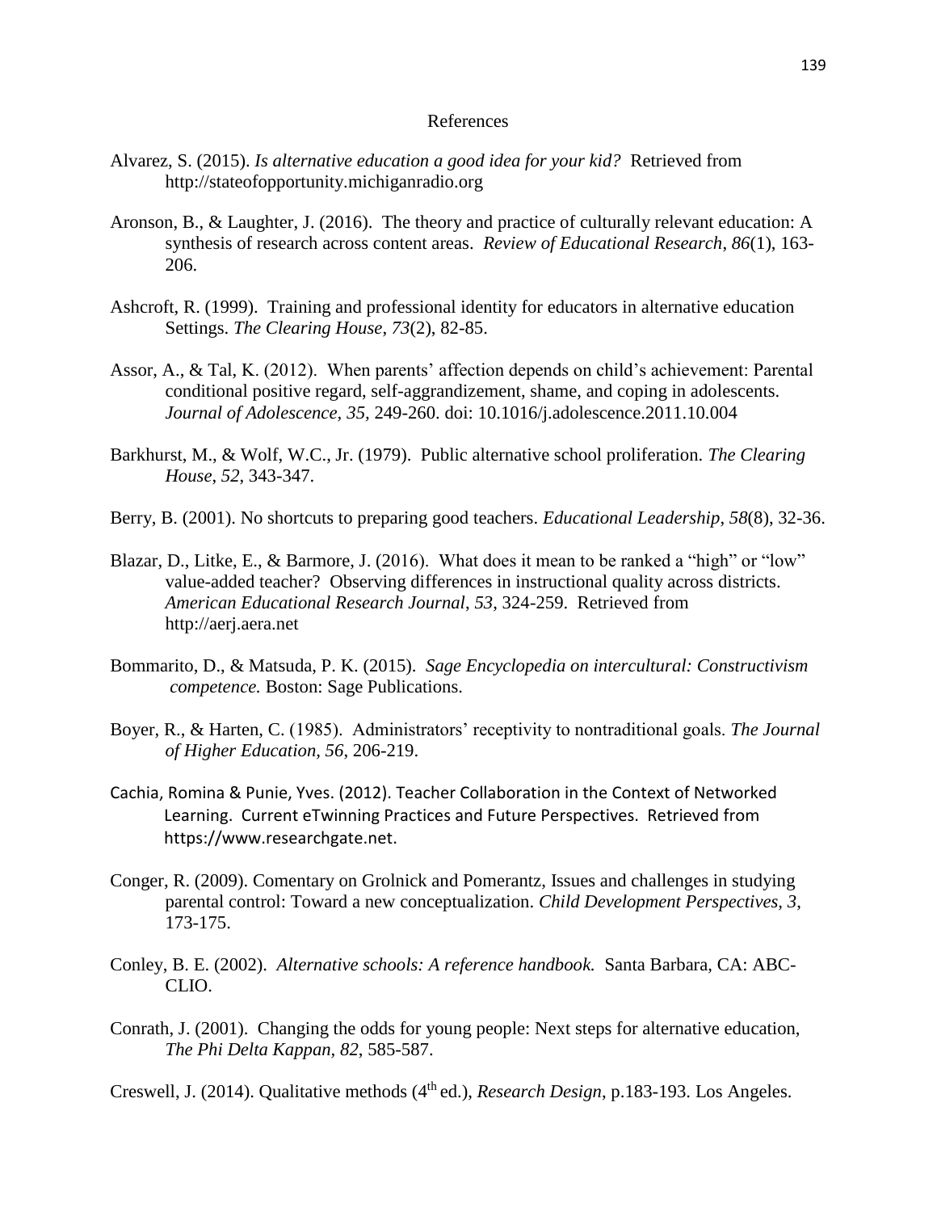# References

Alvarez, S. (2015). *Is alternative education a good idea for your kid?* Retrieved from http://stateofopportunity.michiganradio.org

Aronson, B., & Laughter, J. (2016). The theory and practice of culturally relevant education: A synthesis of research across content areas. *Review of Educational Research, 86*(1), 163-206.

Ashcroft, R. (1999). Training and professional identity for educators in alternative education Settings. *The Clearing House, 73*(2), 82-85.

Assor, A., & Tal, K. (2012). When parents' affection depends on child's achievement: Parental conditional positive regard, self-aggrandizement, shame, and coping in adolescents. *Journal of Adolescence, 35,* 249-260. doi: 10.1016/j.adolescence.2011.10.004

Barkhurst, M., & Wolf, W.C., Jr. (1979). Public alternative school proliferation. *The Clearing House, 52*, 343-347.

Berry, B. (2001). No shortcuts to preparing good teachers. *Educational Leadership, 58*(8), 32-36.

Blazar, D., Litke, E., & Barmore, J. (2016). What does it mean to be ranked a "high" or "low" value-added teacher? Observing differences in instructional quality across districts. *American Educational Research Journal, 53*, 324-259. Retrieved from http://aerj.aera.net

Bommarito, D., & Matsuda, P. K. (2015). *Sage Encyclopedia on intercultural: Constructivism competence.* Boston: Sage Publications.

Boyer, R., & Harten, C. (1985). Administrators' receptivity to nontraditional goals. *The Journal of Higher Education, 56*, 206-219.

Cachia, Romina & Punie, Yves. (2012). Teacher Collaboration in the Context of Networked Learning. Current eTwinning Practices and Future Perspectives. Retrieved from https://www.researchgate.net.

Conger, R. (2009). Comentary on Grolnick and Pomerantz, Issues and challenges in studying parental control: Toward a new conceptualization. *Child Development Perspectives, 3*, 173-175.

Conley, B. E. (2002). *Alternative schools: A reference handbook.* Santa Barbara, CA: ABC-CLIO.

Conrath, J. (2001). Changing the odds for young people: Next steps for alternative education, *The Phi Delta Kappan, 82*, 585-587.

Creswell, J. (2014). Qualitative methods (4th ed.), *Research Design*, p.183-193. Los Angeles.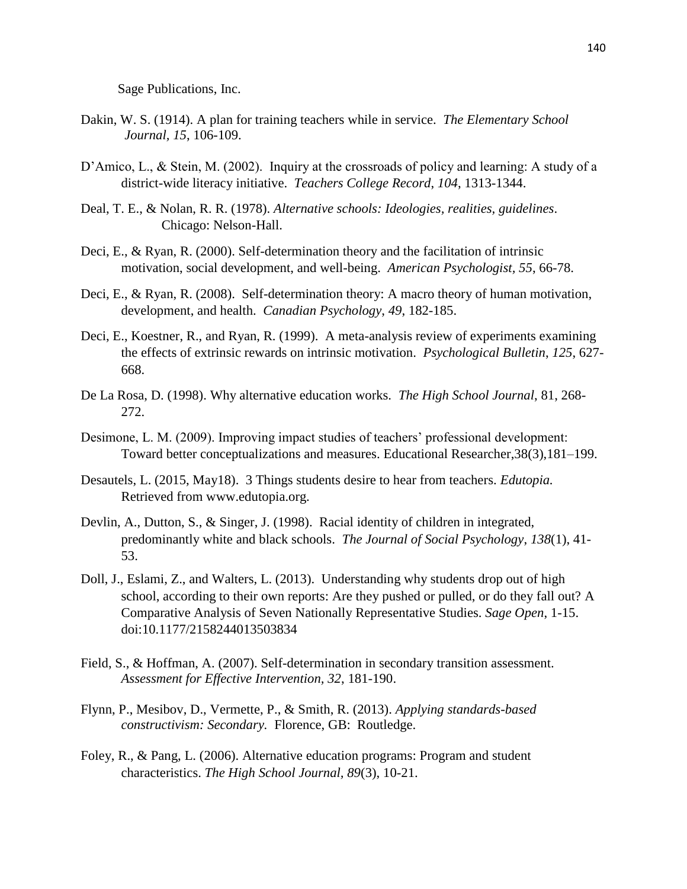Sage Publications, Inc.

Dakin, W. S. (1914). A plan for training teachers while in service. *The Elementary School Journal, 15*, 106-109.

D'Amico, L., & Stein, M. (2002). Inquiry at the crossroads of policy and learning: A study of a district-wide literacy initiative. *Teachers College Record*, *104*, 1313-1344.

Deal, T. E., & Nolan, R. R. (1978). *Alternative schools: Ideologies, realities, guidelines*. Chicago: Nelson-Hall.

Deci, E., & Ryan, R. (2000). Self-determination theory and the facilitation of intrinsic motivation, social development, and well-being. *American Psychologist, 55*, 66-78.

Deci, E., & Ryan, R. (2008). Self-determination theory: A macro theory of human motivation, development, and health. *Canadian Psychology*, *49*, 182-185.

Deci, E., Koestner, R., and Ryan, R. (1999). A meta-analysis review of experiments examining the effects of extrinsic rewards on intrinsic motivation. *Psychological Bulletin*, *125*, 627-668.

De La Rosa, D. (1998). Why alternative education works. *The High School Journal*, 81, 268-272.

Desimone, L. M. (2009). Improving impact studies of teachers' professional development: Toward better conceptualizations and measures. Educational Researcher,38(3),181–199.

Desautels, L. (2015, May18). 3 Things students desire to hear from teachers. *Edutopia.* Retrieved from www.edutopia.org.

Devlin, A., Dutton, S., & Singer, J. (1998). Racial identity of children in integrated, predominantly white and black schools. *The Journal of Social Psychology*, *138*(1), 41-53.

Doll, J., Eslami, Z., and Walters, L. (2013). Understanding why students drop out of high school, according to their own reports: Are they pushed or pulled, or do they fall out? A Comparative Analysis of Seven Nationally Representative Studies. *Sage Open*, 1-15. doi:10.1177/2158244013503834

Field, S., & Hoffman, A. (2007). Self-determination in secondary transition assessment. *Assessment for Effective Intervention, 32*, 181-190.

Flynn, P., Mesibov, D., Vermette, P., & Smith, R. (2013). *Applying standards-based constructivism: Secondary.* Florence, GB: Routledge.

Foley, R., & Pang, L. (2006). Alternative education programs: Program and student characteristics. *The High School Journal, 89*(3), 10-21.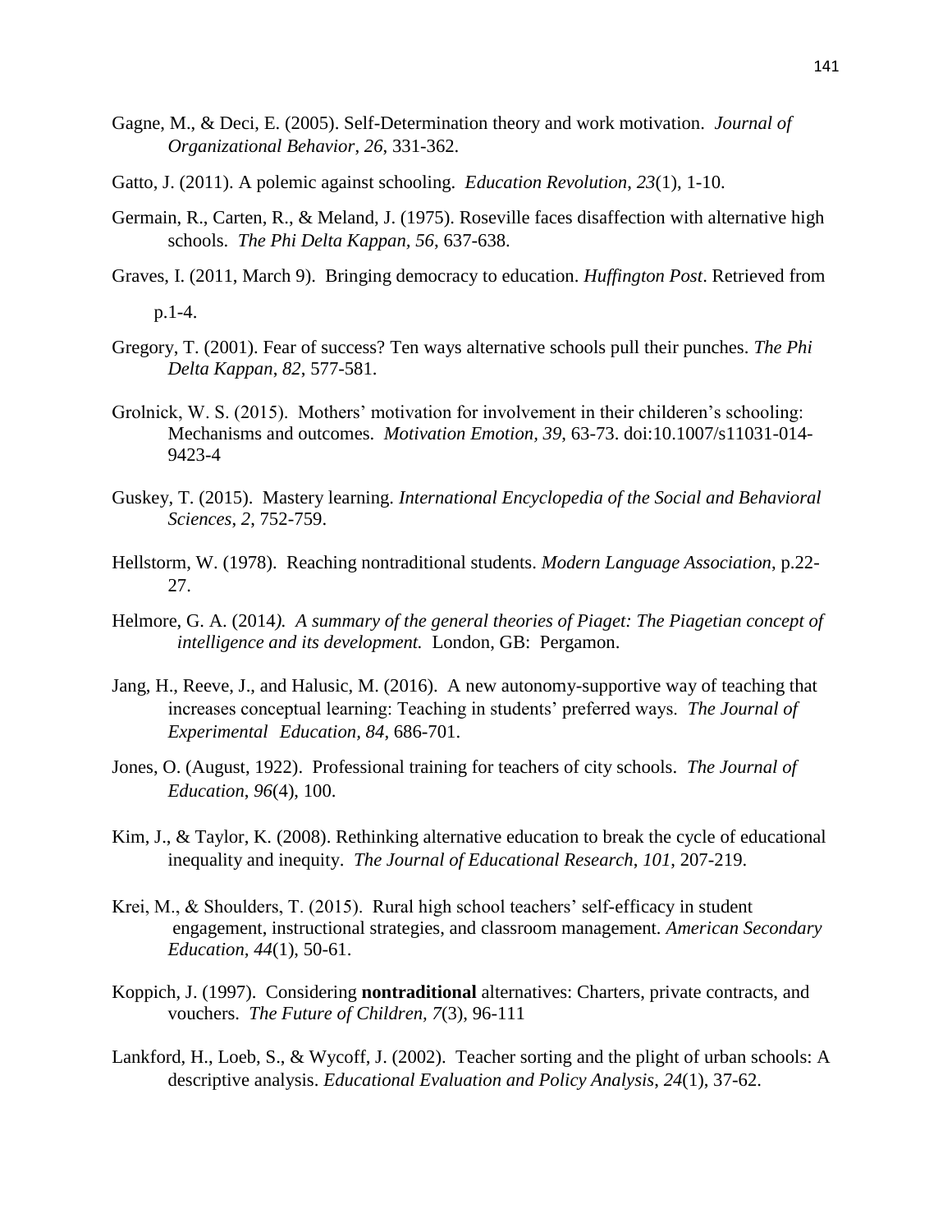Gagne, M., & Deci, E. (2005). Self-Determination theory and work motivation. *Journal of Organizational Behavior*, *26*, 331-362.

Gatto, J. (2011). A polemic against schooling. *Education Revolution*, *23*(1), 1-10.

Germain, R., Carten, R., & Meland, J. (1975). Roseville faces disaffection with alternative high schools. *The Phi Delta Kappan, 56*, 637-638.

Graves, I. (2011, March 9). Bringing democracy to education. *Huffington Post*. Retrieved from p.1-4.

Gregory, T. (2001). Fear of success? Ten ways alternative schools pull their punches. *The Phi Delta Kappan*, *82*, 577-581.

Grolnick, W. S. (2015). Mothers' motivation for involvement in their childeren's schooling: Mechanisms and outcomes. *Motivation Emotion, 39*, 63-73. doi:10.1007/s11031-014-9423-4

Guskey, T. (2015). Mastery learning. *International Encyclopedia of the Social and Behavioral Sciences*, *2*, 752-759.

Hellstorm, W. (1978). Reaching nontraditional students. *Modern Language Association*, p.22-27.

Helmore, G. A. (2014*). A summary of the general theories of Piaget: The Piagetian concept of intelligence and its development.* London, GB: Pergamon.

Jang, H., Reeve, J., and Halusic, M. (2016). A new autonomy-supportive way of teaching that increases conceptual learning: Teaching in students' preferred ways. *The Journal of Experimental Education, 84*, 686-701.

Jones, O. (August, 1922). Professional training for teachers of city schools. *The Journal of Education*, *96*(4), 100.

Kim, J., & Taylor, K. (2008). Rethinking alternative education to break the cycle of educational inequality and inequity. *The Journal of Educational Research*, *101*, 207-219.

Krei, M., & Shoulders, T. (2015). Rural high school teachers' self-efficacy in student engagement, instructional strategies, and classroom management. *American Secondary Education, 44*(1), 50-61.

Koppich, J. (1997). Considering **nontraditional** alternatives: Charters, private contracts, and vouchers. *The Future of Children, 7*(3), 96-111

Lankford, H., Loeb, S., & Wycoff, J. (2002). Teacher sorting and the plight of urban schools: A descriptive analysis. *Educational Evaluation and Policy Analysis*, *24*(1), 37-62.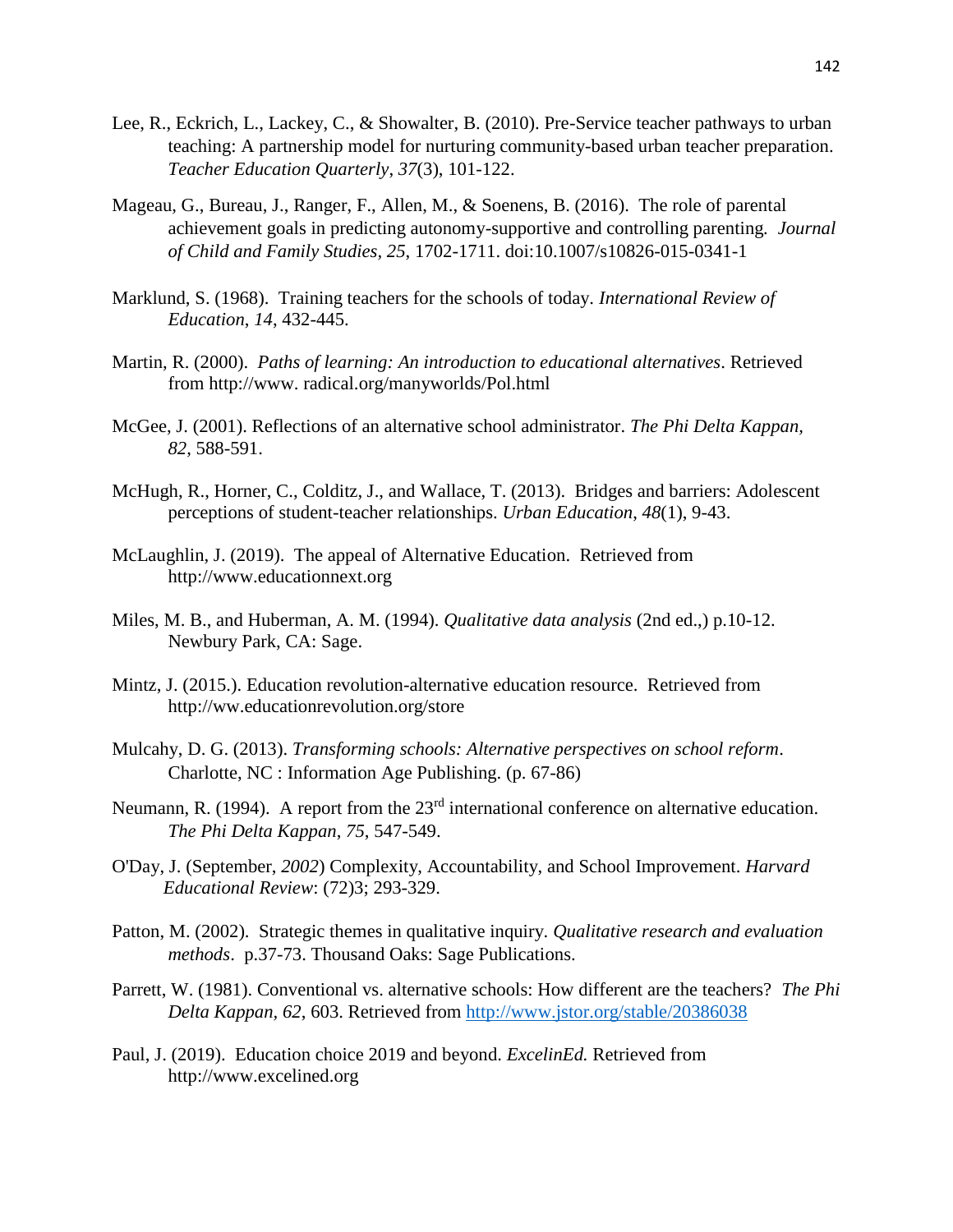Lee, R., Eckrich, L., Lackey, C., & Showalter, B. (2010). Pre-Service teacher pathways to urban teaching: A partnership model for nurturing community-based urban teacher preparation. *Teacher Education Quarterly*, *37*(3), 101-122.

Mageau, G., Bureau, J., Ranger, F., Allen, M., & Soenens, B. (2016). The role of parental achievement goals in predicting autonomy-supportive and controlling parenting. *Journal of Child and Family Studies, 25*, 1702-1711. doi:10.1007/s10826-015-0341-1

Marklund, S. (1968). Training teachers for the schools of today. *International Review of Education*, *14*, 432-445.

Martin, R. (2000). *Paths of learning: An introduction to educational alternatives*. Retrieved from http://www. radical.org/manyworlds/Pol.html

McGee, J. (2001). Reflections of an alternative school administrator. *The Phi Delta Kappan, 82*, 588-591.

McHugh, R., Horner, C., Colditz, J., and Wallace, T. (2013). Bridges and barriers: Adolescent perceptions of student-teacher relationships. *Urban Education*, *48*(1), 9-43.

McLaughlin, J. (2019). The appeal of Alternative Education. Retrieved from http://www.educationnext.org

Miles, M. B., and Huberman, A. M. (1994). *Qualitative data analysis* (2nd ed.,) p.10-12. Newbury Park, CA: Sage.

Mintz, J. (2015.). Education revolution-alternative education resource. Retrieved from http://ww.educationrevolution.org/store

Mulcahy, D. G. (2013). *Transforming schools: Alternative perspectives on school reform*. Charlotte, NC : Information Age Publishing. (p. 67-86)

Neumann, R. (1994). A report from the 23rd international conference on alternative education. *The Phi Delta Kappan*, *75*, 547-549.

O'Day, J. (September, *2002*) Complexity, Accountability, and School Improvement. *Harvard Educational Review*: (72)3; 293-329.

Patton, M. (2002). Strategic themes in qualitative inquiry. *Qualitative research and evaluation methods*. p.37-73. Thousand Oaks: Sage Publications.

Parrett, W. (1981). Conventional vs. alternative schools: How different are the teachers? *The Phi Delta Kappan, 62*, 603. Retrieved from http://www.jstor.org/stable/20386038

Paul, J. (2019). Education choice 2019 and beyond. *ExcelinEd.* Retrieved from http://www.excelined.org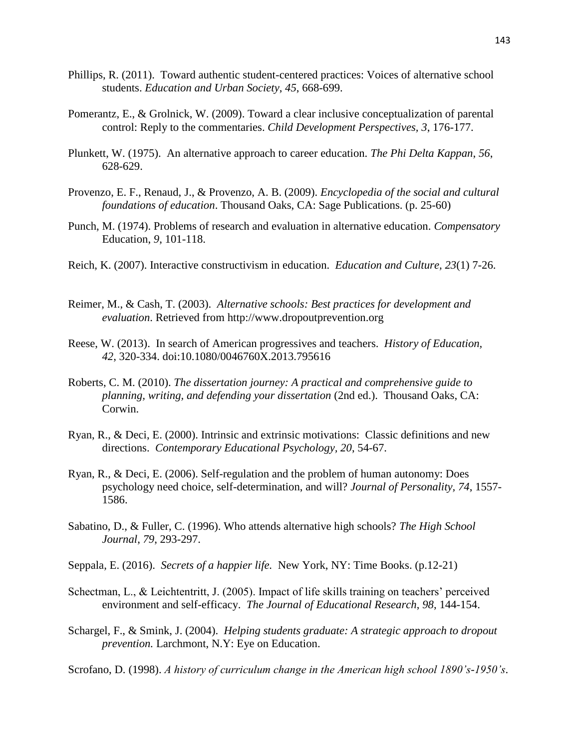Phillips, R. (2011). Toward authentic student-centered practices: Voices of alternative school students. *Education and Urban Society*, *45*, 668-699.

Pomerantz, E., & Grolnick, W. (2009). Toward a clear inclusive conceptualization of parental control: Reply to the commentaries. *Child Development Perspectives, 3*, 176-177.

Plunkett, W. (1975). An alternative approach to career education. *The Phi Delta Kappan*, *56*, 628-629.

Provenzo, E. F., Renaud, J., & Provenzo, A. B. (2009). *Encyclopedia of the social and cultural foundations of education*. Thousand Oaks, CA: Sage Publications. (p. 25-60)

Punch, M. (1974). Problems of research and evaluation in alternative education. *Compensatory* Education, *9*, 101-118.

Reich, K. (2007). Interactive constructivism in education. *Education and Culture, 23*(1) 7-26.

Reimer, M., & Cash, T. (2003). *Alternative schools: Best practices for development and evaluation*. Retrieved from http://www.dropoutprevention.org

Reese, W. (2013). In search of American progressives and teachers. *History of Education, 42*, 320-334. doi:10.1080/0046760X.2013.795616

Roberts, C. M. (2010). *The dissertation journey: A practical and comprehensive guide to planning, writing, and defending your dissertation* (2nd ed.). Thousand Oaks, CA: Corwin.

Ryan, R., & Deci, E. (2000). Intrinsic and extrinsic motivations: Classic definitions and new directions. *Contemporary Educational Psychology, 20*, 54-67.

Ryan, R., & Deci, E. (2006). Self-regulation and the problem of human autonomy: Does psychology need choice, self-determination, and will? *Journal of Personality, 74*, 1557-1586.

Sabatino, D., & Fuller, C. (1996). Who attends alternative high schools? *The High School Journal, 79*, 293-297.

Seppala, E. (2016). *Secrets of a happier life.* New York, NY: Time Books. (p.12-21)

Schectman, L., & Leichtentritt, J. (2005). Impact of life skills training on teachers' perceived environment and self-efficacy. *The Journal of Educational Research*, *98*, 144-154.

Schargel, F., & Smink, J. (2004). *Helping students graduate: A strategic approach to dropout prevention.* Larchmont, N.Y: Eye on Education.

Scrofano, D. (1998). *A history of curriculum change in the American high school 1890's-1950's*.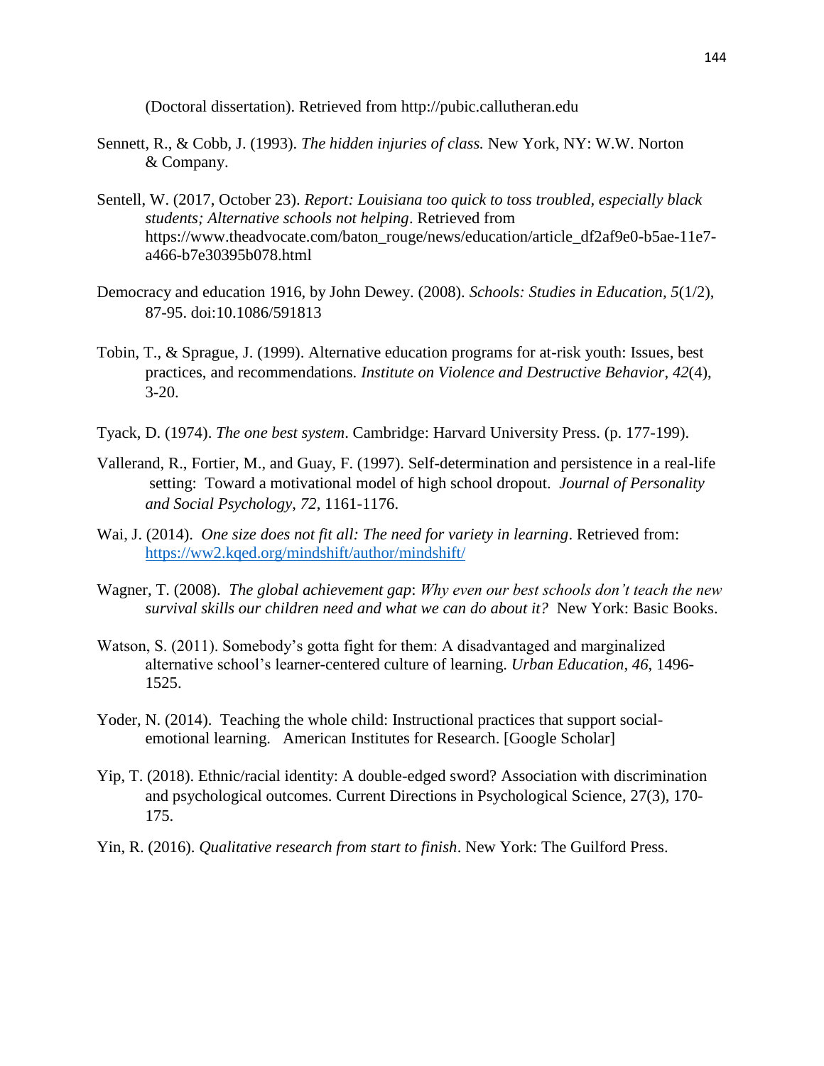(Doctoral dissertation). Retrieved from http://pubic.callutheran.edu

Sennett, R., & Cobb, J. (1993). *The hidden injuries of class.* New York, NY: W.W. Norton & Company.

Sentell, W. (2017, October 23). *Report: Louisiana too quick to toss troubled, especially black students; Alternative schools not helping*. Retrieved from https://www.theadvocate.com/baton_rouge/news/education/article_df2af9e0-b5ae-11e7-a466-b7e30395b078.html

Democracy and education 1916, by John Dewey. (2008). *Schools: Studies in Education*, *5*(1/2), 87-95. doi:10.1086/591813

Tobin, T., & Sprague, J. (1999). Alternative education programs for at-risk youth: Issues, best practices, and recommendations. *Institute on Violence and Destructive Behavior*, *42*(4), 3-20.

Tyack, D. (1974). *The one best system*. Cambridge: Harvard University Press. (p. 177-199).

Vallerand, R., Fortier, M., and Guay, F. (1997). Self-determination and persistence in a real-life setting: Toward a motivational model of high school dropout. *Journal of Personality and Social Psychology*, *72*, 1161-1176.

Wai, J. (2014). *One size does not fit all: The need for variety in learning*. Retrieved from: https://ww2.kqed.org/mindshift/author/mindshift/

Wagner, T. (2008). *The global achievement gap*: *Why even our best schools don't teach the new survival skills our children need and what we can do about it?* New York: Basic Books.

Watson, S. (2011). Somebody's gotta fight for them: A disadvantaged and marginalized alternative school's learner-centered culture of learning. *Urban Education*, *46*, 1496-1525.

Yoder, N. (2014). Teaching the whole child: Instructional practices that support social-emotional learning. American Institutes for Research. [Google Scholar]

Yip, T. (2018). Ethnic/racial identity: A double-edged sword? Association with discrimination and psychological outcomes. Current Directions in Psychological Science, 27(3), 170-175.

Yin, R. (2016). *Qualitative research from start to finish*. New York: The Guilford Press.